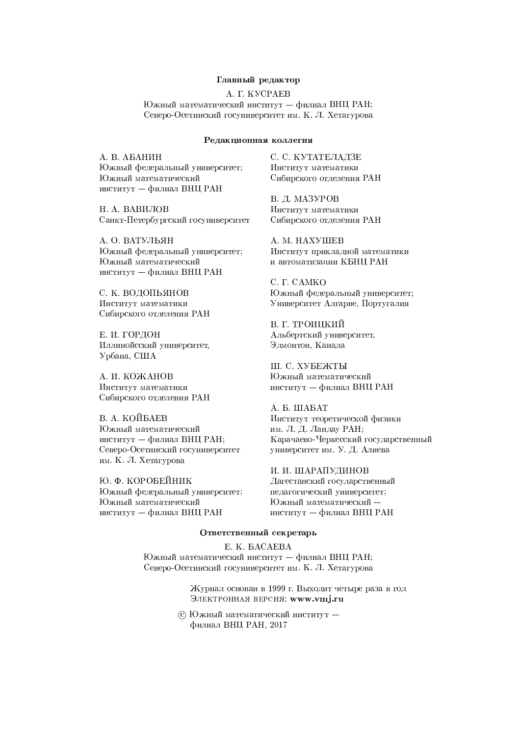**Главный редактор**

А. Г. КУСРАЕВ
Южный математический институт — филиал ВНЦ РАН;
Северо-Осетинский госуниверситет им. К. Л. Хетагурова

**Редакционная коллегия**

А. В. АБАНИН
Южный федеральный университет;
Южный математический
институт — филиал ВНЦ РАН

Н. А. ВАВИЛОВ
Санкт-Петербургский госуниверситет

А. О. ВАТУЛЬЯН
Южный федеральный университет;
Южный математический
институт — филиал ВНЦ РАН

С. К. ВОДОПЬЯНОВ
Институт математики
Сибирского отделения РАН

Е. И. ГОРДОН
Иллинойсский университет,
Урбана, США

А. И. КОЖАНОВ
Институт математики
Сибирского отделения РАН

В. А. КОЙБАЕВ
Южный математический
институт — филиал ВНЦ РАН;
Северо-Осетинский госуниверситет
им. К. Л. Хетагурова

Ю. Ф. КОРОБЕЙНИК
Южный федеральный университет;
Южный математический
институт — филиал ВНЦ РАН

С. С. КУТАТЕЛАДЗЕ
Институт математики
Сибирского отделения РАН

В. Д. МАЗУРОВ
Институт математики
Сибирского отделения РАН

А. М. НАХУШЕВ
Институт прикладной математики
и автоматизации КБНЦ РАН

С. Г. САМКО
Южный федеральный университет;
Университет Алгарве, Португалия

В. Г. ТРОИЦКИЙ
Альбертский университет,
Эдмонтон, Канада

Ш. С. ХУБЕЖТЫ
Южный математический
институт — филиал ВНЦ РАН

А. Б. ШАБАТ
Институт теоретической физики
им. Л. Д. Ландау РАН;
Карачаево-Черкесский государственный
университет им. У. Д. Алиева

И. И. ШАРАПУДИНОВ
Дагестанский государственный
педагогический университет;
Южный математический —
институт — филиал ВНЦ РАН

**Ответственный секретарь**

Е. К. БАСАЕВА
Южный математический институт — филиал ВНЦ РАН;
Северо-Осетинский госуниверситет им. К. Л. Хетагурова

Журнал основан в 1999 г. Выходит четыре раза в год
Электронная версия: **www.vmj.ru**

© Южный математический институт —
филиал ВНЦ РАН, 2017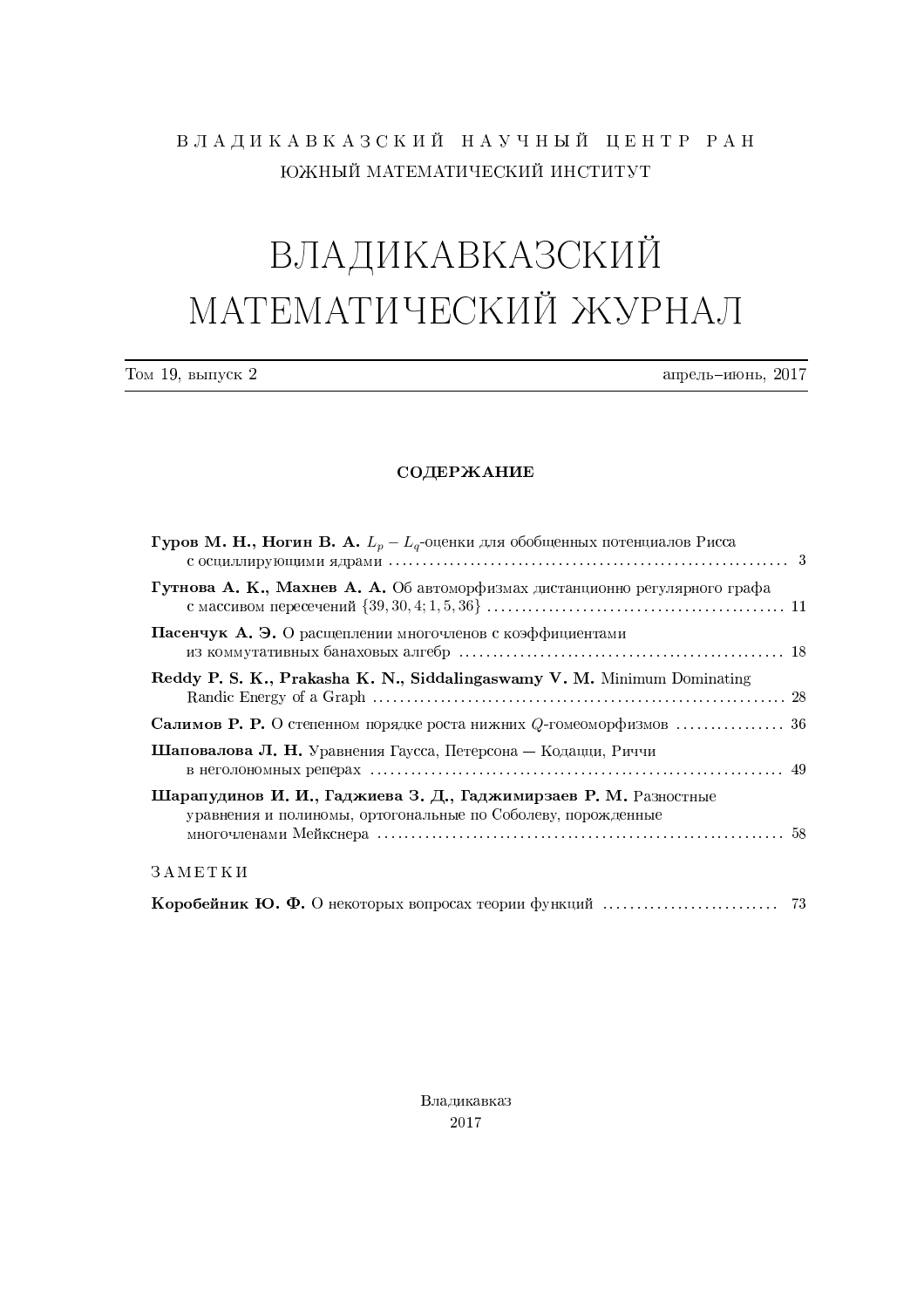ВЛАДИКАВКАЗСКИЙ НАУЧНЫЙ ЦЕНТР РАН

ЮЖНЫЙ МАТЕМАТИЧЕСКИЙ ИНСТИТУТ

# ВЛАДИКАВКАЗСКИЙ МАТЕМАТИЧЕСКИЙ ЖУРНАЛ

Том 19, выпуск 2 — апрель–июнь, 2017

## СОДЕРЖАНИЕ

**Гуров М. Н., Ногин В. А.** $L_p - L_q$-оценки для обобщенных потенциалов Рисса с осциллирующими ядрами ... 3

**Гутнова А. К., Махнев А. А.** Об автоморфизмах дистанционно регулярного графа с массивом пересечений $\{39, 30, 4; 1, 5, 36\}$ ... 11

**Пасенчук А. Э.** О расщеплении многочленов с коэффициентами из коммутативных банаховых алгебр ... 18

**Reddy P. S. K., Prakasha K. N., Siddalingaswamy V. M.** Minimum Dominating Randic Energy of a Graph ... 28

**Салимов Р. Р.** О степенном порядке роста нижних $Q$-гомеоморфизмов ... 36

**Шаповалова Л. Н.** Уравнения Гаусса, Петерсона — Кодацци, Риччи в неголономных реперах ... 49

**Шарапудинов И. И., Гаджиева З. Д., Гаджимирзаев Р. М.** Разностные уравнения и полиномы, ортогональные по Соболеву, порожденные многочленами Мейкснера ... 58

ЗАМЕТКИ

**Коробейник Ю. Ф.** О некоторых вопросах теории функций ... 73

Владикавказ

2017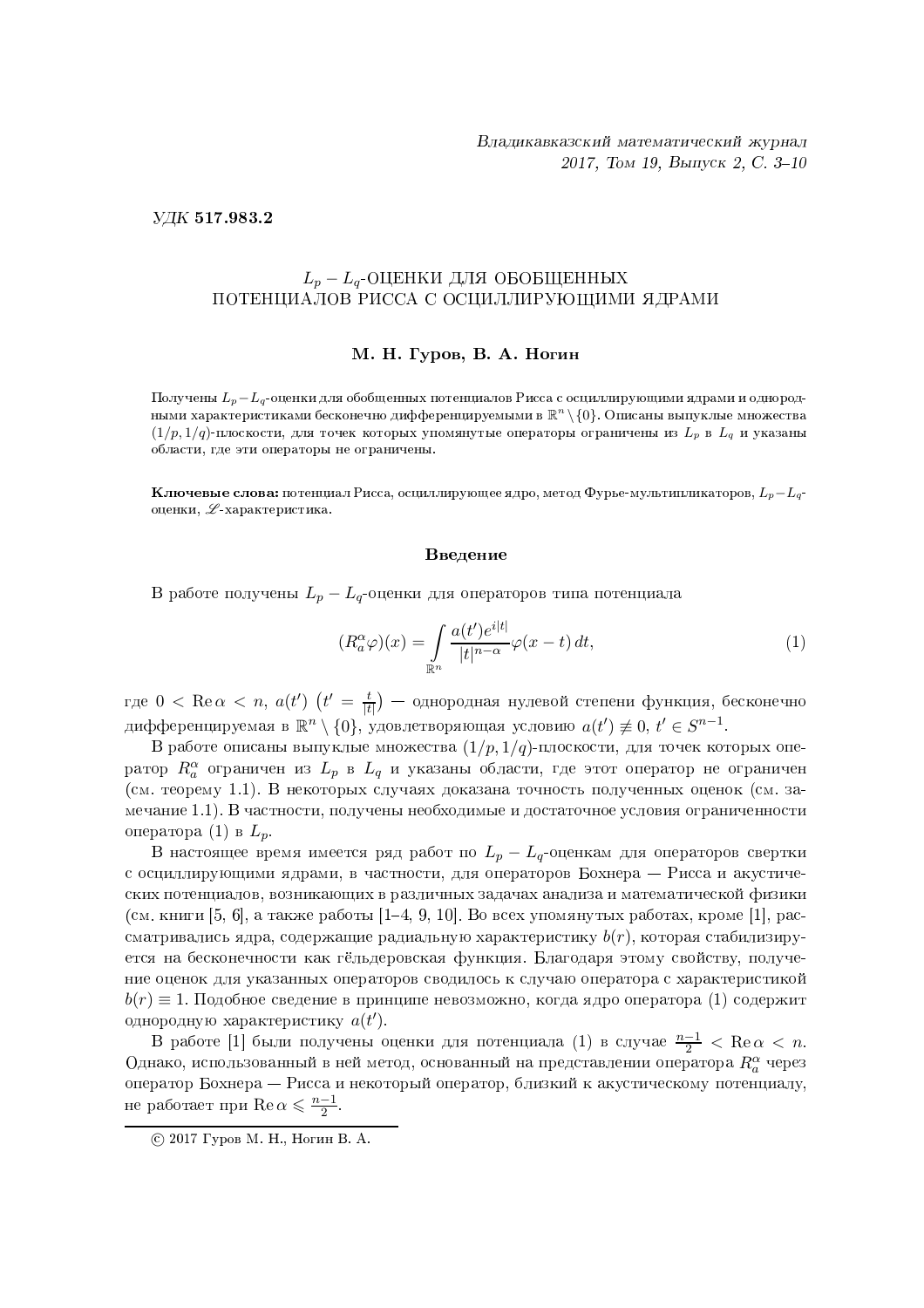УДК **517.983.2**

# $L_p - L_q$-ОЦЕНКИ ДЛЯ ОБОБЩЕННЫХ ПОТЕНЦИАЛОВ РИССА С ОСЦИЛЛИРУЮЩИМИ ЯДРАМИ

**М. Н. Гуров, В. А. Ногин**

Получены $L_p - L_q$-оценки для обобщенных потенциалов Рисса с осциллирующими ядрами и однородными характеристиками бесконечно дифференцируемыми в $\mathbb{R}^n \setminus \{0\}$. Описаны выпуклые множества $(1/p, 1/q)$-плоскости, для точек которых упомянутые операторы ограничены из $L_p$ в $L_q$ и указаны области, где эти операторы не ограничены.

**Ключевые слова:** потенциал Рисса, осциллирующее ядро, метод Фурье-мультипликаторов, $L_p - L_q$-оценки, $\mathscr{L}$-характеристика.

## Введение

В работе получены $L_p - L_q$-оценки для операторов типа потенциала

$$(R_a^\alpha \varphi)(x) = \int\limits_{\mathbb{R}^n} \frac{a(t')e^{i|t|}}{|t|^{n-\alpha}} \varphi(x-t)\, dt, \tag{1}$$

где $0 < \operatorname{Re}\alpha < n$, $a(t')$ $\left(t' = \frac{t}{|t|}\right)$ — однородная нулевой степени функция, бесконечно дифференцируемая в $\mathbb{R}^n \setminus \{0\}$, удовлетворяющая условию $a(t') \not\equiv 0$, $t' \in S^{n-1}$.

В работе описаны выпуклые множества $(1/p, 1/q)$-плоскости, для точек которых оператор $R_a^\alpha$ ограничен из $L_p$ в $L_q$ и указаны области, где этот оператор не ограничен (см. теорему 1.1). В некоторых случаях доказана точность полученных оценок (см. замечание 1.1). В частности, получены необходимые и достаточное условия ограниченности оператора (1) в $L_p$.

В настоящее время имеется ряд работ по $L_p - L_q$-оценкам для операторов свертки с осциллирующими ядрами, в частности, для операторов Бохнера — Рисса и акустических потенциалов, возникающих в различных задачах анализа и математической физики (см. книги [5, 6], а также работы [1–4, 9, 10]. Во всех упомянутых работах, кроме [1], рассматривались ядра, содержащие радиальную характеристику $b(r)$, которая стабилизируется на бесконечности как гёльдеровская функция. Благодаря этому свойству, получение оценок для указанных операторов сводилось к случаю оператора с характеристикой $b(r) \equiv 1$. Подобное сведение в принципе невозможно, когда ядро оператора (1) содержит однородную характеристику $a(t')$.

В работе [1] были получены оценки для потенциала (1) в случае $\frac{n-1}{2} < \operatorname{Re}\alpha < n$. Однако, использованный в ней метод, основанный на представлении оператора $R_a^\alpha$ через оператор Бохнера — Рисса и некоторый оператор, близкий к акустическому потенциалу, не работает при $\operatorname{Re}\alpha \leqslant \frac{n-1}{2}$.

© 2017 Гуров М. Н., Ногин В. А.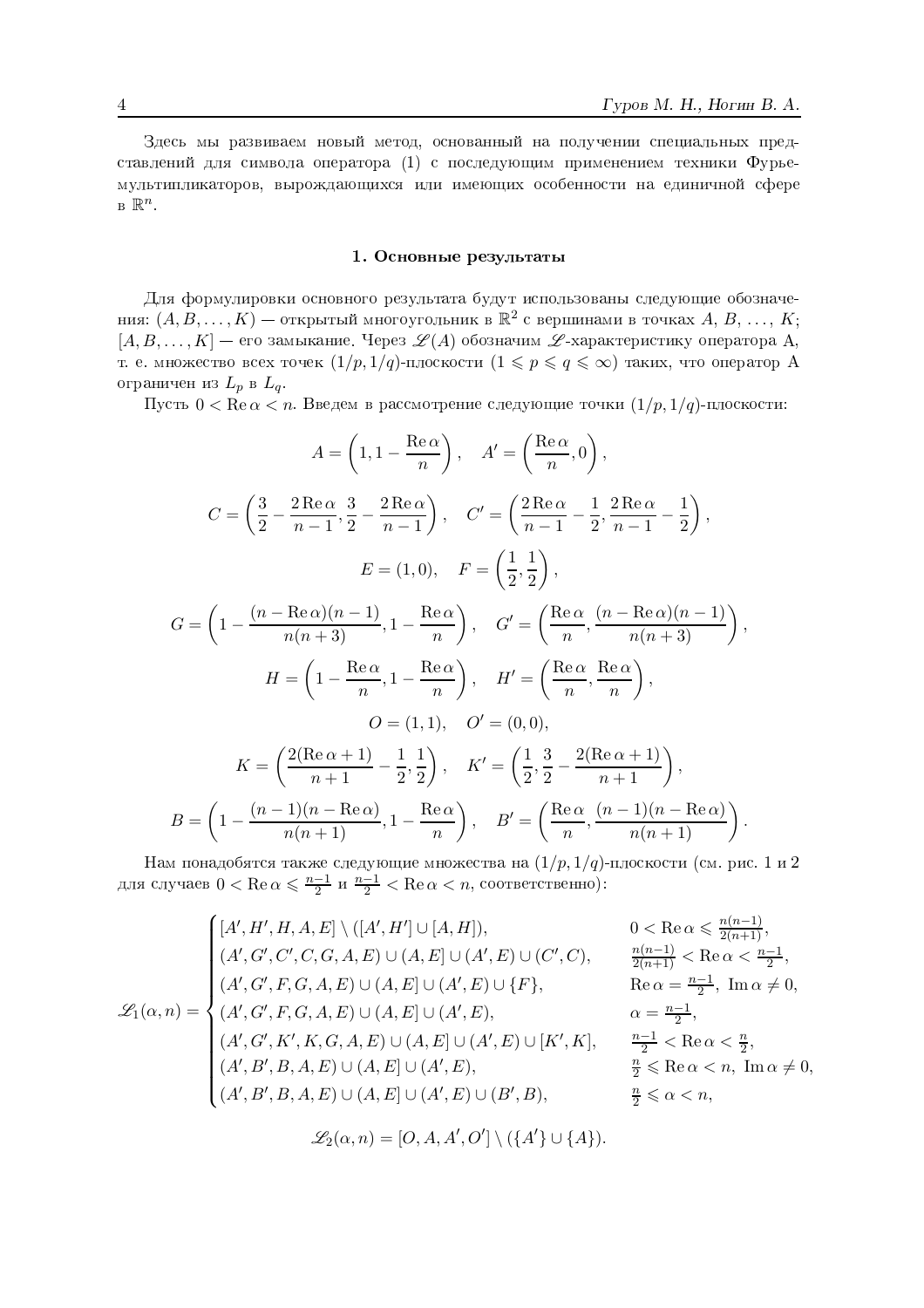Здесь мы развиваем новый метод, основанный на получении специальных представлений для символа оператора (1) с последующим применением техники Фурье-мультипликаторов, вырождающихся или имеющих особенности на единичной сфере в $\mathbb{R}^n$.

## 1. Основные результаты

Для формулировки основного результата будут использованы следующие обозначения: $(A, B, \ldots, K)$ — открытый многоугольник в $\mathbb{R}^2$ с вершинами в точках $A$, $B$, …, $K$; $[A, B, \ldots, K]$ — его замыкание. Через $\mathscr{L}(A)$ обозначим $\mathscr{L}$-характеристику оператора А, т. е. множество всех точек $(1/p, 1/q)$-плоскости $(1 \leqslant p \leqslant q \leqslant \infty)$ таких, что оператор А ограничен из $L_p$ в $L_q$.

Пусть $0 < \operatorname{Re}\alpha < n$. Введем в рассмотрение следующие точки $(1/p, 1/q)$-плоскости:

$$A = \left(1, 1 - \frac{\operatorname{Re}\alpha}{n}\right), \quad A' = \left(\frac{\operatorname{Re}\alpha}{n}, 0\right),$$

$$C = \left(\frac{3}{2} - \frac{2\operatorname{Re}\alpha}{n-1}, \frac{3}{2} - \frac{2\operatorname{Re}\alpha}{n-1}\right), \quad C' = \left(\frac{2\operatorname{Re}\alpha}{n-1} - \frac{1}{2}, \frac{2\operatorname{Re}\alpha}{n-1} - \frac{1}{2}\right),$$

$$E = (1, 0), \quad F = \left(\frac{1}{2}, \frac{1}{2}\right),$$

$$G = \left(1 - \frac{(n - \operatorname{Re}\alpha)(n-1)}{n(n+3)}, 1 - \frac{\operatorname{Re}\alpha}{n}\right), \quad G' = \left(\frac{\operatorname{Re}\alpha}{n}, \frac{(n - \operatorname{Re}\alpha)(n-1)}{n(n+3)}\right),$$

$$H = \left(1 - \frac{\operatorname{Re}\alpha}{n}, 1 - \frac{\operatorname{Re}\alpha}{n}\right), \quad H' = \left(\frac{\operatorname{Re}\alpha}{n}, \frac{\operatorname{Re}\alpha}{n}\right),$$

$$O = (1, 1), \quad O' = (0, 0),$$

$$K = \left(\frac{2(\operatorname{Re}\alpha + 1)}{n+1} - \frac{1}{2}, \frac{1}{2}\right), \quad K' = \left(\frac{1}{2}, \frac{3}{2} - \frac{2(\operatorname{Re}\alpha + 1)}{n+1}\right),$$

$$B = \left(1 - \frac{(n-1)(n - \operatorname{Re}\alpha)}{n(n+1)}, 1 - \frac{\operatorname{Re}\alpha}{n}\right), \quad B' = \left(\frac{\operatorname{Re}\alpha}{n}, \frac{(n-1)(n - \operatorname{Re}\alpha)}{n(n+1)}\right).$$

Нам понадобятся также следующие множества на $(1/p, 1/q)$-плоскости (см. рис. 1 и 2 для случаев $0 < \operatorname{Re}\alpha \leqslant \frac{n-1}{2}$ и $\frac{n-1}{2} < \operatorname{Re}\alpha < n$, соответственно):

$$\mathscr{L}_1(\alpha, n) = \begin{cases} [A', H', H, A, E] \setminus ([A', H'] \cup [A, H]), & 0 < \operatorname{Re}\alpha \leqslant \frac{n(n-1)}{2(n+1)}, \\ (A', G', C', C, G, A, E) \cup (A, E] \cup (A', E) \cup (C', C), & \frac{n(n-1)}{2(n+1)} < \operatorname{Re}\alpha < \frac{n-1}{2}, \\ (A', G', F, G, A, E) \cup (A, E] \cup (A', E) \cup \{F\}, & \operatorname{Re}\alpha = \frac{n-1}{2},\ \operatorname{Im}\alpha \neq 0, \\ (A', G', F, G, A, E) \cup (A, E] \cup (A', E), & \alpha = \frac{n-1}{2}, \\ (A', G', K', K, G, A, E) \cup (A, E] \cup (A', E) \cup [K', K], & \frac{n-1}{2} < \operatorname{Re}\alpha < \frac{n}{2}, \\ (A', B', B, A, E) \cup (A, E] \cup (A', E), & \frac{n}{2} \leqslant \operatorname{Re}\alpha < n,\ \operatorname{Im}\alpha \neq 0, \\ (A', B', B, A, E) \cup (A, E] \cup (A', E) \cup (B', B), & \frac{n}{2} \leqslant \alpha < n, \end{cases}$$

$$\mathscr{L}_2(\alpha, n) = [O, A, A', O'] \setminus (\{A'\} \cup \{A\}).$$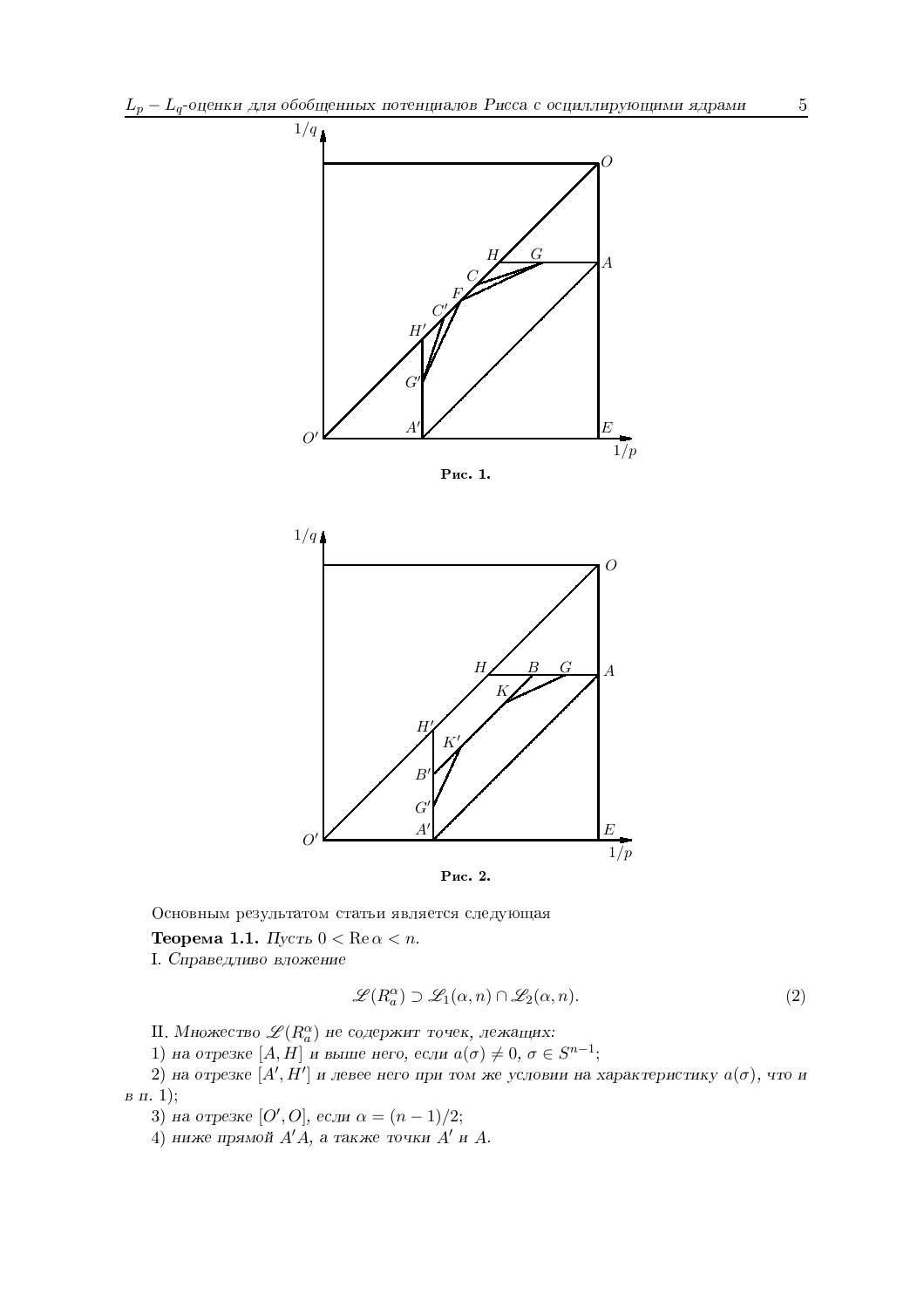**Рис. 1.**

**Рис. 2.**

Основным результатом статьи является следующая

**Теорема 1.1.** *Пусть* $0 < \operatorname{Re}\alpha < n$.

I. *Справедливо вложение*

$$\mathscr{L}(R_a^\alpha) \supset \mathscr{L}_1(\alpha, n) \cap \mathscr{L}_2(\alpha, n). \tag{2}$$

II. *Множество* $\mathscr{L}(R_a^\alpha)$ *не содержит точек, лежащих:*

1) *на отрезке* $[A, H]$ *и выше него, если* $a(\sigma) \neq 0$, $\sigma \in S^{n-1}$;

2) *на отрезке* $[A', H']$ *и левее него при том же условии на характеристику* $a(\sigma)$, *что и в п.* 1);

3) *на отрезке* $[O', O]$, *если* $\alpha = (n-1)/2$;

4) *ниже прямой* $A'A$, *а также точки* $A'$ *и* $A$.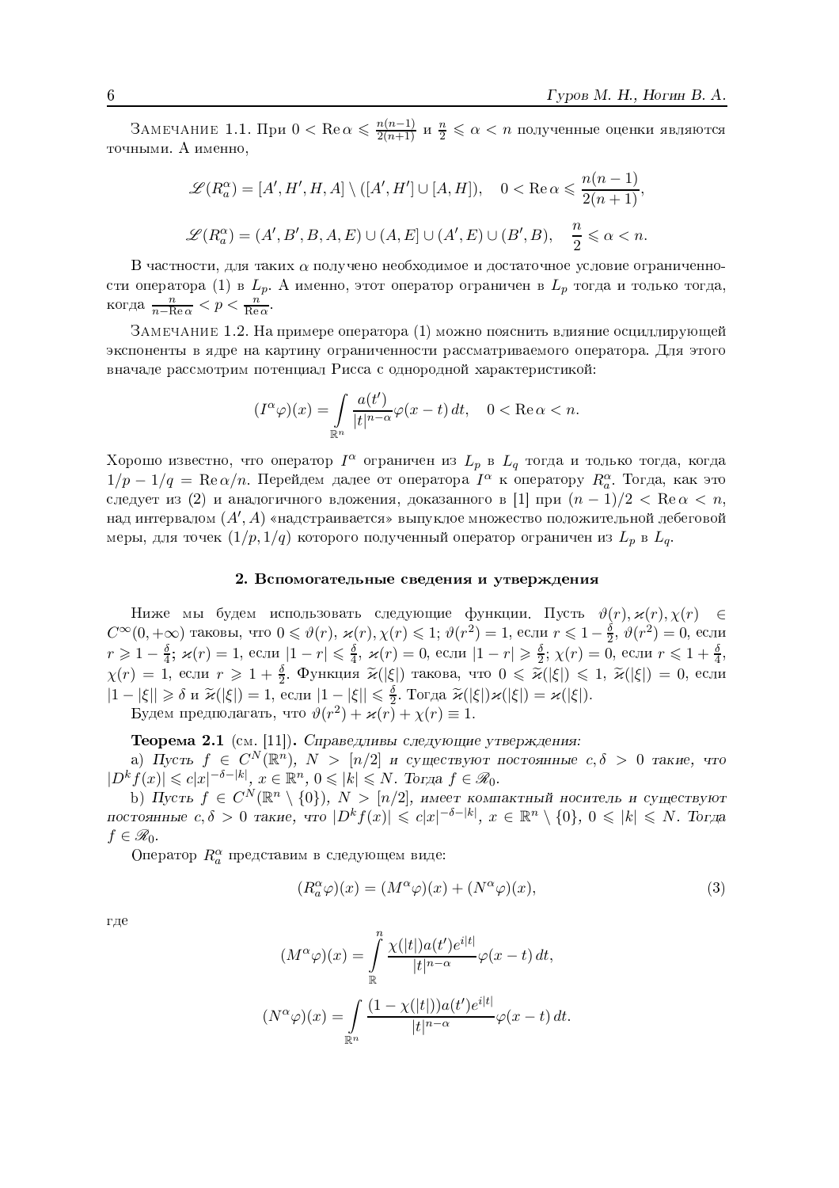Замечание 1.1. При $0 < \operatorname{Re}\alpha \leqslant \frac{n(n-1)}{2(n+1)}$ и $\frac{n}{2} \leqslant \alpha < n$ полученные оценки являются точными. А именно,

$$\mathscr{L}(R_a^\alpha) = [A', H', H, A] \setminus ([A', H'] \cup [A, H]), \quad 0 < \operatorname{Re}\alpha \leqslant \frac{n(n-1)}{2(n+1)},$$

$$\mathscr{L}(R_a^\alpha) = (A', B', B, A, E) \cup (A, E] \cup (A', E) \cup (B', B), \quad \frac{n}{2} \leqslant \alpha < n.$$

В частности, для таких $\alpha$ получено необходимое и достаточное условие ограниченности оператора (1) в $L_p$. А именно, этот оператор ограничен в $L_p$ тогда и только тогда, когда $\frac{n}{n-\operatorname{Re}\alpha} < p < \frac{n}{\operatorname{Re}\alpha}$.

Замечание 1.2. На примере оператора (1) можно пояснить влияние осциллирующей экспоненты в ядре на картину ограниченности рассматриваемого оператора. Для этого вначале рассмотрим потенциал Рисса с однородной характеристикой:

$$(I^\alpha\varphi)(x) = \int\limits_{\mathbb{R}^n} \frac{a(t')}{|t|^{n-\alpha}}\varphi(x-t)\,dt, \quad 0 < \operatorname{Re}\alpha < n.$$

Хорошо известно, что оператор $I^\alpha$ ограничен из $L_p$ в $L_q$ тогда и только тогда, когда $1/p - 1/q = \operatorname{Re}\alpha/n$. Перейдем далее от оператора $I^\alpha$ к оператору $R_a^\alpha$. Тогда, как это следует из (2) и аналогичного вложения, доказанного в [1] при $(n-1)/2 < \operatorname{Re}\alpha < n$, над интервалом $(A', A)$ «надстраивается» выпуклое множество положительной лебеговой меры, для точек $(1/p, 1/q)$ которого полученный оператор ограничен из $L_p$ в $L_q$.

## 2. Вспомогательные сведения и утверждения

Ниже мы будем использовать следующие функции. Пусть $\vartheta(r), \varkappa(r), \chi(r) \in C^\infty(0,+\infty)$ таковы, что $0 \leqslant \vartheta(r), \varkappa(r), \chi(r) \leqslant 1$; $\vartheta(r^2) = 1$, если $r \leqslant 1 - \frac{\delta}{2}$, $\vartheta(r^2) = 0$, если $r \geqslant 1 - \frac{\delta}{4}$; $\varkappa(r) = 1$, если $|1-r| \leqslant \frac{\delta}{4}$, $\varkappa(r) = 0$, если $|1-r| \geqslant \frac{\delta}{2}$; $\chi(r) = 0$, если $r \leqslant 1 + \frac{\delta}{4}$, $\chi(r) = 1$, если $r \geqslant 1 + \frac{\delta}{2}$. Функция $\widetilde{\varkappa}(|\xi|)$ такова, что $0 \leqslant \widetilde{\varkappa}(|\xi|) \leqslant 1$, $\widetilde{\varkappa}(|\xi|) = 0$, если $|1-|\xi|| \geqslant \delta$ и $\widetilde{\varkappa}(|\xi|) = 1$, если $|1-|\xi|| \leqslant \frac{\delta}{2}$. Тогда $\widetilde{\varkappa}(|\xi|)\varkappa(|\xi|) = \varkappa(|\xi|)$.

Будем предполагать, что $\vartheta(r^2) + \varkappa(r) + \chi(r) \equiv 1$.

**Теорема 2.1** (см. [11]). *Справедливы следующие утверждения:*

a) *Пусть $f \in C^N(\mathbb{R}^n)$, $N > [n/2]$ и существуют постоянные $c, \delta > 0$ такие, что $|D^k f(x)| \leqslant c|x|^{-\delta-|k|}$, $x \in \mathbb{R}^n$, $0 \leqslant |k| \leqslant N$. Тогда $f \in \mathscr{R}_0$.*

b) *Пусть $f \in C^N(\mathbb{R}^n \setminus \{0\})$, $N > [n/2]$, имеет компактный носитель и существуют постоянные $c, \delta > 0$ такие, что $|D^k f(x)| \leqslant c|x|^{-\delta-|k|}$, $x \in \mathbb{R}^n \setminus \{0\}$, $0 \leqslant |k| \leqslant N$. Тогда $f \in \mathscr{R}_0$.*

Оператор $R_a^\alpha$ представим в следующем виде:

$$(R_a^\alpha\varphi)(x) = (M^\alpha\varphi)(x) + (N^\alpha\varphi)(x), \tag{3}$$

где

$$(M^\alpha\varphi)(x) = \int\limits_{\mathbb{R}}^{n} \frac{\chi(|t|)a(t')e^{i|t|}}{|t|^{n-\alpha}}\varphi(x-t)\,dt,$$

$$(N^\alpha\varphi)(x) = \int\limits_{\mathbb{R}^n} \frac{(1-\chi(|t|))a(t')e^{i|t|}}{|t|^{n-\alpha}}\varphi(x-t)\,dt.$$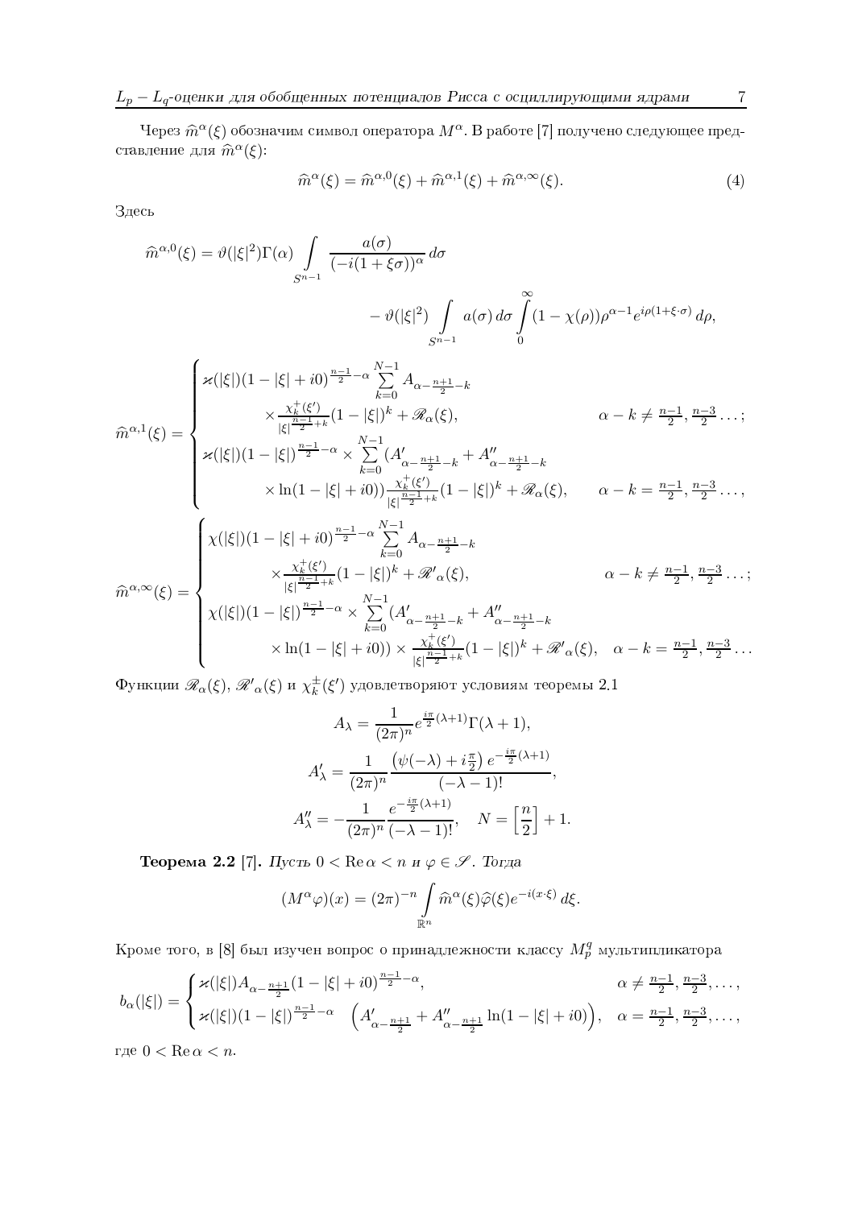Через $\widehat{m}^{\alpha}(\xi)$ обозначим символ оператора $M^{\alpha}$. В работе [7] получено следующее представление для $\widehat{m}^{\alpha}(\xi)$:

$$\widehat{m}^{\alpha}(\xi)=\widehat{m}^{\alpha,0}(\xi)+\widehat{m}^{\alpha,1}(\xi)+\widehat{m}^{\alpha,\infty}(\xi). \tag{4}$$

Здесь

$$\widehat{m}^{\alpha,0}(\xi)=\vartheta(|\xi|^2)\Gamma(\alpha)\int\limits_{S^{n-1}}\frac{a(\sigma)}{(-i(1+\xi\sigma))^{\alpha}}\,d\sigma \\ -\vartheta(|\xi|^2)\int\limits_{S^{n-1}}a(\sigma)\,d\sigma\int\limits_{0}^{\infty}(1-\chi(\rho))\rho^{\alpha-1}e^{i\rho(1+\xi\cdot\sigma)}\,d\rho,$$

$$\widehat{m}^{\alpha,1}(\xi)=\begin{cases}\varkappa(|\xi|)(1-|\xi|+i0)^{\frac{n-1}{2}-\alpha}\sum\limits_{k=0}^{N-1}A_{\alpha-\frac{n+1}{2}-k}\\ \qquad\times\dfrac{\chi_k^{+}(\xi')}{|\xi|^{\frac{n-1}{2}+k}}(1-|\xi|)^k+\mathscr{R}_{\alpha}(\xi), & \alpha-k\neq\frac{n-1}{2},\frac{n-3}{2}\ldots;\\ \varkappa(|\xi|)(1-|\xi|)^{\frac{n-1}{2}-\alpha}\times\sum\limits_{k=0}^{N-1}(A'_{\alpha-\frac{n+1}{2}-k}+A''_{\alpha-\frac{n+1}{2}-k}\\ \qquad\times\ln(1-|\xi|+i0))\dfrac{\chi_k^{+}(\xi')}{|\xi|^{\frac{n-1}{2}+k}}(1-|\xi|)^k+\mathscr{R}_{\alpha}(\xi), & \alpha-k=\frac{n-1}{2},\frac{n-3}{2}\ldots,\end{cases}$$

$$\widehat{m}^{\alpha,\infty}(\xi)=\begin{cases}\chi(|\xi|)(1-|\xi|+i0)^{\frac{n-1}{2}-\alpha}\sum\limits_{k=0}^{N-1}A_{\alpha-\frac{n+1}{2}-k}\\ \qquad\times\dfrac{\chi_k^{+}(\xi')}{|\xi|^{\frac{n-1}{2}+k}}(1-|\xi|)^k+\mathscr{R}'_{\alpha}(\xi), & \alpha-k\neq\frac{n-1}{2},\frac{n-3}{2}\ldots;\\ \chi(|\xi|)(1-|\xi|)^{\frac{n-1}{2}-\alpha}\times\sum\limits_{k=0}^{N-1}(A'_{\alpha-\frac{n+1}{2}-k}+A''_{\alpha-\frac{n+1}{2}-k}\\ \qquad\times\ln(1-|\xi|+i0))\times\dfrac{\chi_k^{+}(\xi')}{|\xi|^{\frac{n-1}{2}+k}}(1-|\xi|)^k+\mathscr{R}'_{\alpha}(\xi), & \alpha-k=\frac{n-1}{2},\frac{n-3}{2}\ldots\end{cases}$$

Функции $\mathscr{R}_{\alpha}(\xi)$, $\mathscr{R}'_{\alpha}(\xi)$ и $\chi_k^{\pm}(\xi')$ удовлетворяют условиям теоремы 2.1

$$A_{\lambda}=\frac{1}{(2\pi)^n}e^{\frac{i\pi}{2}(\lambda+1)}\Gamma(\lambda+1),$$

$$A'_{\lambda}=\frac{1}{(2\pi)^n}\frac{\left(\psi(-\lambda)+i\frac{\pi}{2}\right)e^{-\frac{i\pi}{2}(\lambda+1)}}{(-\lambda-1)!},$$

$$A''_{\lambda}=-\frac{1}{(2\pi)^n}\frac{e^{-\frac{i\pi}{2}(\lambda+1)}}{(-\lambda-1)!},\quad N=\left[\frac{n}{2}\right]+1.$$

**Теорема 2.2** [7]. *Пусть $0<\operatorname{Re}\alpha<n$ и $\varphi\in\mathscr{S}$. Тогда*

$$(M^{\alpha}\varphi)(x)=(2\pi)^{-n}\int\limits_{\mathbb{R}^n}\widehat{m}^{\alpha}(\xi)\widehat{\varphi}(\xi)e^{-i(x\cdot\xi)}\,d\xi.$$

Кроме того, в [8] был изучен вопрос о принадлежности классу $M_p^q$ мультипликатора

$$b_{\alpha}(|\xi|)=\begin{cases}\varkappa(|\xi|)A_{\alpha-\frac{n+1}{2}}(1-|\xi|+i0)^{\frac{n-1}{2}-\alpha}, & \alpha\neq\frac{n-1}{2},\frac{n-3}{2},\ldots,\\ \varkappa(|\xi|)(1-|\xi|)^{\frac{n-1}{2}-\alpha}\quad\left(A'_{\alpha-\frac{n+1}{2}}+A''_{\alpha-\frac{n+1}{2}}\ln(1-|\xi|+i0)\right), & \alpha=\frac{n-1}{2},\frac{n-3}{2},\ldots,\end{cases}$$

где $0<\operatorname{Re}\alpha<n$.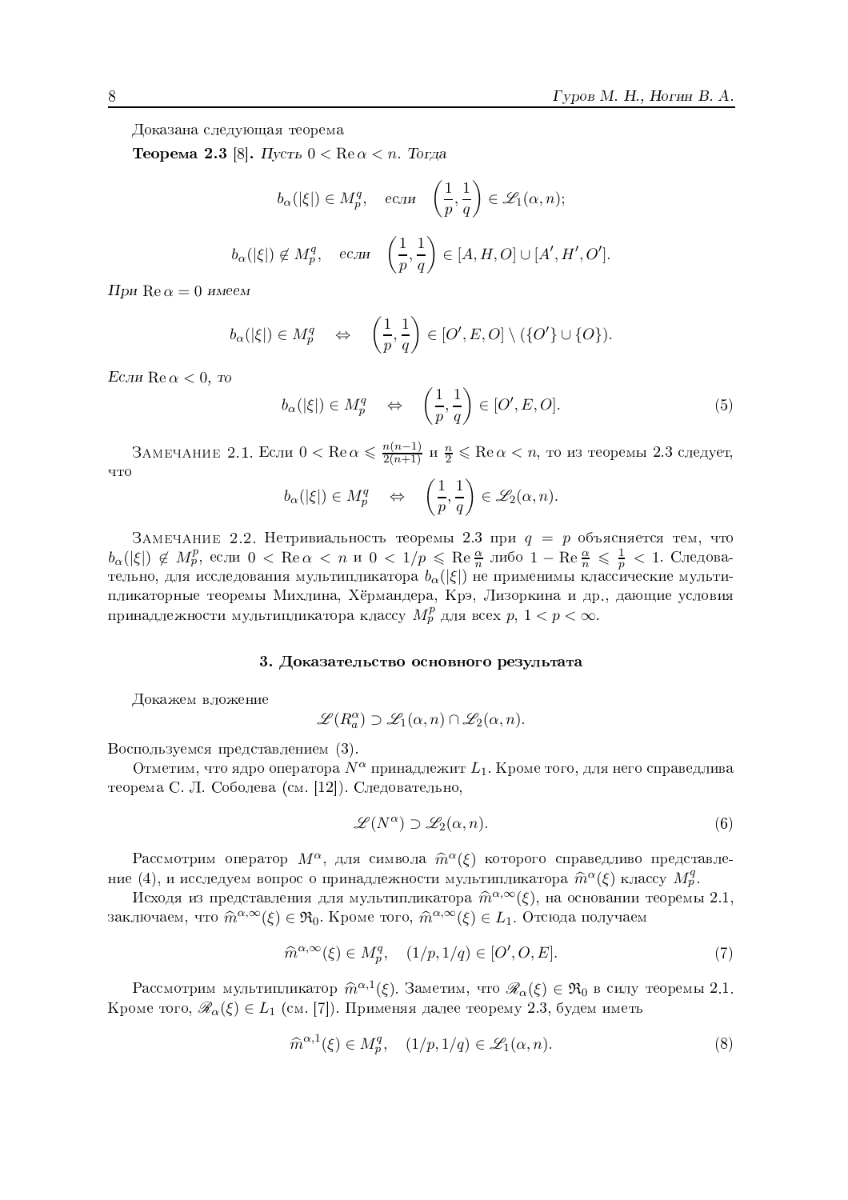Доказана следующая теорема

**Теорема 2.3** [8]. *Пусть $0 < \operatorname{Re}\alpha < n$. Тогда*

$$b_\alpha(|\xi|) \in M_p^q, \quad \textit{если} \quad \left(\frac{1}{p}, \frac{1}{q}\right) \in \mathscr{L}_1(\alpha, n);$$

$$b_\alpha(|\xi|) \notin M_p^q, \quad \textit{если} \quad \left(\frac{1}{p}, \frac{1}{q}\right) \in [A, H, O] \cup [A', H', O'].$$

*При $\operatorname{Re}\alpha = 0$ имеем*

$$b_\alpha(|\xi|) \in M_p^q \quad \Leftrightarrow \quad \left(\frac{1}{p}, \frac{1}{q}\right) \in [O', E, O] \setminus (\{O'\} \cup \{O\}).$$

*Если $\operatorname{Re}\alpha < 0$, то*

$$b_\alpha(|\xi|) \in M_p^q \quad \Leftrightarrow \quad \left(\frac{1}{p}, \frac{1}{q}\right) \in [O', E, O]. \tag{5}$$

Замечание 2.1. Если $0 < \operatorname{Re}\alpha \leqslant \frac{n(n-1)}{2(n+1)}$ и $\frac{n}{2} \leqslant \operatorname{Re}\alpha < n$, то из теоремы 2.3 следует, что

$$b_\alpha(|\xi|) \in M_p^q \quad \Leftrightarrow \quad \left(\frac{1}{p}, \frac{1}{q}\right) \in \mathscr{L}_2(\alpha, n).$$

Замечание 2.2. Нетривиальность теоремы 2.3 при $q = p$ объясняется тем, что $b_\alpha(|\xi|) \notin M_p^p$, если $0 < \operatorname{Re}\alpha < n$ и $0 < 1/p \leqslant \operatorname{Re}\frac{\alpha}{n}$ либо $1 - \operatorname{Re}\frac{\alpha}{n} \leqslant \frac{1}{p} < 1$. Следовательно, для исследования мультипликатора $b_\alpha(|\xi|)$ не применимы классические мультипликаторные теоремы Михлина, Хёрмандера, Крэ, Лизоркина и др., дающие условия принадлежности мультипликатора классу $M_p^p$ для всех $p$, $1 < p < \infty$.

### 3. Доказательство основного результата

Докажем вложение

$$\mathscr{L}(R_a^\alpha) \supset \mathscr{L}_1(\alpha, n) \cap \mathscr{L}_2(\alpha, n).$$

Воспользуемся представлением (3).

Отметим, что ядро оператора $N^\alpha$ принадлежит $L_1$. Кроме того, для него справедлива теорема С. Л. Соболева (см. [12]). Следовательно,

$$\mathscr{L}(N^\alpha) \supset \mathscr{L}_2(\alpha, n). \tag{6}$$

Рассмотрим оператор $M^\alpha$, для символа $\widehat{m}^\alpha(\xi)$ которого справедливо представление (4), и исследуем вопрос о принадлежности мультипликатора $\widehat{m}^\alpha(\xi)$ классу $M_p^q$.

Исходя из представления для мультипликатора $\widehat{m}^{\alpha,\infty}(\xi)$, на основании теоремы 2.1, заключаем, что $\widehat{m}^{\alpha,\infty}(\xi) \in \mathfrak{N}_0$. Кроме того, $\widehat{m}^{\alpha,\infty}(\xi) \in L_1$. Отсюда получаем

$$\widehat{m}^{\alpha,\infty}(\xi) \in M_p^q, \quad (1/p, 1/q) \in [O', O, E]. \tag{7}$$

Рассмотрим мультипликатор $\widehat{m}^{\alpha,1}(\xi)$. Заметим, что $\mathscr{R}_\alpha(\xi) \in \mathfrak{N}_0$ в силу теоремы 2.1. Кроме того, $\mathscr{R}_\alpha(\xi) \in L_1$ (см. [7]). Применяя далее теорему 2.3, будем иметь

$$\widehat{m}^{\alpha,1}(\xi) \in M_p^q, \quad (1/p, 1/q) \in \mathscr{L}_1(\alpha, n). \tag{8}$$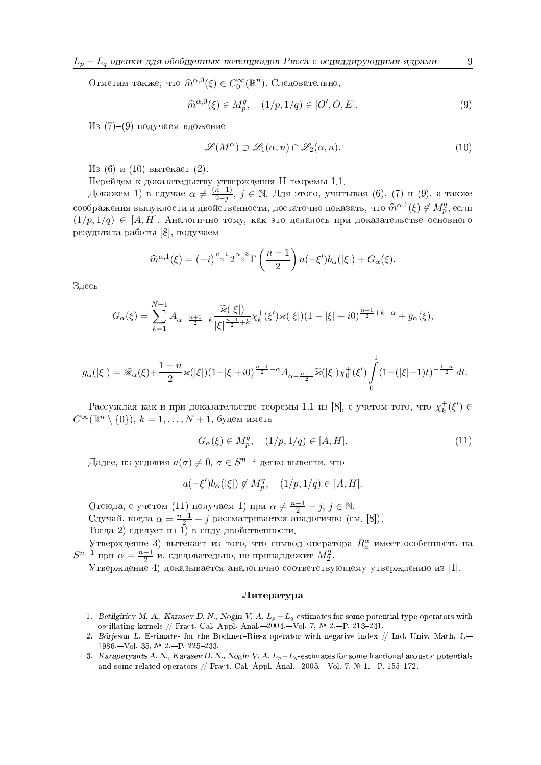Отметим также, что $\widehat{m}^{\alpha,0}(\xi) \in C_0^\infty(\mathbb{R}^n)$. Следовательно,

$$\widehat{m}^{\alpha,0}(\xi) \in M_p^q, \quad (1/p, 1/q) \in [O', O, E]. \tag{9}$$

Из (7)–(9) получаем вложение

$$\mathscr{L}(M^\alpha) \supset \mathscr{L}_1(\alpha, n) \cap \mathscr{L}_2(\alpha, n). \tag{10}$$

Из (6) и (10) вытекает (2).

Перейдем к доказательству утверждения II теоремы 1.1.

Докажем 1) в случае $\alpha \neq \frac{(n-1)}{2-j}$, $j \in \mathbb{N}$. Для этого, учитывая (6), (7) и (9), а также соображения выпуклости и двойственности, достаточно показать, что $\widehat{m}^{\alpha,1}(\xi) \notin M_p^q$, если $(1/p, 1/q) \in [A, H]$. Аналогично тому, как это делалось при доказательстве основного результата работы [8], получаем

$$\widehat{m}^{\alpha,1}(\xi) = (-i)^{\frac{n-1}{2}} 2^{\frac{n-3}{2}} \Gamma\left(\frac{n-1}{2}\right) a(-\xi') b_\alpha(|\xi|) + G_\alpha(\xi).$$

Здесь

$$G_\alpha(\xi) = \sum_{k=1}^{N+1} A_{\alpha - \frac{n+1}{2} - k} \frac{\widetilde{\varkappa}(|\xi|)}{|\xi|^{\frac{n-1}{2}+k}} \chi_k^+(\xi') \varkappa(|\xi|)(1 - |\xi| + i0)^{\frac{n-1}{2}+k-\alpha} + g_\alpha(\xi),$$

$$g_\alpha(|\xi|) = \mathscr{R}_\alpha(\xi) + \frac{1-n}{2} \varkappa(|\xi|)(1-|\xi|+i0)^{\frac{n+1}{2}-\alpha} A_{\alpha - \frac{n+1}{2}} \widetilde{\varkappa}(|\xi|) \chi_0^+(\xi') \int_0^1 (1-(|\xi|-1)t)^{-\frac{1+n}{2}}\, dt.$$

Рассуждая как и при доказательстве теоремы 1.1 из [8], с учетом того, что $\chi_k^+(\xi') \in C^\infty(\mathbb{R}^n \setminus \{0\})$, $k = 1, \ldots, N+1$, будем иметь

$$G_\alpha(\xi) \in M_p^q, \quad (1/p, 1/q) \in [A, H]. \tag{11}$$

Далее, из условия $a(\sigma) \neq 0$, $\sigma \in S^{n-1}$ легко вывести, что

$$a(-\xi') b_\alpha(|\xi|) \notin M_p^q, \quad (1/p, 1/q) \in [A, H].$$

Отсюда, с учетом (11) получаем 1) при $\alpha \neq \frac{n-1}{2} - j$, $j \in \mathbb{N}$.

Случай, когда $\alpha = \frac{n-1}{2} - j$ рассматривается аналогично (см. [8]).

Тогда 2) следует из 1) в силу двойственности.

Утверждение 3) вытекает из того, что символ оператора $R_a^\alpha$ имеет особенность на $S^{n-1}$ при $\alpha = \frac{n-1}{2}$ и, следовательно, не принадлежит $M_2^2$.

Утверждение 4) доказывается аналогично соответствующему утверждению из [1].

## Литература

1. *Betilgiriev M. A., Karasev D. N., Nogin V. A.* $L_p - L_q$-estimates for some potential type operators with oscillating kernels // Fract. Cal. Appl. Anal.—2004.—Vol. 7, № 2.—P. 213–241.
2. *Börjeson L.* Estimates for the Bochner–Riesz operator with negative index // Ind. Univ. Math. J.—1986.—Vol. 35, № 2.—P. 225–233.
3. *Karapetyants A. N., Karasev D. N., Nogin V. A.* $L_p - L_q$-estimates for some fractional acoustic potentials and some related operators // Fract. Cal. Appl. Anal.—2005.—Vol. 7, № 1.—P. 155–172.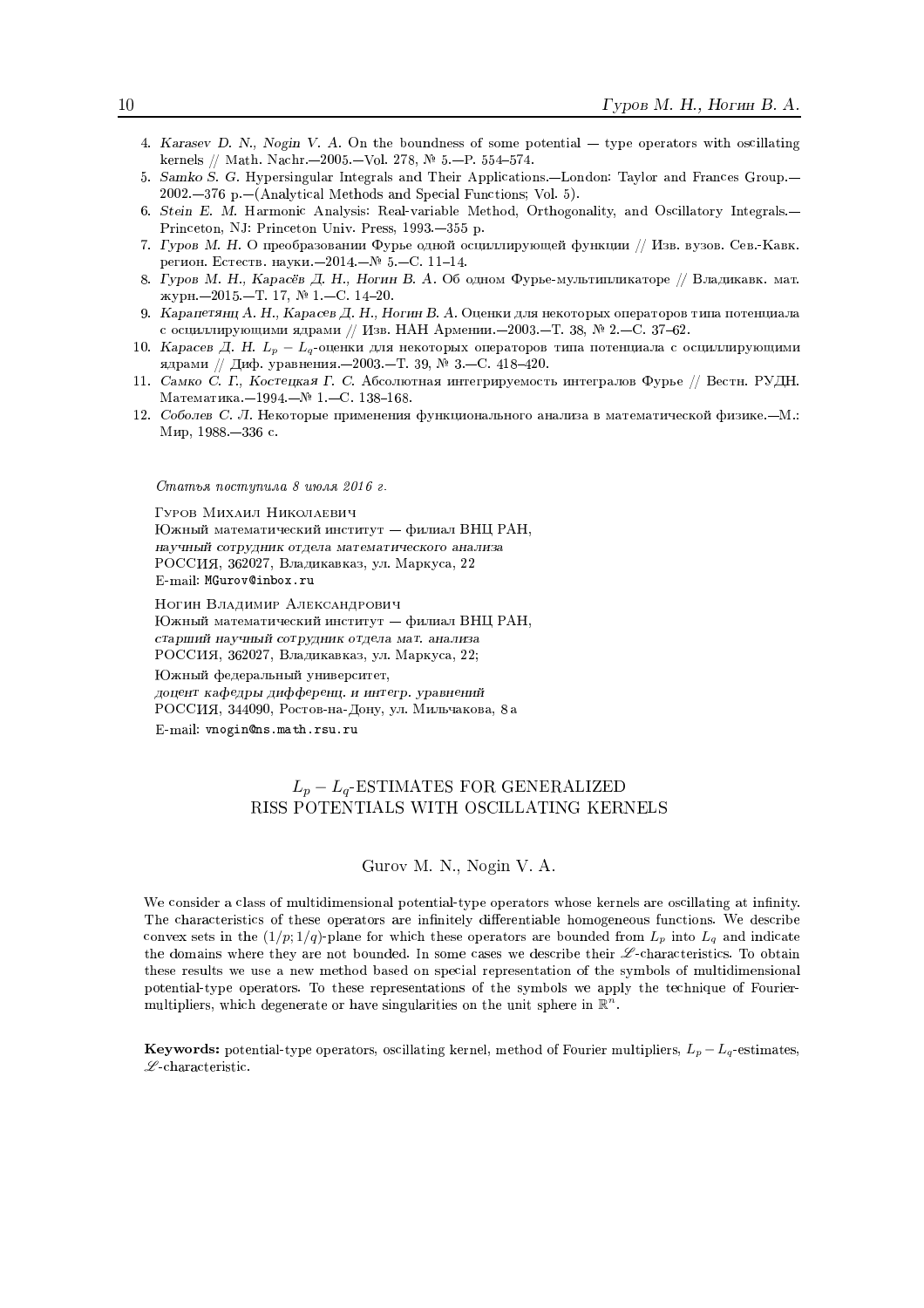4. *Karasev D. N., Nogin V. A.* On the boundness of some potential — type operators with oscillating kernels // Math. Nachr.—2005.—Vol. 278, № 5.—P. 554–574.
5. *Samko S. G.* Hypersingular Integrals and Their Applications.—London: Taylor and Frances Group.—2002.—376 p.—(Analytical Methods and Special Functions; Vol. 5).
6. *Stein E. M.* Harmonic Analysis: Real-variable Method, Orthogonality, and Oscillatory Integrals.—Princeton, NJ: Princeton Univ. Press, 1993.—355 p.
7. *Гуров М. Н.* О преобразовании Фурье одной осциллирующей функции // Изв. вузов. Сев.-Кавк. регион. Естеств. науки.—2014.—№ 5.—С. 11–14.
8. *Гуров М. Н., Карасёв Д. Н., Ногин В. А.* Об одном Фурье-мультипликаторе // Владикавк. мат. журн.—2015.—Т. 17, № 1.—С. 14–20.
9. *Карапетянц А. Н., Карасев Д. Н., Ногин В. А.* Оценки для некоторых операторов типа потенциала с осциллирующими ядрами // Изв. НАН Армении.—2003.—Т. 38, № 2.—С. 37–62.
10. *Карасев Д. Н.* $L_p - L_q$-оценки для некоторых операторов типа потенциала с осциллирующими ядрами // Диф. уравнения.—2003.—Т. 39, № 3.—С. 418–420.
11. *Самко С. Г., Костецкая Г. С.* Абсолютная интегрируемость интегралов Фурье // Вестн. РУДН. Математика.—1994.—№ 1.—С. 138–168.
12. *Соболев С. Л.* Некоторые применения функционального анализа в математической физике.—М.: Мир, 1988.—336 с.

*Статья поступила 8 июля 2016 г.*

Гуров Михаил Николаевич
Южный математический институт — филиал ВНЦ РАН,
*научный сотрудник отдела математического анализа*
РОССИЯ, 362027, Владикавказ, ул. Маркуса, 22
E-mail: MGurov@inbox.ru

Ногин Владимир Александрович
Южный математический институт — филиал ВНЦ РАН,
*старший научный сотрудник отдела мат. анализа*
РОССИЯ, 362027, Владикавказ, ул. Маркуса, 22;

Южный федеральный университет,
*доцент кафедры дифференц. и интегр. уравнений*
РОССИЯ, 344090, Ростов-на-Дону, ул. Мильчакова, 8 а
E-mail: vnogin@ns.math.rsu.ru

## $L_p - L_q$-ESTIMATES FOR GENERALIZED RISS POTENTIALS WITH OSCILLATING KERNELS

Gurov M. N., Nogin V. A.

We consider a class of multidimensional potential-type operators whose kernels are oscillating at infinity. The characteristics of these operators are infinitely differentiable homogeneous functions. We describe convex sets in the $(1/p; 1/q)$-plane for which these operators are bounded from $L_p$ into $L_q$ and indicate the domains where they are not bounded. In some cases we describe their $\mathscr{L}$-characteristics. To obtain these results we use a new method based on special representation of the symbols of multidimensional potential-type operators. To these representations of the symbols we apply the technique of Fourier-multipliers, which degenerate or have singularities on the unit sphere in $\mathbb{R}^n$.

**Keywords:** potential-type operators, oscillating kernel, method of Fourier multipliers, $L_p - L_q$-estimates, $\mathscr{L}$-characteristic.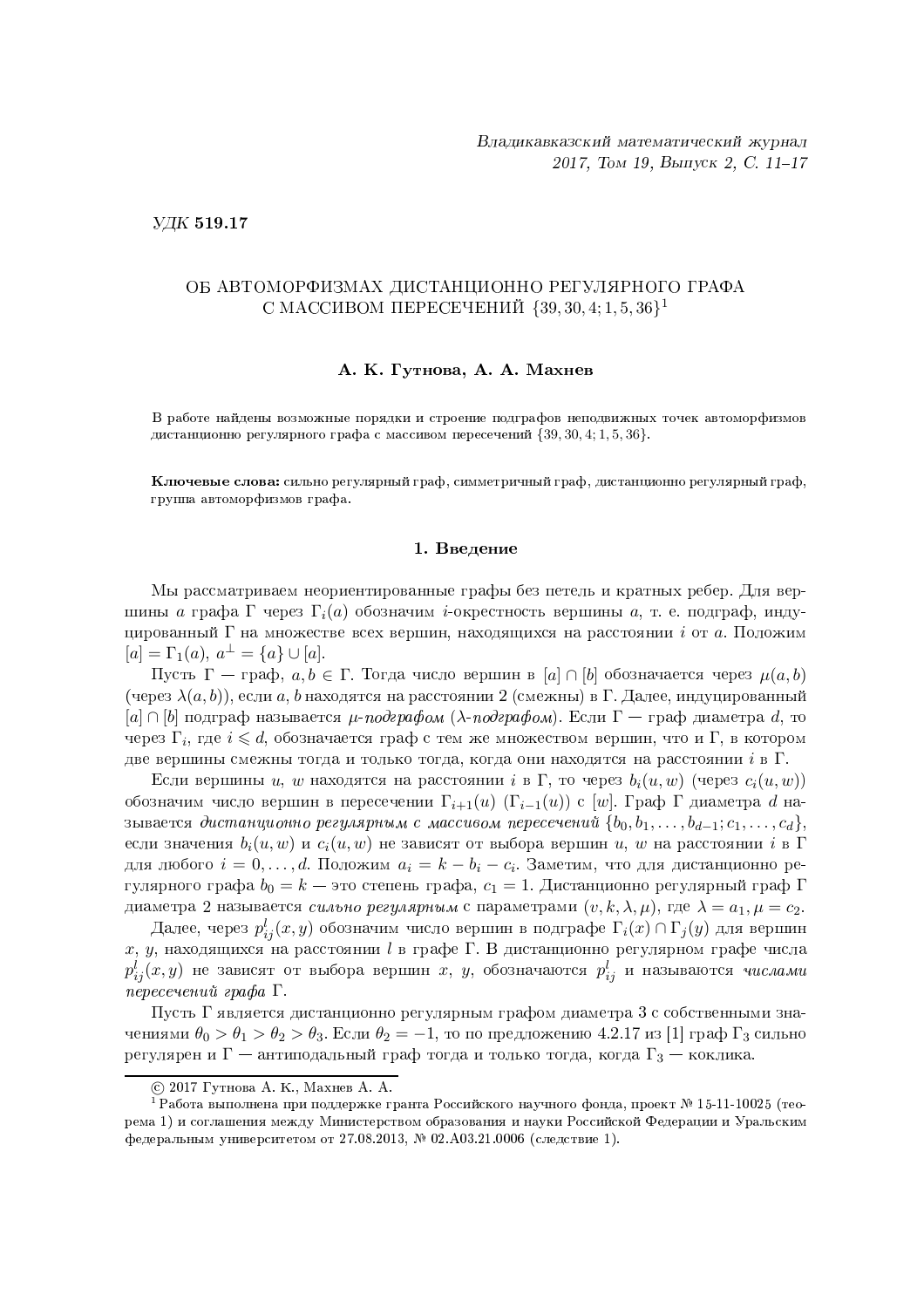УДК **519.17**

# ОБ АВТОМОРФИЗМАХ ДИСТАНЦИОННО РЕГУЛЯРНОГО ГРАФА С МАССИВОМ ПЕРЕСЕЧЕНИЙ $\{39, 30, 4; 1, 5, 36\}$[1]

**А. К. Гутнова, А. А. Махнев**

В работе найдены возможные порядки и строение подграфов неподвижных точек автоморфизмов дистанционно регулярного графа с массивом пересечений $\{39, 30, 4; 1, 5, 36\}$.

**Ключевые слова:** сильно регулярный граф, симметричный граф, дистанционно регулярный граф, группа автоморфизмов графа.

## 1. Введение

Мы рассматриваем неориентированные графы без петель и кратных ребер. Для вершины $a$ графа $\Gamma$ через $\Gamma_i(a)$ обозначим $i$-окрестность вершины $a$, т. е. подграф, индуцированный $\Gamma$ на множестве всех вершин, находящихся на расстоянии $i$ от $a$. Положим $[a] = \Gamma_1(a)$, $a^\perp = \{a\} \cup [a]$.

Пусть $\Gamma$ — граф, $a, b \in \Gamma$. Тогда число вершин в $[a] \cap [b]$ обозначается через $\mu(a, b)$ (через $\lambda(a, b)$), если $a, b$ находятся на расстоянии 2 (смежны) в $\Gamma$. Далее, индуцированный $[a] \cap [b]$ подграф называется *$\mu$-подграфом* (*$\lambda$-подграфом*). Если $\Gamma$ — граф диаметра $d$, то через $\Gamma_i$, где $i \leqslant d$, обозначается граф с тем же множеством вершин, что и $\Gamma$, в котором две вершины смежны тогда и только тогда, когда они находятся на расстоянии $i$ в $\Gamma$.

Если вершины $u$, $w$ находятся на расстоянии $i$ в $\Gamma$, то через $b_i(u, w)$ (через $c_i(u, w)$) обозначим число вершин в пересечении $\Gamma_{i+1}(u)$ ($\Gamma_{i-1}(u)$) с $[w]$. Граф $\Gamma$ диаметра $d$ называется *дистанционно регулярным с массивом пересечений* $\{b_0, b_1, \ldots, b_{d-1}; c_1, \ldots, c_d\}$, если значения $b_i(u, w)$ и $c_i(u, w)$ не зависят от выбора вершин $u$, $w$ на расстоянии $i$ в $\Gamma$ для любого $i = 0, \ldots, d$. Положим $a_i = k - b_i - c_i$. Заметим, что для дистанционно регулярного графа $b_0 = k$ — это степень графа, $c_1 = 1$. Дистанционно регулярный граф $\Gamma$ диаметра 2 называется *сильно регулярным* с параметрами $(v, k, \lambda, \mu)$, где $\lambda = a_1, \mu = c_2$.

Далее, через $p^l_{ij}(x, y)$ обозначим число вершин в подграфе $\Gamma_i(x) \cap \Gamma_j(y)$ для вершин $x$, $y$, находящихся на расстоянии $l$ в графе $\Gamma$. В дистанционно регулярном графе числа $p^l_{ij}(x, y)$ не зависят от выбора вершин $x$, $y$, обозначаются $p^l_{ij}$ и называются *числами пересечений графа* $\Gamma$.

Пусть $\Gamma$ является дистанционно регулярным графом диаметра 3 с собственными значениями $\theta_0 > \theta_1 > \theta_2 > \theta_3$. Если $\theta_2 = -1$, то по предложению 4.2.17 из [1] граф $\Gamma_3$ сильно регулярен и $\Gamma$ — антиподальный граф тогда и только тогда, когда $\Gamma_3$ — коклика.

---

© 2017 Гутнова А. К., Махнев А. А.

[1] Работа выполнена при поддержке гранта Российского научного фонда, проект № 15-11-10025 (теорема 1) и соглашения между Министерством образования и науки Российской Федерации и Уральским федеральным университетом от 27.08.2013, № 02.A03.21.0006 (следствие 1).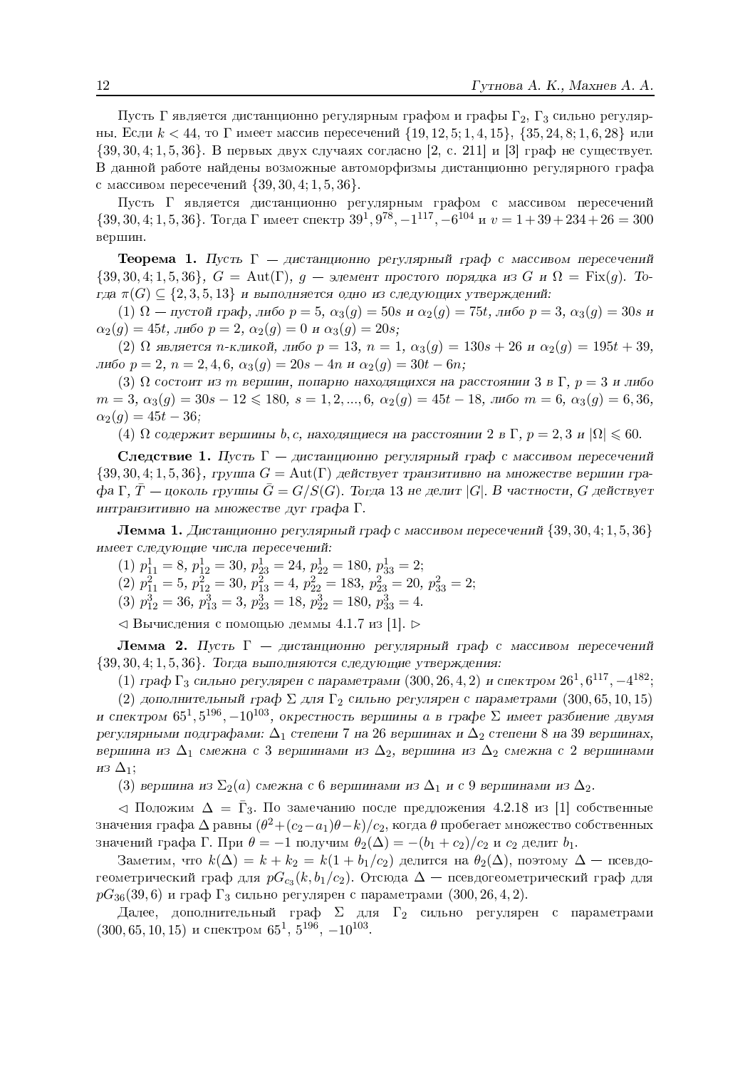Пусть $\Gamma$ является дистанционно регулярным графом и графы $\Gamma_2$, $\Gamma_3$ сильно регулярны. Если $k < 44$, то $\Gamma$ имеет массив пересечений $\{19, 12, 5; 1, 4, 15\}$, $\{35, 24, 8; 1, 6, 28\}$ или $\{39, 30, 4; 1, 5, 36\}$. В первых двух случаях согласно [2, с. 211] и [3] граф не существует. В данной работе найдены возможные автоморфизмы дистанционно регулярного графа с массивом пересечений $\{39, 30, 4; 1, 5, 36\}$.

Пусть $\Gamma$ является дистанционно регулярным графом с массивом пересечений $\{39, 30, 4; 1, 5, 36\}$. Тогда $\Gamma$ имеет спектр $39^1, 9^{78}, -1^{117}, -6^{104}$ и $v = 1 + 39 + 234 + 26 = 300$ вершин.

**Теорема 1.** *Пусть $\Gamma$ — дистанционно регулярный граф с массивом пересечений $\{39, 30, 4; 1, 5, 36\}$, $G = \mathrm{Aut}(\Gamma)$, $g$ — элемент простого порядка из $G$ и $\Omega = \mathrm{Fix}(g)$. Тогда $\pi(G) \subseteq \{2, 3, 5, 13\}$ и выполняется одно из следующих утверждений:*

*(1) $\Omega$ — пустой граф, либо $p = 5$, $\alpha_3(g) = 50s$ и $\alpha_2(g) = 75t$, либо $p = 3$, $\alpha_3(g) = 30s$ и $\alpha_2(g) = 45t$, либо $p = 2$, $\alpha_2(g) = 0$ и $\alpha_3(g) = 20s$;*

*(2) $\Omega$ является $n$-кликой, либо $p = 13$, $n = 1$, $\alpha_3(g) = 130s + 26$ и $\alpha_2(g) = 195t + 39$, либо $p = 2$, $n = 2, 4, 6$, $\alpha_3(g) = 20s - 4n$ и $\alpha_2(g) = 30t - 6n$;*

*(3) $\Omega$ состоит из $m$ вершин, попарно находящихся на расстоянии 3 в $\Gamma$, $p = 3$ и либо $m = 3$, $\alpha_3(g) = 30s - 12 \leqslant 180$, $s = 1, 2, ..., 6$, $\alpha_2(g) = 45t - 18$, либо $m = 6$, $\alpha_3(g) = 6, 36$, $\alpha_2(g) = 45t - 36$;*

*(4) $\Omega$ содержит вершины $b, c$, находящиеся на расстоянии 2 в $\Gamma$, $p = 2, 3$ и $|\Omega| \leqslant 60$.*

**Следствие 1.** *Пусть $\Gamma$ — дистанционно регулярный граф с массивом пересечений $\{39, 30, 4; 1, 5, 36\}$, группа $G = \mathrm{Aut}(\Gamma)$ действует транзитивно на множестве вершин графа $\Gamma$, $\bar{T}$ — цоколь группы $\bar{G} = G/S(G)$. Тогда 13 не делит $|G|$. В частности, $G$ действует интранзитивно на множестве дуг графа $\Gamma$.*

**Лемма 1.** *Дистанционно регулярный граф с массивом пересечений $\{39, 30, 4; 1, 5, 36\}$ имеет следующие числа пересечений:*

*(1) $p^1_{11} = 8$, $p^1_{12} = 30$, $p^1_{23} = 24$, $p^1_{22} = 180$, $p^1_{33} = 2$;*

*(2) $p^2_{11} = 5$, $p^2_{12} = 30$, $p^2_{13} = 4$, $p^2_{22} = 183$, $p^2_{23} = 20$, $p^2_{33} = 2$;*

*(3) $p^3_{12} = 36$, $p^3_{13} = 3$, $p^3_{23} = 18$, $p^3_{22} = 180$, $p^3_{33} = 4$.*

$\lhd$ Вычисления с помощью леммы 4.1.7 из [1]. $\rhd$

**Лемма 2.** *Пусть $\Gamma$ — дистанционно регулярный граф с массивом пересечений $\{39, 30, 4; 1, 5, 36\}$. Тогда выполняются следующие утверждения:*

*(1) граф $\Gamma_3$ сильно регулярен с параметрами $(300, 26, 4, 2)$ и спектром $26^1, 6^{117}, -4^{182}$;*

*(2) дополнительный граф $\Sigma$ для $\Gamma_2$ сильно регулярен с параметрами $(300, 65, 10, 15)$ и спектром $65^1, 5^{196}, -10^{103}$, окрестность вершины $a$ в графе $\Sigma$ имеет разбиение двумя регулярными подграфами: $\Delta_1$ степени 7 на 26 вершинах и $\Delta_2$ степени 8 на 39 вершинах, вершина из $\Delta_1$ смежна с 3 вершинами из $\Delta_2$, вершина из $\Delta_2$ смежна с 2 вершинами из $\Delta_1$;*

*(3) вершина из $\Sigma_2(a)$ смежна с 6 вершинами из $\Delta_1$ и с 9 вершинами из $\Delta_2$.*

$\lhd$ Положим $\Delta = \bar{\Gamma}_3$. По замечанию после предложения 4.2.18 из [1] собственные значения графа $\Delta$ равны $(\theta^2 + (c_2 - a_1)\theta - k)/c_2$, когда $\theta$ пробегает множество собственных значений графа $\Gamma$. При $\theta = -1$ получим $\theta_2(\Delta) = -(b_1 + c_2)/c_2$ и $c_2$ делит $b_1$.

Заметим, что $k(\Delta) = k + k_2 = k(1 + b_1/c_2)$ делится на $\theta_2(\Delta)$, поэтому $\Delta$ — псевдогеометрический граф для $pG_{c_3}(k, b_1/c_2)$. Отсюда $\Delta$ — псевдогеометрический граф для $pG_{36}(39, 6)$ и граф $\Gamma_3$ сильно регулярен с параметрами $(300, 26, 4, 2)$.

Далее, дополнительный граф $\Sigma$ для $\Gamma_2$ сильно регулярен с параметрами $(300, 65, 10, 15)$ и спектром $65^1$, $5^{196}$, $-10^{103}$.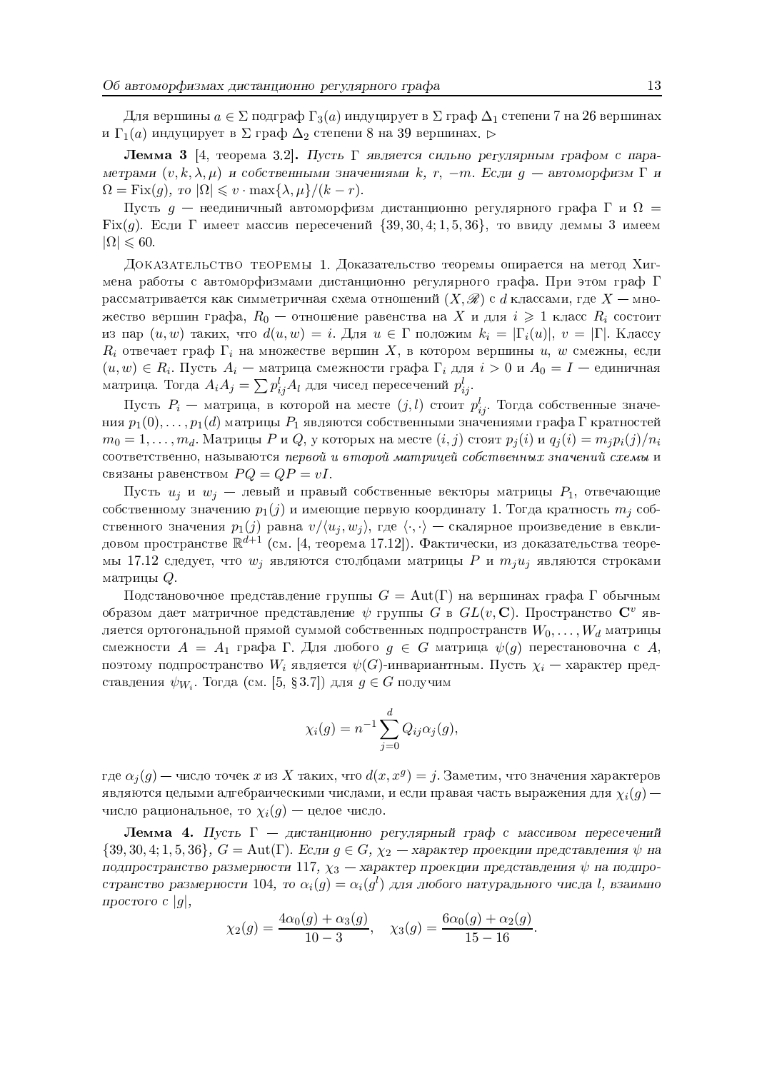Для вершины $a \in \Sigma$ подграф $\Gamma_3(a)$ индуцирует в $\Sigma$ граф $\Delta_1$ степени 7 на 26 вершинах и $\Gamma_1(a)$ индуцирует в $\Sigma$ граф $\Delta_2$ степени 8 на 39 вершинах. $\triangleright$

**Лемма 3** [4, теорема 3.2]. *Пусть $\Gamma$ является сильно регулярным графом с параметрами $(v,k,\lambda,\mu)$ и собственными значениями $k$, $r$, $-m$. Если $g$ — автоморфизм $\Gamma$ и $\Omega = \mathrm{Fix}(g)$, то $|\Omega| \leqslant v \cdot \max\{\lambda,\mu\}/(k-r)$.*

Пусть $g$ — неединичный автоморфизм дистанционно регулярного графа $\Gamma$ и $\Omega = \mathrm{Fix}(g)$. Если $\Gamma$ имеет массив пересечений $\{39,30,4;1,5,36\}$, то ввиду леммы 3 имеем $|\Omega| \leqslant 60$.

Доказательство теоремы 1. Доказательство теоремы опирается на метод Хигмена работы с автоморфизмами дистанционно регулярного графа. При этом граф $\Gamma$ рассматривается как симметричная схема отношений $(X,\mathscr{R})$ с $d$ классами, где $X$ — множество вершин графа, $R_0$ — отношение равенства на $X$ и для $i \geqslant 1$ класс $R_i$ состоит из пар $(u,w)$ таких, что $d(u,w)=i$. Для $u \in \Gamma$ положим $k_i = |\Gamma_i(u)|$, $v = |\Gamma|$. Классу $R_i$ отвечает граф $\Gamma_i$ на множестве вершин $X$, в котором вершины $u$, $w$ смежны, если $(u,w) \in R_i$. Пусть $A_i$ — матрица смежности графа $\Gamma_i$ для $i>0$ и $A_0 = I$ — единичная матрица. Тогда $A_iA_j = \sum p_{ij}^l A_l$ для чисел пересечений $p_{ij}^l$.

Пусть $P_i$ — матрица, в которой на месте $(j,l)$ стоит $p_{ij}^l$. Тогда собственные значения $p_1(0),\ldots,p_1(d)$ матрицы $P_1$ являются собственными значениями графа $\Gamma$ кратностей $m_0 = 1,\ldots,m_d$. Матрицы $P$ и $Q$, у которых на месте $(i,j)$ стоят $p_j(i)$ и $q_j(i) = m_jp_i(j)/n_i$ соответственно, называются *первой и второй матрицей собственных значений схемы* и связаны равенством $PQ = QP = vI$.

Пусть $u_j$ и $w_j$ — левый и правый собственные векторы матрицы $P_1$, отвечающие собственному значению $p_1(j)$ и имеющие первую координату 1. Тогда кратность $m_j$ собственного значения $p_1(j)$ равна $v/\langle u_j,w_j\rangle$, где $\langle\cdot,\cdot\rangle$ — скалярное произведение в евклидовом пространстве $\mathbb{R}^{d+1}$ (см. [4, теорема 17.12]). Фактически, из доказательства теоремы 17.12 следует, что $w_j$ являются столбцами матрицы $P$ и $m_ju_j$ являются строками матрицы $Q$.

Подстановочное представление группы $G = \mathrm{Aut}(\Gamma)$ на вершинах графа $\Gamma$ обычным образом дает матричное представление $\psi$ группы $G$ в $GL(v,\mathbf{C})$. Пространство $\mathbf{C}^v$ является ортогональной прямой суммой собственных подпространств $W_0,\ldots,W_d$ матрицы смежности $A = A_1$ графа $\Gamma$. Для любого $g \in G$ матрица $\psi(g)$ перестановочна с $A$, поэтому подпространство $W_i$ является $\psi(G)$-инвариантным. Пусть $\chi_i$ — характер представления $\psi_{W_i}$. Тогда (см. [5, §3.7]) для $g \in G$ получим

$$\chi_i(g) = n^{-1}\sum_{j=0}^{d} Q_{ij}\alpha_j(g),$$

где $\alpha_j(g)$ — число точек $x$ из $X$ таких, что $d(x,x^g)=j$. Заметим, что значения характеров являются целыми алгебраическими числами, и если правая часть выражения для $\chi_i(g)$ — число рациональное, то $\chi_i(g)$ — целое число.

**Лемма 4.** *Пусть $\Gamma$ — дистанционно регулярный граф с массивом пересечений $\{39,30,4;1,5,36\}$, $G = \mathrm{Aut}(\Gamma)$. Если $g \in G$, $\chi_2$ — характер проекции представления $\psi$ на подпространство размерности 117, $\chi_3$ — характер проекции представления $\psi$ на подпространство размерности 104, то $\alpha_i(g) = \alpha_i(g^l)$ для любого натурального числа $l$, взаимно простого с $|g|$,*

$$\chi_2(g) = \frac{4\alpha_0(g)+\alpha_3(g)}{10-3}, \quad \chi_3(g) = \frac{6\alpha_0(g)+\alpha_2(g)}{15-16}.$$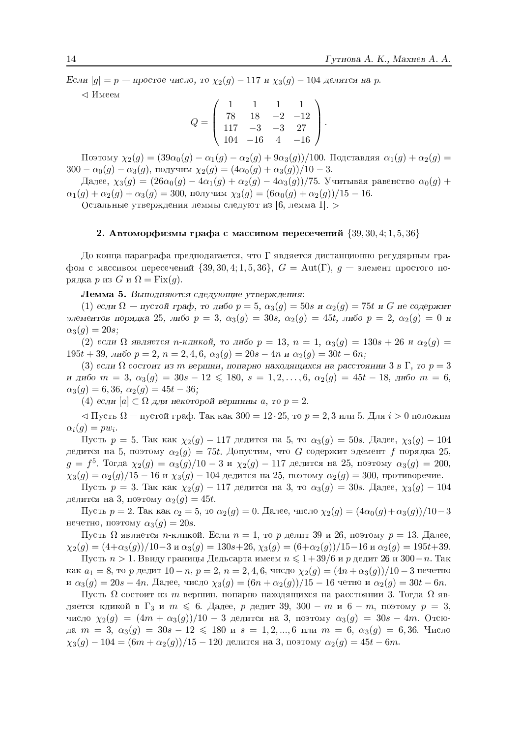*Если $|g| = p$ — простое число, то $\chi_2(g) - 117$ и $\chi_3(g) - 104$ делятся на $p$.*

$\triangleleft$ Имеем

$$Q = \begin{pmatrix} 1 & 1 & 1 & 1 \\ 78 & 18 & -2 & -12 \\ 117 & -3 & -3 & 27 \\ 104 & -16 & 4 & -16 \end{pmatrix}.$$

Поэтому $\chi_2(g) = (39\alpha_0(g) - \alpha_1(g) - \alpha_2(g) + 9\alpha_3(g))/100$. Подставляя $\alpha_1(g) + \alpha_2(g) = 300 - \alpha_0(g) - \alpha_3(g)$, получим $\chi_2(g) = (4\alpha_0(g) + \alpha_3(g))/10 - 3$.

Далее, $\chi_3(g) = (26\alpha_0(g) - 4\alpha_1(g) + \alpha_2(g) - 4\alpha_3(g))/75$. Учитывая равенство $\alpha_0(g) + \alpha_1(g) + \alpha_2(g) + \alpha_3(g) = 300$, получим $\chi_3(g) = (6\alpha_0(g) + \alpha_2(g))/15 - 16$.

Остальные утверждения леммы следуют из [6, лемма 1]. $\triangleright$

## 2. Автоморфизмы графа с массивом пересечений $\{39, 30, 4; 1, 5, 36\}$

До конца параграфа предполагается, что $\Gamma$ является дистанционно регулярным графом с массивом пересечений $\{39, 30, 4; 1, 5, 36\}$, $G = \mathrm{Aut}(\Gamma)$, $g$ — элемент простого порядка $p$ из $G$ и $\Omega = \mathrm{Fix}(g)$.

**Лемма 5.** *Выполняются следующие утверждения:*

*(1) если $\Omega$ — пустой граф, то либо $p = 5$, $\alpha_3(g) = 50s$ и $\alpha_2(g) = 75t$ и $G$ не содержит элементов порядка 25, либо $p = 3$, $\alpha_3(g) = 30s$, $\alpha_2(g) = 45t$, либо $p = 2$, $\alpha_2(g) = 0$ и $\alpha_3(g) = 20s$;*

*(2) если $\Omega$ является $n$-кликой, то либо $p = 13$, $n = 1$, $\alpha_3(g) = 130s + 26$ и $\alpha_2(g) = 195t + 39$, либо $p = 2$, $n = 2, 4, 6$, $\alpha_3(g) = 20s - 4n$ и $\alpha_2(g) = 30t - 6n$;*

*(3) если $\Omega$ состоит из $m$ вершин, попарно находящихся на расстоянии 3 в $\Gamma$, то $p = 3$ и либо $m = 3$, $\alpha_3(g) = 30s - 12 \leqslant 180$, $s = 1, 2, \ldots, 6$, $\alpha_2(g) = 45t - 18$, либо $m = 6$, $\alpha_3(g) = 6, 36$, $\alpha_2(g) = 45t - 36$;*

*(4) если $[a] \subset \Omega$ для некоторой вершины $a$, то $p = 2$.*

$\triangleleft$ Пусть $\Omega$ — пустой граф. Так как $300 = 12 \cdot 25$, то $p = 2, 3$ или $5$. Для $i > 0$ положим $\alpha_i(g) = pw_i$.

Пусть $p = 5$. Так как $\chi_2(g) - 117$ делится на 5, то $\alpha_3(g) = 50s$. Далее, $\chi_3(g) - 104$ делится на 5, поэтому $\alpha_2(g) = 75t$. Допустим, что $G$ содержит элемент $f$ порядка 25, $g = f^5$. Тогда $\chi_2(g) = \alpha_3(g)/10 - 3$ и $\chi_2(g) - 117$ делится на 25, поэтому $\alpha_3(g) = 200$, $\chi_3(g) = \alpha_2(g)/15 - 16$ и $\chi_3(g) - 104$ делится на 25, поэтому $\alpha_2(g) = 300$, противоречие.

Пусть $p = 3$. Так как $\chi_2(g) - 117$ делится на 3, то $\alpha_3(g) = 30s$. Далее, $\chi_3(g) - 104$ делится на 3, поэтому $\alpha_2(g) = 45t$.

Пусть $p = 2$. Так как $c_2 = 5$, то $\alpha_2(g) = 0$. Далее, число $\chi_2(g) = (4\alpha_0(g) + \alpha_3(g))/10 - 3$ нечетно, поэтому $\alpha_3(g) = 20s$.

Пусть $\Omega$ является $n$-кликой. Если $n = 1$, то $p$ делит 39 и 26, поэтому $p = 13$. Далее, $\chi_2(g) = (4 + \alpha_3(g))/10 - 3$ и $\alpha_3(g) = 130s + 26$, $\chi_3(g) = (6 + \alpha_2(g))/15 - 16$ и $\alpha_2(g) = 195t + 39$.

Пусть $n > 1$. Ввиду границы Дельсарта имеем $n \leqslant 1 + 39/6$ и $p$ делит 26 и $300 - n$. Так как $a_1 = 8$, то $p$ делит $10 - n$, $p = 2$, $n = 2, 4, 6$, число $\chi_2(g) = (4n + \alpha_3(g))/10 - 3$ нечетно и $\alpha_3(g) = 20s - 4n$. Далее, число $\chi_3(g) = (6n + \alpha_2(g))/15 - 16$ четно и $\alpha_2(g) = 30t - 6n$.

Пусть $\Omega$ состоит из $m$ вершин, попарно находящихся на расстоянии 3. Тогда $\Omega$ является кликой в $\Gamma_3$ и $m \leqslant 6$. Далее, $p$ делит 39, $300 - m$ и $6 - m$, поэтому $p = 3$, число $\chi_2(g) = (4m + \alpha_3(g))/10 - 3$ делится на 3, поэтому $\alpha_3(g) = 30s - 4m$. Отсюда $m = 3$, $\alpha_3(g) = 30s - 12 \leqslant 180$ и $s = 1, 2, ..., 6$ или $m = 6$, $\alpha_3(g) = 6, 36$. Число $\chi_3(g) - 104 = (6m + \alpha_2(g))/15 - 120$ делится на 3, поэтому $\alpha_2(g) = 45t - 6m$.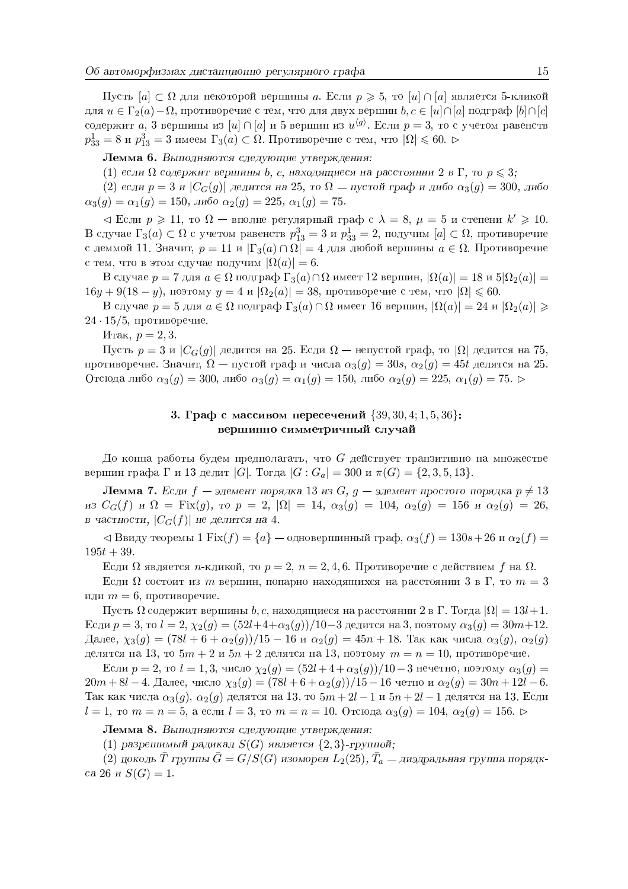Пусть $[a] \subset \Omega$ для некоторой вершины $a$. Если $p \geqslant 5$, то $[u] \cap [a]$ является 5-кликой для $u \in \Gamma_2(a) - \Omega$, противоречие с тем, что для двух вершин $b, c \in [u] \cap [a]$ подграф $[b] \cap [c]$ содержит $a$, 3 вершины из $[u] \cap [a]$ и 5 вершин из $u^{\langle g \rangle}$. Если $p = 3$, то с учетом равенств $p^1_{33} = 8$ и $p^3_{13} = 3$ имеем $\Gamma_3(a) \subset \Omega$. Противоречие с тем, что $|\Omega| \leqslant 60$. $\triangleright$

**Лемма 6.** *Выполняются следующие утверждения:*

(1) *если $\Omega$ содержит вершины $b$, $c$, находящиеся на расстоянии 2 в $\Gamma$, то $p \leqslant 3$;*

(2) *если $p = 3$ и $|C_G(g)|$ делится на 25, то $\Omega$ — пустой граф и либо $\alpha_3(g) = 300$, либо $\alpha_3(g) = \alpha_1(g) = 150$, либо $\alpha_2(g) = 225$, $\alpha_1(g) = 75$.*

$\triangleleft$ Если $p \geqslant 11$, то $\Omega$ — вполне регулярный граф с $\lambda = 8$, $\mu = 5$ и степени $k' \geqslant 10$. В случае $\Gamma_3(a) \subset \Omega$ с учетом равенств $p^3_{13} = 3$ и $p^1_{33} = 2$, получим $[a] \subset \Omega$, противоречие с леммой 11. Значит, $p = 11$ и $|\Gamma_3(a) \cap \Omega| = 4$ для любой вершины $a \in \Omega$. Противоречие с тем, что в этом случае получим $|\Omega(a)| = 6$.

В случае $p = 7$ для $a \in \Omega$ подграф $\Gamma_3(a) \cap \Omega$ имеет 12 вершин, $|\Omega(a)| = 18$ и $5|\Omega_2(a)| = 16y + 9(18 - y)$, поэтому $y = 4$ и $|\Omega_2(a)| = 38$, противоречие с тем, что $|\Omega| \leqslant 60$.

В случае $p = 5$ для $a \in \Omega$ подграф $\Gamma_3(a) \cap \Omega$ имеет 16 вершин, $|\Omega(a)| = 24$ и $|\Omega_2(a)| \geqslant 24 \cdot 15/5$, противоречие.

Итак, $p = 2, 3$.

Пусть $p = 3$ и $|C_G(g)|$ делится на 25. Если $\Omega$ — непустой граф, то $|\Omega|$ делится на 75, противоречие. Значит, $\Omega$ — пустой граф и числа $\alpha_3(g) = 30s$, $\alpha_2(g) = 45t$ делятся на 25. Отсюда либо $\alpha_3(g) = 300$, либо $\alpha_3(g) = \alpha_1(g) = 150$, либо $\alpha_2(g) = 225$, $\alpha_1(g) = 75$. $\triangleright$

## 3. Граф с массивом пересечений $\{39, 30, 4; 1, 5, 36\}$: вершинно симметричный случай

До конца работы будем предполагать, что $G$ действует транзитивно на множестве вершин графа $\Gamma$ и 13 делит $|G|$. Тогда $|G : G_a| = 300$ и $\pi(G) = \{2, 3, 5, 13\}$.

**Лемма 7.** *Если $f$ — элемент порядка 13 из $G$, $g$ — элемент простого порядка $p \neq 13$ из $C_G(f)$ и $\Omega = \mathrm{Fix}(g)$, то $p = 2$, $|\Omega| = 14$, $\alpha_3(g) = 104$, $\alpha_2(g) = 156$ и $\alpha_2(g) = 26$, в частности, $|C_G(f)|$ не делится на 4.*

$\triangleleft$ Ввиду теоремы 1 $\mathrm{Fix}(f) = \{a\}$ — одновершинный граф, $\alpha_3(f) = 130s + 26$ и $\alpha_2(f) = 195t + 39$.

Если $\Omega$ является $n$-кликой, то $p = 2$, $n = 2, 4, 6$. Противоречие с действием $f$ на $\Omega$.

Если $\Omega$ состоит из $m$ вершин, попарно находящихся на расстоянии 3 в $\Gamma$, то $m = 3$ или $m = 6$, противоречие.

Пусть $\Omega$ содержит вершины $b, c$, находящиеся на расстоянии 2 в $\Gamma$. Тогда $|\Omega| = 13l + 1$. Если $p = 3$, то $l = 2$, $\chi_2(g) = (52l + 4 + \alpha_3(g))/10 - 3$ делится на 3, поэтому $\alpha_3(g) = 30m + 12$. Далее, $\chi_3(g) = (78l + 6 + \alpha_2(g))/15 - 16$ и $\alpha_2(g) = 45n + 18$. Так как числа $\alpha_3(g)$, $\alpha_2(g)$ делятся на 13, то $5m + 2$ и $5n + 2$ делятся на 13, поэтому $m = n = 10$, противоречие.

Если $p = 2$, то $l = 1, 3$, число $\chi_2(g) = (52l + 4 + \alpha_3(g))/10 - 3$ нечетно, поэтому $\alpha_3(g) = 20m + 8l - 4$. Далее, число $\chi_3(g) = (78l + 6 + \alpha_2(g))/15 - 16$ четно и $\alpha_2(g) = 30n + 12l - 6$. Так как числа $\alpha_3(g)$, $\alpha_2(g)$ делятся на 13, то $5m + 2l - 1$ и $5n + 2l - 1$ делятся на 13. Если $l = 1$, то $m = n = 5$, а если $l = 3$, то $m = n = 10$. Отсюда $\alpha_3(g) = 104$, $\alpha_2(g) = 156$. $\triangleright$

**Лемма 8.** *Выполняются следующие утверждения:*

(1) *разрешимый радикал $S(G)$ является $\{2, 3\}$-группой;*

(2) *цоколь $\bar{T}$ группы $\bar{G} = G/S(G)$ изоморфен $L_2(25)$, $\bar{T}_a$ — диэдральная группа порядка 26 и $S(G) = 1$.*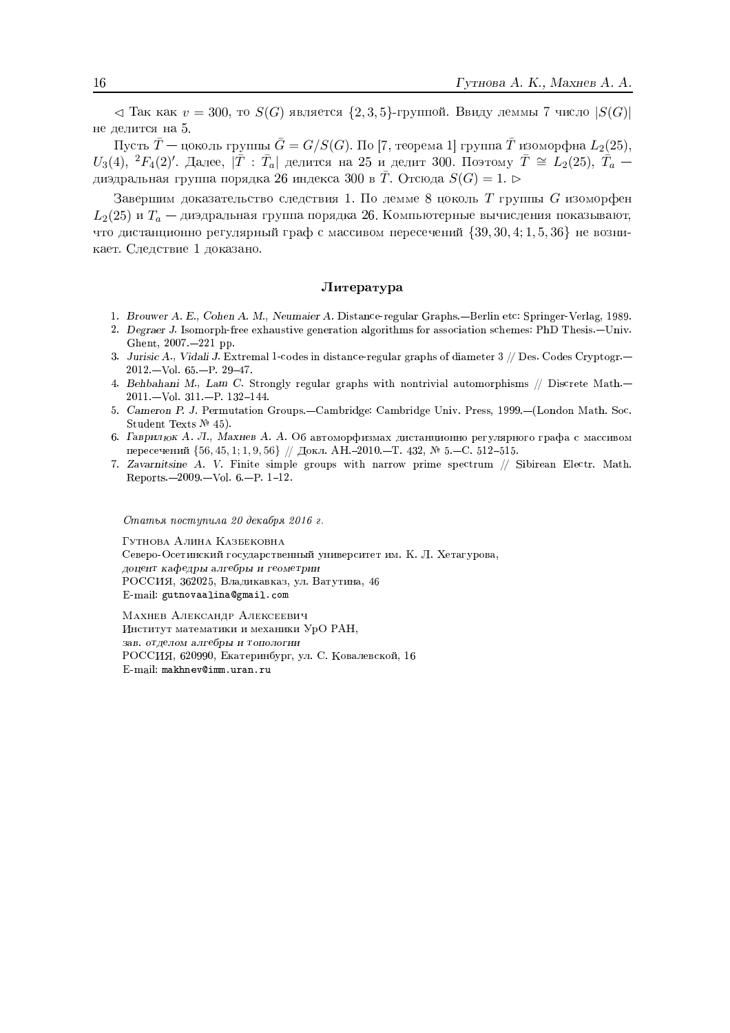$\lhd$ Так как $v = 300$, то $S(G)$ является $\{2,3,5\}$-группой. Ввиду леммы 7 число $|S(G)|$ не делится на 5.

Пусть $\bar{T}$ — цоколь группы $\bar{G} = G/S(G)$. По [7, теорема 1] группа $\bar{T}$ изоморфна $L_2(25)$, $U_3(4)$, ${}^2F_4(2)'$. Далее, $|\bar{T} : \bar{T}_a|$ делится на 25 и делит 300. Поэтому $\bar{T} \cong L_2(25)$, $\bar{T}_a$ — диэдральная группа порядка 26 индекса 300 в $\bar{T}$. Отсюда $S(G) = 1$. $\rhd$

Завершим доказательство следствия 1. По лемме 8 цоколь $T$ группы $G$ изоморфен $L_2(25)$ и $T_a$ — диэдральная группа порядка 26. Компьютерные вычисления показывают, что дистанционно регулярный граф с массивом пересечений $\{39, 30, 4; 1, 5, 36\}$ не возникает. Следствие 1 доказано.

## Литература

1. *Brouwer A. E., Cohen A. M., Neumaier A.* Distance-regular Graphs.—Berlin etc: Springer-Verlag, 1989.
2. *Degraer J.* Isomorph-free exhaustive generation algorithms for association schemes: PhD Thesis.—Univ. Ghent, 2007.—221 pp.
3. *Jurisic A., Vidali J.* Extremal 1-codes in distance-regular graphs of diameter 3 // Des. Codes Cryptogr.—2012.—Vol. 65.—P. 29–47.
4. *Behbahani M., Lam C.* Strongly regular graphs with nontrivial automorphisms // Discrete Math.—2011.—Vol. 311.—P. 132–144.
5. *Cameron P. J.* Permutation Groups.—Cambridge: Cambridge Univ. Press, 1999.—(London Math. Soc. Student Texts № 45).
6. *Гаврилюк А. Л., Махнев А. А.* Об автоморфизмах дистанционно регулярного графа с массивом пересечений $\{56, 45, 1; 1, 9, 56\}$ // Докл. АН.–2010.—Т. 432, № 5.—С. 512–515.
7. *Zavarnitsine A. V.* Finite simple groups with narrow prime spectrum // Sibirean Electr. Math. Reports.—2009.—Vol. 6.—P. 1–12.

*Статья поступила 20 декабря 2016 г.*

Гутнова Алина Казбековна
Северо-Осетинский государственный университет им. К. Л. Хетагурова,
*доцент кафедры алгебры и геометрии*
РОССИЯ, 362025, Владикавказ, ул. Ватутина, 46
E-mail: gutnovaalina@gmail.com

Махнев Александр Алексеевич
Институт математики и механики УрО РАН,
*зав. отделом алгебры и топологии*
РОССИЯ, 620990, Екатеринбург, ул. С. Ковалевской, 16
E-mail: makhnev@imm.uran.ru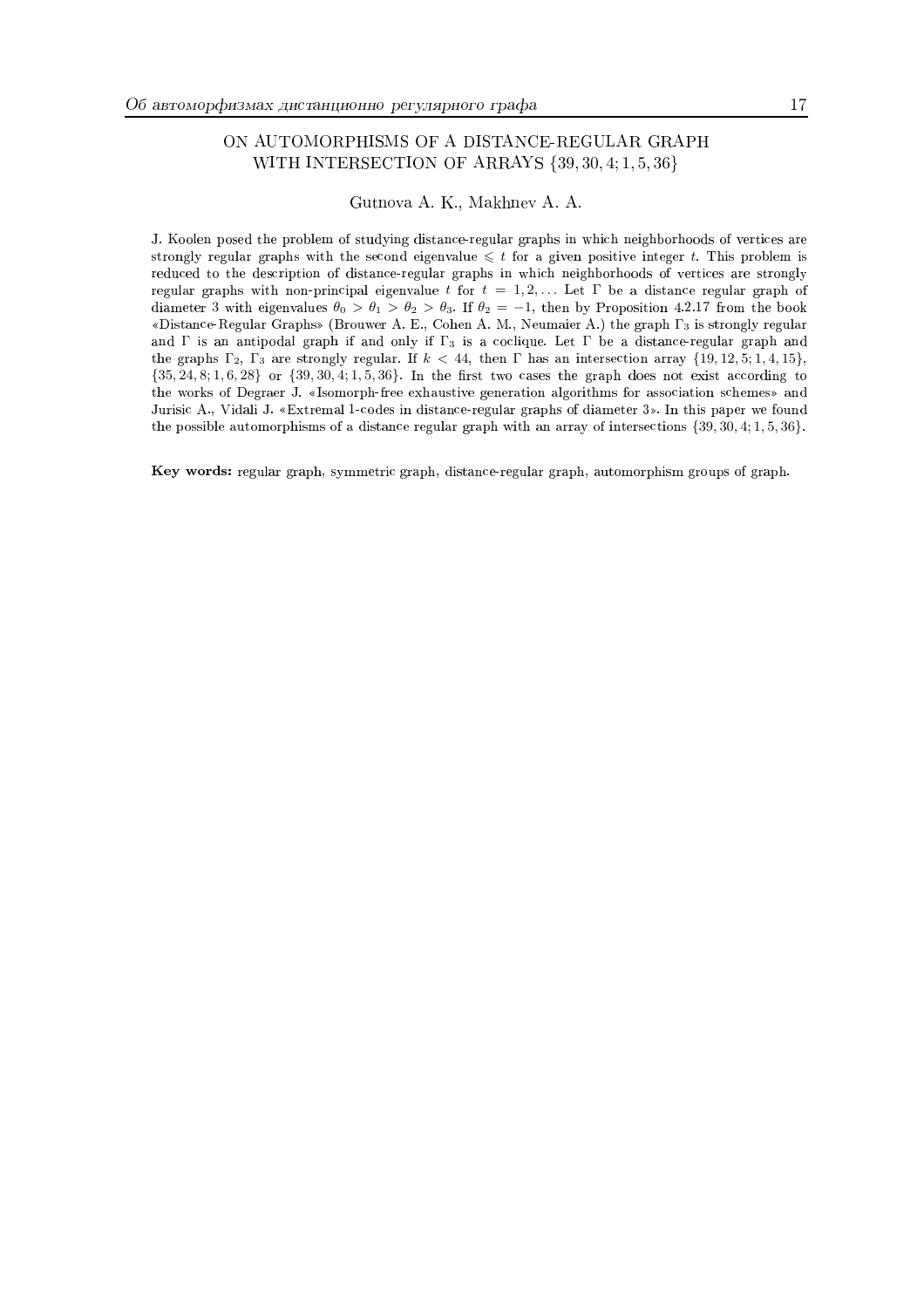## ON AUTOMORPHISMS OF A DISTANCE-REGULAR GRAPH WITH INTERSECTION OF ARRAYS $\{39, 30, 4; 1, 5, 36\}$

Gutnova A. K., Makhnev A. A.

J. Koolen posed the problem of studying distance-regular graphs in which neighborhoods of vertices are strongly regular graphs with the second eigenvalue $\leqslant t$ for a given positive integer $t$. This problem is reduced to the description of distance-regular graphs in which neighborhoods of vertices are strongly regular graphs with non-principal eigenvalue $t$ for $t = 1, 2, \ldots$ Let $\Gamma$ be a distance regular graph of diameter 3 with eigenvalues $\theta_0 > \theta_1 > \theta_2 > \theta_3$. If $\theta_2 = -1$, then by Proposition 4.2.17 from the book «Distance-Regular Graphs» (Brouwer A. E., Cohen A. M., Neumaier A.) the graph $\Gamma_3$ is strongly regular and $\Gamma$ is an antipodal graph if and only if $\Gamma_3$ is a coclique. Let $\Gamma$ be a distance-regular graph and the graphs $\Gamma_2$, $\Gamma_3$ are strongly regular. If $k < 44$, then $\Gamma$ has an intersection array $\{19, 12, 5; 1, 4, 15\}$, $\{35, 24, 8; 1, 6, 28\}$ or $\{39, 30, 4; 1, 5, 36\}$. In the first two cases the graph does not exist according to the works of Degraer J. «Isomorph-free exhaustive generation algorithms for association schemes» and Jurisic A., Vidali J. «Extremal 1-codes in distance-regular graphs of diameter 3». In this paper we found the possible automorphisms of a distance regular graph with an array of intersections $\{39, 30, 4; 1, 5, 36\}$.

**Key words:** regular graph, symmetric graph, distance-regular graph, automorphism groups of graph.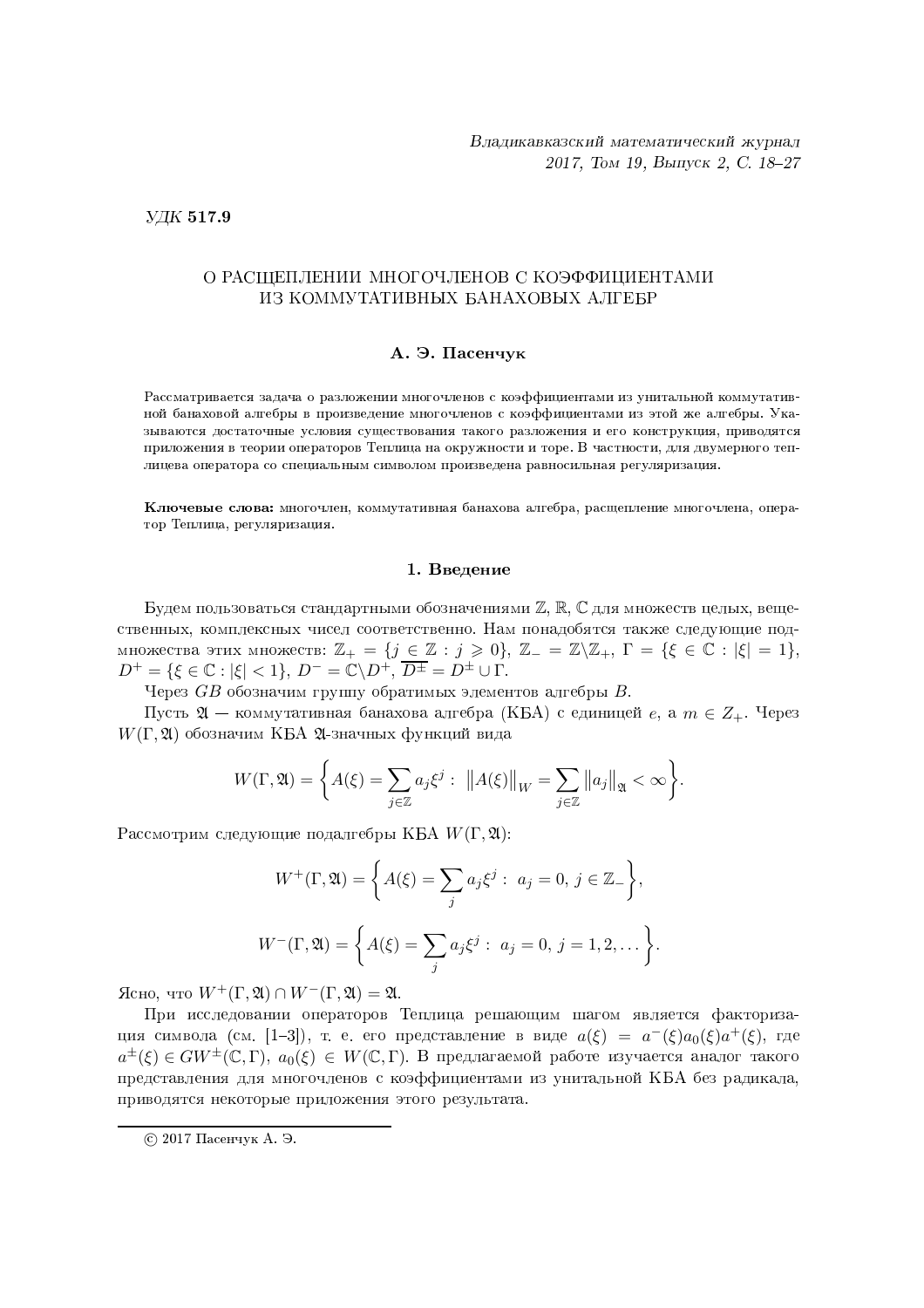УДК **517.9**

# О РАСЩЕПЛЕНИИ МНОГОЧЛЕНОВ С КОЭФФИЦИЕНТАМИ ИЗ КОММУТАТИВНЫХ БАНАХОВЫХ АЛГЕБР

**А. Э. Пасенчук**

Рассматривается задача о разложении многочленов с коэффициентами из унитальной коммутативной банаховой алгебры в произведение многочленов с коэффициентами из этой же алгебры. Указываются достаточные условия существования такого разложения и его конструкция, приводятся приложения в теории операторов Теплица на окружности и торе. В частности, для двумерного теплицева оператора со специальным символом произведена равносильная регуляризация.

**Ключевые слова:** многочлен, коммутативная банахова алгебра, расщепление многочлена, оператор Теплица, регуляризация.

## 1. Введение

Будем пользоваться стандартными обозначениями $\mathbb{Z}$, $\mathbb{R}$, $\mathbb{C}$ для множеств целых, вещественных, комплексных чисел соответственно. Нам понадобятся также следующие подмножества этих множеств: $\mathbb{Z}_+ = \{j \in \mathbb{Z} : j \geqslant 0\}$, $\mathbb{Z}_- = \mathbb{Z} \backslash \mathbb{Z}_+$, $\Gamma = \{\xi \in \mathbb{C} : |\xi| = 1\}$, $D^+ = \{\xi \in \mathbb{C} : |\xi| < 1\}$, $D^- = \mathbb{C} \backslash D^+$, $\overline{D^\pm} = D^\pm \cup \Gamma$.

Через $GB$ обозначим группу обратимых элементов алгебры $B$.

Пусть $\mathfrak{A}$ — коммутативная банахова алгебра (КБА) с единицей $e$, а $m \in Z_+$. Через $W(\Gamma, \mathfrak{A})$ обозначим КБА $\mathfrak{A}$-значных функций вида

$$W(\Gamma, \mathfrak{A}) = \left\{ A(\xi) = \sum_{j \in \mathbb{Z}} a_j \xi^j : \ \|A(\xi)\|_W = \sum_{j \in \mathbb{Z}} \|a_j\|_{\mathfrak{A}} < \infty \right\}.$$

Рассмотрим следующие подалгебры КБА $W(\Gamma, \mathfrak{A})$:

$$W^+(\Gamma, \mathfrak{A}) = \left\{ A(\xi) = \sum_j a_j \xi^j : \ a_j = 0, \, j \in \mathbb{Z}_- \right\},$$

$$W^-(\Gamma, \mathfrak{A}) = \left\{ A(\xi) = \sum_j a_j \xi^j : \ a_j = 0, \, j = 1, 2, \ldots \right\}.$$

Ясно, что $W^+(\Gamma, \mathfrak{A}) \cap W^-(\Gamma, \mathfrak{A}) = \mathfrak{A}$.

При исследовании операторов Теплица решающим шагом является факторизация символа (см. [1–3]), т. е. его представление в виде $a(\xi) = a^-(\xi) a_0(\xi) a^+(\xi)$, где $a^\pm(\xi) \in GW^\pm(\mathbb{C}, \Gamma)$, $a_0(\xi) \in W(\mathbb{C}, \Gamma)$. В предлагаемой работе изучается аналог такого представления для многочленов с коэффициентами из унитальной КБА без радикала, приводятся некоторые приложения этого результата.

© 2017 Пасенчук А. Э.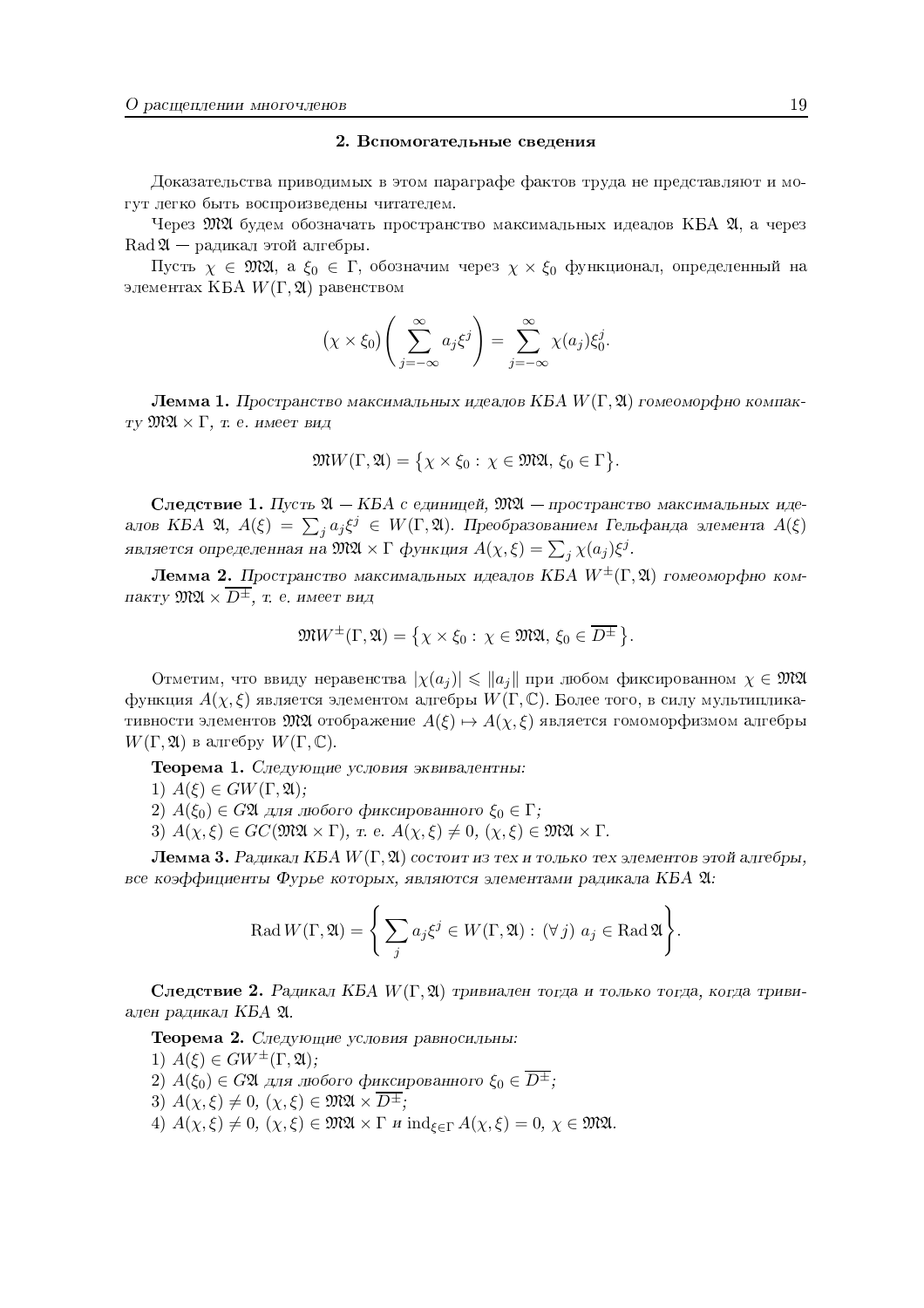## 2. Вспомогательные сведения

Доказательства приводимых в этом параграфе фактов труда не представляют и могут легко быть воспроизведены читателем.

Через $\mathfrak{M}\mathfrak{A}$ будем обозначать пространство максимальных идеалов КБА $\mathfrak{A}$, а через $\operatorname{Rad}\mathfrak{A}$ — радикал этой алгебры.

Пусть $\chi \in \mathfrak{M}\mathfrak{A}$, а $\xi_0 \in \Gamma$, обозначим через $\chi \times \xi_0$ функционал, определенный на элементах КБА $W(\Gamma, \mathfrak{A})$ равенством

$$(\chi \times \xi_0)\left(\sum_{j=-\infty}^{\infty} a_j \xi^j\right) = \sum_{j=-\infty}^{\infty} \chi(a_j)\xi_0^j.$$

**Лемма 1.** *Пространство максимальных идеалов КБА $W(\Gamma, \mathfrak{A})$ гомеоморфно компакту $\mathfrak{M}\mathfrak{A} \times \Gamma$, т. е. имеет вид*

$$\mathfrak{M}W(\Gamma, \mathfrak{A}) = \left\{\chi \times \xi_0 : \chi \in \mathfrak{M}\mathfrak{A},\ \xi_0 \in \Gamma\right\}.$$

**Следствие 1.** *Пусть $\mathfrak{A}$ — КБА с единицей, $\mathfrak{M}\mathfrak{A}$ — пространство максимальных идеалов КБА $\mathfrak{A}$, $A(\xi) = \sum_j a_j \xi^j \in W(\Gamma, \mathfrak{A})$. Преобразованием Гельфанда элемента $A(\xi)$ является определенная на $\mathfrak{M}\mathfrak{A} \times \Gamma$ функция $A(\chi, \xi) = \sum_j \chi(a_j)\xi^j$.*

**Лемма 2.** *Пространство максимальных идеалов КБА $W^{\pm}(\Gamma, \mathfrak{A})$ гомеоморфно компакту $\mathfrak{M}\mathfrak{A} \times \overline{D^{\pm}}$, т. е. имеет вид*

$$\mathfrak{M}W^{\pm}(\Gamma, \mathfrak{A}) = \left\{\chi \times \xi_0 : \chi \in \mathfrak{M}\mathfrak{A},\ \xi_0 \in \overline{D^{\pm}}\right\}.$$

Отметим, что ввиду неравенства $|\chi(a_j)| \leqslant \|a_j\|$ при любом фиксированном $\chi \in \mathfrak{M}\mathfrak{A}$ функция $A(\chi, \xi)$ является элементом алгебры $W(\Gamma, \mathbb{C})$. Более того, в силу мультипликативности элементов $\mathfrak{M}\mathfrak{A}$ отображение $A(\xi) \mapsto A(\chi, \xi)$ является гомоморфизмом алгебры $W(\Gamma, \mathfrak{A})$ в алгебру $W(\Gamma, \mathbb{C})$.

**Теорема 1.** *Следующие условия эквивалентны:*

1) $A(\xi) \in GW(\Gamma, \mathfrak{A})$;
2) $A(\xi_0) \in G\mathfrak{A}$ *для любого фиксированного* $\xi_0 \in \Gamma$;
3) $A(\chi, \xi) \in GC(\mathfrak{M}\mathfrak{A} \times \Gamma)$, *т. е.* $A(\chi, \xi) \neq 0$, $(\chi, \xi) \in \mathfrak{M}\mathfrak{A} \times \Gamma$.

**Лемма 3.** *Радикал КБА $W(\Gamma, \mathfrak{A})$ состоит из тех и только тех элементов этой алгебры, все коэффициенты Фурье которых, являются элементами радикала КБА $\mathfrak{A}$:*

$$\operatorname{Rad} W(\Gamma, \mathfrak{A}) = \left\{\sum_j a_j \xi^j \in W(\Gamma, \mathfrak{A}) : (\forall j)\ a_j \in \operatorname{Rad}\mathfrak{A}\right\}.$$

**Следствие 2.** *Радикал КБА $W(\Gamma, \mathfrak{A})$ тривиален тогда и только тогда, когда тривиален радикал КБА $\mathfrak{A}$.*

**Теорема 2.** *Следующие условия равносильны:*

1) $A(\xi) \in GW^{\pm}(\Gamma, \mathfrak{A})$;
2) $A(\xi_0) \in G\mathfrak{A}$ *для любого фиксированного* $\xi_0 \in \overline{D^{\pm}}$;
3) $A(\chi, \xi) \neq 0$, $(\chi, \xi) \in \mathfrak{M}\mathfrak{A} \times \overline{D^{\pm}}$;
4) $A(\chi, \xi) \neq 0$, $(\chi, \xi) \in \mathfrak{M}\mathfrak{A} \times \Gamma$ *и* $\operatorname{ind}_{\xi \in \Gamma} A(\chi, \xi) = 0$, $\chi \in \mathfrak{M}\mathfrak{A}$.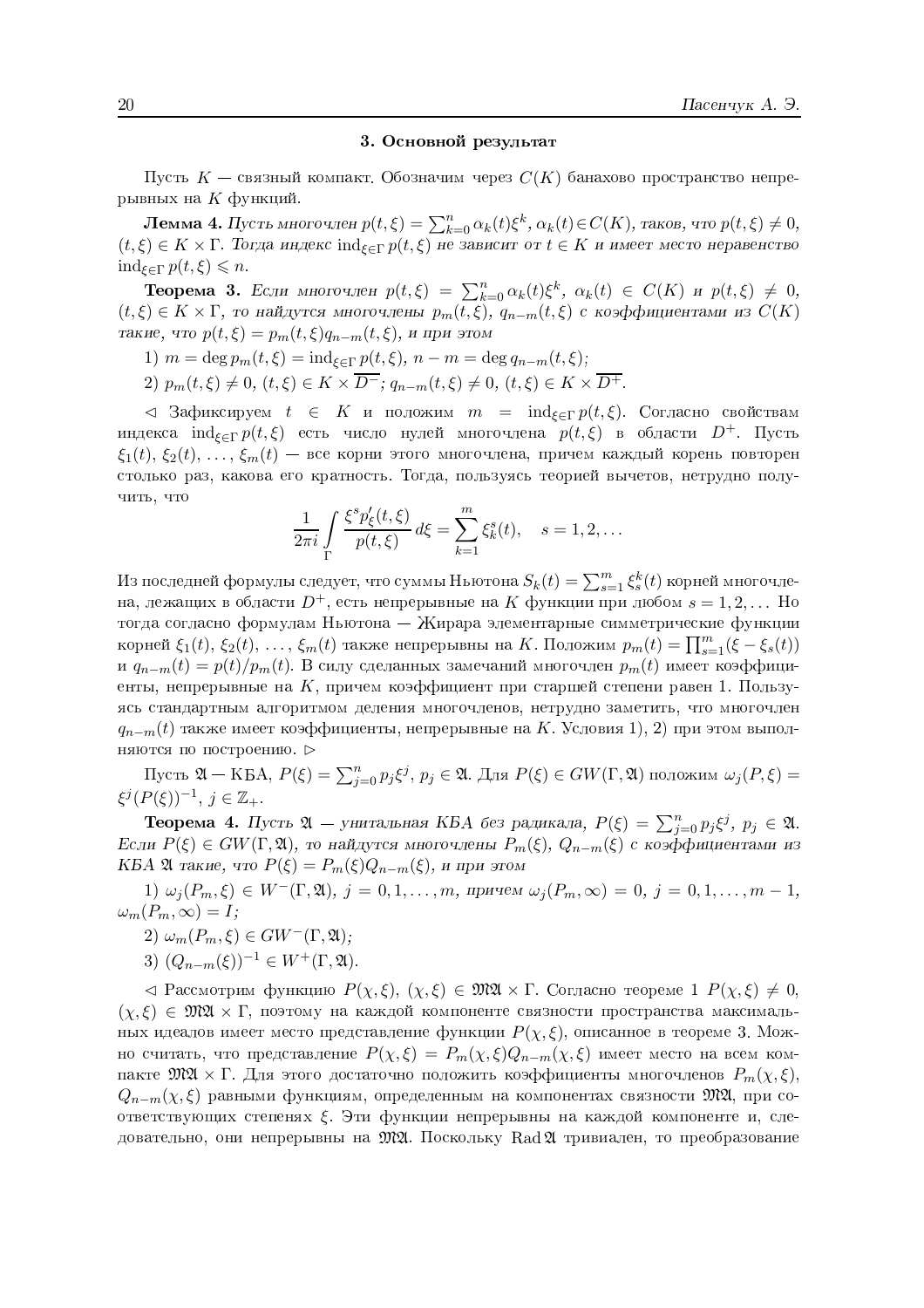### 3. Основной результат

Пусть $K$ — связный компакт. Обозначим через $C(K)$ банахово пространство непрерывных на $K$ функций.

**Лемма 4.** *Пусть многочлен $p(t,\xi) = \sum_{k=0}^{n} \alpha_k(t)\xi^k$, $\alpha_k(t) \in C(K)$, таков, что $p(t,\xi) \neq 0$, $(t,\xi) \in K \times \Gamma$. Тогда индекс $\operatorname{ind}_{\xi\in\Gamma} p(t,\xi)$ не зависит от $t \in K$ и имеет место неравенство $\operatorname{ind}_{\xi\in\Gamma} p(t,\xi) \leqslant n$.*

**Теорема 3.** *Если многочлен $p(t,\xi) = \sum_{k=0}^{n} \alpha_k(t)\xi^k$, $\alpha_k(t) \in C(K)$ и $p(t,\xi) \neq 0$, $(t,\xi) \in K \times \Gamma$, то найдутся многочлены $p_m(t,\xi)$, $q_{n-m}(t,\xi)$ с коэффициентами из $C(K)$ такие, что $p(t,\xi) = p_m(t,\xi)q_{n-m}(t,\xi)$, и при этом*

1) $m = \deg p_m(t,\xi) = \operatorname{ind}_{\xi\in\Gamma} p(t,\xi)$, $n - m = \deg q_{n-m}(t,\xi)$;

2) $p_m(t,\xi) \neq 0$, $(t,\xi) \in K \times \overline{D^-}$; $q_{n-m}(t,\xi) \neq 0$, $(t,\xi) \in K \times \overline{D^+}$.

◁ Зафиксируем $t \in K$ и положим $m = \operatorname{ind}_{\xi\in\Gamma} p(t,\xi)$. Согласно свойствам индекса $\operatorname{ind}_{\xi\in\Gamma} p(t,\xi)$ есть число нулей многочлена $p(t,\xi)$ в области $D^+$. Пусть $\xi_1(t), \xi_2(t), \ldots, \xi_m(t)$ — все корни этого многочлена, причем каждый корень повторен столько раз, какова его кратность. Тогда, пользуясь теорией вычетов, нетрудно получить, что

$$\frac{1}{2\pi i}\int\limits_{\Gamma} \frac{\xi^s p'_\xi(t,\xi)}{p(t,\xi)}\,d\xi = \sum_{k=1}^{m} \xi_k^s(t), \quad s = 1, 2, \ldots$$

Из последней формулы следует, что суммы Ньютона $S_k(t) = \sum_{s=1}^{m} \xi_s^k(t)$ корней многочлена, лежащих в области $D^+$, есть непрерывные на $K$ функции при любом $s = 1, 2, \ldots$ Но тогда согласно формулам Ньютона — Жирара элементарные симметрические функции корней $\xi_1(t), \xi_2(t), \ldots, \xi_m(t)$ также непрерывны на $K$. Положим $p_m(t) = \prod_{s=1}^{m}(\xi - \xi_s(t))$ и $q_{n-m}(t) = p(t)/p_m(t)$. В силу сделанных замечаний многочлен $p_m(t)$ имеет коэффициенты, непрерывные на $K$, причем коэффициент при старшей степени равен 1. Пользуясь стандартным алгоритмом деления многочленов, нетрудно заметить, что многочлен $q_{n-m}(t)$ также имеет коэффициенты, непрерывные на $K$. Условия 1), 2) при этом выполняются по построению. ▷

Пусть $\mathfrak{A}$ — КБА, $P(\xi) = \sum_{j=0}^{n} p_j\xi^j$, $p_j \in \mathfrak{A}$. Для $P(\xi) \in GW(\Gamma,\mathfrak{A})$ положим $\omega_j(P,\xi) = \xi^j(P(\xi))^{-1}$, $j \in \mathbb{Z}_+$.

**Теорема 4.** *Пусть $\mathfrak{A}$ — унитальная КБА без радикала, $P(\xi) = \sum_{j=0}^{n} p_j\xi^j$, $p_j \in \mathfrak{A}$. Если $P(\xi) \in GW(\Gamma,\mathfrak{A})$, то найдутся многочлены $P_m(\xi)$, $Q_{n-m}(\xi)$ с коэффициентами из КБА $\mathfrak{A}$ такие, что $P(\xi) = P_m(\xi)Q_{n-m}(\xi)$, и при этом*

1) $\omega_j(P_m,\xi) \in W^-(\Gamma,\mathfrak{A})$, $j = 0, 1, \ldots, m$, *причем* $\omega_j(P_m,\infty) = 0$, $j = 0, 1, \ldots, m-1$, $\omega_m(P_m,\infty) = I$;

2) $\omega_m(P_m,\xi) \in GW^-(\Gamma,\mathfrak{A})$;

3) $(Q_{n-m}(\xi))^{-1} \in W^+(\Gamma,\mathfrak{A})$.

◁ Рассмотрим функцию $P(\chi,\xi)$, $(\chi,\xi) \in \mathfrak{MA} \times \Gamma$. Согласно теореме 1 $P(\chi,\xi) \neq 0$, $(\chi,\xi) \in \mathfrak{MA} \times \Gamma$, поэтому на каждой компоненте связности пространства максимальных идеалов имеет место представление функции $P(\chi,\xi)$, описанное в теореме 3. Можно считать, что представление $P(\chi,\xi) = P_m(\chi,\xi)Q_{n-m}(\chi,\xi)$ имеет место на всем компакте $\mathfrak{MA} \times \Gamma$. Для этого достаточно положить коэффициенты многочленов $P_m(\chi,\xi)$, $Q_{n-m}(\chi,\xi)$ равными функциям, определенным на компонентах связности $\mathfrak{MA}$, при соответствующих степенях $\xi$. Эти функции непрерывны на каждой компоненте и, следовательно, они непрерывны на $\mathfrak{MA}$. Поскольку $\operatorname{Rad}\mathfrak{A}$ тривиален, то преобразование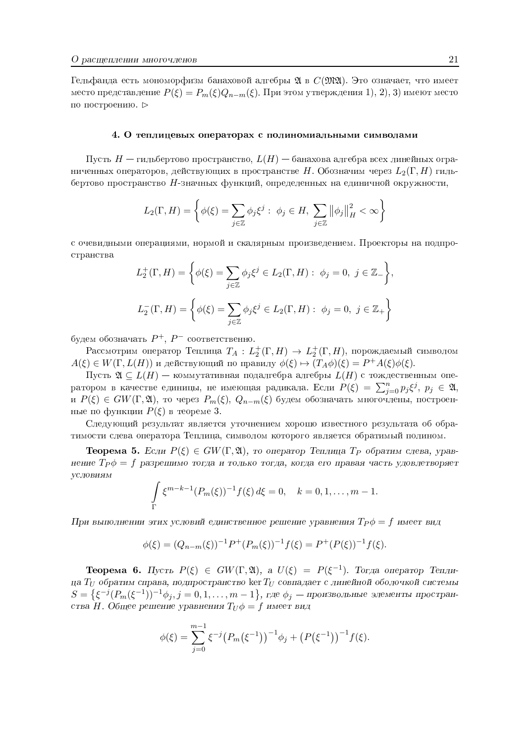Гельфанда есть мономорфизм банаховой алгебры $\mathfrak{A}$ в $C(\mathfrak{M}\mathfrak{A})$. Это означает, что имеет место представление $P(\xi) = P_m(\xi)Q_{n-m}(\xi)$. При этом утверждения 1), 2), 3) имеют место по построению. $\rhd$

### 4. О теплицевых операторах с полиномиальными символами

Пусть $H$ — гильбертово пространство, $L(H)$ — банахова алгебра всех линейных ограниченных операторов, действующих в пространстве $H$. Обозначим через $L_2(\Gamma, H)$ гильбертово пространство $H$-значных функций, определенных на единичной окружности,

$$L_2(\Gamma, H) = \left\{ \phi(\xi) = \sum_{j\in\mathbb{Z}} \phi_j \xi^j : \ \phi_j \in H, \ \sum_{j\in\mathbb{Z}} \left\|\phi_j\right\|_H^2 < \infty \right\}$$

с очевидными операциями, нормой и скалярным произведением. Проекторы на подпространства

$$L_2^+(\Gamma, H) = \left\{ \phi(\xi) = \sum_{j\in\mathbb{Z}} \phi_j \xi^j \in L_2(\Gamma, H) : \ \phi_j = 0, \ j \in \mathbb{Z}_- \right\},$$

$$L_2^-(\Gamma, H) = \left\{ \phi(\xi) = \sum_{j\in\mathbb{Z}} \phi_j \xi^j \in L_2(\Gamma, H) : \ \phi_j = 0, \ j \in \mathbb{Z}_+ \right\}$$

будем обозначать $P^+$, $P^-$ соответственно.

Рассмотрим оператор Теплица $T_A : L_2^+(\Gamma, H) \to L_2^+(\Gamma, H)$, порождаемый символом $A(\xi) \in W(\Gamma, L(H))$ и действующий по правилу $\phi(\xi) \mapsto (T_A\phi)(\xi) = P^+A(\xi)\phi(\xi)$.

Пусть $\mathfrak{A} \subseteq L(H)$ — коммутативная подалгебра алгебры $L(H)$ с тождественным оператором в качестве единицы, не имеющая радикала. Если $P(\xi) = \sum_{j=0}^n p_j\xi^j$, $p_j \in \mathfrak{A}$, и $P(\xi) \in GW(\Gamma, \mathfrak{A})$, то через $P_m(\xi)$, $Q_{n-m}(\xi)$ будем обозначать многочлены, построенные по функции $P(\xi)$ в теореме 3.

Следующий результат является уточнением хорошо известного результата об обратимости слева оператора Теплица, символом которого является обратимый полином.

**Теорема 5.** *Если $P(\xi) \in GW(\Gamma, \mathfrak{A})$, то оператор Теплица $T_P$ обратим слева, уравнение $T_P\phi = f$ разрешимо тогда и только тогда, когда его правая часть удовлетворяет условиям*

$$\int\limits_\Gamma \xi^{m-k-1}(P_m(\xi))^{-1}f(\xi)\,d\xi = 0, \quad k = 0, 1, \ldots, m-1.$$

*При выполнении этих условий единственное решение уравнения $T_P\phi = f$ имеет вид*

$$\phi(\xi) = (Q_{n-m}(\xi))^{-1}P^+(P_m(\xi))^{-1}f(\xi) = P^+(P(\xi))^{-1}f(\xi).$$

**Теорема 6.** *Пусть $P(\xi) \in GW(\Gamma, \mathfrak{A})$, а $U(\xi) = P(\xi^{-1})$. Тогда оператор Теплица $T_U$ обратим справа, подпространство $\ker T_U$ совпадает с линейной оболочкой системы $S = \left\{\xi^{-j}(P_m(\xi^{-1}))^{-1}\phi_j, j = 0, 1, \ldots, m-1\right\}$, где $\phi_j$ — произвольные элементы пространства $H$. Общее решение уравнения $T_U\phi = f$ имеет вид*

$$\phi(\xi) = \sum_{j=0}^{m-1} \xi^{-j}\big(P_m(\xi^{-1})\big)^{-1}\phi_j + \big(P(\xi^{-1})\big)^{-1}f(\xi).$$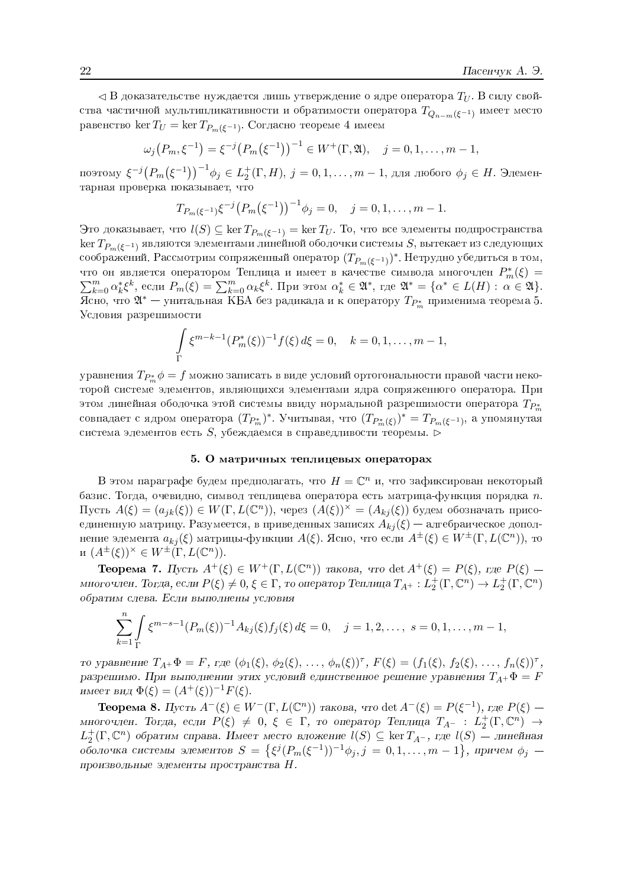$\lhd$ В доказательстве нуждается лишь утверждение о ядре оператора $T_U$. В силу свойства частичной мультипликативности и обратимости оператора $T_{Q_{n-m}(\xi^{-1})}$ имеет место равенство $\ker T_U = \ker T_{P_m(\xi^{-1})}$. Согласно теореме 4 имеем

$$\omega_j\big(P_m, \xi^{-1}\big) = \xi^{-j}\big(P_m\big(\xi^{-1}\big)\big)^{-1} \in W^+(\Gamma, \mathfrak{A}), \quad j = 0, 1, \ldots, m-1,$$

поэтому $\xi^{-j}\big(P_m\big(\xi^{-1}\big)\big)^{-1}\phi_j \in L_2^+(\Gamma, H)$, $j = 0, 1, \ldots, m-1$, для любого $\phi_j \in H$. Элементарная проверка показывает, что

$$T_{P_m(\xi^{-1})}\xi^{-j}\big(P_m\big(\xi^{-1}\big)\big)^{-1}\phi_j = 0, \quad j = 0, 1, \ldots, m-1.$$

Это доказывает, что $l(S) \subseteq \ker T_{P_m(\xi^{-1})} = \ker T_U$. То, что все элементы подпространства $\ker T_{P_m(\xi^{-1})}$ являются элементами линейной оболочки системы $S$, вытекает из следующих соображений. Рассмотрим сопряженный оператор $(T_{P_m(\xi^{-1})})^*$. Нетрудно убедиться в том, что он является оператором Теплица и имеет в качестве символа многочлен $P_m^*(\xi) = \sum_{k=0}^m \alpha_k^* \xi^k$, если $P_m(\xi) = \sum_{k=0}^m \alpha_k \xi^k$. При этом $\alpha_k^* \in \mathfrak{A}^*$, где $\mathfrak{A}^* = \{\alpha^* \in L(H) : \alpha \in \mathfrak{A}\}$. Ясно, что $\mathfrak{A}^*$ — унитальная КБА без радикала и к оператору $T_{P_m^*}$ применима теорема 5. Условия разрешимости

$$\int\limits_\Gamma \xi^{m-k-1}(P_m^*(\xi))^{-1} f(\xi)\, d\xi = 0, \quad k = 0, 1, \ldots, m-1,$$

уравнения $T_{P_m^*}\phi = f$ можно записать в виде условий ортогональности правой части некоторой системе элементов, являющихся элементами ядра сопряженного оператора. При этом линейная оболочка этой системы ввиду нормальной разрешимости оператора $T_{P_m^*}$ совпадает с ядром оператора $(T_{P_m^*})^*$. Учитывая, что $(T_{P_m^*(\xi)})^* = T_{P_m(\xi^{-1})}$, а упомянутая система элементов есть $S$, убеждаемся в справедливости теоремы. $\rhd$

### 5. О матричных теплицевых операторах

В этом параграфе будем предполагать, что $H = \mathbb{C}^n$ и, что зафиксирован некоторый базис. Тогда, очевидно, символ теплицева оператора есть матрица-функция порядка $n$. Пусть $A(\xi) = (a_{jk}(\xi)) \in W(\Gamma, L(\mathbb{C}^n))$, через $(A(\xi))^\times = (A_{kj}(\xi))$ будем обозначать присоединенную матрицу. Разумеется, в приведенных записях $A_{kj}(\xi)$ — алгебраическое дополнение элемента $a_{kj}(\xi)$ матрицы-функции $A(\xi)$. Ясно, что если $A^\pm(\xi) \in W^\pm(\Gamma, L(\mathbb{C}^n))$, то и $(A^\pm(\xi))^\times \in W^\pm(\Gamma, L(\mathbb{C}^n))$.

**Теорема 7.** *Пусть $A^+(\xi) \in W^+(\Gamma, L(\mathbb{C}^n))$ такова, что $\det A^+(\xi) = P(\xi)$, где $P(\xi)$ — многочлен. Тогда, если $P(\xi) \neq 0$, $\xi \in \Gamma$, то оператор Теплица $T_{A^+} : L_2^+(\Gamma, \mathbb{C}^n) \to L_2^+(\Gamma, \mathbb{C}^n)$ обратим слева. Если выполнены условия*

$$\sum_{k=1}^n \int\limits_\Gamma \xi^{m-s-1}(P_m(\xi))^{-1} A_{kj}(\xi) f_j(\xi)\, d\xi = 0, \quad j = 1, 2, \ldots,\ s = 0, 1, \ldots, m-1,$$

*то уравнение $T_{A^+}\Phi = F$, где $(\phi_1(\xi), \phi_2(\xi), \ldots, \phi_n(\xi))^\tau$, $F(\xi) = (f_1(\xi), f_2(\xi), \ldots, f_n(\xi))^\tau$, разрешимо. При выполнении этих условий единственное решение уравнения $T_{A^+}\Phi = F$ имеет вид $\Phi(\xi) = (A^+(\xi))^{-1}F(\xi)$.*

**Теорема 8.** *Пусть $A^-(\xi) \in W^-(\Gamma, L(\mathbb{C}^n))$ такова, что $\det A^-(\xi) = P(\xi^{-1})$, где $P(\xi)$ — многочлен. Тогда, если $P(\xi) \neq 0$, $\xi \in \Gamma$, то оператор Теплица $T_{A^-} : L_2^+(\Gamma, \mathbb{C}^n) \to L_2^+(\Gamma, \mathbb{C}^n)$ обратим справа. Имеет место вложение $l(S) \subseteq \ker T_{A^-}$, где $l(S)$ — линейная оболочка системы элементов $S = \big\{\xi^j (P_m(\xi^{-1}))^{-1}\phi_j, j = 0, 1, \ldots, m-1\big\}$, причем $\phi_j$ — произвольные элементы пространства $H$.*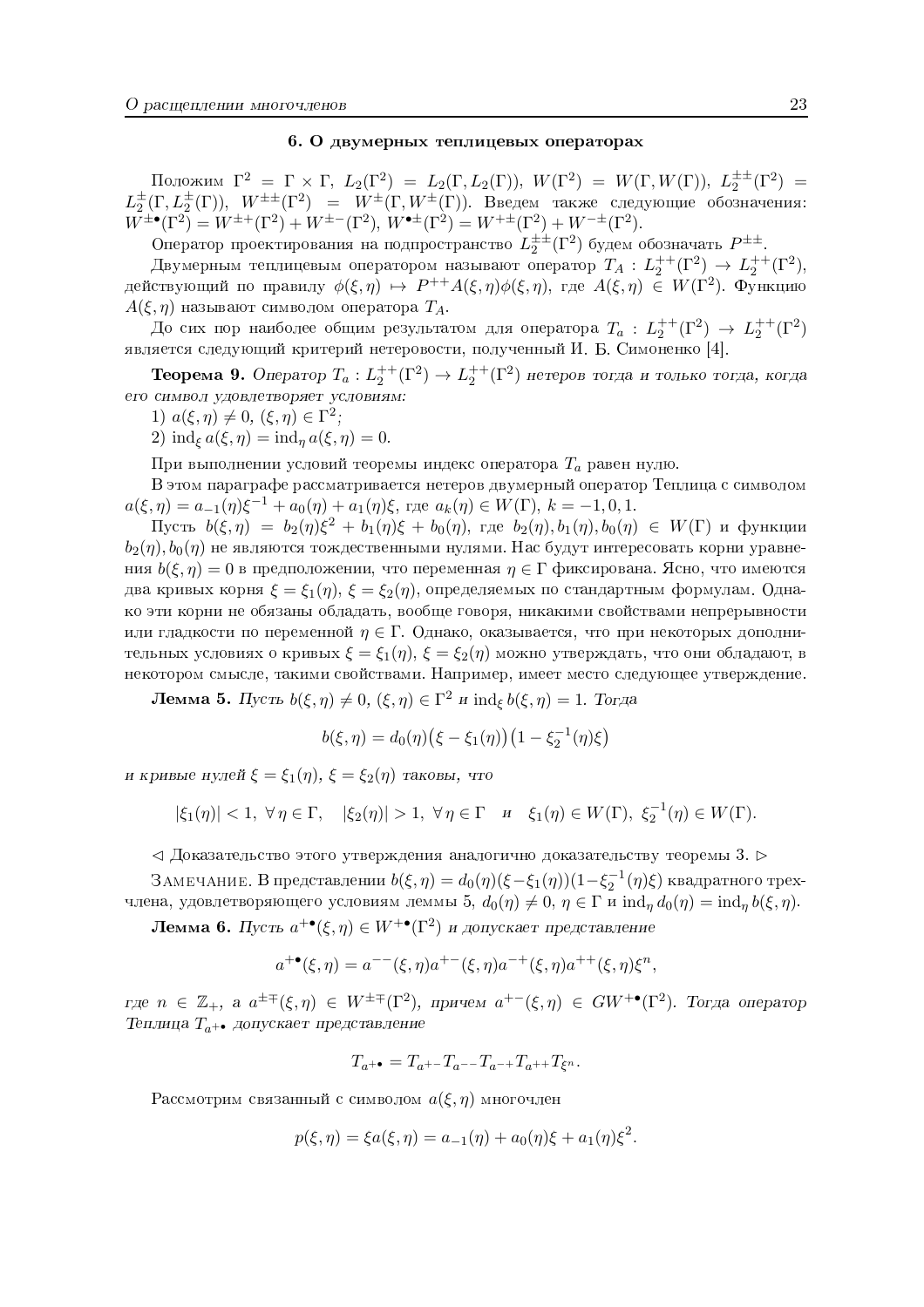## 6. О двумерных теплицевых операторах

Положим $\Gamma^2 = \Gamma \times \Gamma$, $L_2(\Gamma^2) = L_2(\Gamma, L_2(\Gamma))$, $W(\Gamma^2) = W(\Gamma, W(\Gamma))$, $L_2^{\pm\pm}(\Gamma^2) = L_2^{\pm}(\Gamma, L_2^{\pm}(\Gamma))$, $W^{\pm\pm}(\Gamma^2) = W^{\pm}(\Gamma, W^{\pm}(\Gamma))$. Введем также следующие обозначения: $W^{\pm\bullet}(\Gamma^2) = W^{\pm+}(\Gamma^2) + W^{\pm-}(\Gamma^2)$, $W^{\bullet\pm}(\Gamma^2) = W^{+\pm}(\Gamma^2) + W^{-\pm}(\Gamma^2)$.

Оператор проектирования на подпространство $L_2^{\pm\pm}(\Gamma^2)$ будем обозначать $P^{\pm\pm}$.

Двумерным теплицевым оператором называют оператор $T_A : L_2^{++}(\Gamma^2) \to L_2^{++}(\Gamma^2)$, действующий по правилу $\phi(\xi, \eta) \mapsto P^{++}A(\xi, \eta)\phi(\xi, \eta)$, где $A(\xi, \eta) \in W(\Gamma^2)$. Функцию $A(\xi, \eta)$ называют символом оператора $T_A$.

До сих пор наиболее общим результатом для оператора $T_a : L_2^{++}(\Gamma^2) \to L_2^{++}(\Gamma^2)$ является следующий критерий нетеровости, полученный И. Б. Симоненко [4].

**Теорема 9.** *Оператор $T_a : L_2^{++}(\Gamma^2) \to L_2^{++}(\Gamma^2)$ нетеров тогда и только тогда, когда его символ удовлетворяет условиям:*

1) $a(\xi, \eta) \neq 0$, $(\xi, \eta) \in \Gamma^2$;

2) $\operatorname{ind}_\xi a(\xi, \eta) = \operatorname{ind}_\eta a(\xi, \eta) = 0$.

При выполнении условий теоремы индекс оператора $T_a$ равен нулю.

В этом параграфе рассматривается нетеров двумерный оператор Теплица с символом $a(\xi, \eta) = a_{-1}(\eta)\xi^{-1} + a_0(\eta) + a_1(\eta)\xi$, где $a_k(\eta) \in W(\Gamma)$, $k = -1, 0, 1$.

Пусть $b(\xi, \eta) = b_2(\eta)\xi^2 + b_1(\eta)\xi + b_0(\eta)$, где $b_2(\eta), b_1(\eta), b_0(\eta) \in W(\Gamma)$ и функции $b_2(\eta), b_0(\eta)$ не являются тождественными нулями. Нас будут интересовать корни уравнения $b(\xi, \eta) = 0$ в предположении, что переменная $\eta \in \Gamma$ фиксирована. Ясно, что имеются два кривых корня $\xi = \xi_1(\eta)$, $\xi = \xi_2(\eta)$, определяемых по стандартным формулам. Однако эти корни не обязаны обладать, вообще говоря, никакими свойствами непрерывности или гладкости по переменной $\eta \in \Gamma$. Однако, оказывается, что при некоторых дополнительных условиях о кривых $\xi = \xi_1(\eta)$, $\xi = \xi_2(\eta)$ можно утверждать, что они обладают, в некотором смысле, такими свойствами. Например, имеет место следующее утверждение.

**Лемма 5.** *Пусть $b(\xi, \eta) \neq 0$, $(\xi, \eta) \in \Gamma^2$ и $\operatorname{ind}_\xi b(\xi, \eta) = 1$. Тогда*

$$b(\xi, \eta) = d_0(\eta)\big(\xi - \xi_1(\eta)\big)\big(1 - \xi_2^{-1}(\eta)\xi\big)$$

*и кривые нулей $\xi = \xi_1(\eta)$, $\xi = \xi_2(\eta)$ таковы, что*

$$|\xi_1(\eta)| < 1, \ \forall \eta \in \Gamma, \quad |\xi_2(\eta)| > 1, \ \forall \eta \in \Gamma \quad \text{и} \quad \xi_1(\eta) \in W(\Gamma), \ \xi_2^{-1}(\eta) \in W(\Gamma).$$

◁ Доказательство этого утверждения аналогично доказательству теоремы 3. ▷

Замечание. В представлении $b(\xi, \eta) = d_0(\eta)(\xi - \xi_1(\eta))(1 - \xi_2^{-1}(\eta)\xi)$ квадратного трехчлена, удовлетворяющего условиям леммы 5, $d_0(\eta) \neq 0$, $\eta \in \Gamma$ и $\operatorname{ind}_\eta d_0(\eta) = \operatorname{ind}_\eta b(\xi, \eta)$.

**Лемма 6.** *Пусть $a^{+\bullet}(\xi, \eta) \in W^{+\bullet}(\Gamma^2)$ и допускает представление*

$$a^{+\bullet}(\xi, \eta) = a^{--}(\xi, \eta)a^{+-}(\xi, \eta)a^{-+}(\xi, \eta)a^{++}(\xi, \eta)\xi^n,$$

*где $n \in \mathbb{Z}_+$, а $a^{\pm\mp}(\xi, \eta) \in W^{\pm\mp}(\Gamma^2)$, причем $a^{+-}(\xi, \eta) \in GW^{+\bullet}(\Gamma^2)$. Тогда оператор Теплица $T_{a^{+\bullet}}$ допускает представление*

$$T_{a^{+\bullet}} = T_{a^{+-}}T_{a^{--}}T_{a^{-+}}T_{a^{++}}T_{\xi^n}.$$

Рассмотрим связанный с символом $a(\xi, \eta)$ многочлен

$$p(\xi, \eta) = \xi a(\xi, \eta) = a_{-1}(\eta) + a_0(\eta)\xi + a_1(\eta)\xi^2.$$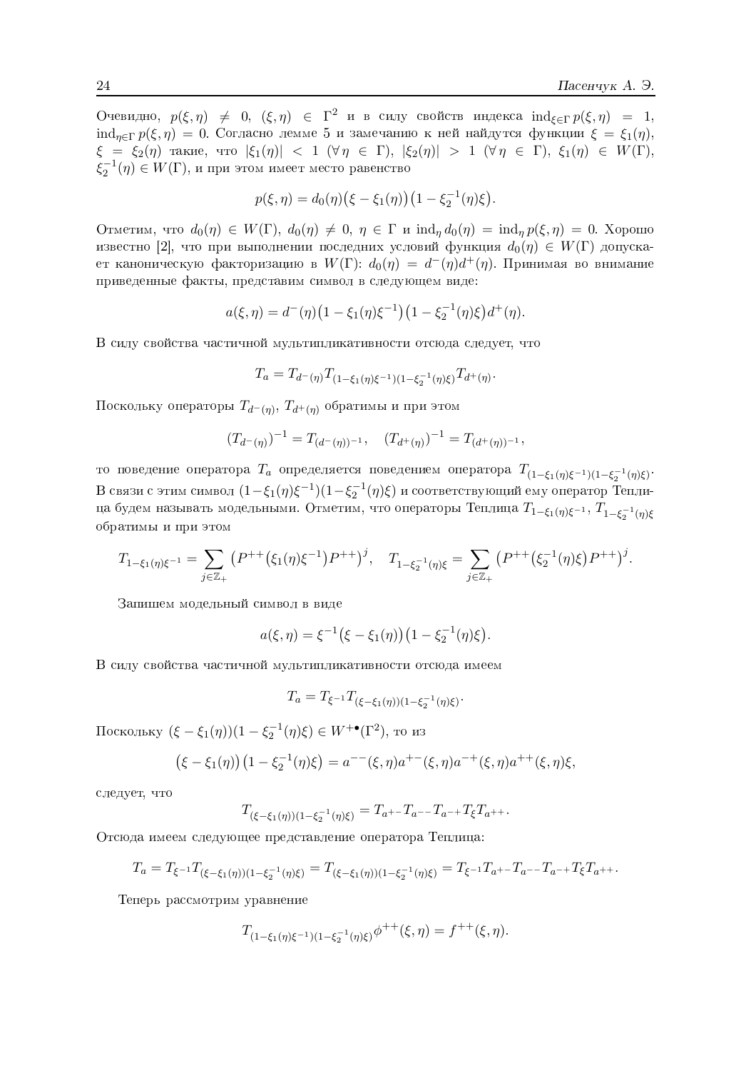Очевидно, $p(\xi,\eta) \neq 0$, $(\xi,\eta) \in \Gamma^2$ и в силу свойств индекса $\operatorname{ind}_{\xi\in\Gamma} p(\xi,\eta) = 1$, $\operatorname{ind}_{\eta\in\Gamma} p(\xi,\eta) = 0$. Согласно лемме 5 и замечанию к ней найдутся функции $\xi = \xi_1(\eta)$, $\xi = \xi_2(\eta)$ такие, что $|\xi_1(\eta)| < 1$ $(\forall\,\eta \in \Gamma)$, $|\xi_2(\eta)| > 1$ $(\forall\,\eta \in \Gamma)$, $\xi_1(\eta) \in W(\Gamma)$, $\xi_2^{-1}(\eta) \in W(\Gamma)$, и при этом имеет место равенство

$$p(\xi,\eta) = d_0(\eta)\big(\xi - \xi_1(\eta)\big)\big(1 - \xi_2^{-1}(\eta)\xi\big).$$

Отметим, что $d_0(\eta) \in W(\Gamma)$, $d_0(\eta) \neq 0$, $\eta \in \Gamma$ и $\operatorname{ind}_\eta d_0(\eta) = \operatorname{ind}_\eta p(\xi,\eta) = 0$. Хорошо известно [2], что при выполнении последних условий функция $d_0(\eta) \in W(\Gamma)$ допускает каноническую факторизацию в $W(\Gamma)$: $d_0(\eta) = d^-(\eta)d^+(\eta)$. Принимая во внимание приведенные факты, представим символ в следующем виде:

$$a(\xi,\eta) = d^-(\eta)\big(1 - \xi_1(\eta)\xi^{-1}\big)\big(1 - \xi_2^{-1}(\eta)\xi\big)d^+(\eta).$$

В силу свойства частичной мультипликативности отсюда следует, что

$$T_a = T_{d^-(\eta)}T_{(1-\xi_1(\eta)\xi^{-1})(1-\xi_2^{-1}(\eta)\xi)}T_{d^+(\eta)}.$$

Поскольку операторы $T_{d^-(\eta)}$, $T_{d^+(\eta)}$ обратимы и при этом

$$(T_{d^-(\eta)})^{-1} = T_{(d^-(\eta))^{-1}}, \quad (T_{d^+(\eta)})^{-1} = T_{(d^+(\eta))^{-1}},$$

то поведение оператора $T_a$ определяется поведением оператора $T_{(1-\xi_1(\eta)\xi^{-1})(1-\xi_2^{-1}(\eta)\xi)}$. В связи с этим символ $(1-\xi_1(\eta)\xi^{-1})(1-\xi_2^{-1}(\eta)\xi)$ и соответствующий ему оператор Теплица будем называть модельными. Отметим, что операторы Теплица $T_{1-\xi_1(\eta)\xi^{-1}}$, $T_{1-\xi_2^{-1}(\eta)\xi}$ обратимы и при этом

$$T_{1-\xi_1(\eta)\xi^{-1}} = \sum_{j\in\mathbb{Z}_+}\big(P^{++}\big(\xi_1(\eta)\xi^{-1}\big)P^{++}\big)^j, \quad T_{1-\xi_2^{-1}(\eta)\xi} = \sum_{j\in\mathbb{Z}_+}\big(P^{++}\big(\xi_2^{-1}(\eta)\xi\big)P^{++}\big)^j.$$

Запишем модельный символ в виде

$$a(\xi,\eta) = \xi^{-1}\big(\xi - \xi_1(\eta)\big)\big(1 - \xi_2^{-1}(\eta)\xi\big).$$

В силу свойства частичной мультипликативности отсюда имеем

$$T_a = T_{\xi^{-1}}T_{(\xi-\xi_1(\eta))(1-\xi_2^{-1}(\eta)\xi)}.$$

Поскольку $(\xi - \xi_1(\eta))(1-\xi_2^{-1}(\eta)\xi) \in W^{+\bullet}(\Gamma^2)$, то из

$$\big(\xi - \xi_1(\eta)\big)\big(1 - \xi_2^{-1}(\eta)\xi\big) = a^{--}(\xi,\eta)a^{+-}(\xi,\eta)a^{-+}(\xi,\eta)a^{++}(\xi,\eta)\xi,$$

следует, что

$$T_{(\xi-\xi_1(\eta))(1-\xi_2^{-1}(\eta)\xi)} = T_{a^{+-}}T_{a^{--}}T_{a^{-+}}T_\xi T_{a^{++}}.$$

Отсюда имеем следующее представление оператора Теплица:

$$T_a = T_{\xi^{-1}}T_{(\xi-\xi_1(\eta))(1-\xi_2^{-1}(\eta)\xi)} = T_{(\xi-\xi_1(\eta))(1-\xi_2^{-1}(\eta)\xi)} = T_{\xi^{-1}}T_{a^{+-}}T_{a^{--}}T_{a^{-+}}T_\xi T_{a^{++}}.$$

Теперь рассмотрим уравнение

$$T_{(1-\xi_1(\eta)\xi^{-1})(1-\xi_2^{-1}(\eta)\xi)}\phi^{++}(\xi,\eta) = f^{++}(\xi,\eta).$$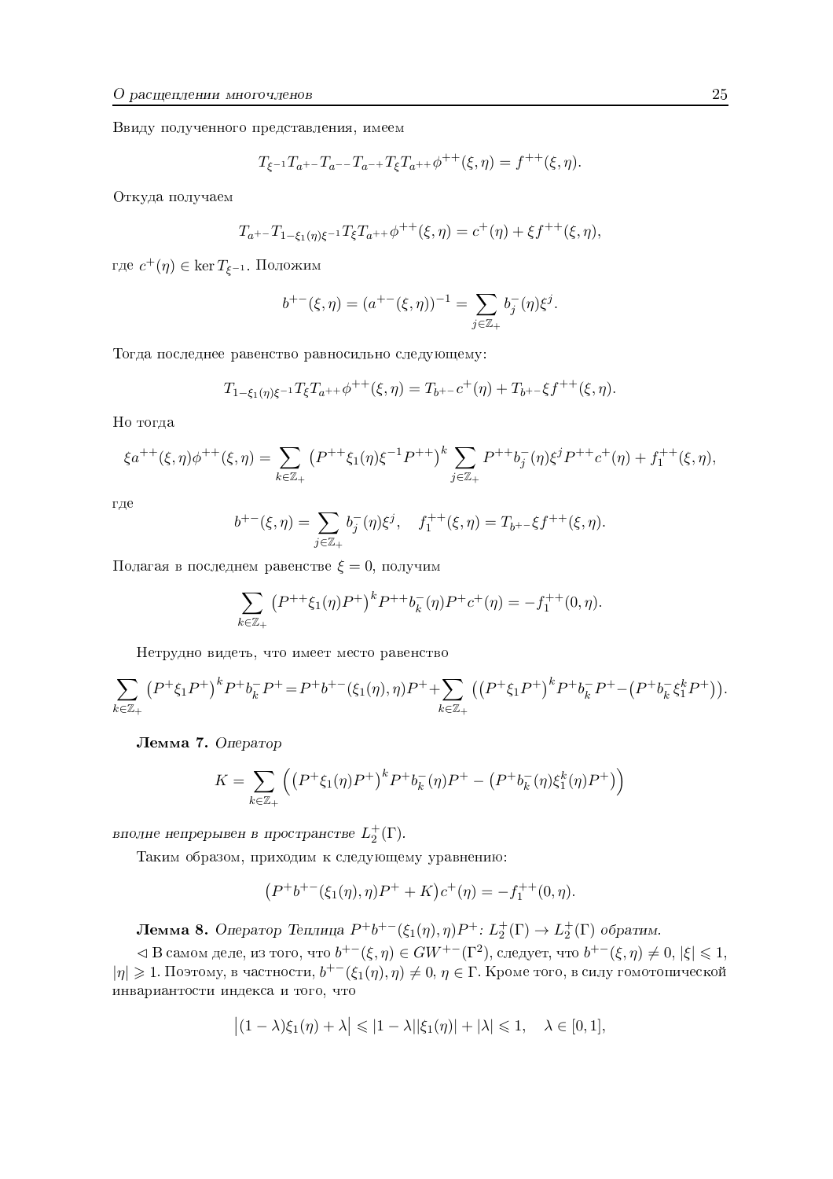Ввиду полученного представления, имеем

$$T_{\xi^{-1}} T_{a^{+-}} T_{a^{--}} T_{a^{-+}} T_\xi T_{a^{++}} \phi^{++}(\xi,\eta) = f^{++}(\xi,\eta).$$

Откуда получаем

$$T_{a^{+-}} T_{1-\xi_1(\eta)\xi^{-1}} T_\xi T_{a^{++}} \phi^{++}(\xi,\eta) = c^+(\eta) + \xi f^{++}(\xi,\eta),$$

где $c^+(\eta) \in \ker T_{\xi^{-1}}$. Положим

$$b^{+-}(\xi,\eta) = (a^{+-}(\xi,\eta))^{-1} = \sum_{j\in\mathbb{Z}_+} b_j^-(\eta)\xi^j.$$

Тогда последнее равенство равносильно следующему:

$$T_{1-\xi_1(\eta)\xi^{-1}} T_\xi T_{a^{++}} \phi^{++}(\xi,\eta) = T_{b^{+-}} c^+(\eta) + T_{b^{+-}} \xi f^{++}(\xi,\eta).$$

Но тогда

$$\xi a^{++}(\xi,\eta)\phi^{++}(\xi,\eta) = \sum_{k\in\mathbb{Z}_+} \left(P^{++}\xi_1(\eta)\xi^{-1}P^{++}\right)^k \sum_{j\in\mathbb{Z}_+} P^{++} b_j^-(\eta)\xi^j P^{++} c^+(\eta) + f_1^{++}(\xi,\eta),$$

где

$$b^{+-}(\xi,\eta) = \sum_{j\in\mathbb{Z}_+} b_j^-(\eta)\xi^j, \quad f_1^{++}(\xi,\eta) = T_{b^{+-}}\xi f^{++}(\xi,\eta).$$

Полагая в последнем равенстве $\xi = 0$, получим

$$\sum_{k\in\mathbb{Z}_+} \left(P^{++}\xi_1(\eta)P^+\right)^k P^{++} b_k^-(\eta) P^+ c^+(\eta) = -f_1^{++}(0,\eta).$$

Нетрудно видеть, что имеет место равенство

$$\sum_{k\in\mathbb{Z}_+} \left(P^+\xi_1 P^+\right)^k P^+ b_k^- P^+ = P^+ b^{+-}(\xi_1(\eta),\eta)P^+ + \sum_{k\in\mathbb{Z}_+} \left(\left(P^+\xi_1 P^+\right)^k P^+ b_k^- P^+ - \left(P^+ b_k^- \xi_1^k P^+\right)\right).$$

**Лемма 7.** *Оператор*

$$K = \sum_{k\in\mathbb{Z}_+} \Big(\left(P^+\xi_1(\eta)P^+\right)^k P^+ b_k^-(\eta) P^+ - \left(P^+ b_k^-(\eta)\xi_1^k(\eta) P^+\right)\Big)$$

*вполне непрерывен в пространстве* $L_2^+(\Gamma)$.

Таким образом, приходим к следующему уравнению:

$$\left(P^+ b^{+-}(\xi_1(\eta),\eta)P^+ + K\right)c^+(\eta) = -f_1^{++}(0,\eta).$$

**Лемма 8.** *Оператор Теплица* $P^+ b^{+-}(\xi_1(\eta),\eta)P^+ \colon L_2^+(\Gamma) \to L_2^+(\Gamma)$ *обратим.*

$\lhd$ В самом деле, из того, что $b^{+-}(\xi,\eta) \in GW^{+-}(\Gamma^2)$, следует, что $b^{+-}(\xi,\eta) \neq 0$, $|\xi| \leqslant 1$, $|\eta| \geqslant 1$. Поэтому, в частности, $b^{+-}(\xi_1(\eta),\eta) \neq 0$, $\eta \in \Gamma$. Кроме того, в силу гомотопической инвариантности индекса и того, что

$$\left|(1-\lambda)\xi_1(\eta) + \lambda\right| \leqslant |1-\lambda||\xi_1(\eta)| + |\lambda| \leqslant 1, \quad \lambda \in [0,1],$$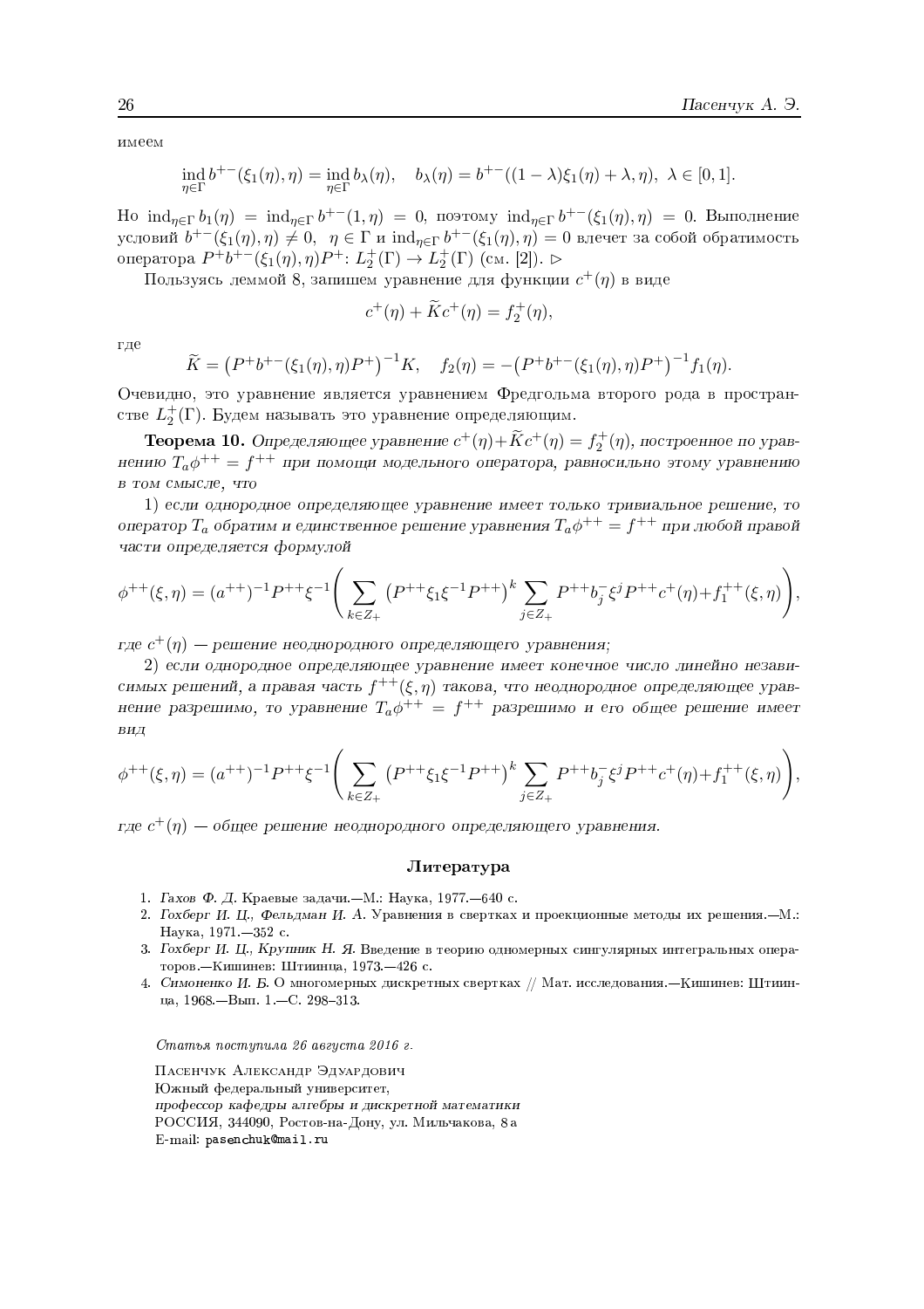имеем

$$\operatorname*{ind}_{\eta\in\Gamma} b^{+-}(\xi_1(\eta),\eta) = \operatorname*{ind}_{\eta\in\Gamma} b_\lambda(\eta), \quad b_\lambda(\eta) = b^{+-}((1-\lambda)\xi_1(\eta)+\lambda,\eta),\ \lambda\in[0,1].$$

Но $\operatorname{ind}_{\eta\in\Gamma} b_1(\eta) = \operatorname{ind}_{\eta\in\Gamma} b^{+-}(1,\eta) = 0$, поэтому $\operatorname{ind}_{\eta\in\Gamma} b^{+-}(\xi_1(\eta),\eta) = 0$. Выполнение условий $b^{+-}(\xi_1(\eta),\eta)\neq 0$, $\eta\in\Gamma$ и $\operatorname{ind}_{\eta\in\Gamma} b^{+-}(\xi_1(\eta),\eta) = 0$ влечет за собой обратимость оператора $P^+b^{+-}(\xi_1(\eta),\eta)P^+\colon L_2^+(\Gamma)\to L_2^+(\Gamma)$ (см. [2]). $\triangleright$

Пользуясь леммой 8, запишем уравнение для функции $c^+(\eta)$ в виде

$$c^+(\eta) + \widetilde{K}c^+(\eta) = f_2^+(\eta),$$

где

$$\widetilde{K} = \big(P^+b^{+-}(\xi_1(\eta),\eta)P^+\big)^{-1}K, \quad f_2(\eta) = -\big(P^+b^{+-}(\xi_1(\eta),\eta)P^+\big)^{-1}f_1(\eta).$$

Очевидно, это уравнение является уравнением Фредгольма второго рода в пространстве $L_2^+(\Gamma)$. Будем называть это уравнение определяющим.

**Теорема 10.** *Определяющее уравнение $c^+(\eta)+\widetilde{K}c^+(\eta) = f_2^+(\eta)$, построенное по уравнению $T_a\phi^{++} = f^{++}$ при помощи модельного оператора, равносильно этому уравнению в том смысле, что*

*1) если однородное определяющее уравнение имеет только тривиальное решение, то оператор $T_a$ обратим и единственное решение уравнения $T_a\phi^{++} = f^{++}$ при любой правой части определяется формулой*

$$\phi^{++}(\xi,\eta) = (a^{++})^{-1}P^{++}\xi^{-1}\left(\sum_{k\in Z_+}\big(P^{++}\xi_1\xi^{-1}P^{++}\big)^k\sum_{j\in Z_+}P^{++}b_j^-\xi^jP^{++}c^+(\eta)+f_1^{++}(\xi,\eta)\right),$$

*где $c^+(\eta)$ — решение неоднородного определяющего уравнения;*

*2) если однородное определяющее уравнение имеет конечное число линейно независимых решений, а правая часть $f^{++}(\xi,\eta)$ такова, что неоднородное определяющее уравнение разрешимо, то уравнение $T_a\phi^{++} = f^{++}$ разрешимо и его общее решение имеет вид*

$$\phi^{++}(\xi,\eta) = (a^{++})^{-1}P^{++}\xi^{-1}\left(\sum_{k\in Z_+}\big(P^{++}\xi_1\xi^{-1}P^{++}\big)^k\sum_{j\in Z_+}P^{++}b_j^-\xi^jP^{++}c^+(\eta)+f_1^{++}(\xi,\eta)\right),$$

*где $c^+(\eta)$ — общее решение неоднородного определяющего уравнения.*

## Литература

1. *Гахов Ф. Д.* Краевые задачи.—М.: Наука, 1977.—640 с.
2. *Гохберг И. Ц., Фельдман И. А.* Уравнения в свертках и проекционные методы их решения.—М.: Наука, 1971.—352 с.
3. *Гохберг И. Ц., Крупник Н. Я.* Введение в теорию одномерных сингулярных интегральных операторов.—Кишинев: Штиинца, 1973.—426 с.
4. *Симоненко И. Б.* О многомерных дискретных свертках // Мат. исследования.—Кишинев: Штиинца, 1968.—Вып. 1.—С. 298–313.

*Статья поступила 26 августа 2016 г.*

Пасенчук Александр Эдуардович
Южный федеральный университет,
*профессор кафедры алгебры и дискретной математики*
РОССИЯ, 344090, Ростов-на-Дону, ул. Мильчакова, 8 а
E-mail: pasenchuk@mail.ru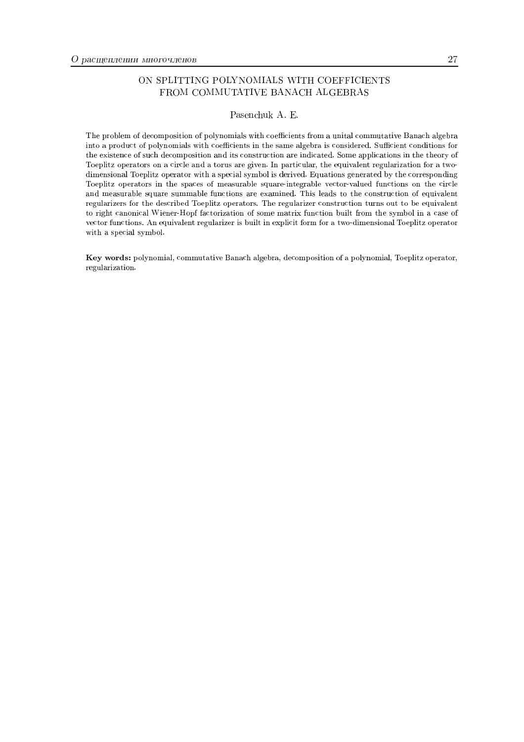# ON SPLITTING POLYNOMIALS WITH COEFFICIENTS FROM COMMUTATIVE BANACH ALGEBRAS

Pasenchuk A. E.

The problem of decomposition of polynomials with coefficients from a unital commutative Banach algebra into a product of polynomials with coefficients in the same algebra is considered. Sufficient conditions for the existence of such decomposition and its construction are indicated. Some applications in the theory of Toeplitz operators on a circle and a torus are given. In particular, the equivalent regularization for a two-dimensional Toeplitz operator with a special symbol is derived. Equations generated by the corresponding Toeplitz operators in the spaces of measurable square-integrable vector-valued functions on the circle and measurable square summable functions are examined. This leads to the construction of equivalent regularizers for the described Toeplitz operators. The regularizer construction turns out to be equivalent to right canonical Wiener-Hopf factorization of some matrix function built from the symbol in a case of vector functions. An equivalent regularizer is built in explicit form for a two-dimensional Toeplitz operator with a special symbol.

**Key words:** polynomial, commutative Banach algebra, decomposition of a polynomial, Toeplitz operator, regularization.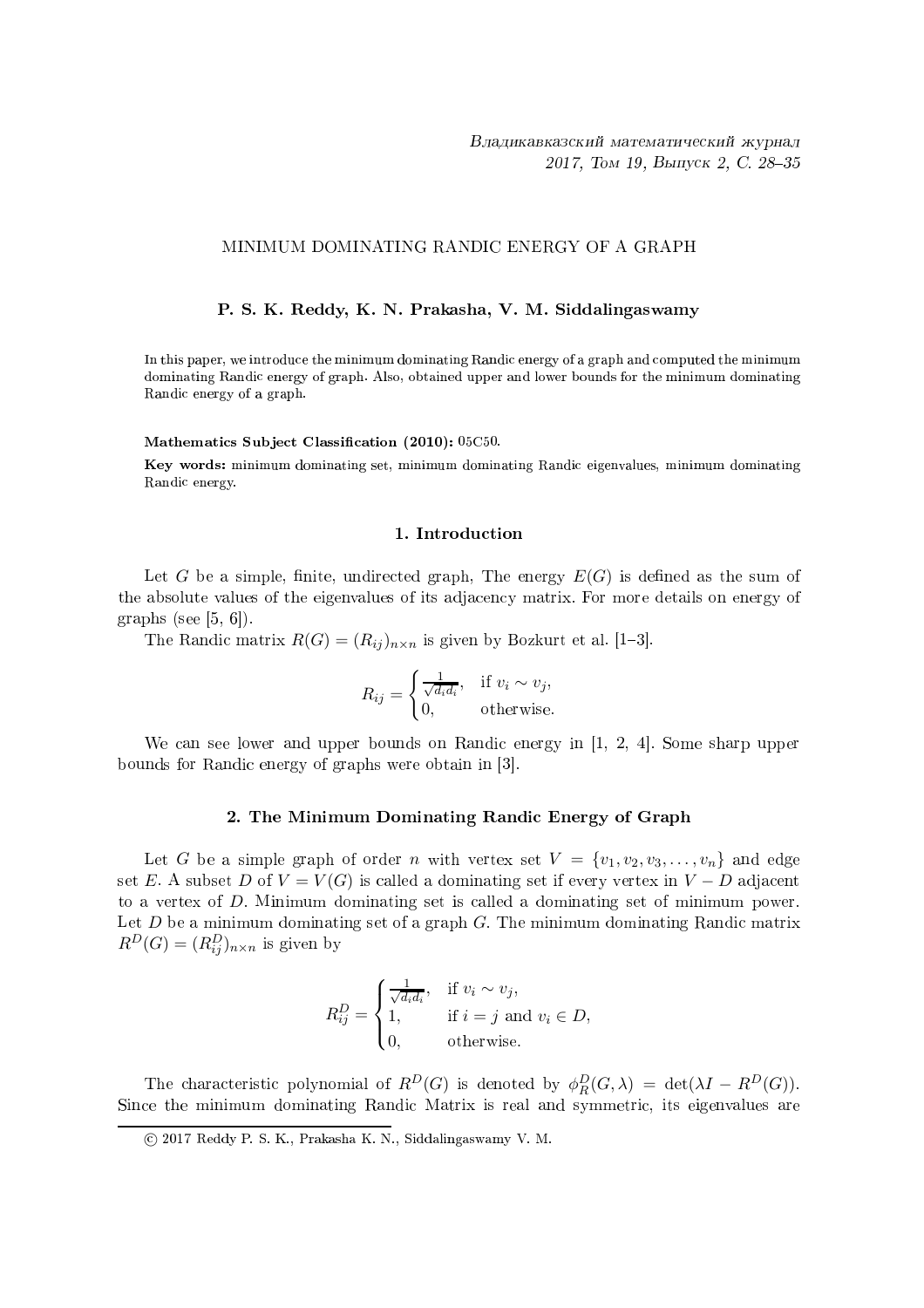Владикавказский математический журнал
2017, Том 19, Выпуск 2, С. 28–35

# MINIMUM DOMINATING RANDIC ENERGY OF A GRAPH

**P. S. K. Reddy, K. N. Prakasha, V. M. Siddalingaswamy**

In this paper, we introduce the minimum dominating Randic energy of a graph and computed the minimum dominating Randic energy of graph. Also, obtained upper and lower bounds for the minimum dominating Randic energy of a graph.

**Mathematics Subject Classification (2010):** 05C50.

**Key words:** minimum dominating set, minimum dominating Randic eigenvalues, minimum dominating Randic energy.

## 1. Introduction

Let $G$ be a simple, finite, undirected graph, The energy $E(G)$ is defined as the sum of the absolute values of the eigenvalues of its adjacency matrix. For more details on energy of graphs (see [5, 6]).

The Randic matrix $R(G) = (R_{ij})_{n\times n}$ is given by Bozkurt et al. [1–3].

$$R_{ij} = \begin{cases} \frac{1}{\sqrt{d_i d_i}}, & \text{if } v_i \sim v_j, \\ 0, & \text{otherwise.} \end{cases}$$

We can see lower and upper bounds on Randic energy in [1, 2, 4]. Some sharp upper bounds for Randic energy of graphs were obtain in [3].

## 2. The Minimum Dominating Randic Energy of Graph

Let $G$ be a simple graph of order $n$ with vertex set $V = \{v_1, v_2, v_3, \ldots, v_n\}$ and edge set $E$. A subset $D$ of $V = V(G)$ is called a dominating set if every vertex in $V - D$ adjacent to a vertex of $D$. Minimum dominating set is called a dominating set of minimum power. Let $D$ be a minimum dominating set of a graph $G$. The minimum dominating Randic matrix $R^D(G) = (R^D_{ij})_{n\times n}$ is given by

$$R^D_{ij} = \begin{cases} \frac{1}{\sqrt{d_i d_i}}, & \text{if } v_i \sim v_j, \\ 1, & \text{if } i = j \text{ and } v_i \in D, \\ 0, & \text{otherwise.} \end{cases}$$

The characteristic polynomial of $R^D(G)$ is denoted by $\phi^D_R(G, \lambda) = \det(\lambda I - R^D(G))$. Since the minimum dominating Randic Matrix is real and symmetric, its eigenvalues are

© 2017 Reddy P. S. K., Prakasha K. N., Siddalingaswamy V. M.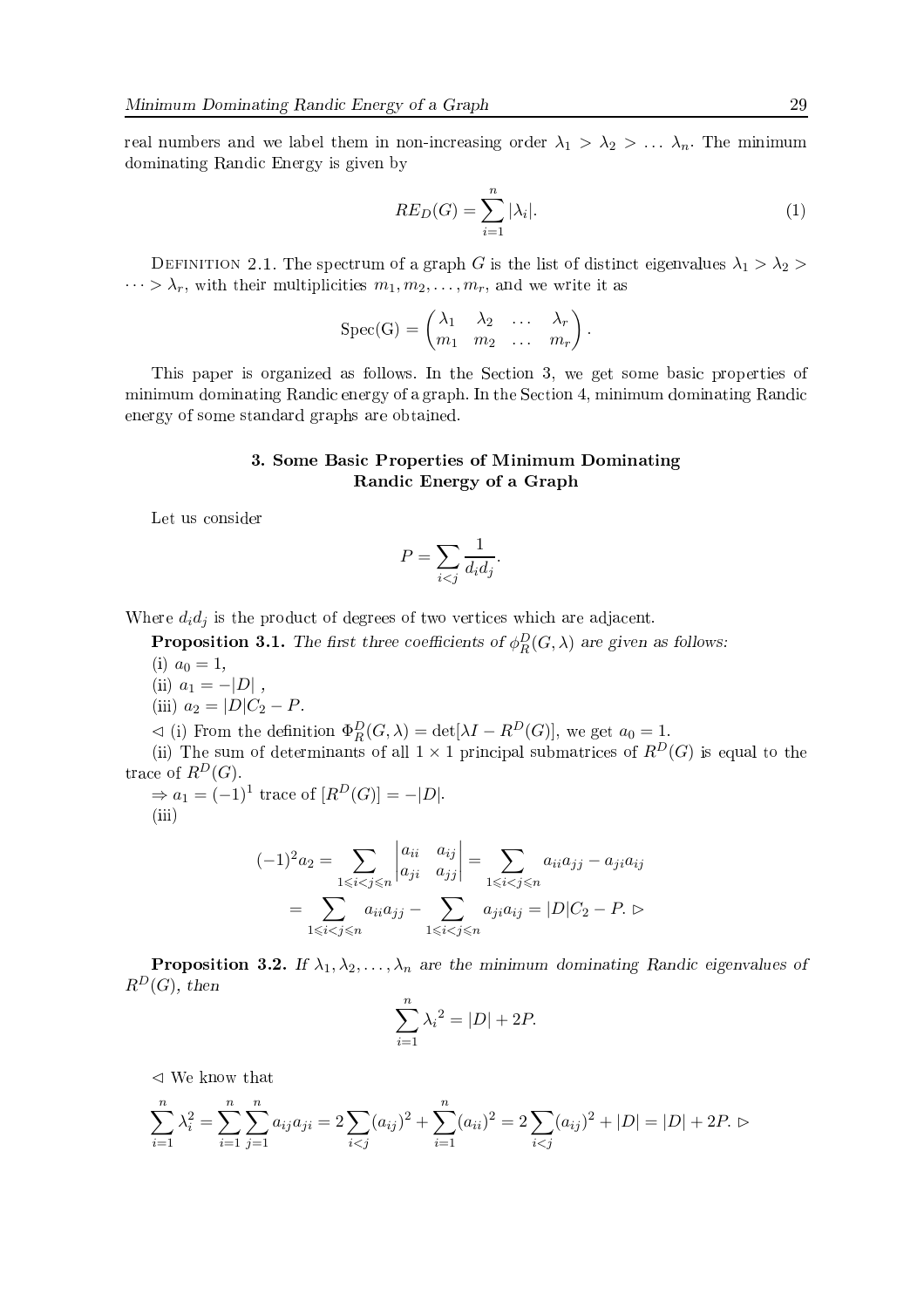real numbers and we label them in non-increasing order $\lambda_1 > \lambda_2 > \ldots \lambda_n$. The minimum dominating Randic Energy is given by

$$RE_D(G) = \sum_{i=1}^{n} |\lambda_i|. \tag{1}$$

Definition 2.1. The spectrum of a graph $G$ is the list of distinct eigenvalues $\lambda_1 > \lambda_2 > \cdots > \lambda_r$, with their multiplicities $m_1, m_2, \ldots, m_r$, and we write it as

$$\mathrm{Spec(G)} = \begin{pmatrix} \lambda_1 & \lambda_2 & \ldots & \lambda_r \\ m_1 & m_2 & \ldots & m_r \end{pmatrix}.$$

This paper is organized as follows. In the Section 3, we get some basic properties of minimum dominating Randic energy of a graph. In the Section 4, minimum dominating Randic energy of some standard graphs are obtained.

## 3. Some Basic Properties of Minimum Dominating Randic Energy of a Graph

Let us consider

$$P = \sum_{i<j} \frac{1}{d_i d_j}.$$

Where $d_i d_j$ is the product of degrees of two vertices which are adjacent.

**Proposition 3.1.** *The first three coefficients of $\phi_R^D(G, \lambda)$ are given as follows:*

(i) $a_0 = 1$,

(ii) $a_1 = -|D|$ ,

(iii) $a_2 = |D|C_2 - P$.

$\lhd$ (i) From the definition $\Phi_R^D(G, \lambda) = \det[\lambda I - R^D(G)]$, we get $a_0 = 1$.

(ii) The sum of determinants of all $1 \times 1$ principal submatrices of $R^D(G)$ is equal to the trace of $R^D(G)$.

$\Rightarrow a_1 = (-1)^1$ trace of $[R^D(G)] = -|D|$.

(iii)

$$(-1)^2 a_2 = \sum_{1 \leqslant i<j \leqslant n} \begin{vmatrix} a_{ii} & a_{ij} \\ a_{ji} & a_{jj} \end{vmatrix} = \sum_{1 \leqslant i<j \leqslant n} a_{ii}a_{jj} - a_{ji}a_{ij}$$

$$= \sum_{1 \leqslant i<j \leqslant n} a_{ii}a_{jj} - \sum_{1 \leqslant i<j \leqslant n} a_{ji}a_{ij} = |D|C_2 - P. \rhd$$

**Proposition 3.2.** *If $\lambda_1, \lambda_2, \ldots, \lambda_n$ are the minimum dominating Randic eigenvalues of $R^D(G)$, then*

$$\sum_{i=1}^{n} {\lambda_i}^2 = |D| + 2P.$$

$\lhd$ We know that

$$\sum_{i=1}^{n} \lambda_i^2 = \sum_{i=1}^{n}\sum_{j=1}^{n} a_{ij}a_{ji} = 2\sum_{i<j}(a_{ij})^2 + \sum_{i=1}^{n}(a_{ii})^2 = 2\sum_{i<j}(a_{ij})^2 + |D| = |D| + 2P. \rhd$$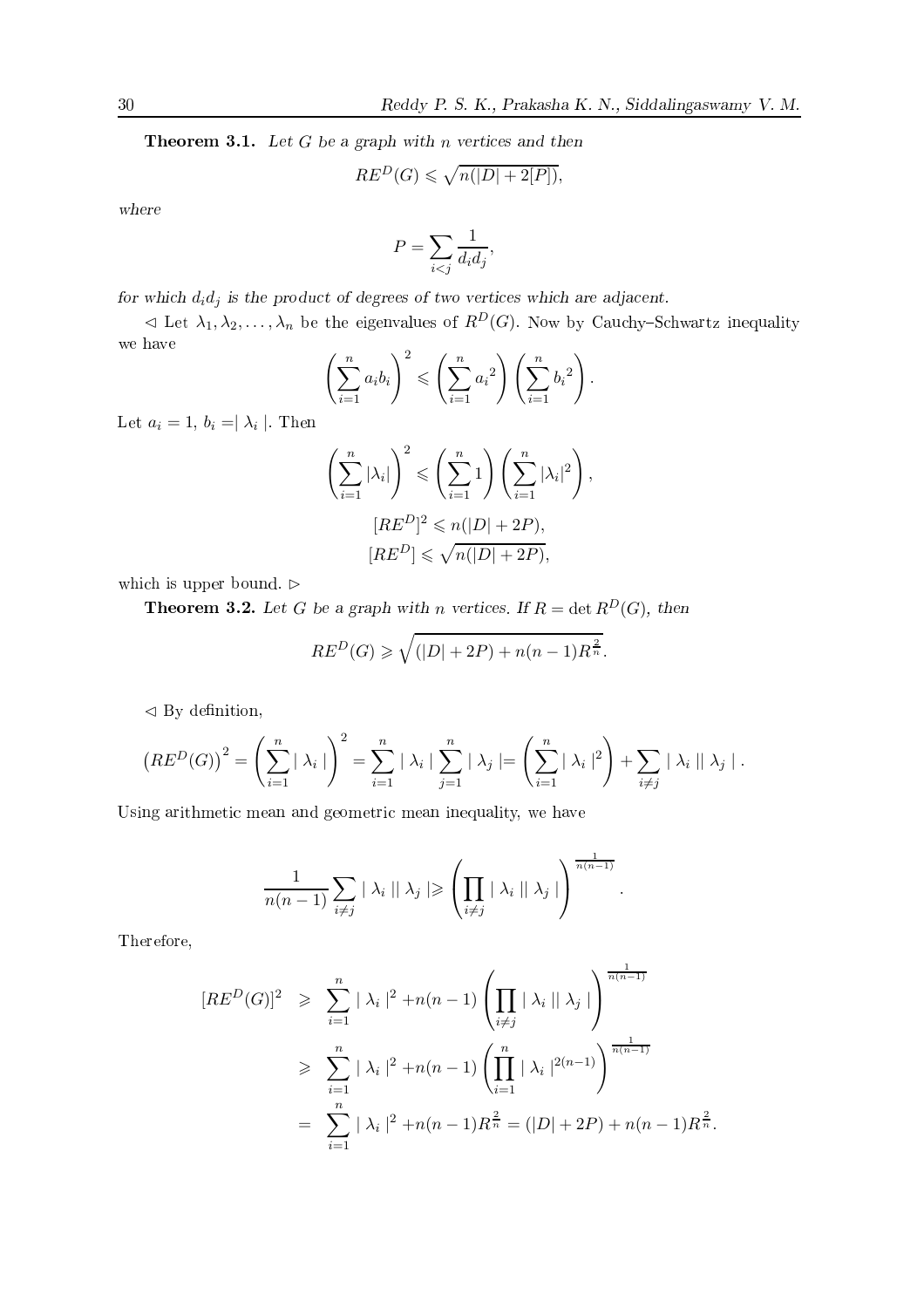**Theorem 3.1.** *Let $G$ be a graph with $n$ vertices and then*

$$RE^D(G) \leqslant \sqrt{n(|D| + 2[P])},$$

*where*

$$P = \sum_{i<j} \frac{1}{d_i d_j},$$

*for which $d_i d_j$ is the product of degrees of two vertices which are adjacent.*

$\lhd$ Let $\lambda_1, \lambda_2, \ldots, \lambda_n$ be the eigenvalues of $R^D(G)$. Now by Cauchy–Schwartz inequality we have

$$\left(\sum_{i=1}^{n} a_i b_i\right)^2 \leqslant \left(\sum_{i=1}^{n} {a_i}^2\right)\left(\sum_{i=1}^{n} {b_i}^2\right).$$

Let $a_i = 1$, $b_i = |\lambda_i|$. Then

$$\left(\sum_{i=1}^{n} |\lambda_i|\right)^2 \leqslant \left(\sum_{i=1}^{n} 1\right)\left(\sum_{i=1}^{n} |\lambda_i|^2\right),$$

$$[RE^D]^2 \leqslant n(|D| + 2P),$$

$$[RE^D] \leqslant \sqrt{n(|D| + 2P)},$$

which is upper bound. $\rhd$

**Theorem 3.2.** *Let $G$ be a graph with $n$ vertices. If $R = \det R^D(G)$, then*

$$RE^D(G) \geqslant \sqrt{(|D| + 2P) + n(n-1)R^{\frac{2}{n}}}.$$

$\lhd$ By definition,

$$\left(RE^D(G)\right)^2 = \left(\sum_{i=1}^{n} |\lambda_i|\right)^2 = \sum_{i=1}^{n} |\lambda_i| \sum_{j=1}^{n} |\lambda_j| = \left(\sum_{i=1}^{n} |\lambda_i|^2\right) + \sum_{i \neq j} |\lambda_i||\lambda_j|.$$

Using arithmetic mean and geometric mean inequality, we have

$$\frac{1}{n(n-1)} \sum_{i \neq j} |\lambda_i||\lambda_j| \geqslant \left(\prod_{i \neq j} |\lambda_i||\lambda_j|\right)^{\frac{1}{n(n-1)}}.$$

Therefore,

$$\begin{aligned}
[RE^D(G)]^2 &\geqslant \sum_{i=1}^{n} |\lambda_i|^2 + n(n-1)\left(\prod_{i \neq j} |\lambda_i||\lambda_j|\right)^{\frac{1}{n(n-1)}} \\
&\geqslant \sum_{i=1}^{n} |\lambda_i|^2 + n(n-1)\left(\prod_{i=1}^{n} |\lambda_i|^{2(n-1)}\right)^{\frac{1}{n(n-1)}} \\
&= \sum_{i=1}^{n} |\lambda_i|^2 + n(n-1)R^{\frac{2}{n}} = (|D| + 2P) + n(n-1)R^{\frac{2}{n}}.
\end{aligned}$$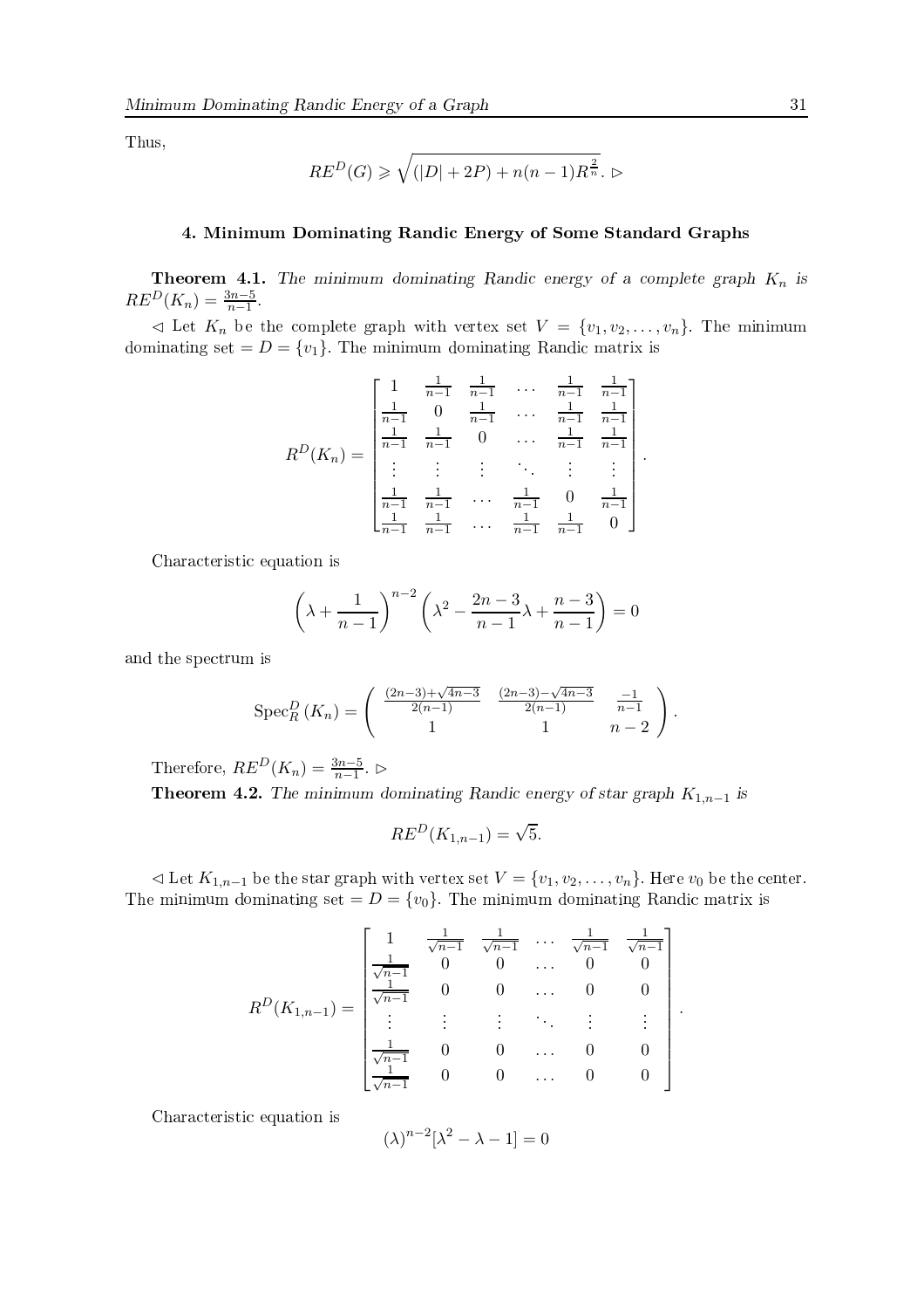Thus,

$$RE^D(G) \geqslant \sqrt{(|D| + 2P) + n(n-1)R^{\frac{2}{n}}}. \rhd$$

### 4. Minimum Dominating Randic Energy of Some Standard Graphs

**Theorem 4.1.** *The minimum dominating Randic energy of a complete graph $K_n$ is $RE^D(K_n) = \frac{3n-5}{n-1}$.*

$\lhd$ Let $K_n$ be the complete graph with vertex set $V = \{v_1, v_2, \ldots, v_n\}$. The minimum dominating set $= D = \{v_1\}$. The minimum dominating Randic matrix is

$$R^D(K_n) = \begin{bmatrix} 1 & \frac{1}{n-1} & \frac{1}{n-1} & \cdots & \frac{1}{n-1} & \frac{1}{n-1} \\ \frac{1}{n-1} & 0 & \frac{1}{n-1} & \cdots & \frac{1}{n-1} & \frac{1}{n-1} \\ \frac{1}{n-1} & \frac{1}{n-1} & 0 & \cdots & \frac{1}{n-1} & \frac{1}{n-1} \\ \vdots & \vdots & \vdots & \ddots & \vdots & \vdots \\ \frac{1}{n-1} & \frac{1}{n-1} & \cdots & \frac{1}{n-1} & 0 & \frac{1}{n-1} \\ \frac{1}{n-1} & \frac{1}{n-1} & \cdots & \frac{1}{n-1} & \frac{1}{n-1} & 0 \end{bmatrix}.$$

Characteristic equation is

$$\left(\lambda + \frac{1}{n-1}\right)^{n-2} \left(\lambda^2 - \frac{2n-3}{n-1}\lambda + \frac{n-3}{n-1}\right) = 0$$

and the spectrum is

$$\operatorname{Spec}_R^D(K_n) = \begin{pmatrix} \frac{(2n-3)+\sqrt{4n-3}}{2(n-1)} & \frac{(2n-3)-\sqrt{4n-3}}{2(n-1)} & \frac{-1}{n-1} \\ 1 & 1 & n-2 \end{pmatrix}.$$

Therefore, $RE^D(K_n) = \frac{3n-5}{n-1}$. $\rhd$

**Theorem 4.2.** *The minimum dominating Randic energy of star graph $K_{1,n-1}$ is*

$$RE^D(K_{1,n-1}) = \sqrt{5}.$$

$\lhd$ Let $K_{1,n-1}$ be the star graph with vertex set $V = \{v_1, v_2, \ldots, v_n\}$. Here $v_0$ be the center. The minimum dominating set $= D = \{v_0\}$. The minimum dominating Randic matrix is

$$R^D(K_{1,n-1}) = \begin{bmatrix} 1 & \frac{1}{\sqrt{n-1}} & \frac{1}{\sqrt{n-1}} & \cdots & \frac{1}{\sqrt{n-1}} & \frac{1}{\sqrt{n-1}} \\ \frac{1}{\sqrt{n-1}} & 0 & 0 & \cdots & 0 & 0 \\ \frac{1}{\sqrt{n-1}} & 0 & 0 & \cdots & 0 & 0 \\ \vdots & \vdots & \vdots & \ddots & \vdots & \vdots \\ \frac{1}{\sqrt{n-1}} & 0 & 0 & \cdots & 0 & 0 \\ \frac{1}{\sqrt{n-1}} & 0 & 0 & \cdots & 0 & 0 \end{bmatrix}.$$

Characteristic equation is

$$(\lambda)^{n-2}[\lambda^2 - \lambda - 1] = 0$$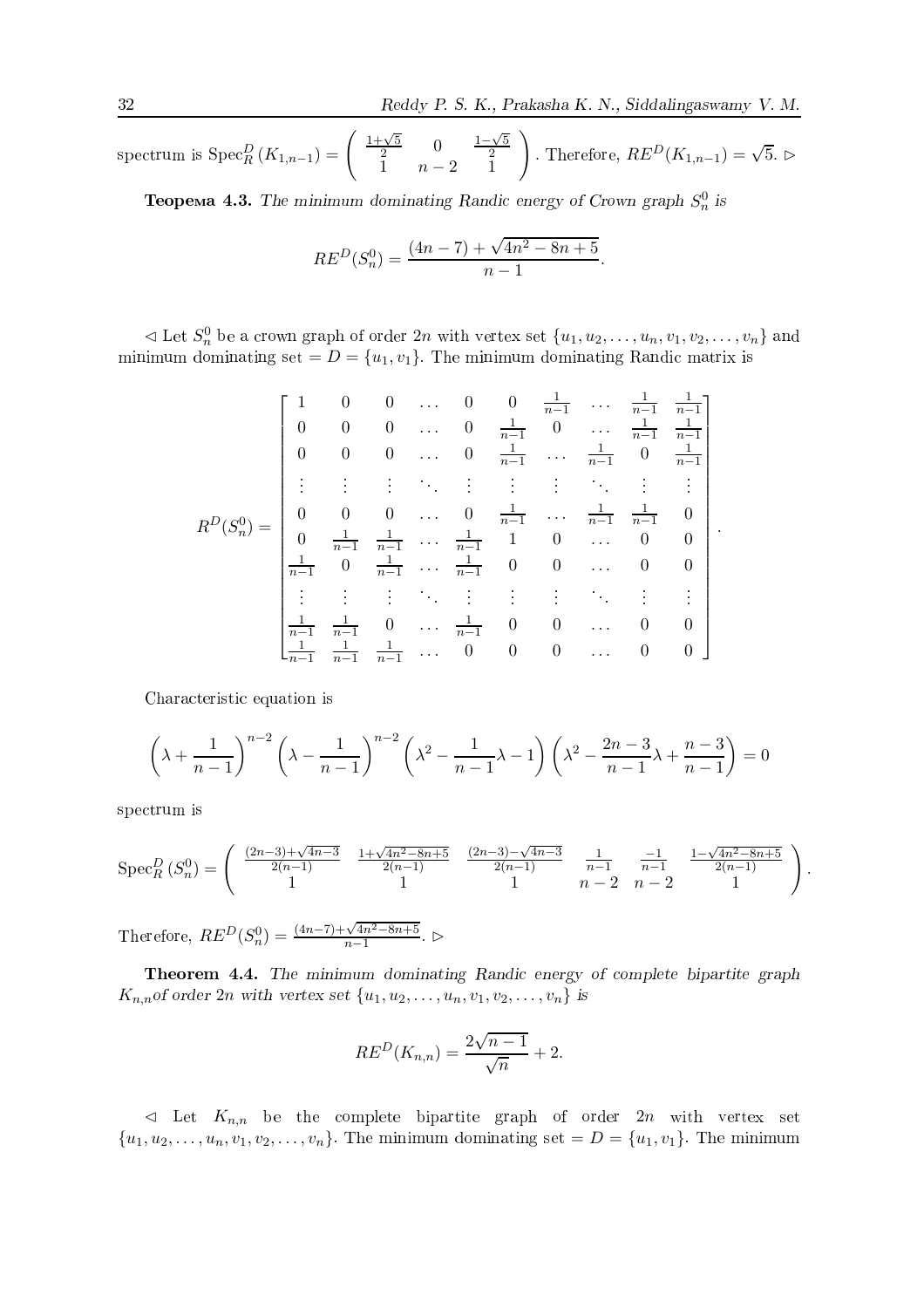spectrum is $\text{Spec}_R^D(K_{1,n-1}) = \begin{pmatrix} \frac{1+\sqrt{5}}{2} & 0 & \frac{1-\sqrt{5}}{2} \\ 1 & n-2 & 1 \end{pmatrix}$. Therefore, $RE^D(K_{1,n-1}) = \sqrt{5}$. ▷

**Теорема 4.3.** *The minimum dominating Randic energy of Crown graph $S_n^0$ is*

$$RE^D(S_n^0) = \frac{(4n-7)+\sqrt{4n^2-8n+5}}{n-1}.$$

◁ Let $S_n^0$ be a crown graph of order $2n$ with vertex set $\{u_1, u_2, \ldots, u_n, v_1, v_2, \ldots, v_n\}$ and minimum dominating set $= D = \{u_1, v_1\}$. The minimum dominating Randic matrix is

$$R^D(S_n^0) = \begin{bmatrix} 1 & 0 & 0 & \ldots & 0 & 0 & \frac{1}{n-1} & \ldots & \frac{1}{n-1} & \frac{1}{n-1} \\ 0 & 0 & 0 & \ldots & 0 & \frac{1}{n-1} & 0 & \ldots & \frac{1}{n-1} & \frac{1}{n-1} \\ 0 & 0 & 0 & \ldots & 0 & \frac{1}{n-1} & \ldots & \frac{1}{n-1} & 0 & \frac{1}{n-1} \\ \vdots & \vdots & \vdots & \ddots & \vdots & \vdots & \vdots & \ddots & \vdots & \vdots \\ 0 & 0 & 0 & \ldots & 0 & \frac{1}{n-1} & \ldots & \frac{1}{n-1} & \frac{1}{n-1} & 0 \\ 0 & \frac{1}{n-1} & \frac{1}{n-1} & \ldots & \frac{1}{n-1} & 1 & 0 & \ldots & 0 & 0 \\ \frac{1}{n-1} & 0 & \frac{1}{n-1} & \ldots & \frac{1}{n-1} & 0 & 0 & \ldots & 0 & 0 \\ \vdots & \vdots & \vdots & \ddots & \vdots & \vdots & \vdots & \ddots & \vdots & \vdots \\ \frac{1}{n-1} & \frac{1}{n-1} & 0 & \ldots & \frac{1}{n-1} & 0 & 0 & \ldots & 0 & 0 \\ \frac{1}{n-1} & \frac{1}{n-1} & \frac{1}{n-1} & \ldots & 0 & 0 & 0 & \ldots & 0 & 0 \end{bmatrix}.$$

Characteristic equation is

$$\left(\lambda + \frac{1}{n-1}\right)^{n-2}\left(\lambda - \frac{1}{n-1}\right)^{n-2}\left(\lambda^2 - \frac{1}{n-1}\lambda - 1\right)\left(\lambda^2 - \frac{2n-3}{n-1}\lambda + \frac{n-3}{n-1}\right) = 0$$

spectrum is

$$\text{Spec}_R^D(S_n^0) = \begin{pmatrix} \frac{(2n-3)+\sqrt{4n-3}}{2(n-1)} & \frac{1+\sqrt{4n^2-8n+5}}{2(n-1)} & \frac{(2n-3)-\sqrt{4n-3}}{2(n-1)} & \frac{1}{n-1} & \frac{-1}{n-1} & \frac{1-\sqrt{4n^2-8n+5}}{2(n-1)} \\ 1 & 1 & 1 & n-2 & n-2 & 1 \end{pmatrix}.$$

Therefore, $RE^D(S_n^0) = \frac{(4n-7)+\sqrt{4n^2-8n+5}}{n-1}$. ▷

**Theorem 4.4.** *The minimum dominating Randic energy of complete bipartite graph $K_{n,n}$ of order $2n$ with vertex set $\{u_1, u_2, \ldots, u_n, v_1, v_2, \ldots, v_n\}$ is*

$$RE^D(K_{n,n}) = \frac{2\sqrt{n-1}}{\sqrt{n}} + 2.$$

◁ Let $K_{n,n}$ be the complete bipartite graph of order $2n$ with vertex set $\{u_1, u_2, \ldots, u_n, v_1, v_2, \ldots, v_n\}$. The minimum dominating set $= D = \{u_1, v_1\}$. The minimum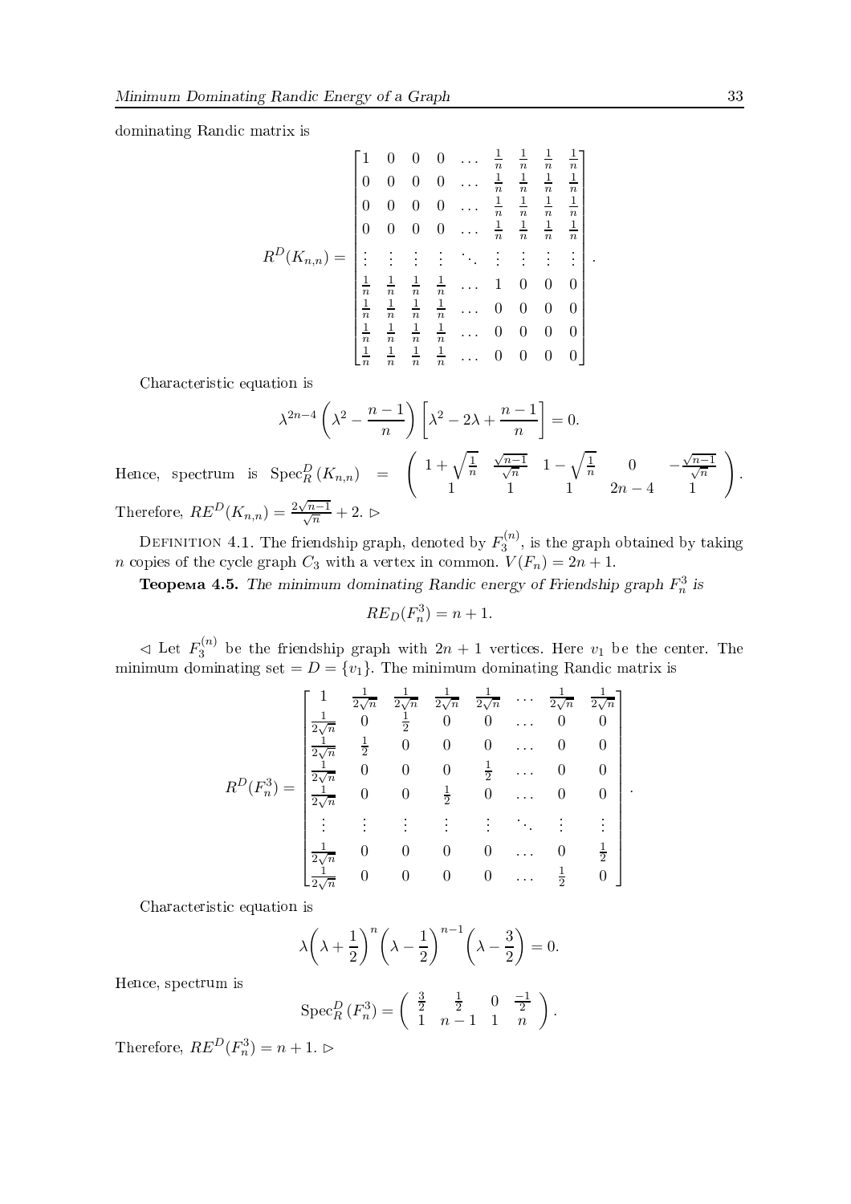dominating Randic matrix is

$$R^D(K_{n,n}) = \begin{bmatrix} 1 & 0 & 0 & 0 & \dots & \frac{1}{n} & \frac{1}{n} & \frac{1}{n} & \frac{1}{n} \\ 0 & 0 & 0 & 0 & \dots & \frac{1}{n} & \frac{1}{n} & \frac{1}{n} & \frac{1}{n} \\ 0 & 0 & 0 & 0 & \dots & \frac{1}{n} & \frac{1}{n} & \frac{1}{n} & \frac{1}{n} \\ 0 & 0 & 0 & 0 & \dots & \frac{1}{n} & \frac{1}{n} & \frac{1}{n} & \frac{1}{n} \\ \vdots & \vdots & \vdots & \vdots & \ddots & \vdots & \vdots & \vdots & \vdots \\ \frac{1}{n} & \frac{1}{n} & \frac{1}{n} & \frac{1}{n} & \dots & 1 & 0 & 0 & 0 \\ \frac{1}{n} & \frac{1}{n} & \frac{1}{n} & \frac{1}{n} & \dots & 0 & 0 & 0 & 0 \\ \frac{1}{n} & \frac{1}{n} & \frac{1}{n} & \frac{1}{n} & \dots & 0 & 0 & 0 & 0 \\ \frac{1}{n} & \frac{1}{n} & \frac{1}{n} & \frac{1}{n} & \dots & 0 & 0 & 0 & 0 \end{bmatrix}.$$

Characteristic equation is

$$\lambda^{2n-4}\left(\lambda^2 - \frac{n-1}{n}\right)\left[\lambda^2 - 2\lambda + \frac{n-1}{n}\right] = 0.$$

Hence, spectrum is $\operatorname{Spec}_R^D(K_{n,n}) = \begin{pmatrix} 1+\sqrt{\frac{1}{n}} & \frac{\sqrt{n-1}}{\sqrt{n}} & 1-\sqrt{\frac{1}{n}} & 0 & -\frac{\sqrt{n-1}}{\sqrt{n}} \\ 1 & 1 & 1 & 2n-4 & 1 \end{pmatrix}$.

Therefore, $RE^D(K_{n,n}) = \frac{2\sqrt{n-1}}{\sqrt{n}} + 2$. ▷

DEFINITION 4.1. The friendship graph, denoted by $F_3^{(n)}$, is the graph obtained by taking $n$ copies of the cycle graph $C_3$ with a vertex in common. $V(F_n) = 2n + 1$.

**Теорема 4.5.** *The minimum dominating Randic energy of Friendship graph $F_n^3$ is*

$$RE_D(F_n^3) = n + 1.$$

◁ Let $F_3^{(n)}$ be the friendship graph with $2n+1$ vertices. Here $v_1$ be the center. The minimum dominating set $= D = \{v_1\}$. The minimum dominating Randic matrix is

$$R^D(F_n^3) = \begin{bmatrix} 1 & \frac{1}{2\sqrt{n}} & \frac{1}{2\sqrt{n}} & \frac{1}{2\sqrt{n}} & \frac{1}{2\sqrt{n}} & \dots & \frac{1}{2\sqrt{n}} & \frac{1}{2\sqrt{n}} \\ \frac{1}{2\sqrt{n}} & 0 & \frac{1}{2} & 0 & 0 & \dots & 0 & 0 \\ \frac{1}{2\sqrt{n}} & \frac{1}{2} & 0 & 0 & 0 & \dots & 0 & 0 \\ \frac{1}{2\sqrt{n}} & 0 & 0 & 0 & \frac{1}{2} & \dots & 0 & 0 \\ \frac{1}{2\sqrt{n}} & 0 & 0 & \frac{1}{2} & 0 & \dots & 0 & 0 \\ \vdots & \vdots & \vdots & \vdots & \vdots & \ddots & \vdots & \vdots \\ \frac{1}{2\sqrt{n}} & 0 & 0 & 0 & 0 & \dots & 0 & \frac{1}{2} \\ \frac{1}{2\sqrt{n}} & 0 & 0 & 0 & 0 & \dots & \frac{1}{2} & 0 \end{bmatrix}.$$

Characteristic equation is

$$\lambda\left(\lambda + \frac{1}{2}\right)^n\left(\lambda - \frac{1}{2}\right)^{n-1}\left(\lambda - \frac{3}{2}\right) = 0.$$

Hence, spectrum is

$$\operatorname{Spec}_R^D(F_n^3) = \begin{pmatrix} \frac{3}{2} & \frac{1}{2} & 0 & \frac{-1}{2} \\ 1 & n-1 & 1 & n \end{pmatrix}.$$

Therefore, $RE^D(F_n^3) = n + 1$. ▷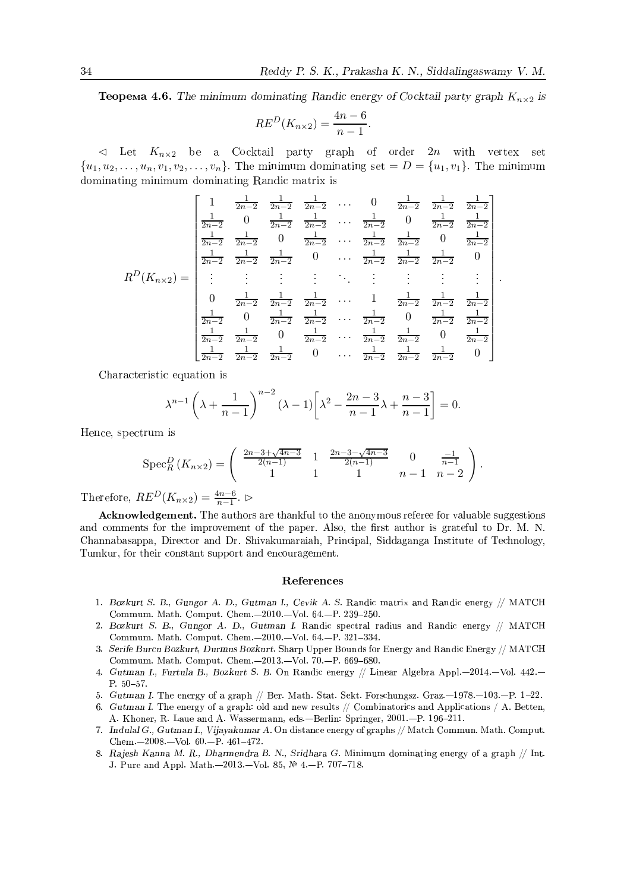**Теорема 4.6.** *The minimum dominating Randic energy of Cocktail party graph* $K_{n\times 2}$ *is*

$$RE^D(K_{n\times 2}) = \frac{4n-6}{n-1}.$$

◁ Let $K_{n\times 2}$ be a Cocktail party graph of order $2n$ with vertex set $\{u_1, u_2, \ldots, u_n, v_1, v_2, \ldots, v_n\}$. The minimum dominating set $= D = \{u_1, v_1\}$. The minimum dominating minimum dominating Randic matrix is

$$R^D(K_{n\times 2}) = \begin{bmatrix} 1 & \frac{1}{2n-2} & \frac{1}{2n-2} & \frac{1}{2n-2} & \cdots & 0 & \frac{1}{2n-2} & \frac{1}{2n-2} & \frac{1}{2n-2} \\ \frac{1}{2n-2} & 0 & \frac{1}{2n-2} & \frac{1}{2n-2} & \cdots & \frac{1}{2n-2} & 0 & \frac{1}{2n-2} & \frac{1}{2n-2} \\ \frac{1}{2n-2} & \frac{1}{2n-2} & 0 & \frac{1}{2n-2} & \cdots & \frac{1}{2n-2} & \frac{1}{2n-2} & 0 & \frac{1}{2n-2} \\ \frac{1}{2n-2} & \frac{1}{2n-2} & \frac{1}{2n-2} & 0 & \cdots & \frac{1}{2n-2} & \frac{1}{2n-2} & \frac{1}{2n-2} & 0 \\ \vdots & \vdots & \vdots & \vdots & \ddots & \vdots & \vdots & \vdots & \vdots \\ 0 & \frac{1}{2n-2} & \frac{1}{2n-2} & \frac{1}{2n-2} & \cdots & 1 & \frac{1}{2n-2} & \frac{1}{2n-2} & \frac{1}{2n-2} \\ \frac{1}{2n-2} & 0 & \frac{1}{2n-2} & \frac{1}{2n-2} & \cdots & \frac{1}{2n-2} & 0 & \frac{1}{2n-2} & \frac{1}{2n-2} \\ \frac{1}{2n-2} & \frac{1}{2n-2} & 0 & \frac{1}{2n-2} & \cdots & \frac{1}{2n-2} & \frac{1}{2n-2} & 0 & \frac{1}{2n-2} \\ \frac{1}{2n-2} & \frac{1}{2n-2} & \frac{1}{2n-2} & 0 & \cdots & \frac{1}{2n-2} & \frac{1}{2n-2} & \frac{1}{2n-2} & 0 \end{bmatrix}.$$

Characteristic equation is

$$\lambda^{n-1}\left(\lambda + \frac{1}{n-1}\right)^{n-2}(\lambda - 1)\left[\lambda^2 - \frac{2n-3}{n-1}\lambda + \frac{n-3}{n-1}\right] = 0.$$

Hence, spectrum is

$$\mathrm{Spec}_R^D(K_{n\times 2}) = \begin{pmatrix} \frac{2n-3+\sqrt{4n-3}}{2(n-1)} & 1 & \frac{2n-3-\sqrt{4n-3}}{2(n-1)} & 0 & \frac{-1}{n-1} \\ 1 & 1 & 1 & n-1 & n-2 \end{pmatrix}.$$

Therefore, $RE^D(K_{n\times 2}) = \frac{4n-6}{n-1}$. ▷

**Acknowledgement.** The authors are thankful to the anonymous referee for valuable suggestions and comments for the improvement of the paper. Also, the first author is grateful to Dr. M. N. Channabasappa, Director and Dr. Shivakumaraiah, Principal, Siddaganga Institute of Technology, Tumkur, for their constant support and encouragement.

## References

1. *Bozkurt S. B., Gungor A. D., Gutman I., Cevik A. S.* Randic matrix and Randic energy // MATCH Commum. Math. Comput. Chem.—2010.—Vol. 64.—P. 239–250.
2. *Bozkurt S. B., Gungor A. D., Gutman I.* Randic spectral radius and Randic energy // MATCH Commum. Math. Comput. Chem.—2010.—Vol. 64.—P. 321–334.
3. *Serife Burcu Bozkurt, Durmus Bozkurt.* Sharp Upper Bounds for Energy and Randic Energy // MATCH Commum. Math. Comput. Chem.—2013.—Vol. 70.—P. 669–680.
4. *Gutman I., Furtula B., Bozkurt S. B.* On Randic energy // Linear Algebra Appl.—2014.—Vol. 442.—P. 50–57.
5. *Gutman I.* The energy of a graph // Ber. Math. Stat. Sekt. Forschungsz. Graz.—1978.—103.—P. 1–22.
6. *Gutman I.* The energy of a graph: old and new results // Combinatorics and Applications / A. Betten, A. Khoner, R. Laue and A. Wassermann, eds.—Berlin: Springer, 2001.—P. 196–211.
7. *Indulal G., Gutman I., Vijayakumar A.* On distance energy of graphs // Match Commun. Math. Comput. Chem.—2008.—Vol. 60.—P. 461–472.
8. *Rajesh Kanna M. R., Dharmendra B. N., Sridhara G.* Minimum dominating energy of a graph // Int. J. Pure and Appl. Math.—2013.—Vol. 85, № 4.—P. 707–718.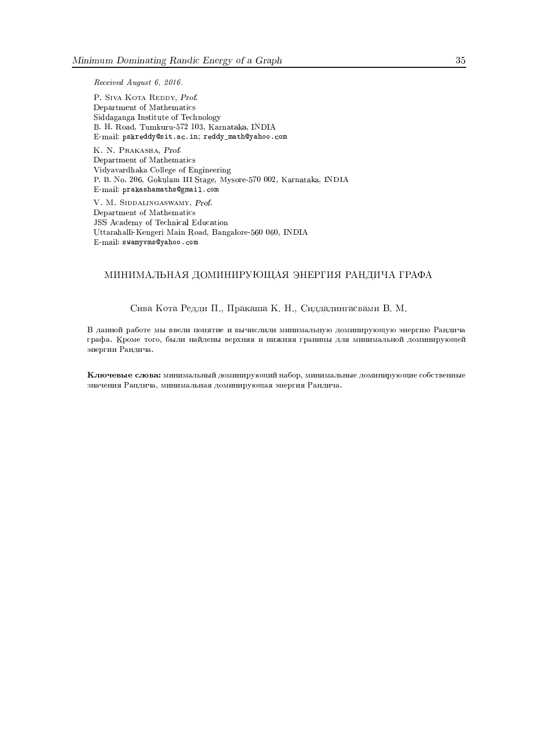*Received August 6, 2016.*

P. Siva Kota Reddy, *Prof.*
Department of Mathematics
Siddaganga Institute of Technology
B. H. Road, Tumkuru-572 103, Karnataka, INDIA
E-mail: pskreddy@sit.ac.in; reddy_math@yahoo.com

K. N. Prakasha, *Prof.*
Department of Mathematics
Vidyavardhaka College of Engineering
P. B. No. 206, Gokulam III Stage, Mysore-570 002, Karnataka, INDIA
E-mail: prakashamaths@gmail.com

V. M. Siddalingaswamy, *Prof.*
Department of Mathematics
JSS Academy of Technical Education
Uttarahalli-Kengeri Main Road, Bangalore-560 060, INDIA
E-mail: swamyvms@yahoo.com

## МИНИМАЛЬНАЯ ДОМИНИРУЮЩАЯ ЭНЕРГИЯ РАНДИЧА ГРАФА

Сива Кота Редди П., Пракаша К. Н., Сиддалингасвами В. М.

В данной работе мы ввели понятие и вычислили минимальную доминирующую энергию Рандича графа. Кроме того, были найдены верхняя и нижняя границы для минимальной доминирующей энергии Рандича.

**Ключевые слова:** минимальный доминирующий набор, минимальные доминирующие собственные значения Рандича, минимальная доминирующая энергия Рандича.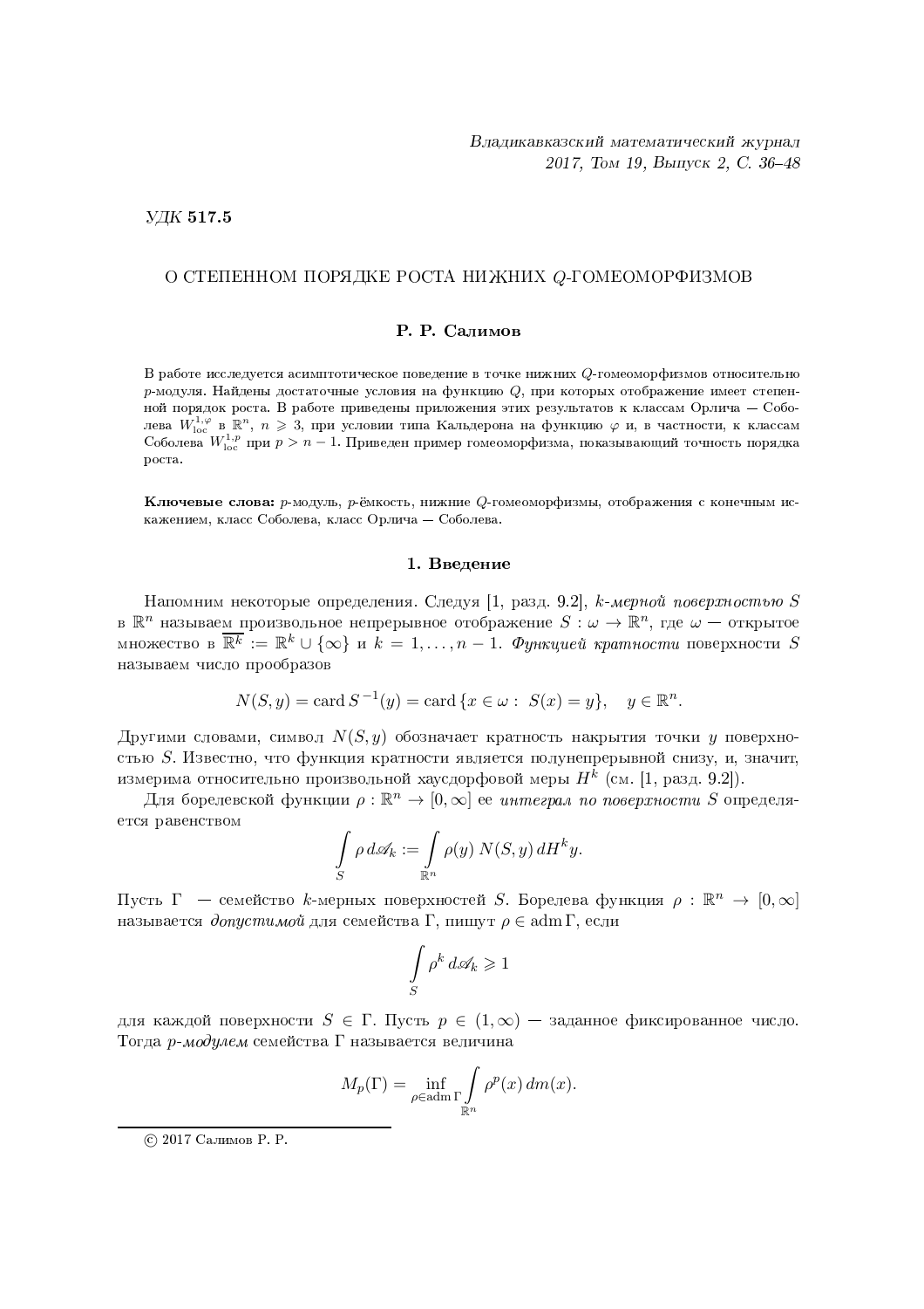УДК **517.5**

# О СТЕПЕННОМ ПОРЯДКЕ РОСТА НИЖНИХ $Q$-ГОМЕОМОРФИЗМОВ

**Р. Р. Салимов**

В работе исследуется асимптотическое поведение в точке нижних $Q$-гомеоморфизмов относительно $p$-модуля. Найдены достаточные условия на функцию $Q$, при которых отображение имеет степенной порядок роста. В работе приведены приложения этих результатов к классам Орлича — Соболева $W^{1,\varphi}_{\rm loc}$ в $\mathbb{R}^n$, $n \geqslant 3$, при условии типа Кальдерона на функцию $\varphi$ и, в частности, к классам Соболева $W^{1,p}_{\rm loc}$ при $p > n-1$. Приведен пример гомеоморфизма, показывающий точность порядка роста.

**Ключевые слова:** $p$-модуль, $p$-ёмкость, нижние $Q$-гомеоморфизмы, отображения с конечным искажением, класс Соболева, класс Орлича — Соболева.

## 1. Введение

Напомним некоторые определения. Следуя [1, разд. 9.2], *$k$-мерной поверхностью* $S$ в $\mathbb{R}^n$ называем произвольное непрерывное отображение $S : \omega \to \mathbb{R}^n$, где $\omega$ — открытое множество в $\overline{\mathbb{R}^k} := \mathbb{R}^k \cup \{\infty\}$ и $k = 1, \ldots, n-1$. *Функцией кратности* поверхности $S$ называем число прообразов

$$N(S, y) = \operatorname{card} S^{-1}(y) = \operatorname{card} \{x \in \omega : \ S(x) = y\}, \quad y \in \mathbb{R}^n.$$

Другими словами, символ $N(S, y)$ обозначает кратность накрытия точки $y$ поверхностью $S$. Известно, что функция кратности является полунепрерывной снизу, и, значит, измерима относительно произвольной хаусдорфовой меры $H^k$ (см. [1, разд. 9.2]).

Для борелевской функции $\rho : \mathbb{R}^n \to [0, \infty]$ ее *интеграл по поверхности* $S$ определяется равенством

$$\int\limits_S \rho \, d\mathscr{A}_k := \int\limits_{\mathbb{R}^n} \rho(y) \, N(S, y) \, dH^k y.$$

Пусть $\Gamma$ — семейство $k$-мерных поверхностей $S$. Борелева функция $\rho : \mathbb{R}^n \to [0, \infty]$ называется *допустимой* для семейства $\Gamma$, пишут $\rho \in \operatorname{adm} \Gamma$, если

$$\int\limits_S \rho^k \, d\mathscr{A}_k \geqslant 1$$

для каждой поверхности $S \in \Gamma$. Пусть $p \in (1, \infty)$ — заданное фиксированное число. Тогда *$p$-модулем* семейства $\Gamma$ называется величина

$$M_p(\Gamma) = \inf_{\rho \in \operatorname{adm} \Gamma} \int\limits_{\mathbb{R}^n} \rho^p(x) \, dm(x).$$

© 2017 Салимов Р. Р.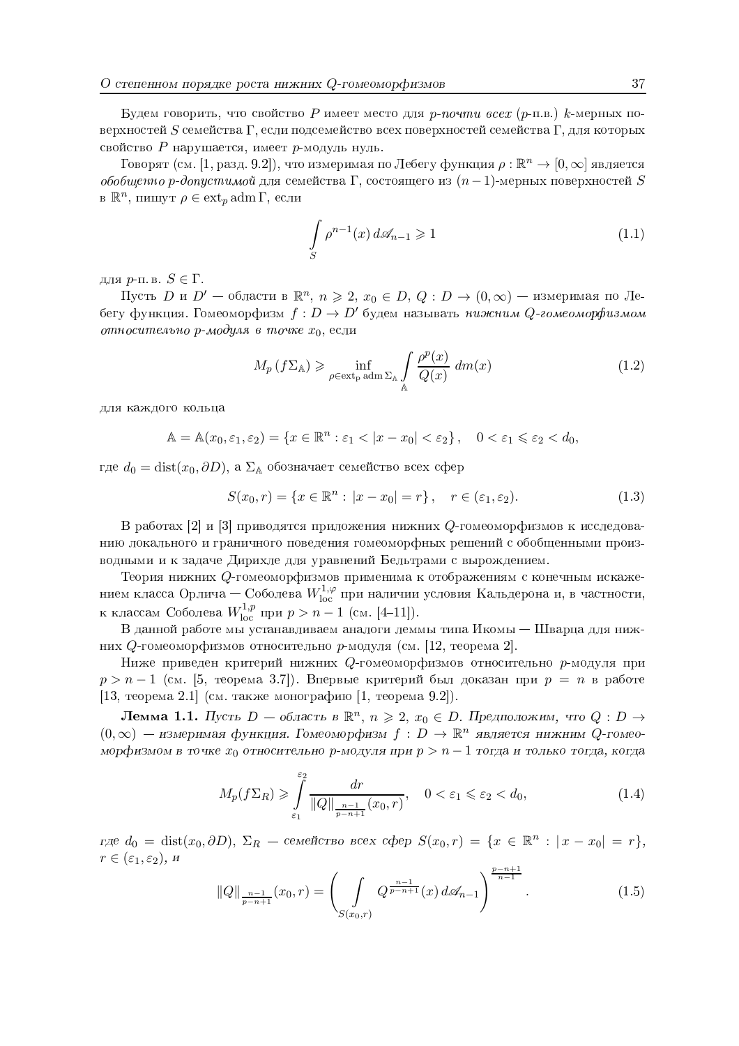Будем говорить, что свойство $P$ имеет место для *$p$-почти всех* ($p$-п.в.) $k$-мерных поверхностей $S$ семейства $\Gamma$, если подсемейство всех поверхностей семейства $\Gamma$, для которых свойство $P$ нарушается, имеет $p$-модуль нуль.

Говорят (см. [1, разд. 9.2]), что измеримая по Лебегу функция $\rho : \mathbb{R}^n \to [0, \infty]$ является *обобщенно $p$-допустимой* для семейства $\Gamma$, состоящего из $(n-1)$-мерных поверхностей $S$ в $\mathbb{R}^n$, пишут $\rho \in \operatorname{ext}_p \operatorname{adm} \Gamma$, если

$$\int\limits_S \rho^{n-1}(x)\, d\mathscr{A}_{n-1} \geqslant 1 \tag{1.1}$$

для $p$-п. в. $S \in \Gamma$.

Пусть $D$ и $D'$ — области в $\mathbb{R}^n$, $n \geqslant 2$, $x_0 \in D$, $Q : D \to (0, \infty)$ — измеримая по Лебегу функция. Гомеоморфизм $f : D \to D'$ будем называть *нижним $Q$-гомеоморфизмом относительно $p$-модуля в точке* $x_0$, если

$$M_p\left(f\Sigma_{\mathbb{A}}\right) \geqslant \inf_{\rho \in \operatorname{ext_p} \operatorname{adm} \Sigma_{\mathbb{A}}} \int\limits_{\mathbb{A}} \frac{\rho^p(x)}{Q(x)}\, dm(x) \tag{1.2}$$

для каждого кольца

$$\mathbb{A} = \mathbb{A}(x_0, \varepsilon_1, \varepsilon_2) = \{x \in \mathbb{R}^n : \varepsilon_1 < |x - x_0| < \varepsilon_2\}, \quad 0 < \varepsilon_1 \leqslant \varepsilon_2 < d_0,$$

где $d_0 = \operatorname{dist}(x_0, \partial D)$, а $\Sigma_{\mathbb{A}}$ обозначает семейство всех сфер

$$S(x_0, r) = \{x \in \mathbb{R}^n : |x - x_0| = r\}, \quad r \in (\varepsilon_1, \varepsilon_2). \tag{1.3}$$

В работах [2] и [3] приводятся приложения нижних $Q$-гомеоморфизмов к исследованию локального и граничного поведения гомеоморфных решений с обобщенными производными и к задаче Дирихле для уравнений Бельтрами с вырождением.

Теория нижних $Q$-гомеоморфизмов применима к отображениям с конечным искажением класса Орлича — Соболева $W^{1,\varphi}_{\mathrm{loc}}$ при наличии условия Кальдерона и, в частности, к классам Соболева $W^{1,p}_{\mathrm{loc}}$ при $p > n-1$ (см. [4–11]).

В данной работе мы устанавливаем аналоги леммы типа Икомы — Шварца для нижних $Q$-гомеоморфизмов относительно $p$-модуля (см. [12, теорема 2].

Ниже приведен критерий нижних $Q$-гомеоморфизмов относительно $p$-модуля при $p > n-1$ (см. [5, теорема 3.7]). Впервые критерий был доказан при $p = n$ в работе [13, теорема 2.1] (см. также монографию [1, теорема 9.2]).

**Лемма 1.1.** *Пусть $D$ — область в $\mathbb{R}^n$, $n \geqslant 2$, $x_0 \in D$. Предположим, что $Q : D \to (0, \infty)$ — измеримая функция. Гомеоморфизм $f : D \to \mathbb{R}^n$ является нижним $Q$-гомеоморфизмом в точке $x_0$ относительно $p$-модуля при $p > n-1$ тогда и только тогда, когда*

$$M_p(f\Sigma_R) \geqslant \int\limits_{\varepsilon_1}^{\varepsilon_2} \frac{dr}{\|Q\|_{\frac{n-1}{p-n+1}}(x_0, r)}, \quad 0 < \varepsilon_1 \leqslant \varepsilon_2 < d_0, \tag{1.4}$$

*где $d_0 = \operatorname{dist}(x_0, \partial D)$, $\Sigma_R$ — семейство всех сфер $S(x_0, r) = \{x \in \mathbb{R}^n : |x - x_0| = r\}$, $r \in (\varepsilon_1, \varepsilon_2)$, и*

$$\|Q\|_{\frac{n-1}{p-n+1}}(x_0, r) = \left( \int\limits_{S(x_0, r)} Q^{\frac{n-1}{p-n+1}}(x)\, d\mathscr{A}_{n-1} \right)^{\frac{p-n+1}{n-1}}. \tag{1.5}$$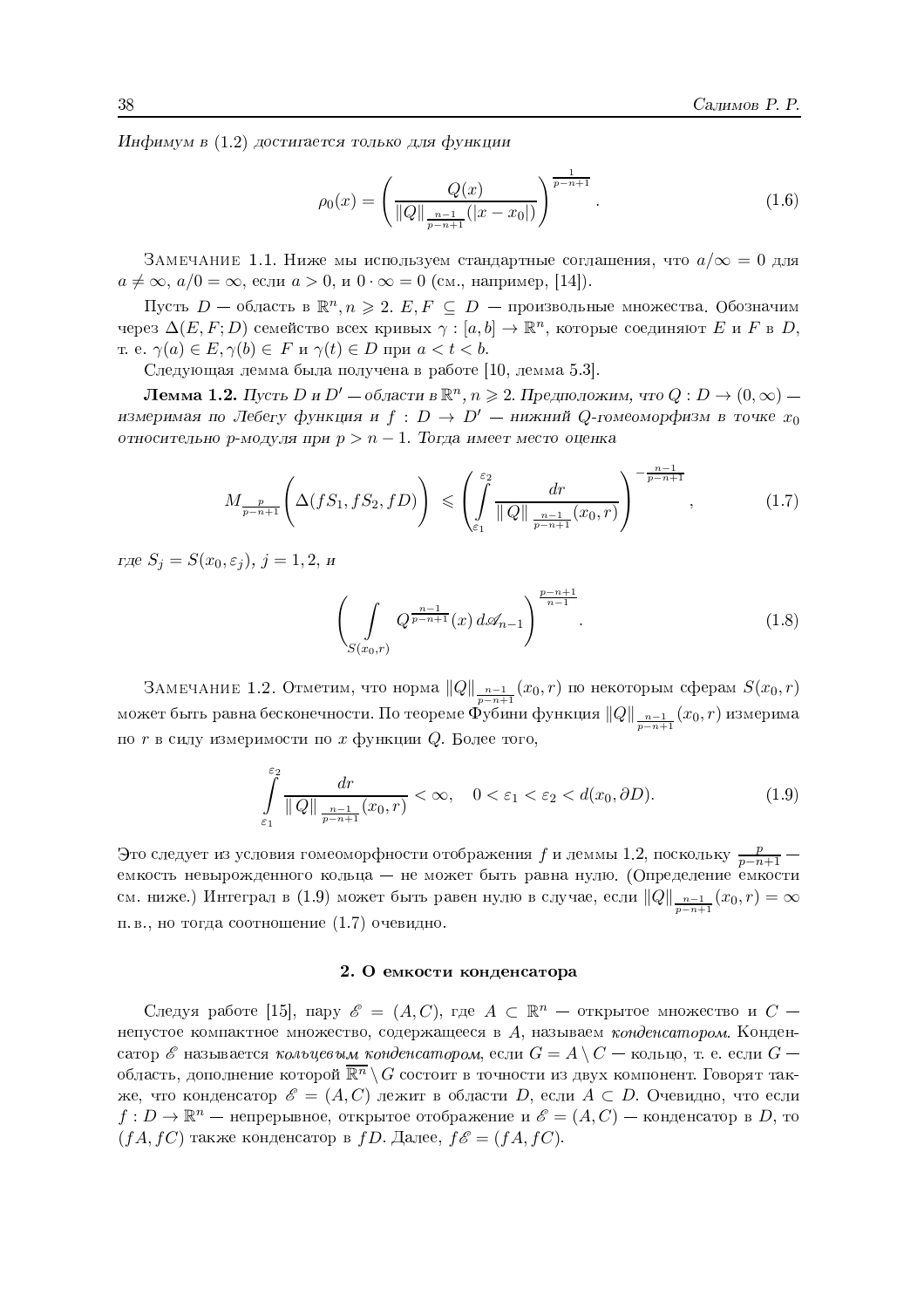*Инфимум в (1.2) достигается только для функции*

$$\rho_0(x) = \left( \frac{Q(x)}{\|Q\|_{\frac{n-1}{p-n+1}}(|x-x_0|)} \right)^{\frac{1}{p-n+1}}. \tag{1.6}$$

Замечание 1.1. Ниже мы используем стандартные соглашения, что $a/\infty = 0$ для $a \neq \infty$, $a/0 = \infty$, если $a > 0$, и $0 \cdot \infty = 0$ (см., например, [14]).

Пусть $D$ — область в $\mathbb{R}^n, n \geqslant 2$. $E, F \subseteq D$ — произвольные множества. Обозначим через $\Delta(E, F; D)$ семейство всех кривых $\gamma : [a, b] \to \mathbb{R}^n$, которые соединяют $E$ и $F$ в $D$, т. е. $\gamma(a) \in E, \gamma(b) \in F$ и $\gamma(t) \in D$ при $a < t < b$.

Следующая лемма была получена в работе [10, лемма 5.3].

**Лемма 1.2.** *Пусть $D$ и $D'$ — области в $\mathbb{R}^n$, $n \geqslant 2$. Предположим, что $Q : D \to (0, \infty)$ — измеримая по Лебегу функция и $f : D \to D'$ — нижний $Q$-гомеоморфизм в точке $x_0$ относительно $p$-модуля при $p > n-1$. Тогда имеет место оценка*

$$M_{\frac{p}{p-n+1}}\left(\Delta(fS_1, fS_2, fD)\right) \leqslant \left( \int\limits_{\varepsilon_1}^{\varepsilon_2} \frac{dr}{\| Q \|_{\frac{n-1}{p-n+1}}(x_0, r)} \right)^{-\frac{n-1}{p-n+1}}, \tag{1.7}$$

*где $S_j = S(x_0, \varepsilon_j)$, $j = 1, 2$, и*

$$\left( \int\limits_{S(x_0,r)} Q^{\frac{n-1}{p-n+1}}(x)\, d\mathscr{A}_{n-1} \right)^{\frac{p-n+1}{n-1}}. \tag{1.8}$$

Замечание 1.2. Отметим, что норма $\|Q\|_{\frac{n-1}{p-n+1}}(x_0, r)$ по некоторым сферам $S(x_0, r)$ может быть равна бесконечности. По теореме Фубини функция $\|Q\|_{\frac{n-1}{p-n+1}}(x_0, r)$ измерима по $r$ в силу измеримости по $x$ функции $Q$. Более того,

$$\int\limits_{\varepsilon_1}^{\varepsilon_2} \frac{dr}{\| Q \|_{\frac{n-1}{p-n+1}}(x_0, r)} < \infty, \quad 0 < \varepsilon_1 < \varepsilon_2 < d(x_0, \partial D). \tag{1.9}$$

Это следует из условия гомеоморфности отображения $f$ и леммы 1.2, поскольку $\frac{p}{p-n+1}$ — емкость невырожденного кольца — не может быть равна нулю. (Определение емкости см. ниже.) Интеграл в (1.9) может быть равен нулю в случае, если $\|Q\|_{\frac{n-1}{p-n+1}}(x_0, r) = \infty$ п. в., но тогда соотношение (1.7) очевидно.

## 2. О емкости конденсатора

Следуя работе [15], пару $\mathscr{E} = (A, C)$, где $A \subset \mathbb{R}^n$ — открытое множество и $C$ — непустое компактное множество, содержащееся в $A$, называем *конденсатором*. Конденсатор $\mathscr{E}$ называется *кольцевым конденсатором*, если $G = A \setminus C$ — кольцо, т. е. если $G$ — область, дополнение которой $\overline{\mathbb{R}^n} \setminus G$ состоит в точности из двух компонент. Говорят также, что конденсатор $\mathscr{E} = (A, C)$ лежит в области $D$, если $A \subset D$. Очевидно, что если $f : D \to \mathbb{R}^n$ — непрерывное, открытое отображение и $\mathscr{E} = (A, C)$ — конденсатор в $D$, то $(fA, fC)$ также конденсатор в $fD$. Далее, $f\mathscr{E} = (fA, fC)$.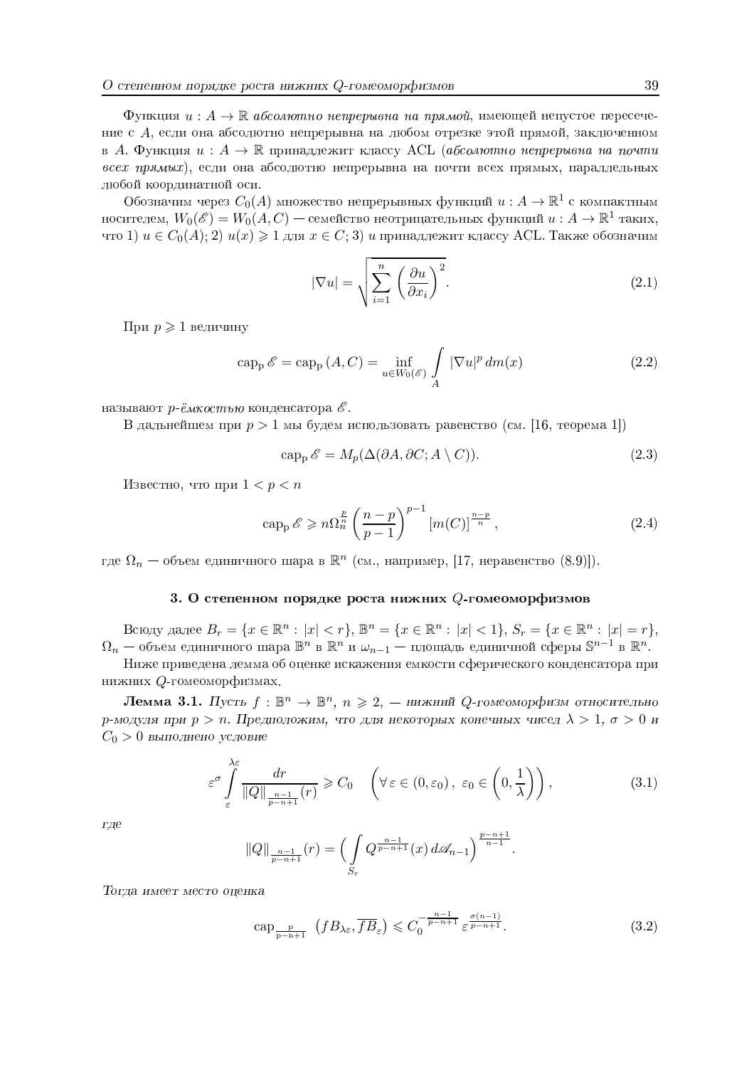Функция $u : A \to \mathbb{R}$ *абсолютно непрерывна на прямой*, имеющей непустое пересечение с $A$, если она абсолютно непрерывна на любом отрезке этой прямой, заключенном в $A$. Функция $u : A \to \mathbb{R}$ принадлежит классу ACL (*абсолютно непрерывна на почти всех прямых*), если она абсолютно непрерывна на почти всех прямых, параллельных любой координатной оси.

Обозначим через $C_0(A)$ множество непрерывных функций $u : A \to \mathbb{R}^1$ с компактным носителем, $W_0(\mathscr{E}) = W_0(A, C)$ — семейство неотрицательных функций $u : A \to \mathbb{R}^1$ таких, что 1) $u \in C_0(A)$; 2) $u(x) \geqslant 1$ для $x \in C$; 3) $u$ принадлежит классу ACL. Также обозначим

$$|\nabla u| = \sqrt{\sum_{i=1}^{n} \left(\frac{\partial u}{\partial x_i}\right)^2}. \tag{2.1}$$

При $p \geqslant 1$ величину

$$\mathrm{cap}_{\mathrm{p}}\, \mathscr{E} = \mathrm{cap}_{\mathrm{p}}\,(A, C) = \inf_{u \in W_0(\mathscr{E})} \int\limits_A |\nabla u|^p \, dm(x) \tag{2.2}$$

называют *$p$-ёмкостью* конденсатора $\mathscr{E}$.

В дальнейшем при $p > 1$ мы будем использовать равенство (см. [16, теорема 1])

$$\mathrm{cap}_{\mathrm{p}}\, \mathscr{E} = M_p(\Delta(\partial A, \partial C; A \setminus C)). \tag{2.3}$$

Известно, что при $1 < p < n$

$$\mathrm{cap}_{\mathrm{p}}\, \mathscr{E} \geqslant n \Omega_n^{\frac{p}{n}} \left(\frac{n-p}{p-1}\right)^{p-1} [m(C)]^{\frac{n-p}{n}}, \tag{2.4}$$

где $\Omega_n$ — объем единичного шара в $\mathbb{R}^n$ (см., например, [17, неравенство (8.9)]).

## 3. О степенном порядке роста нижних $Q$-гомеоморфизмов

Всюду далее $B_r = \{x \in \mathbb{R}^n : |x| < r\}$, $\mathbb{B}^n = \{x \in \mathbb{R}^n : |x| < 1\}$, $S_r = \{x \in \mathbb{R}^n : |x| = r\}$, $\Omega_n$ — объем единичного шара $\mathbb{B}^n$ в $\mathbb{R}^n$ и $\omega_{n-1}$ — площадь единичной сферы $\mathbb{S}^{n-1}$ в $\mathbb{R}^n$.

Ниже приведена лемма об оценке искажения емкости сферического конденсатора при нижних $Q$-гомеоморфизмах.

**Лемма 3.1.** *Пусть $f : \mathbb{B}^n \to \mathbb{B}^n$, $n \geqslant 2$, — нижний $Q$-гомеоморфизм относительно $p$-модуля при $p > n$. Предположим, что для некоторых конечных чисел $\lambda > 1$, $\sigma > 0$ и $C_0 > 0$ выполнено условие*

$$\varepsilon^{\sigma} \int\limits_{\varepsilon}^{\lambda\varepsilon} \frac{dr}{\|Q\|_{\frac{n-1}{p-n+1}}(r)} \geqslant C_0 \quad \left(\forall\, \varepsilon \in (0, \varepsilon_0)\,,\ \varepsilon_0 \in \left(0, \frac{1}{\lambda}\right)\right), \tag{3.1}$$

*где*

$$\|Q\|_{\frac{n-1}{p-n+1}}(r) = \Big(\int\limits_{S_r} Q^{\frac{n-1}{p-n+1}}(x)\, d\mathscr{A}_{n-1}\Big)^{\frac{p-n+1}{n-1}}.$$

*Тогда имеет место оценка*

$$\mathrm{cap}_{\frac{\mathrm{p}}{\mathrm{p-n+1}}}\ \left(fB_{\lambda\varepsilon}, \overline{fB_{\varepsilon}}\right) \leqslant C_0^{-\frac{n-1}{p-n+1}}\, \varepsilon^{\frac{\sigma(n-1)}{p-n+1}}. \tag{3.2}$$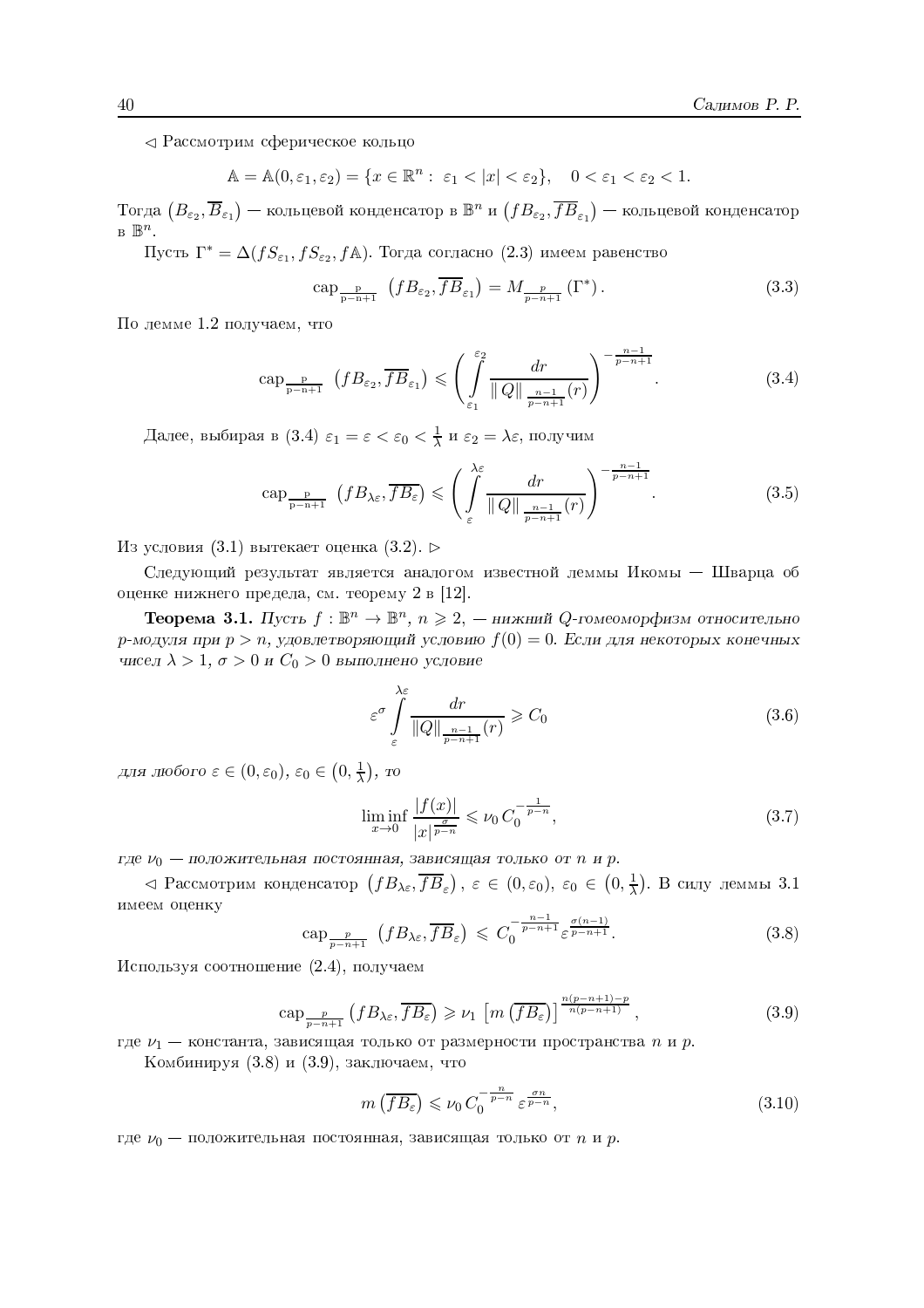$\lhd$ Рассмотрим сферическое кольцо

$$\mathbb{A} = \mathbb{A}(0, \varepsilon_1, \varepsilon_2) = \{x \in \mathbb{R}^n : \ \varepsilon_1 < |x| < \varepsilon_2\}, \quad 0 < \varepsilon_1 < \varepsilon_2 < 1.$$

Тогда $\left(B_{\varepsilon_2}, \overline{B}_{\varepsilon_1}\right)$ — кольцевой конденсатор в $\mathbb{B}^n$ и $\left(fB_{\varepsilon_2}, \overline{fB}_{\varepsilon_1}\right)$ — кольцевой конденсатор в $\mathbb{B}^n$.

Пусть $\Gamma^* = \Delta(fS_{\varepsilon_1}, fS_{\varepsilon_2}, f\mathbb{A})$. Тогда согласно (2.3) имеем равенство

$$\operatorname{cap}_{\frac{p}{p-n+1}} \ \left(fB_{\varepsilon_2}, \overline{fB}_{\varepsilon_1}\right) = M_{\frac{p}{p-n+1}}\left(\Gamma^*\right). \tag{3.3}$$

По лемме 1.2 получаем, что

$$\operatorname{cap}_{\frac{p}{p-n+1}} \ \left(fB_{\varepsilon_2}, \overline{fB}_{\varepsilon_1}\right) \leqslant \left( \int\limits_{\varepsilon_1}^{\varepsilon_2} \frac{dr}{\|\,Q\|_{\frac{n-1}{p-n+1}}(r)} \right)^{-\frac{n-1}{p-n+1}}. \tag{3.4}$$

Далее, выбирая в (3.4) $\varepsilon_1 = \varepsilon < \varepsilon_0 < \frac{1}{\lambda}$ и $\varepsilon_2 = \lambda\varepsilon$, получим

$$\operatorname{cap}_{\frac{p}{p-n+1}} \ \left(fB_{\lambda\varepsilon}, \overline{fB}_{\varepsilon}\right) \leqslant \left( \int\limits_{\varepsilon}^{\lambda\varepsilon} \frac{dr}{\|\,Q\|_{\frac{n-1}{p-n+1}}(r)} \right)^{-\frac{n-1}{p-n+1}}. \tag{3.5}$$

Из условия (3.1) вытекает оценка (3.2). $\rhd$

Следующий результат является аналогом известной леммы Икомы — Шварца об оценке нижнего предела, см. теорему 2 в [12].

**Теорема 3.1.** *Пусть $f : \mathbb{B}^n \to \mathbb{B}^n$, $n \geqslant 2$, — нижний $Q$-гомеоморфизм относительно $p$-модуля при $p > n$, удовлетворяющий условию $f(0) = 0$. Если для некоторых конечных чисел $\lambda > 1$, $\sigma > 0$ и $C_0 > 0$ выполнено условие*

$$\varepsilon^{\sigma} \int\limits_{\varepsilon}^{\lambda\varepsilon} \frac{dr}{\|Q\|_{\frac{n-1}{p-n+1}}(r)} \geqslant C_0 \tag{3.6}$$

*для любого $\varepsilon \in (0, \varepsilon_0)$, $\varepsilon_0 \in \left(0, \frac{1}{\lambda}\right)$, то*

$$\liminf_{x \to 0} \frac{|f(x)|}{|x|^{\frac{\sigma}{p-n}}} \leqslant \nu_0\, C_0^{-\frac{1}{p-n}}, \tag{3.7}$$

*где $\nu_0$ — положительная постоянная, зависящая только от $n$ и $p$.*

$\lhd$ Рассмотрим конденсатор $\left(fB_{\lambda\varepsilon}, \overline{fB}_{\varepsilon}\right)$, $\varepsilon \in (0, \varepsilon_0)$, $\varepsilon_0 \in \left(0, \frac{1}{\lambda}\right)$. В силу леммы 3.1 имеем оценку

$$\operatorname{cap}_{\frac{p}{p-n+1}} \ \left(fB_{\lambda\varepsilon}, \overline{fB}_{\varepsilon}\right) \leqslant C_0^{-\frac{n-1}{p-n+1}} \varepsilon^{\frac{\sigma(n-1)}{p-n+1}}. \tag{3.8}$$

Используя соотношение (2.4), получаем

$$\operatorname{cap}_{\frac{p}{p-n+1}} \left(fB_{\lambda\varepsilon}, \overline{fB_{\varepsilon}}\right) \geqslant \nu_1 \left[m\left(\overline{fB_{\varepsilon}}\right)\right]^{\frac{n(p-n+1)-p}{n(p-n+1)}}, \tag{3.9}$$

где $\nu_1$ — константа, зависящая только от размерности пространства $n$ и $p$.

Комбинируя (3.8) и (3.9), заключаем, что

$$m\left(\overline{fB_{\varepsilon}}\right) \leqslant \nu_0\, C_0^{-\frac{n}{p-n}} \varepsilon^{\frac{\sigma n}{p-n}}, \tag{3.10}$$

где $\nu_0$ — положительная постоянная, зависящая только от $n$ и $p$.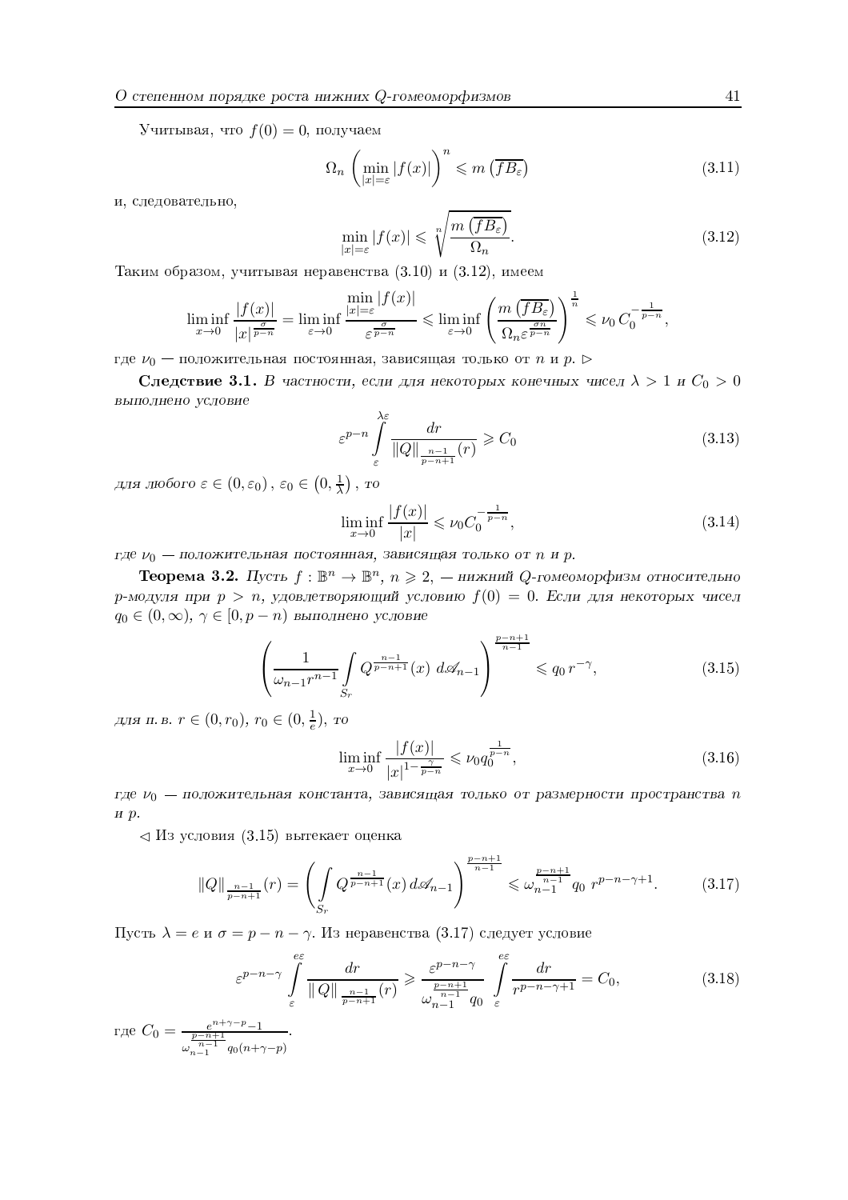Учитывая, что $f(0)=0$, получаем

$$\Omega_n\left(\min_{|x|=\varepsilon}|f(x)|\right)^n \leqslant m\left(\overline{fB_\varepsilon}\right) \tag{3.11}$$

и, следовательно,

$$\min_{|x|=\varepsilon}|f(x)| \leqslant \sqrt[n]{\frac{m\left(\overline{fB_\varepsilon}\right)}{\Omega_n}}. \tag{3.12}$$

Таким образом, учитывая неравенства (3.10) и (3.12), имеем

$$\liminf_{x\to 0}\frac{|f(x)|}{|x|^{\frac{\sigma}{p-n}}} = \liminf_{\varepsilon\to 0}\frac{\min\limits_{|x|=\varepsilon}|f(x)|}{\varepsilon^{\frac{\sigma}{p-n}}} \leqslant \liminf_{\varepsilon\to 0}\left(\frac{m\left(\overline{fB_\varepsilon}\right)}{\Omega_n\varepsilon^{\frac{\sigma n}{p-n}}}\right)^{\frac{1}{n}} \leqslant \nu_0\, C_0^{-\frac{1}{p-n}},$$

где $\nu_0$ — положительная постоянная, зависящая только от $n$ и $p$. $\rhd$

**Следствие 3.1.** *В частности, если для некоторых конечных чисел $\lambda > 1$ и $C_0 > 0$ выполнено условие*

$$\varepsilon^{p-n}\int\limits_{\varepsilon}^{\lambda\varepsilon}\frac{dr}{\|Q\|_{\frac{n-1}{p-n+1}}(r)} \geqslant C_0 \tag{3.13}$$

*для любого $\varepsilon\in(0,\varepsilon_0)$, $\varepsilon_0\in\left(0,\frac{1}{\lambda}\right)$, то*

$$\liminf_{x\to 0}\frac{|f(x)|}{|x|} \leqslant \nu_0 C_0^{-\frac{1}{p-n}}, \tag{3.14}$$

*где $\nu_0$ — положительная постоянная, зависящая только от $n$ и $p$.*

**Теорема 3.2.** *Пусть $f:\mathbb{B}^n\to\mathbb{B}^n$, $n\geqslant 2$, — нижний $Q$-гомеоморфизм относительно $p$-модуля при $p>n$, удовлетворяющий условию $f(0)=0$. Если для некоторых чисел $q_0\in(0,\infty)$, $\gamma\in[0,p-n)$ выполнено условие*

$$\left(\frac{1}{\omega_{n-1}r^{n-1}}\int\limits_{S_r}Q^{\frac{n-1}{p-n+1}}(x)\, d\mathscr{A}_{n-1}\right)^{\frac{p-n+1}{n-1}} \leqslant q_0\, r^{-\gamma}, \tag{3.15}$$

*для п. в. $r\in(0,r_0)$, $r_0\in(0,\frac{1}{e})$, то*

$$\liminf_{x\to 0}\frac{|f(x)|}{|x|^{1-\frac{\gamma}{p-n}}} \leqslant \nu_0 q_0^{\frac{1}{p-n}}, \tag{3.16}$$

*где $\nu_0$ — положительная константа, зависящая только от размерности пространства $n$ и $p$.*

$\lhd$ Из условия (3.15) вытекает оценка

$$\|Q\|_{\frac{n-1}{p-n+1}}(r) = \left(\int\limits_{S_r}Q^{\frac{n-1}{p-n+1}}(x)\, d\mathscr{A}_{n-1}\right)^{\frac{p-n+1}{n-1}} \leqslant \omega_{n-1}^{\frac{p-n+1}{n-1}}\, q_0\, r^{p-n-\gamma+1}. \tag{3.17}$$

Пусть $\lambda=e$ и $\sigma=p-n-\gamma$. Из неравенства (3.17) следует условие

$$\varepsilon^{p-n-\gamma}\int\limits_{\varepsilon}^{e\varepsilon}\frac{dr}{\|Q\|_{\frac{n-1}{p-n+1}}(r)} \geqslant \frac{\varepsilon^{p-n-\gamma}}{\omega_{n-1}^{\frac{p-n+1}{n-1}}\, q_0}\int\limits_{\varepsilon}^{e\varepsilon}\frac{dr}{r^{p-n-\gamma+1}} = C_0, \tag{3.18}$$

где $C_0 = \frac{e^{n+\gamma-p}-1}{\omega_{n-1}^{\frac{p-n+1}{n-1}}\, q_0(n+\gamma-p)}$.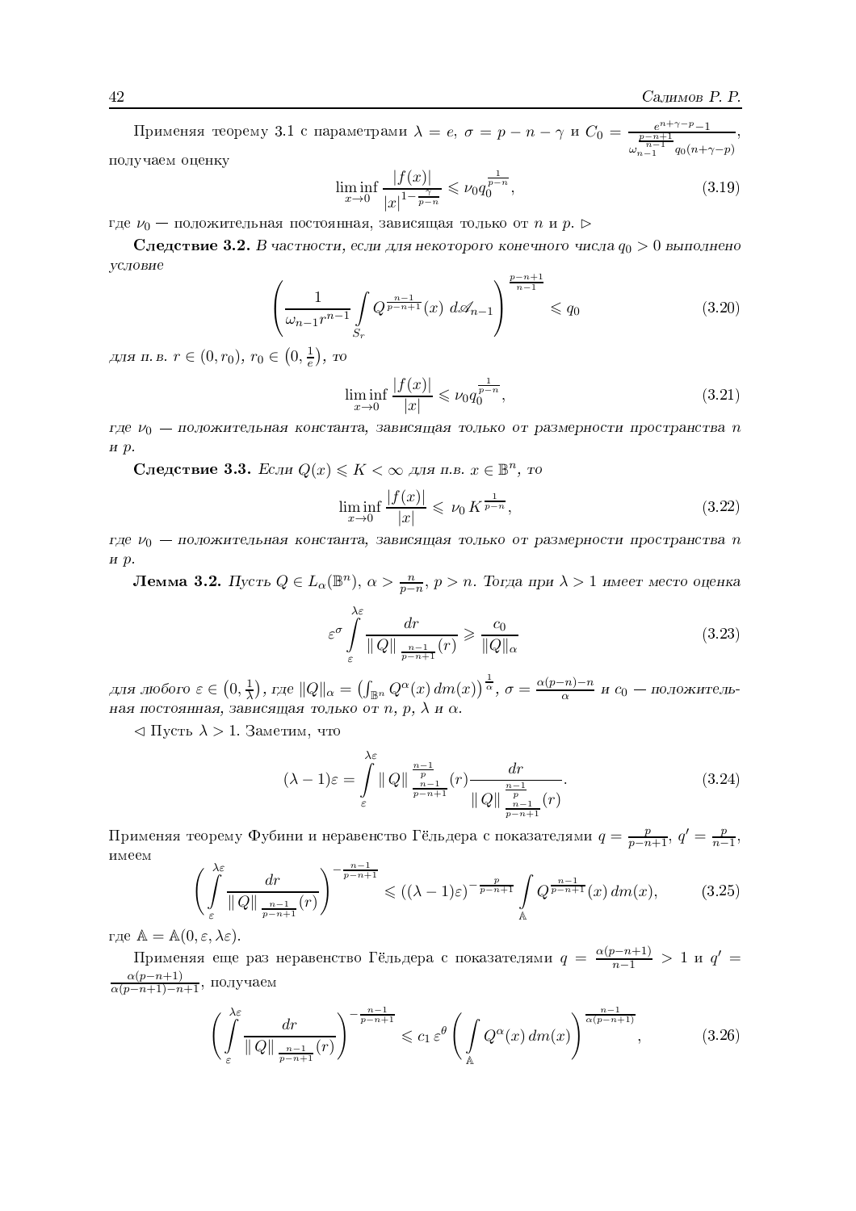Применяя теорему 3.1 с параметрами $\lambda = e$, $\sigma = p - n - \gamma$ и $C_0 = \frac{e^{n+\gamma-p}-1}{\omega_{n-1}^{\frac{p-n+1}{n-1}} q_0(n+\gamma-p)}$, получаем оценку

$$\liminf_{x\to 0} \frac{|f(x)|}{|x|^{1-\frac{\gamma}{p-n}}} \leqslant \nu_0 q_0^{\frac{1}{p-n}}, \tag{3.19}$$

где $\nu_0$ — положительная постоянная, зависящая только от $n$ и $p$. $\rhd$

**Следствие 3.2.** *В частности, если для некоторого конечного числа $q_0 > 0$ выполнено условие*

$$\left(\frac{1}{\omega_{n-1} r^{n-1}} \int\limits_{S_r} Q^{\frac{n-1}{p-n+1}}(x)\, d\mathscr{A}_{n-1}\right)^{\frac{p-n+1}{n-1}} \leqslant q_0 \tag{3.20}$$

*для п. в. $r \in (0, r_0)$, $r_0 \in \left(0, \frac{1}{e}\right)$, то*

$$\liminf_{x\to 0} \frac{|f(x)|}{|x|} \leqslant \nu_0 q_0^{\frac{1}{p-n}}, \tag{3.21}$$

*где $\nu_0$ — положительная константа, зависящая только от размерности пространства $n$ и $p$.*

**Следствие 3.3.** *Если $Q(x) \leqslant K < \infty$ для п.в. $x \in \mathbb{B}^n$, то*

$$\liminf_{x\to 0} \frac{|f(x)|}{|x|} \leqslant \nu_0 K^{\frac{1}{p-n}}, \tag{3.22}$$

*где $\nu_0$ — положительная константа, зависящая только от размерности пространства $n$ и $p$.*

**Лемма 3.2.** *Пусть $Q \in L_\alpha(\mathbb{B}^n)$, $\alpha > \frac{n}{p-n}$, $p > n$. Тогда при $\lambda > 1$ имеет место оценка*

$$\varepsilon^\sigma \int\limits_{\varepsilon}^{\lambda\varepsilon} \frac{dr}{\|Q\|_{\frac{n-1}{p-n+1}}(r)} \geqslant \frac{c_0}{\|Q\|_\alpha} \tag{3.23}$$

*для любого $\varepsilon \in \left(0, \frac{1}{\lambda}\right)$, где $\|Q\|_\alpha = \left(\int_{\mathbb{B}^n} Q^\alpha(x)\, dm(x)\right)^{\frac{1}{\alpha}}$, $\sigma = \frac{\alpha(p-n)-n}{\alpha}$ и $c_0$ — положительная постоянная, зависящая только от $n$, $p$, $\lambda$ и $\alpha$.*

$\lhd$ Пусть $\lambda > 1$. Заметим, что

$$(\lambda - 1)\varepsilon = \int\limits_{\varepsilon}^{\lambda\varepsilon} \|Q\|_{\frac{n-1}{p-n+1}}^{\frac{n-1}{p}}(r) \frac{dr}{\|Q\|_{\frac{n-1}{p-n+1}}^{\frac{n-1}{p}}(r)}. \tag{3.24}$$

Применяя теорему Фубини и неравенство Гёльдера с показателями $q = \frac{p}{p-n+1}$, $q' = \frac{p}{n-1}$, имеем

$$\left(\int\limits_{\varepsilon}^{\lambda\varepsilon} \frac{dr}{\|Q\|_{\frac{n-1}{p-n+1}}(r)}\right)^{-\frac{n-1}{p-n+1}} \leqslant ((\lambda-1)\varepsilon)^{-\frac{p}{p-n+1}} \int\limits_{\mathbb{A}} Q^{\frac{n-1}{p-n+1}}(x)\, dm(x), \tag{3.25}$$

где $\mathbb{A} = \mathbb{A}(0, \varepsilon, \lambda\varepsilon)$.

Применяя еще раз неравенство Гёльдера с показателями $q = \frac{\alpha(p-n+1)}{n-1} > 1$ и $q' = \frac{\alpha(p-n+1)}{\alpha(p-n+1)-n+1}$, получаем

$$\left(\int\limits_{\varepsilon}^{\lambda\varepsilon} \frac{dr}{\|Q\|_{\frac{n-1}{p-n+1}}(r)}\right)^{-\frac{n-1}{p-n+1}} \leqslant c_1\, \varepsilon^\theta \left(\int\limits_{\mathbb{A}} Q^\alpha(x)\, dm(x)\right)^{\frac{n-1}{\alpha(p-n+1)}}, \tag{3.26}$$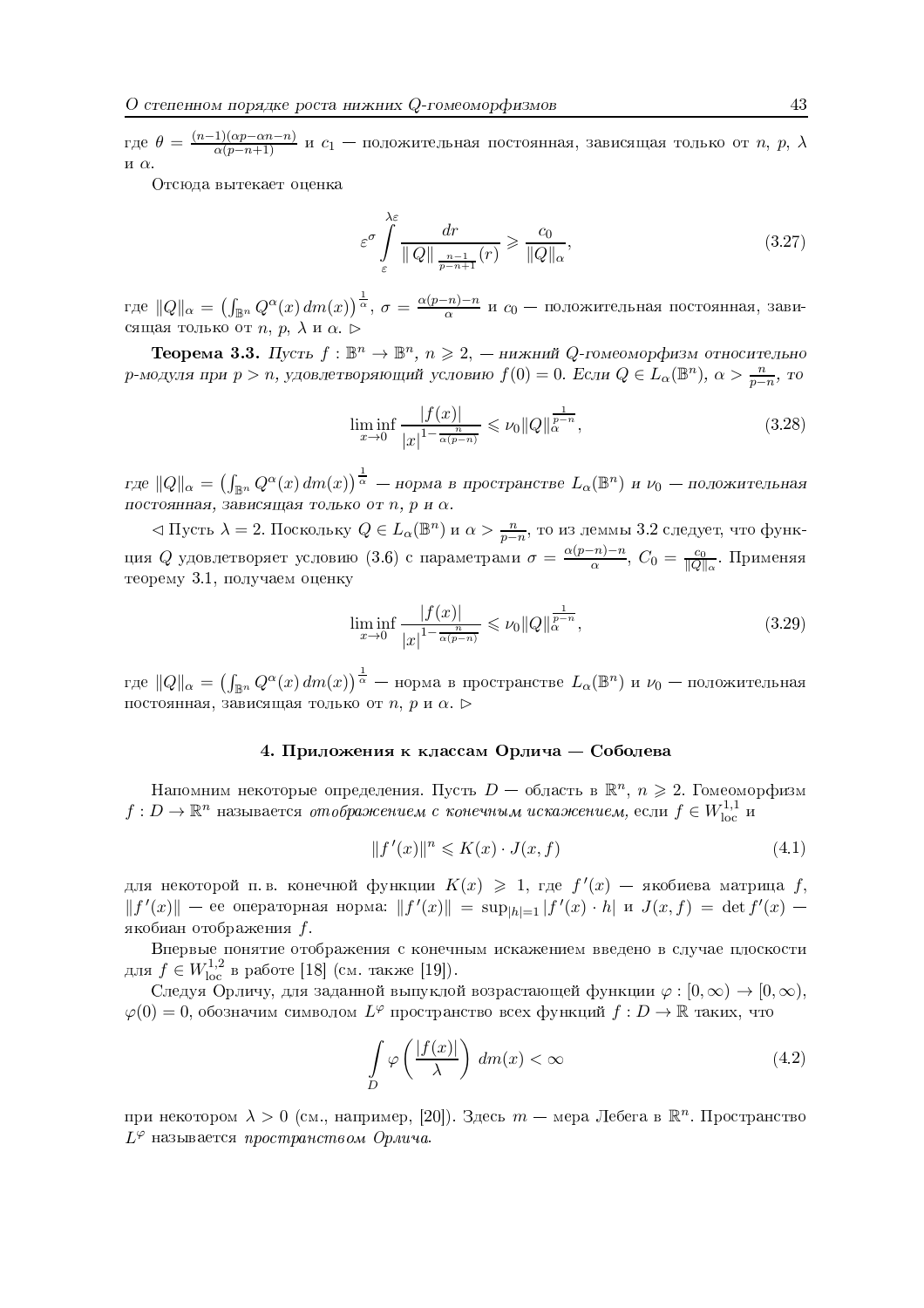где $\theta = \frac{(n-1)(\alpha p - \alpha n - n)}{\alpha(p-n+1)}$ и $c_1$ — положительная постоянная, зависящая только от $n$, $p$, $\lambda$ и $\alpha$.

Отсюда вытекает оценка

$$\varepsilon^{\sigma} \int\limits_{\varepsilon}^{\lambda\varepsilon} \frac{dr}{\| Q\|_{\frac{n-1}{p-n+1}}(r)} \geqslant \frac{c_0}{\|Q\|_{\alpha}}, \tag{3.27}$$

где $\|Q\|_{\alpha} = \left(\int_{\mathbb{B}^n} Q^{\alpha}(x)\, dm(x)\right)^{\frac{1}{\alpha}}$, $\sigma = \frac{\alpha(p-n)-n}{\alpha}$ и $c_0$ — положительная постоянная, зависящая только от $n$, $p$, $\lambda$ и $\alpha$. $\rhd$

**Теорема 3.3.** *Пусть $f : \mathbb{B}^n \to \mathbb{B}^n$, $n \geqslant 2$, — нижний $Q$-гомеоморфизм относительно $p$-модуля при $p > n$, удовлетворяющий условию $f(0) = 0$. Если $Q \in L_{\alpha}(\mathbb{B}^n)$, $\alpha > \frac{n}{p-n}$, то*

$$\liminf_{x \to 0} \frac{|f(x)|}{|x|^{1 - \frac{n}{\alpha(p-n)}}} \leqslant \nu_0 \|Q\|_{\alpha}^{\frac{1}{p-n}}, \tag{3.28}$$

*где $\|Q\|_{\alpha} = \left(\int_{\mathbb{B}^n} Q^{\alpha}(x)\, dm(x)\right)^{\frac{1}{\alpha}}$ — норма в пространстве $L_{\alpha}(\mathbb{B}^n)$ и $\nu_0$ — положительная постоянная, зависящая только от $n$, $p$ и $\alpha$.*

$\lhd$ Пусть $\lambda = 2$. Поскольку $Q \in L_{\alpha}(\mathbb{B}^n)$ и $\alpha > \frac{n}{p-n}$, то из леммы 3.2 следует, что функция $Q$ удовлетворяет условию (3.6) с параметрами $\sigma = \frac{\alpha(p-n)-n}{\alpha}$, $C_0 = \frac{c_0}{\|Q\|_{\alpha}}$. Применяя теорему 3.1, получаем оценку

$$\liminf_{x \to 0} \frac{|f(x)|}{|x|^{1 - \frac{n}{\alpha(p-n)}}} \leqslant \nu_0 \|Q\|_{\alpha}^{\frac{1}{p-n}}, \tag{3.29}$$

где $\|Q\|_{\alpha} = \left(\int_{\mathbb{B}^n} Q^{\alpha}(x)\, dm(x)\right)^{\frac{1}{\alpha}}$ — норма в пространстве $L_{\alpha}(\mathbb{B}^n)$ и $\nu_0$ — положительная постоянная, зависящая только от $n$, $p$ и $\alpha$. $\rhd$

## 4. Приложения к классам Орлича — Соболева

Напомним некоторые определения. Пусть $D$ — область в $\mathbb{R}^n$, $n \geqslant 2$. Гомеоморфизм $f : D \to \mathbb{R}^n$ называется *отображением с конечным искажением*, если $f \in W^{1,1}_{\rm loc}$ и

$$\|f'(x)\|^n \leqslant K(x) \cdot J(x, f) \tag{4.1}$$

для некоторой п. в. конечной функции $K(x) \geqslant 1$, где $f'(x)$ — якобиева матрица $f$, $\|f'(x)\|$ — ее операторная норма: $\|f'(x)\| = \sup_{|h|=1} |f'(x) \cdot h|$ и $J(x, f) = \det f'(x)$ — якобиан отображения $f$.

Впервые понятие отображения с конечным искажением введено в случае плоскости для $f \in W^{1,2}_{\rm loc}$ в работе [18] (см. также [19]).

Следуя Орличу, для заданной выпуклой возрастающей функции $\varphi : [0, \infty) \to [0, \infty)$, $\varphi(0) = 0$, обозначим символом $L^{\varphi}$ пространство всех функций $f : D \to \mathbb{R}$ таких, что

$$\int\limits_{D} \varphi\left(\frac{|f(x)|}{\lambda}\right)\, dm(x) < \infty \tag{4.2}$$

при некотором $\lambda > 0$ (см., например, [20]). Здесь $m$ — мера Лебега в $\mathbb{R}^n$. Пространство $L^{\varphi}$ называется *пространством Орлича*.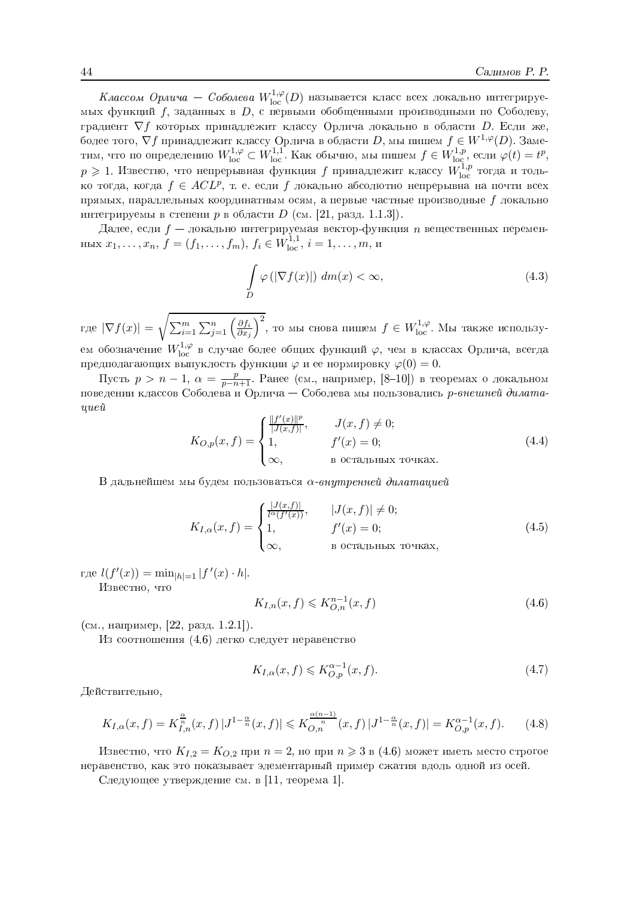*Классом Орлича — Соболева* $W^{1,\varphi}_{\rm loc}(D)$ называется класс всех локально интегрируемых функций $f$, заданных в $D$, с первыми обобщенными производными по Соболеву, градиент $\nabla f$ которых принадлежит классу Орлича локально в области $D$. Если же, более того, $\nabla f$ принадлежит классу Орлича в области $D$, мы пишем $f \in W^{1,\varphi}(D)$. Заметим, что по определению $W^{1,\varphi}_{\rm loc} \subset W^{1,1}_{\rm loc}$. Как обычно, мы пишем $f \in W^{1,p}_{\rm loc}$, если $\varphi(t) = t^p$, $p \geqslant 1$. Известно, что непрерывная функция $f$ принадлежит классу $W^{1,p}_{\rm loc}$ тогда и только тогда, когда $f \in ACL^p$, т. е. если $f$ локально абсолютно непрерывна на почти всех прямых, параллельных координатным осям, а первые частные производные $f$ локально интегрируемы в степени $p$ в области $D$ (см. [21, разд. 1.1.3]).

Далее, если $f$ — локально интегрируемая вектор-функция $n$ вещественных переменных $x_1, \ldots, x_n$, $f = (f_1, \ldots, f_m)$, $f_i \in W^{1,1}_{\rm loc}$, $i = 1, \ldots, m$, и

$$\int\limits_D \varphi\left(|\nabla f(x)|\right)\, dm(x) < \infty, \tag{4.3}$$

где $|\nabla f(x)| = \sqrt{\sum_{i=1}^m \sum_{j=1}^n \left(\frac{\partial f_i}{\partial x_j}\right)^2}$, то мы снова пишем $f \in W^{1,\varphi}_{\rm loc}$. Мы также используем обозначение $W^{1,\varphi}_{\rm loc}$ в случае более общих функций $\varphi$, чем в классах Орлича, всегда предполагающих выпуклость функции $\varphi$ и ее нормировку $\varphi(0) = 0$.

Пусть $p > n-1$, $\alpha = \frac{p}{p-n+1}$. Ранее (см., например, [8–10]) в теоремах о локальном поведении классов Соболева и Орлича — Соболева мы пользовались *$p$-внешней дилатацией*

$$K_{O,p}(x,f) = \begin{cases} \frac{\|f'(x)\|^p}{|J(x,f)|}, & J(x,f) \neq 0; \\ 1, & f'(x) = 0; \\ \infty, & \text{в остальных точках.} \end{cases} \tag{4.4}$$

В дальнейшем мы будем пользоваться *$\alpha$-внутренней дилатацией*

$$K_{I,\alpha}(x,f) = \begin{cases} \frac{|J(x,f)|}{l^\alpha(f'(x))}, & |J(x,f)| \neq 0; \\ 1, & f'(x) = 0; \\ \infty, & \text{в остальных точках,} \end{cases} \tag{4.5}$$

где $l(f'(x)) = \min_{|h|=1} |f'(x) \cdot h|$.

Известно, что

$$K_{I,n}(x,f) \leqslant K_{O,n}^{n-1}(x,f) \tag{4.6}$$

(см., например, [22, разд. 1.2.1]).

Из соотношения (4.6) легко следует неравенство

$$K_{I,\alpha}(x,f) \leqslant K_{O,p}^{\alpha-1}(x,f). \tag{4.7}$$

Действительно,

$$K_{I,\alpha}(x,f) = K_{I,n}^{\frac{\alpha}{n}}(x,f)\, |J^{1-\frac{\alpha}{n}}(x,f)| \leqslant K_{O,n}^{\frac{\alpha(n-1)}{n}}(x,f)\, |J^{1-\frac{\alpha}{n}}(x,f)| = K_{O,p}^{\alpha-1}(x,f). \tag{4.8}$$

Известно, что $K_{I,2} = K_{O,2}$ при $n = 2$, но при $n \geqslant 3$ в (4.6) может иметь место строгое неравенство, как это показывает элементарный пример сжатия вдоль одной из осей.

Следующее утверждение см. в [11, теорема 1].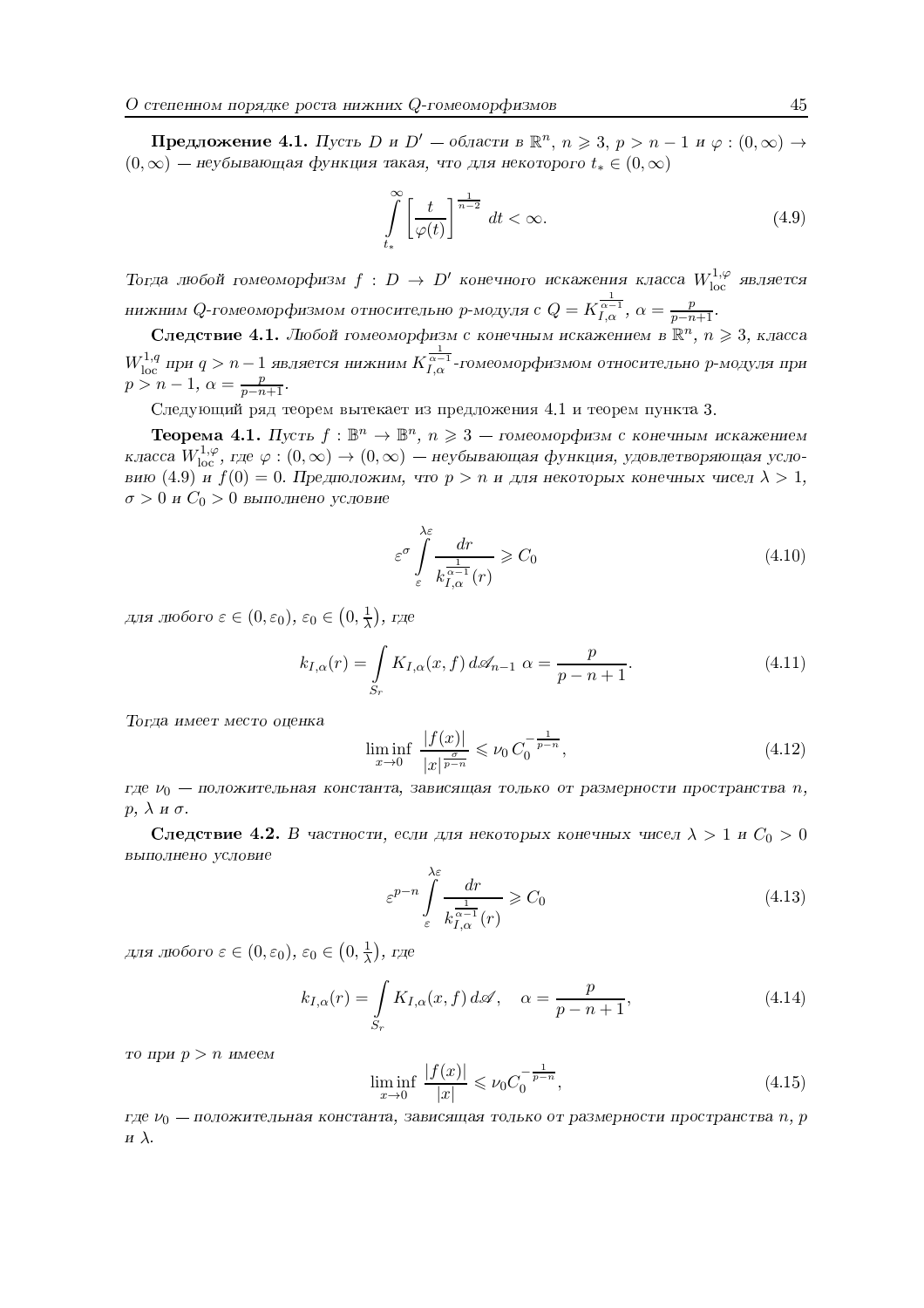**Предложение 4.1.** *Пусть $D$ и $D'$ — области в $\mathbb{R}^n$, $n \geqslant 3$, $p > n-1$ и $\varphi : (0,\infty) \to (0,\infty)$ — неубывающая функция такая, что для некоторого $t_* \in (0,\infty)$*

$$\int\limits_{t_*}^{\infty} \left[\frac{t}{\varphi(t)}\right]^{\frac{1}{n-2}} dt < \infty. \tag{4.9}$$

*Тогда любой гомеоморфизм $f : D \to D'$ конечного искажения класса $W^{1,\varphi}_{\rm loc}$ является нижним $Q$-гомеоморфизмом относительно $p$-модуля с $Q = K_{I,\alpha}^{\frac{1}{\alpha-1}}$, $\alpha = \frac{p}{p-n+1}$.*

**Следствие 4.1.** *Любой гомеоморфизм с конечным искажением в $\mathbb{R}^n$, $n \geqslant 3$, класса $W^{1,q}_{\rm loc}$ при $q > n-1$ является нижним $K_{I,\alpha}^{\frac{1}{\alpha-1}}$-гомеоморфизмом относительно $p$-модуля при $p > n-1$, $\alpha = \frac{p}{p-n+1}$.*

Следующий ряд теорем вытекает из предложения 4.1 и теорем пункта 3.

**Теорема 4.1.** *Пусть $f : \mathbb{B}^n \to \mathbb{B}^n$, $n \geqslant 3$ — гомеоморфизм с конечным искажением класса $W^{1,\varphi}_{\rm loc}$, где $\varphi : (0,\infty) \to (0,\infty)$ — неубывающая функция, удовлетворяющая условию (4.9) и $f(0) = 0$. Предположим, что $p > n$ и для некоторых конечных чисел $\lambda > 1$, $\sigma > 0$ и $C_0 > 0$ выполнено условие*

$$\varepsilon^{\sigma} \int\limits_{\varepsilon}^{\lambda\varepsilon} \frac{dr}{k_{I,\alpha}^{\frac{1}{\alpha-1}}(r)} \geqslant C_0 \tag{4.10}$$

*для любого $\varepsilon \in (0,\varepsilon_0)$, $\varepsilon_0 \in \left(0,\frac{1}{\lambda}\right)$, где*

$$k_{I,\alpha}(r) = \int\limits_{S_r} K_{I,\alpha}(x,f)\, d\mathscr{A}_{n-1} \ \alpha = \frac{p}{p-n+1}. \tag{4.11}$$

*Тогда имеет место оценка*

$$\liminf_{x\to 0} \frac{|f(x)|}{|x|^{\frac{\sigma}{p-n}}} \leqslant \nu_0\, C_0^{-\frac{1}{p-n}}, \tag{4.12}$$

*где $\nu_0$ — положительная константа, зависящая только от размерности пространства $n$, $p$, $\lambda$ и $\sigma$.*

**Следствие 4.2.** *В частности, если для некоторых конечных чисел $\lambda > 1$ и $C_0 > 0$ выполнено условие*

$$\varepsilon^{p-n} \int\limits_{\varepsilon}^{\lambda\varepsilon} \frac{dr}{k_{I,\alpha}^{\frac{1}{\alpha-1}}(r)} \geqslant C_0 \tag{4.13}$$

*для любого $\varepsilon \in (0,\varepsilon_0)$, $\varepsilon_0 \in \left(0,\frac{1}{\lambda}\right)$, где*

$$k_{I,\alpha}(r) = \int\limits_{S_r} K_{I,\alpha}(x,f)\, d\mathscr{A}, \quad \alpha = \frac{p}{p-n+1}, \tag{4.14}$$

*то при $p > n$ имеем*

$$\liminf_{x\to 0} \frac{|f(x)|}{|x|} \leqslant \nu_0 C_0^{-\frac{1}{p-n}}, \tag{4.15}$$

*где $\nu_0$ — положительная константа, зависящая только от размерности пространства $n$, $p$ и $\lambda$.*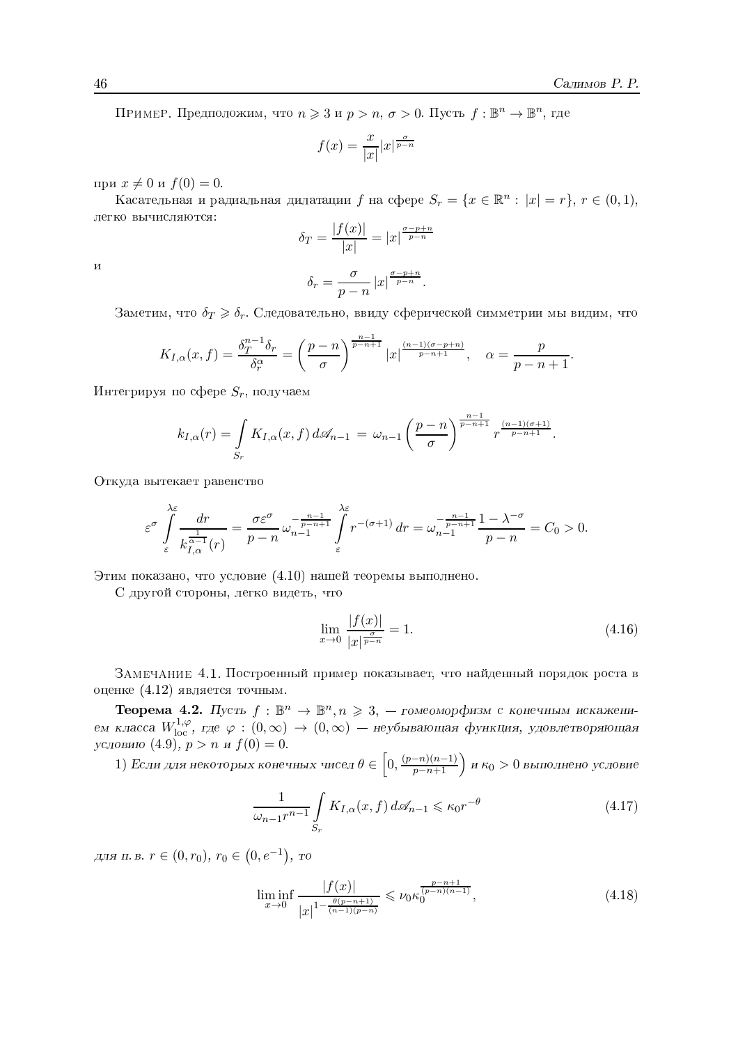Пример. Предположим, что $n \geqslant 3$ и $p > n$, $\sigma > 0$. Пусть $f : \mathbb{B}^n \to \mathbb{B}^n$, где

$$f(x) = \frac{x}{|x|}|x|^{\frac{\sigma}{p-n}}$$

при $x \neq 0$ и $f(0) = 0$.

Касательная и радиальная дилатации $f$ на сфере $S_r = \{x \in \mathbb{R}^n : |x| = r\}$, $r \in (0,1)$, легко вычисляются:

$$\delta_T = \frac{|f(x)|}{|x|} = |x|^{\frac{\sigma-p+n}{p-n}}$$

и

$$\delta_r = \frac{\sigma}{p-n}\,|x|^{\frac{\sigma-p+n}{p-n}}.$$

Заметим, что $\delta_T \geqslant \delta_r$. Следовательно, ввиду сферической симметрии мы видим, что

$$K_{I,\alpha}(x,f) = \frac{\delta_T^{n-1}\delta_r}{\delta_r^{\alpha}} = \left(\frac{p-n}{\sigma}\right)^{\frac{n-1}{p-n+1}}|x|^{\frac{(n-1)(\sigma-p+n)}{p-n+1}}, \quad \alpha = \frac{p}{p-n+1}.$$

Интегрируя по сфере $S_r$, получаем

$$k_{I,\alpha}(r) = \int\limits_{S_r} K_{I,\alpha}(x,f)\,d\mathscr{A}_{n-1} \,=\, \omega_{n-1}\left(\frac{p-n}{\sigma}\right)^{\frac{n-1}{p-n+1}} r^{\frac{(n-1)(\sigma+1)}{p-n+1}}.$$

Откуда вытекает равенство

$$\varepsilon^{\sigma}\int\limits_{\varepsilon}^{\lambda\varepsilon}\frac{dr}{k_{I,\alpha}^{\frac{1}{\alpha-1}}(r)} = \frac{\sigma\varepsilon^{\sigma}}{p-n}\,\omega_{n-1}^{-\frac{n-1}{p-n+1}}\int\limits_{\varepsilon}^{\lambda\varepsilon} r^{-(\sigma+1)}\,dr = \omega_{n-1}^{-\frac{n-1}{p-n+1}}\frac{1-\lambda^{-\sigma}}{p-n} = C_0 > 0.$$

Этим показано, что условие (4.10) нашей теоремы выполнено.

С другой стороны, легко видеть, что

$$\lim_{x\to 0}\frac{|f(x)|}{|x|^{\frac{\sigma}{p-n}}} = 1. \tag{4.16}$$

Замечание 4.1. Построенный пример показывает, что найденный порядок роста в оценке (4.12) является точным.

**Теорема 4.2.** *Пусть $f : \mathbb{B}^n \to \mathbb{B}^n, n \geqslant 3,$ — гомеоморфизм с конечным искажением класса $W^{1,\varphi}_{\rm loc}$, где $\varphi : (0,\infty) \to (0,\infty)$ — неубывающая функция, удовлетворяющая условию* (4.9)*, $p > n$ и $f(0) = 0$.*

1) *Если для некоторых конечных чисел $\theta \in \Big[0, \frac{(p-n)(n-1)}{p-n+1}\Big)$ и $\kappa_0 > 0$ выполнено условие*

$$\frac{1}{\omega_{n-1}r^{n-1}}\int\limits_{S_r} K_{I,\alpha}(x,f)\,d\mathscr{A}_{n-1} \leqslant \kappa_0 r^{-\theta} \tag{4.17}$$

*для п. в. $r \in (0, r_0)$, $r_0 \in \big(0, e^{-1}\big)$, то*

$$\liminf_{x\to 0}\frac{|f(x)|}{|x|^{1-\frac{\theta(p-n+1)}{(n-1)(p-n)}}} \leqslant \nu_0\kappa_0^{\frac{p-n+1}{(p-n)(n-1)}}, \tag{4.18}$$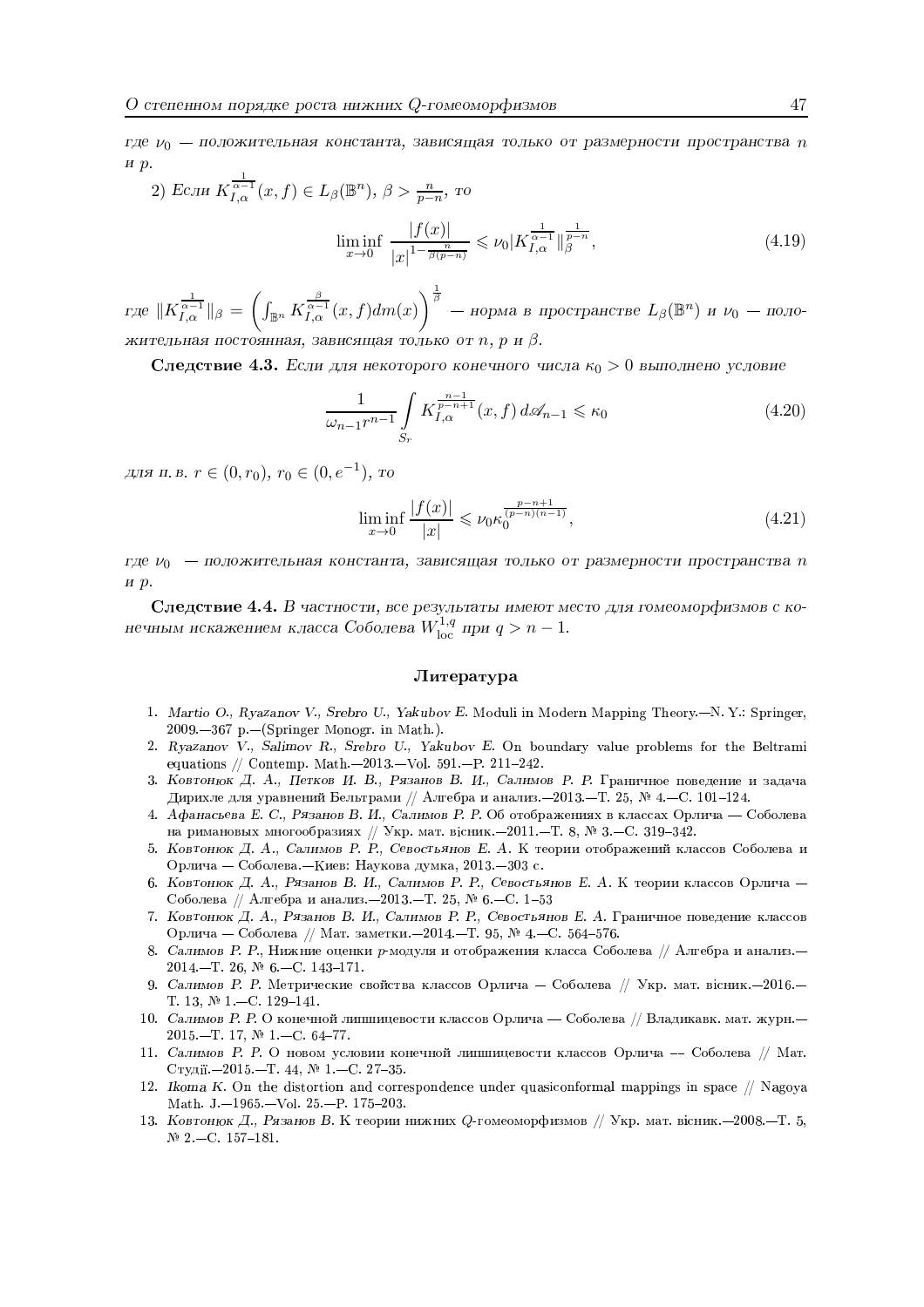*где $\nu_0$ — положительная константа, зависящая только от размерности пространства $n$ и $p$.*

2) *Если $K_{I,\alpha}^{\frac{1}{\alpha-1}}(x,f) \in L_\beta(\mathbb{B}^n)$, $\beta > \frac{n}{p-n}$, то*

$$\liminf_{x\to 0} \frac{|f(x)|}{|x|^{1-\frac{n}{\beta(p-n)}}} \leqslant \nu_0 \|K_{I,\alpha}^{\frac{1}{\alpha-1}}\|_\beta^{\frac{1}{p-n}}, \tag{4.19}$$

*где $\|K_{I,\alpha}^{\frac{1}{\alpha-1}}\|_\beta = \left(\int_{\mathbb{B}^n} K_{I,\alpha}^{\frac{\beta}{\alpha-1}}(x,f)dm(x)\right)^{\frac{1}{\beta}}$ — норма в пространстве $L_\beta(\mathbb{B}^n)$ и $\nu_0$ — положительная постоянная, зависящая только от $n$, $p$ и $\beta$.*

**Следствие 4.3.** *Если для некоторого конечного числа $\kappa_0 > 0$ выполнено условие*

$$\frac{1}{\omega_{n-1}r^{n-1}} \int\limits_{S_r} K_{I,\alpha}^{\frac{n-1}{p-n+1}}(x,f)\, d\mathscr{A}_{n-1} \leqslant \kappa_0 \tag{4.20}$$

*для п. в. $r \in (0, r_0)$, $r_0 \in (0, e^{-1})$, то*

$$\liminf_{x\to 0} \frac{|f(x)|}{|x|} \leqslant \nu_0 \kappa_0^{\frac{p-n+1}{(p-n)(n-1)}}, \tag{4.21}$$

*где $\nu_0$ — положительная константа, зависящая только от размерности пространства $n$ и $p$.*

**Следствие 4.4.** *В частности, все результаты имеют место для гомеоморфизмов с конечным искажением класса Соболева $W^{1,q}_{\rm loc}$ при $q > n-1$.*

## Литература

1. *Martio O., Ryazanov V., Srebro U., Yakubov E.* Moduli in Modern Mapping Theory.—N. Y.: Springer, 2009.—367 p.—(Springer Monogr. in Math.).
2. *Ryazanov V., Salimov R., Srebro U., Yakubov E.* On boundary value problems for the Beltrami equations // Contemp. Math.—2013.—Vol. 591.—P. 211–242.
3. *Ковтонюк Д. А., Петков И. В., Рязанов В. И., Салимов Р. Р.* Граничное поведение и задача Дирихле для уравнений Бельтрами // Алгебра и анализ.—2013.—Т. 25, № 4.—С. 101–124.
4. *Афанасьева Е. С., Рязанов В. И., Салимов Р. Р.* Об отображениях в классах Орлича — Соболева на римановых многообразиях // Укр. мат. вiсник.—2011.—Т. 8, № 3.—С. 319–342.
5. *Ковтонюк Д. А., Салимов Р. Р., Севостьянов Е. А.* К теории отображений классов Соболева и Орлича — Соболева.—Киев: Наукова думка, 2013.—303 с.
6. *Ковтонюк Д. А., Рязанов В. И., Салимов Р. Р., Севостьянов Е. А.* К теории классов Орлича — Соболева // Алгебра и анализ.—2013.—Т. 25, № 6.—С. 1–53
7. *Ковтонюк Д. А., Рязанов В. И., Салимов Р. Р., Севостьянов Е. А.* Граничное поведение классов Орлича — Соболева // Мат. заметки.—2014.—Т. 95, № 4.—С. 564–576.
8. *Салимов Р. Р.*, Нижние оценки $p$-модуля и отображения класса Соболева // Алгебра и анализ.—2014.—Т. 26, № 6.—С. 143–171.
9. *Салимов Р. Р.* Метрические свойства классов Орлича — Соболева // Укр. мат. вiсник.—2016.—Т. 13, № 1.—С. 129–141.
10. *Салимов Р. Р.* О конечной липшицевости классов Орлича — Соболева // Владикавк. мат. журн.—2015.—Т. 17, № 1.—С. 64–77.
11. *Салимов Р. Р.* О новом условии конечной липшицевости классов Орлича –– Соболева // Мат. Студiї.—2015.—Т. 44, № 1.—С. 27–35.
12. *Ikoma K.* On the distortion and correspondence under quasiconformal mappings in space // Nagoya Math. J.—1965.—Vol. 25.—P. 175–203.
13. *Ковтонюк Д., Рязанов В.* К теории нижних $Q$-гомеоморфизмов // Укр. мат. вiсник.—2008.—Т. 5, № 2.—С. 157–181.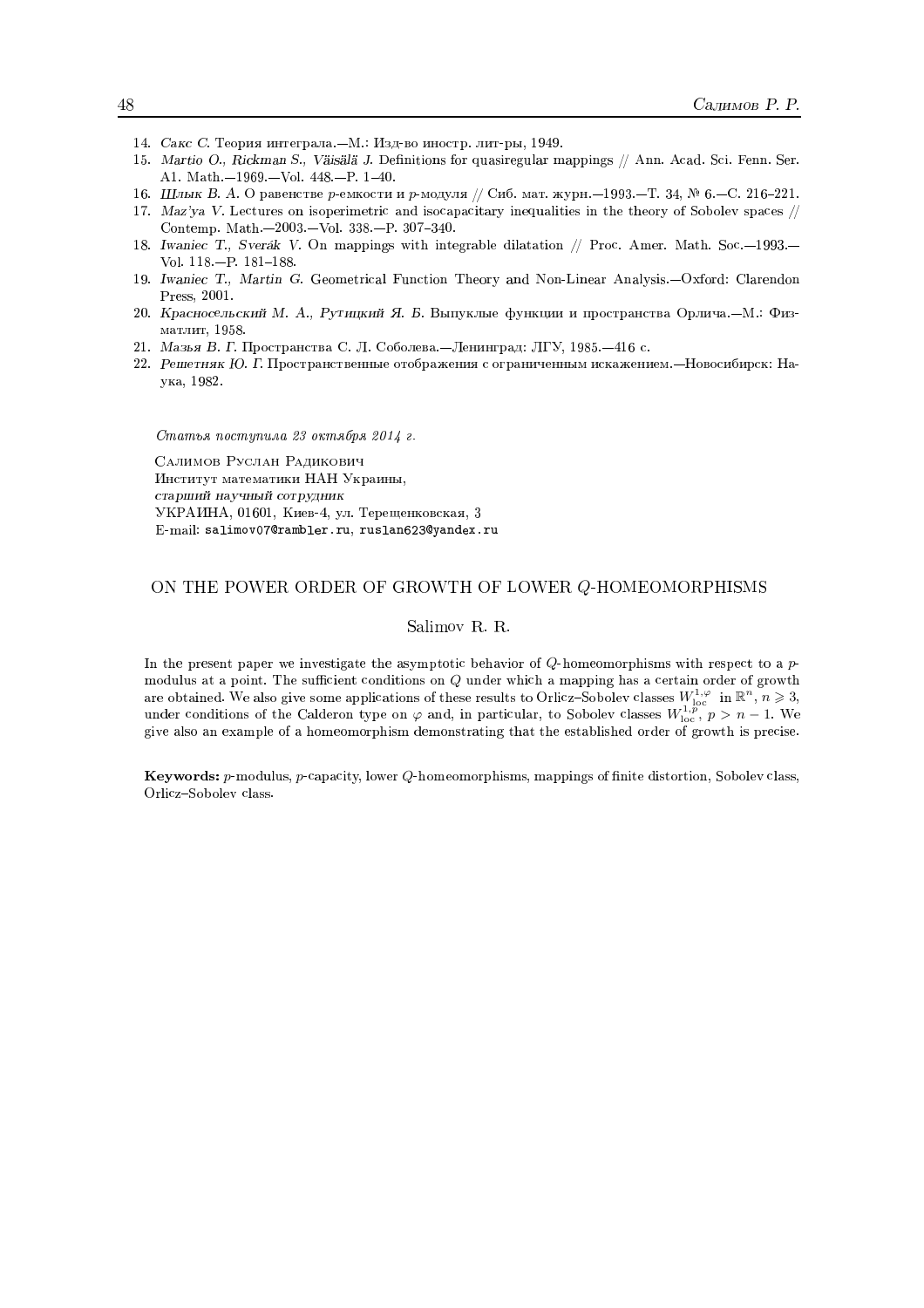14. *Сакс С.* Теория интеграла.—М.: Изд-во иностр. лит-ры, 1949.
15. *Martio O., Rickman S., Väisälä J.* Definitions for quasiregular mappings // Ann. Acad. Sci. Fenn. Ser. A1. Math.—1969.—Vol. 448.—P. 1–40.
16. *Шлык В. А.* О равенстве $p$-емкости и $p$-модуля // Сиб. мат. журн.—1993.—Т. 34, № 6.—С. 216–221.
17. *Maz'ya V.* Lectures on isoperimetric and isocapacitary inequalities in the theory of Sobolev spaces // Contemp. Math.—2003.—Vol. 338.—P. 307–340.
18. *Iwaniec T., Sverák V.* On mappings with integrable dilatation // Proc. Amer. Math. Soc.—1993.—Vol. 118.—P. 181–188.
19. *Iwaniec T., Martin G.* Geometrical Function Theory and Non-Linear Analysis.—Oxford: Clarendon Press, 2001.
20. *Красносельский М. А., Рутицкий Я. Б.* Выпуклые функции и пространства Орлича.—М.: Физматлит, 1958.
21. *Мазья В. Г.* Пространства С. Л. Соболева.—Ленинград: ЛГУ, 1985.—416 с.
22. *Решетняк Ю. Г.* Пространственные отображения с ограниченным искажением.—Новосибирск: Наука, 1982.

*Статья поступила 23 октября 2014 г.*

Салимов Руслан Радикович
Институт математики НАН Украины,
*старший научный сотрудник*
УКРАИНА, 01601, Киев-4, ул. Терещенковская, 3
E-mail: salimov07@rambler.ru, ruslan623@yandex.ru

## ON THE POWER ORDER OF GROWTH OF LOWER $Q$-HOMEOMORPHISMS

Salimov R. R.

In the present paper we investigate the asymptotic behavior of $Q$-homeomorphisms with respect to a $p$-modulus at a point. The sufficient conditions on $Q$ under which a mapping has a certain order of growth are obtained. We also give some applications of these results to Orlicz–Sobolev classes $W^{1,\varphi}_{\rm loc}$ in $\mathbb{R}^n$, $n \geqslant 3$, under conditions of the Calderon type on $\varphi$ and, in particular, to Sobolev classes $W^{1,p}_{\rm loc}$, $p > n-1$. We give also an example of a homeomorphism demonstrating that the established order of growth is precise.

**Keywords:** $p$-modulus, $p$-capacity, lower $Q$-homeomorphisms, mappings of finite distortion, Sobolev class, Orlicz–Sobolev class.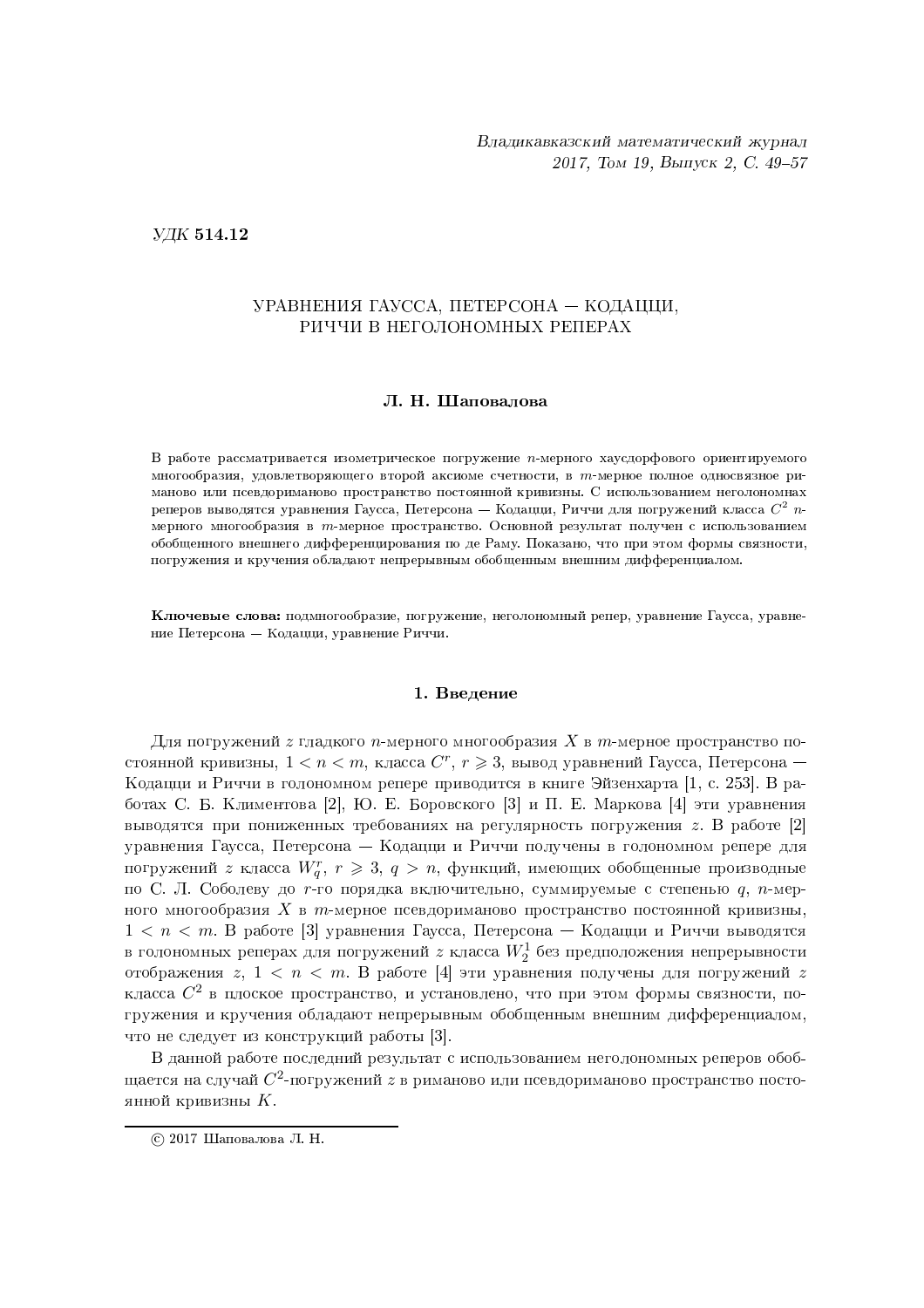УДК **514.12**

# УРАВНЕНИЯ ГАУССА, ПЕТЕРСОНА — КОДАЦЦИ, РИЧЧИ В НЕГОЛОНОМНЫХ РЕПЕРАХ

**Л. Н. Шаповалова**

В работе рассматривается изометрическое погружение $n$-мерного хаусдорфового ориентируемого многообразия, удовлетворяющего второй аксиоме счетности, в $m$-мерное полное односвязное риманово или псевдориманово пространство постоянной кривизны. С использованием неголономных реперов выводятся уравнения Гаусса, Петерсона — Кодацци, Риччи для погружений класса $C^2$ $n$-мерного многообразия в $m$-мерное пространство. Основной результат получен с использованием обобщенного внешнего дифференцирования по де Раму. Показано, что при этом формы связности, погружения и кручения обладают непрерывным обобщенным внешним дифференциалом.

**Ключевые слова:** подмногообразие, погружение, неголономный репер, уравнение Гаусса, уравнение Петерсона — Кодацци, уравнение Риччи.

## 1. Введение

Для погружений $z$ гладкого $n$-мерного многообразия $X$ в $m$-мерное пространство постоянной кривизны, $1 < n < m$, класса $C^r$, $r \geqslant 3$, вывод уравнений Гаусса, Петерсона — Кодацци и Риччи в голономном репере приводится в книге Эйзенхарта [1, с. 253]. В работах С. Б. Климентова [2], Ю. Е. Боровского [3] и П. Е. Маркова [4] эти уравнения выводятся при пониженных требованиях на регулярность погружения $z$. В работе [2] уравнения Гаусса, Петерсона — Кодацци и Риччи получены в голономном репере для погружений $z$ класса $W^r_q$, $r \geqslant 3$, $q > n$, функций, имеющих обобщенные производные по С. Л. Соболеву до $r$-го порядка включительно, суммируемые с степенью $q$, $n$-мерного многообразия $X$ в $m$-мерное псевдориманово пространство постоянной кривизны, $1 < n < m$. В работе [3] уравнения Гаусса, Петерсона — Кодацци и Риччи выводятся в голономных реперах для погружений $z$ класса $W^1_2$ без предположения непрерывности отображения $z$, $1 < n < m$. В работе [4] эти уравнения получены для погружений $z$ класса $C^2$ в плоское пространство, и установлено, что при этом формы связности, погружения и кручения обладают непрерывным обобщенным внешним дифференциалом, что не следует из конструкций работы [3].

В данной работе последний результат с использованием неголономных реперов обобщается на случай $C^2$-погружений $z$ в риманово или псевдориманово пространство постоянной кривизны $K$.

© 2017 Шаповалова Л. Н.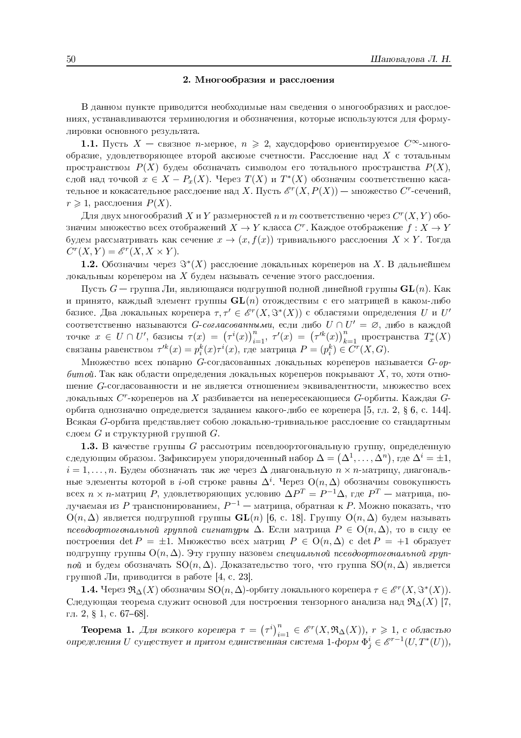## 2. Многообразия и расслоения

В данном пункте приводятся необходимые нам сведения о многообразиях и расслоениях, устанавливаются терминология и обозначения, которые используются для формулировки основного результата.

**1.1.** Пусть $X$ — связное $n$-мерное, $n \geqslant 2$, хаусдорфово ориентируемое $C^\infty$-многообразие, удовлетворяющее второй аксиоме счетности. Расслоение над $X$ с тотальным пространством $P(X)$ будем обозначать символом его тотального пространства $P(X)$, слой над точкой $x \in X - P_x(X)$. Через $T(X)$ и $T^*(X)$ обозначим соответственно касательное и кокасательное расслоение над $X$. Пусть $\mathscr{E}^r(X, P(X))$ — множество $C^r$-сечений, $r \geqslant 1$, расслоения $P(X)$.

Для двух многообразий $X$ и $Y$ размерностей $n$ и $m$ соответственно через $C^r(X,Y)$ обозначим множество всех отображений $X \to Y$ класса $C^r$. Каждое отображение $f : X \to Y$ будем рассматривать как сечение $x \to (x, f(x))$ тривиального расслоения $X \times Y$. Тогда $C^r(X,Y) = \mathscr{E}^r(X, X \times Y)$.

**1.2.** Обозначим через $\Im^*(X)$ расслоение локальных кореперов на $X$. В дальнейшем локальным корепером на $X$ будем называть сечение этого расслоения.

Пусть $G$ — группа Ли, являющаяся подгруппой полной линейной группы $\mathbf{GL}(n)$. Как и принято, каждый элемент группы $\mathbf{GL}(n)$ отождествим с его матрицей в каком-либо базисе. Два локальных корепера $\tau, \tau' \in \mathscr{E}^r(X, \Im^*(X))$ с областями определения $U$ и $U'$ соответственно называются *$G$-согласованными*, если либо $U \cap U' = \varnothing$, либо в каждой точке $x \in U \cap U'$, базисы $\tau(x) = \left(\tau^i(x)\right)_{i=1}^n$, $\tau'(x) = \left(\tau'^k(x)\right)_{k=1}^n$ пространства $T_x^*(X)$ связаны равенством $\tau'^k(x) = p_i^k(x)\tau^i(x)$, где матрица $P = (p_i^k) \in C^r(X, G)$.

Множество всех попарно $G$-согласованных локальных кореперов называется *$G$-орбитой*. Так как области определения локальных кореперов покрывают $X$, то, хотя отношение $G$-согласованности и не является отношением эквивалентности, множество всех локальных $C^r$-кореперов на $X$ разбивается на непересекающиеся $G$-орбиты. Каждая $G$-орбита однозначно определяется заданием какого-либо ее корепера [5, гл. 2, § 6, с. 144]. Всякая $G$-орбита представляет собою локально-тривиальное расслоение со стандартным слоем $G$ и структурной группой $G$.

**1.3.** В качестве группы $G$ рассмотрим псевдоортогональную группу, определенную следующим образом. Зафиксируем упорядоченный набор $\Delta = \left(\Delta^1, \ldots, \Delta^n\right)$, где $\Delta^i = \pm 1$, $i = 1, \ldots, n$. Будем обозначать так же через $\Delta$ диагональную $n \times n$-матрицу, диагональные элементы которой в $i$-ой строке равны $\Delta^i$. Через $\mathrm{O}(n, \Delta)$ обозначим совокупность всех $n \times n$-матриц $P$, удовлетворяющих условию $\Delta P^T = P^{-1}\Delta$, где $P^T$ — матрица, получаемая из $P$ транспонированием, $P^{-1}$ — матрица, обратная к $P$. Можно показать, что $\mathrm{O}(n, \Delta)$ является подгруппой группы $\mathbf{GL}(n)$ [6, с. 18]. Группу $\mathrm{O}(n, \Delta)$ будем называть *псевдоортогональной группой сигнатуры* $\Delta$. Если матрица $P \in \mathrm{O}(n, \Delta)$, то в силу ее построения $\det P = \pm 1$. Множество всех матриц $P \in \mathrm{O}(n, \Delta)$ с $\det P = +1$ образует подгруппу группы $\mathrm{O}(n, \Delta)$. Эту группу назовем *специальной псевдоортогональной группой* и будем обозначать $\mathrm{SO}(n, \Delta)$. Доказательство того, что группа $\mathrm{SO}(n, \Delta)$ является группой Ли, приводится в работе [4, с. 23].

**1.4.** Через $\mathfrak{R}_\Delta(X)$ обозначим $\mathrm{SO}(n, \Delta)$-орбиту локального корепера $\tau \in \mathscr{E}^r(X, \Im^*(X))$. Следующая теорема служит основой для построения тензорного анализа над $\mathfrak{R}_\Delta(X)$ [7, гл. 2, § 1, с. 67–68].

**Теорема 1.** *Для всякого корепера* $\tau = \left(\tau^i\right)_{i=1}^n \in \mathscr{E}^r(X, \mathfrak{R}_\Delta(X))$, $r \geqslant 1$, *с областью определения* $U$ *существует и притом единственная система* 1*-форм* $\Phi_j^i \in \mathscr{E}^{r-1}(U, T^*(U))$,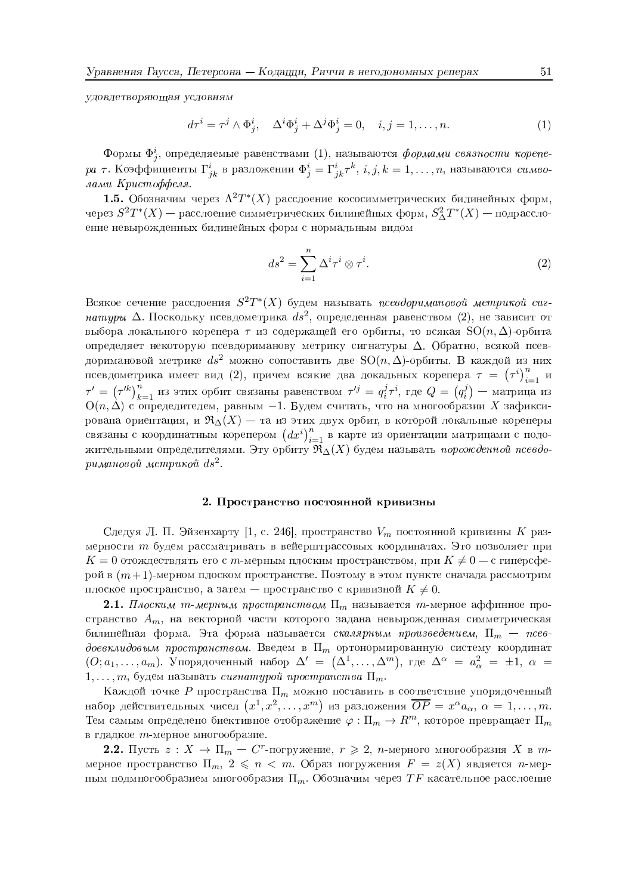*удовлетворяющая условиям*

$$d\tau^i = \tau^j \wedge \Phi^i_j, \quad \Delta^i \Phi^i_j + \Delta^j \Phi^j_i = 0, \quad i, j = 1, \ldots, n. \tag{1}$$

Формы $\Phi^i_j$, определяемые равенствами (1), называются *формами связности корепера* $\tau$. Коэффициенты $\Gamma^i_{jk}$ в разложении $\Phi^i_j = \Gamma^i_{jk}\tau^k$, $i, j, k = 1, \ldots, n$, называются *символами Кристоффеля*.

**1.5.** Обозначим через $\Lambda^2 T^*(X)$ расслоение кососимметрических билинейных форм, через $S^2 T^*(X)$ — расслоение симметрических билинейных форм, $S^2_\Delta T^*(X)$ — подрасслоение невырожденных билинейных форм с нормальным видом

$$ds^2 = \sum_{i=1}^{n} \Delta^i \tau^i \otimes \tau^i. \tag{2}$$

Всякое сечение расслоения $S^2 T^*(X)$ будем называть *псевдоримановой метрикой сигнатуры* $\Delta$. Поскольку псевдометрика $ds^2$, определенная равенством (2), не зависит от выбора локального корепера $\tau$ из содержащей его орбиты, то всякая $\mathrm{SO}(n, \Delta)$-орбита определяет некоторую псевдориманову метрику сигнатуры $\Delta$. Обратно, всякой псевдоримановой метрике $ds^2$ можно сопоставить две $\mathrm{SO}(n, \Delta)$-орбиты. В каждой из них псевдометрика имеет вид (2), причем всякие два локальных корепера $\tau = \left(\tau^i\right)_{i=1}^n$ и $\tau' = \left(\tau'^k\right)_{k=1}^n$ из этих орбит связаны равенством $\tau'^j = q^j_i \tau^i$, где $Q = \left(q^j_i\right)$ — матрица из $\mathrm{O}(n, \Delta)$ с определителем, равным $-1$. Будем считать, что на многообразии $X$ зафиксирована ориентация, и $\mathfrak{R}_\Delta(X)$ — та из этих двух орбит, в которой локальные кореперы связаны с координатным корепером $\left(dx^i\right)_{i=1}^n$ в карте из ориентации матрицами с положительными определителями. Эту орбиту $\mathfrak{R}_\Delta(X)$ будем называть *порожденной псевдоримановой метрикой* $ds^2$.

## 2. Пространство постоянной кривизны

Следуя Л. П. Эйзенхарту [1, с. 246], пространство $V_m$ постоянной кривизны $K$ размерности $m$ будем рассматривать в вейерштрассовых координатах. Это позволяет при $K = 0$ отождествлять его с $m$-мерным плоским пространством, при $K \neq 0$ — с гиперсферой в $(m+1)$-мерном плоском пространстве. Поэтому в этом пункте сначала рассмотрим плоское пространство, а затем — пространство с кривизной $K \neq 0$.

**2.1.** *Плоским $m$-мерным пространством* $\Pi_m$ называется $m$-мерное аффинное пространство $A_m$, на векторной части которого задана невырожденная симметрическая билинейная форма. Эта форма называется *скалярным произведением*, $\Pi_m$ — *псевдоевклидовым пространством*. Введем в $\Pi_m$ ортонормированную систему координат $(O; a_1, \ldots, a_m)$. Упорядоченный набор $\Delta' = \left(\Delta^1, \ldots, \Delta^m\right)$, где $\Delta^\alpha = a^2_\alpha = \pm 1$, $\alpha = 1, \ldots, m$, будем называть *сигнатурой пространства* $\Pi_m$.

Каждой точке $P$ пространства $\Pi_m$ можно поставить в соответствие упорядоченный набор действительных чисел $\left(x^1, x^2, \ldots, x^m\right)$ из разложения $\overline{OP} = x^\alpha a_\alpha$, $\alpha = 1, \ldots, m$. Тем самым определено биективное отображение $\varphi : \Pi_m \to R^m$, которое превращает $\Pi_m$ в гладкое $m$-мерное многообразие.

**2.2.** Пусть $z : X \to \Pi_m$ — $C^r$-погружение, $r \geqslant 2$, $n$-мерного многообразия $X$ в $m$-мерное пространство $\Pi_m$, $2 \leqslant n < m$. Образ погружения $F = z(X)$ является $n$-мерным подмногообразием многообразия $\Pi_m$. Обозначим через $TF$ касательное расслоение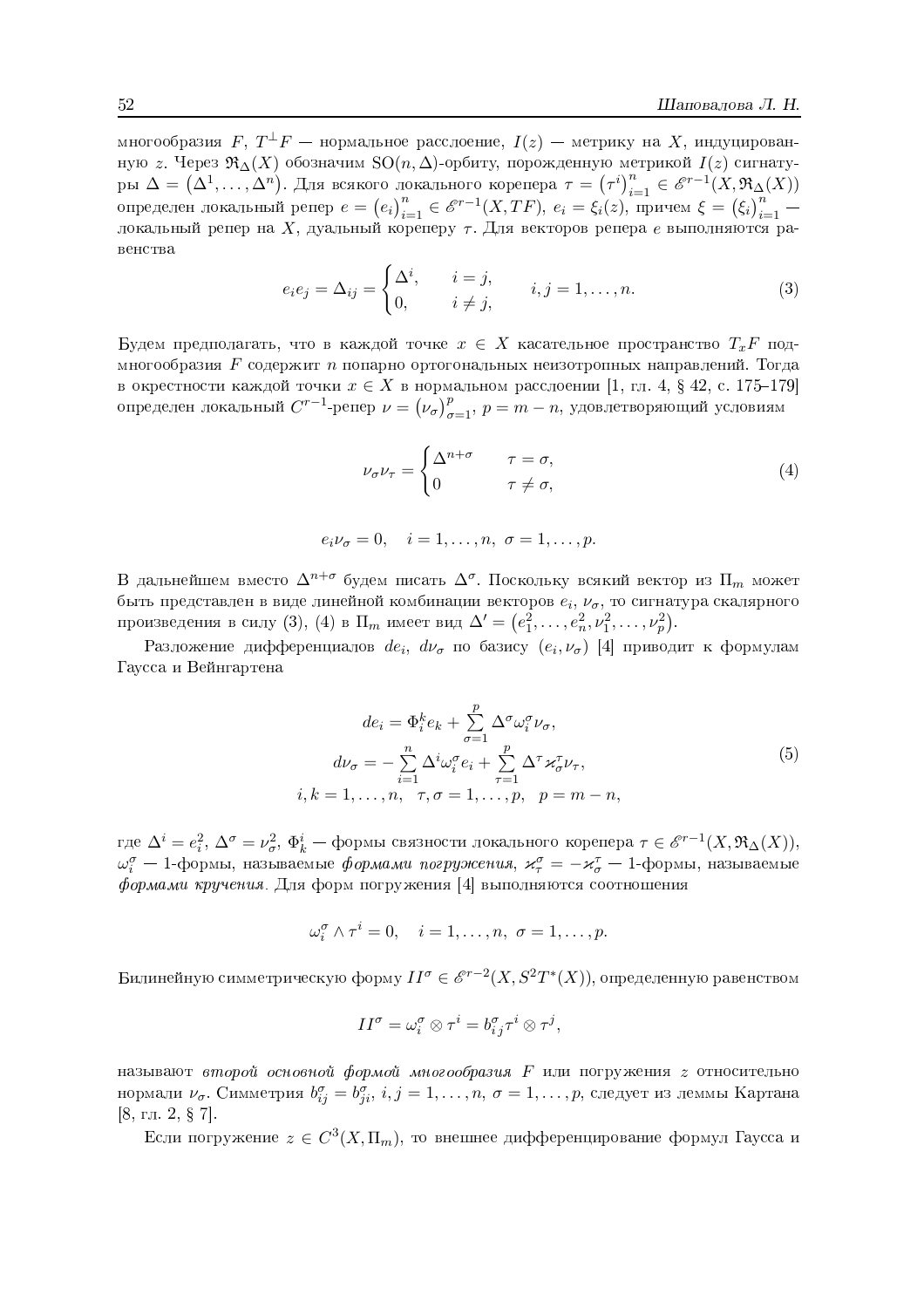многообразия $F$, $T^{\perp}F$ — нормальное расслоение, $I(z)$ — метрику на $X$, индуцированную $z$. Через $\mathfrak{R}_\Delta(X)$ обозначим $\mathrm{SO}(n,\Delta)$-орбиту, порожденную метрикой $I(z)$ сигнатуры $\Delta = \left(\Delta^1, \ldots, \Delta^n\right)$. Для всякого локального корепера $\tau = \left(\tau^i\right)_{i=1}^n \in \mathscr{E}^{r-1}(X, \mathfrak{R}_\Delta(X))$ определен локальный репер $e = \left(e_i\right)_{i=1}^n \in \mathscr{E}^{r-1}(X, TF)$, $e_i = \xi_i(z)$, причем $\xi = \left(\xi_i\right)_{i=1}^n$ — локальный репер на $X$, дуальный кореперу $\tau$. Для векторов репера $e$ выполняются равенства

$$
e_i e_j = \Delta_{ij} = \begin{cases} \Delta^i, & i = j, \\ 0, & i \neq j, \end{cases} \qquad i, j = 1, \ldots, n. \tag{3}
$$

Будем предполагать, что в каждой точке $x \in X$ касательное пространство $T_xF$ подмногообразия $F$ содержит $n$ попарно ортогональных неизотропных направлений. Тогда в окрестности каждой точки $x \in X$ в нормальном расслоении [1, гл. 4, § 42, с. 175–179] определен локальный $C^{r-1}$-репер $\nu = \left(\nu_\sigma\right)_{\sigma=1}^p$, $p = m - n$, удовлетворяющий условиям

$$
\nu_\sigma \nu_\tau = \begin{cases} \Delta^{n+\sigma} & \tau = \sigma, \\ 0 & \tau \neq \sigma, \end{cases} \tag{4}
$$

$$
e_i \nu_\sigma = 0, \quad i = 1, \ldots, n, \ \sigma = 1, \ldots, p.
$$

В дальнейшем вместо $\Delta^{n+\sigma}$ будем писать $\Delta^\sigma$. Поскольку всякий вектор из $\Pi_m$ может быть представлен в виде линейной комбинации векторов $e_i$, $\nu_\sigma$, то сигнатура скалярного произведения в силу (3), (4) в $\Pi_m$ имеет вид $\Delta' = \left(e_1^2, \ldots, e_n^2, \nu_1^2, \ldots, \nu_p^2\right)$.

Разложение дифференциалов $de_i$, $d\nu_\sigma$ по базису $(e_i, \nu_\sigma)$ [4] приводит к формулам Гаусса и Вейнгартена

$$
\begin{gathered}
de_i = \Phi_i^k e_k + \sum_{\sigma=1}^p \Delta^\sigma \omega_i^\sigma \nu_\sigma, \\
d\nu_\sigma = -\sum_{i=1}^n \Delta^i \omega_i^\sigma e_i + \sum_{\tau=1}^p \Delta^\tau \varkappa_\sigma^\tau \nu_\tau, \\
i, k = 1, \ldots, n, \quad \tau, \sigma = 1, \ldots, p, \quad p = m - n,
\end{gathered} \tag{5}
$$

где $\Delta^i = e_i^2$, $\Delta^\sigma = \nu_\sigma^2$, $\Phi_k^i$ — формы связности локального корепера $\tau \in \mathscr{E}^{r-1}(X, \mathfrak{R}_\Delta(X))$, $\omega_i^\sigma$ — 1-формы, называемые *формами погружения*, $\varkappa_\tau^\sigma = -\varkappa_\sigma^\tau$ — 1-формы, называемые *формами кручения*. Для форм погружения [4] выполняются соотношения

$$
\omega_i^\sigma \wedge \tau^i = 0, \quad i = 1, \ldots, n, \ \sigma = 1, \ldots, p.
$$

Билинейную симметрическую форму $II^\sigma \in \mathscr{E}^{r-2}(X, S^2T^*(X))$, определенную равенством

$$
II^\sigma = \omega_i^\sigma \otimes \tau^i = b_{ij}^\sigma \tau^i \otimes \tau^j,
$$

называют *второй основной формой многообразия* $F$ или погружения $z$ относительно нормали $\nu_\sigma$. Симметрия $b_{ij}^\sigma = b_{ji}^\sigma$, $i, j = 1, \ldots, n$, $\sigma = 1, \ldots, p$, следует из леммы Картана [8, гл. 2, § 7].

Если погружение $z \in C^3(X, \Pi_m)$, то внешнее дифференцирование формул Гаусса и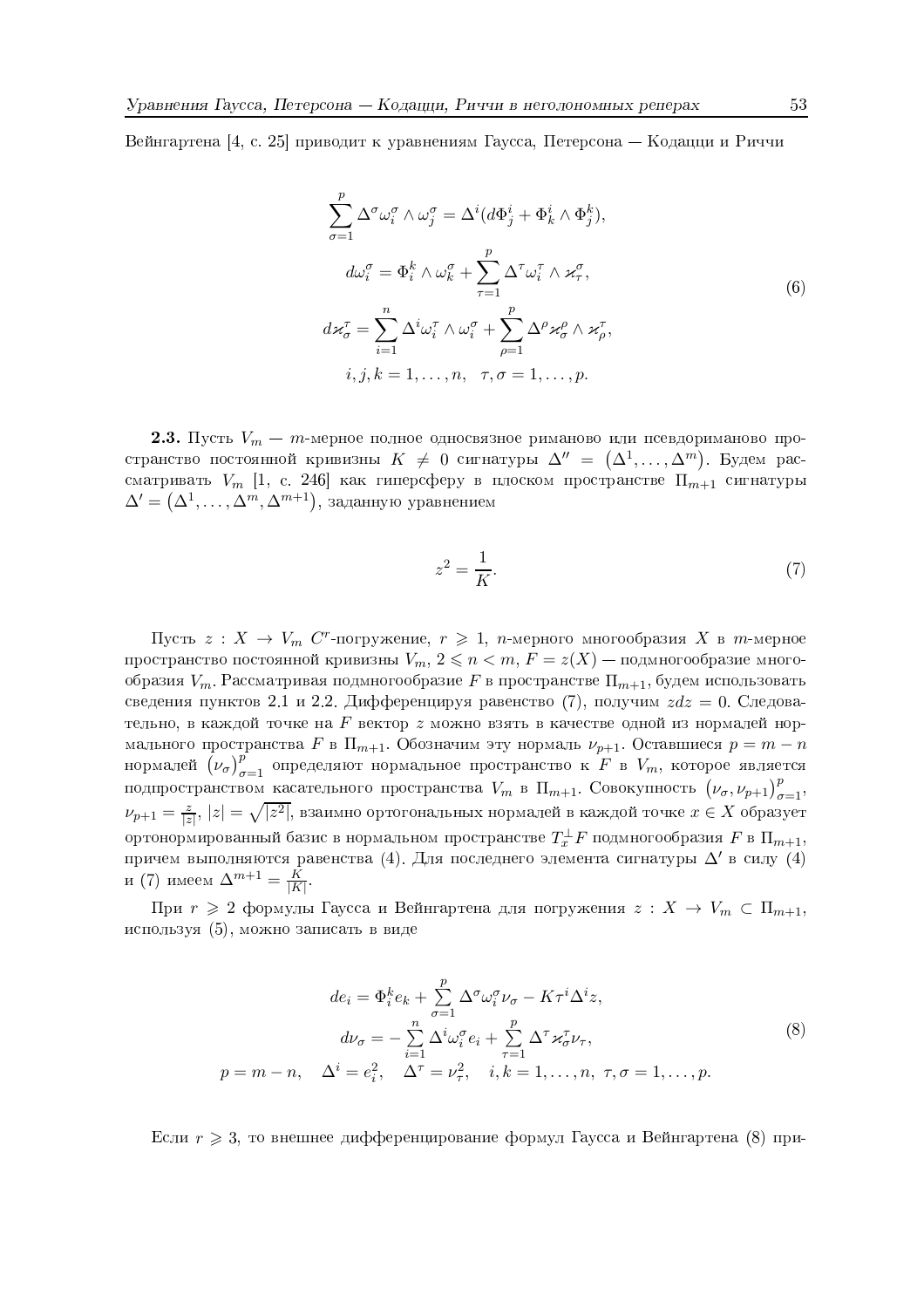Вейнгартена [4, с. 25] приводит к уравнениям Гаусса, Петерсона — Кодацци и Риччи

$$
\begin{gathered}
\sum_{\sigma=1}^{p} \Delta^\sigma \omega_i^\sigma \wedge \omega_j^\sigma = \Delta^i (d\Phi_j^i + \Phi_k^i \wedge \Phi_j^k), \\
d\omega_i^\sigma = \Phi_i^k \wedge \omega_k^\sigma + \sum_{\tau=1}^{p} \Delta^\tau \omega_i^\tau \wedge \varkappa_\tau^\sigma, \\
d\varkappa_\sigma^\tau = \sum_{i=1}^{n} \Delta^i \omega_i^\tau \wedge \omega_i^\sigma + \sum_{\rho=1}^{p} \Delta^\rho \varkappa_\sigma^\rho \wedge \varkappa_\rho^\tau, \\
i, j, k = 1, \ldots, n, \quad \tau, \sigma = 1, \ldots, p.
\end{gathered} \tag{6}
$$

**2.3.** Пусть $V_m$ — $m$-мерное полное односвязное риманово или псевдориманово пространство постоянной кривизны $K \neq 0$ сигнатуры $\Delta'' = (\Delta^1, \ldots, \Delta^m)$. Будем рассматривать $V_m$ [1, с. 246] как гиперсферу в плоском пространстве $\Pi_{m+1}$ сигнатуры $\Delta' = (\Delta^1, \ldots, \Delta^m, \Delta^{m+1})$, заданную уравнением

$$
z^2 = \frac{1}{K}. \tag{7}
$$

Пусть $z : X \to V_m$ $C^r$-погружение, $r \geqslant 1$, $n$-мерного многообразия $X$ в $m$-мерное пространство постоянной кривизны $V_m$, $2 \leqslant n < m$, $F = z(X)$ — подмногообразие многообразия $V_m$. Рассматривая подмногообразие $F$ в пространстве $\Pi_{m+1}$, будем использовать сведения пунктов 2.1 и 2.2. Дифференцируя равенство (7), получим $z dz = 0$. Следовательно, в каждой точке на $F$ вектор $z$ можно взять в качестве одной из нормалей нормального пространства $F$ в $\Pi_{m+1}$. Обозначим эту нормаль $\nu_{p+1}$. Оставшиеся $p = m - n$ нормалей $(\nu_\sigma)_{\sigma=1}^p$ определяют нормальное пространство к $F$ в $V_m$, которое является подпространством касательного пространства $V_m$ в $\Pi_{m+1}$. Совокупность $(\nu_\sigma, \nu_{p+1})_{\sigma=1}^p$, $\nu_{p+1} = \frac{z}{|z|}$, $|z| = \sqrt{|z^2|}$, взаимно ортогональных нормалей в каждой точке $x \in X$ образует ортонормированный базис в нормальном пространстве $T_x^\perp F$ подмногообразия $F$ в $\Pi_{m+1}$, причем выполняются равенства (4). Для последнего элемента сигнатуры $\Delta'$ в силу (4) и (7) имеем $\Delta^{m+1} = \frac{K}{|K|}$.

При $r \geqslant 2$ формулы Гаусса и Вейнгартена для погружения $z : X \to V_m \subset \Pi_{m+1}$, используя (5), можно записать в виде

$$
\begin{gathered}
de_i = \Phi_i^k e_k + \sum_{\sigma=1}^{p} \Delta^\sigma \omega_i^\sigma \nu_\sigma - K \tau^i \Delta^i z, \\
d\nu_\sigma = -\sum_{i=1}^{n} \Delta^i \omega_i^\sigma e_i + \sum_{\tau=1}^{p} \Delta^\tau \varkappa_\sigma^\tau \nu_\tau, \\
p = m - n, \quad \Delta^i = e_i^2, \quad \Delta^\tau = \nu_\tau^2, \quad i, k = 1, \ldots, n, \ \tau, \sigma = 1, \ldots, p.
\end{gathered} \tag{8}
$$

Если $r \geqslant 3$, то внешнее дифференцирование формул Гаусса и Вейнгартена (8) при-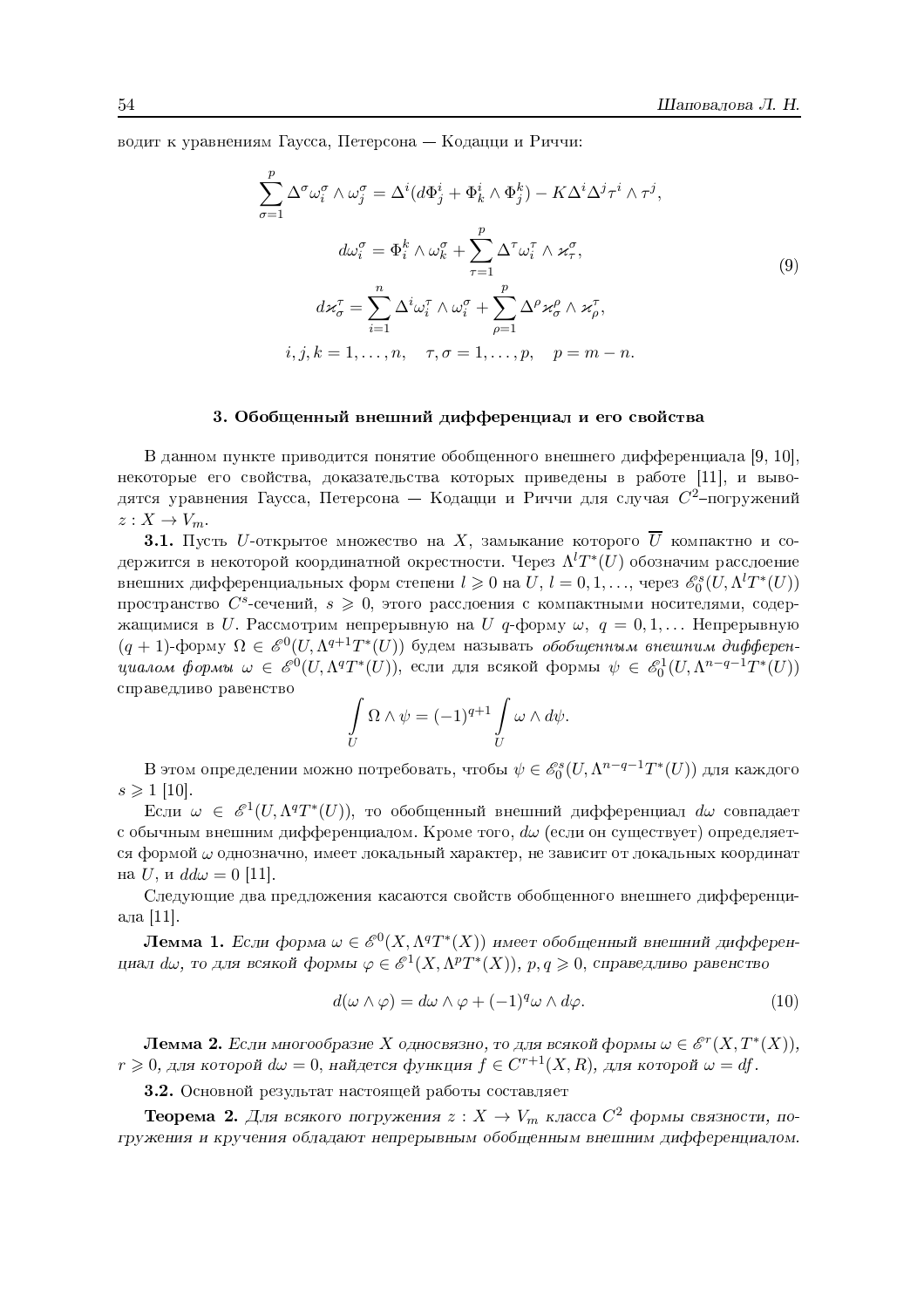водит к уравнениям Гаусса, Петерсона — Кодацци и Риччи:

$$
\begin{gathered}
\sum_{\sigma=1}^{p} \Delta^{\sigma} \omega_i^{\sigma} \wedge \omega_j^{\sigma} = \Delta^i (d\Phi_j^i + \Phi_k^i \wedge \Phi_j^k) - K \Delta^i \Delta^j \tau^i \wedge \tau^j, \\
d\omega_i^{\sigma} = \Phi_i^k \wedge \omega_k^{\sigma} + \sum_{\tau=1}^{p} \Delta^{\tau} \omega_i^{\tau} \wedge \varkappa_{\tau}^{\sigma}, \\
d\varkappa_{\sigma}^{\tau} = \sum_{i=1}^{n} \Delta^i \omega_i^{\tau} \wedge \omega_i^{\sigma} + \sum_{\rho=1}^{p} \Delta^{\rho} \varkappa_{\sigma}^{\rho} \wedge \varkappa_{\rho}^{\tau}, \\
i, j, k = 1, \ldots, n, \quad \tau, \sigma = 1, \ldots, p, \quad p = m - n.
\end{gathered}
\tag{9}
$$

### 3. Обобщенный внешний дифференциал и его свойства

В данном пункте приводится понятие обобщенного внешнего дифференциала [9, 10], некоторые его свойства, доказательства которых приведены в работе [11], и выводятся уравнения Гаусса, Петерсона — Кодацци и Риччи для случая $C^2$–погружений $z : X \to V_m$.

**3.1.** Пусть $U$-открытое множество на $X$, замыкание которого $\overline{U}$ компактно и содержится в некоторой координатной окрестности. Через $\Lambda^l T^*(U)$ обозначим расслоение внешних дифференциальных форм степени $l \geqslant 0$ на $U$, $l = 0, 1, \ldots$, через $\mathscr{E}_0^s(U, \Lambda^l T^*(U))$ пространство $C^s$-сечений, $s \geqslant 0$, этого расслоения с компактными носителями, содержащимися в $U$. Рассмотрим непрерывную на $U$ $q$-форму $\omega$, $q = 0, 1, \ldots$ Непрерывную $(q+1)$-форму $\Omega \in \mathscr{E}^0(U, \Lambda^{q+1} T^*(U))$ будем называть *обобщенным внешним дифференциалом формы* $\omega \in \mathscr{E}^0(U, \Lambda^q T^*(U))$, если для всякой формы $\psi \in \mathscr{E}_0^1(U, \Lambda^{n-q-1} T^*(U))$ справедливо равенство

$$
\int\limits_U \Omega \wedge \psi = (-1)^{q+1} \int\limits_U \omega \wedge d\psi.
$$

В этом определении можно потребовать, чтобы $\psi \in \mathscr{E}_0^s(U, \Lambda^{n-q-1} T^*(U))$ для каждого $s \geqslant 1$ [10].

Если $\omega \in \mathscr{E}^1(U, \Lambda^q T^*(U))$, то обобщенный внешний дифференциал $d\omega$ совпадает с обычным внешним дифференциалом. Кроме того, $d\omega$ (если он существует) определяется формой $\omega$ однозначно, имеет локальный характер, не зависит от локальных координат на $U$, и $dd\omega = 0$ [11].

Следующие два предложения касаются свойств обобщенного внешнего дифференциала [11].

**Лемма 1.** *Если форма $\omega \in \mathscr{E}^0(X, \Lambda^q T^*(X))$ имеет обобщенный внешний дифференциал $d\omega$, то для всякой формы $\varphi \in \mathscr{E}^1(X, \Lambda^p T^*(X))$, $p, q \geqslant 0$, справедливо равенство*

$$
d(\omega \wedge \varphi) = d\omega \wedge \varphi + (-1)^q \omega \wedge d\varphi. \tag{10}
$$

**Лемма 2.** *Если многообразие $X$ односвязно, то для всякой формы $\omega \in \mathscr{E}^r(X, T^*(X))$, $r \geqslant 0$, для которой $d\omega = 0$, найдется функция $f \in C^{r+1}(X, R)$, для которой $\omega = df$.*

**3.2.** Основной результат настоящей работы составляет

**Теорема 2.** *Для всякого погружения $z : X \to V_m$ класса $C^2$ формы связности, погружения и кручения обладают непрерывным обобщенным внешним дифференциалом.*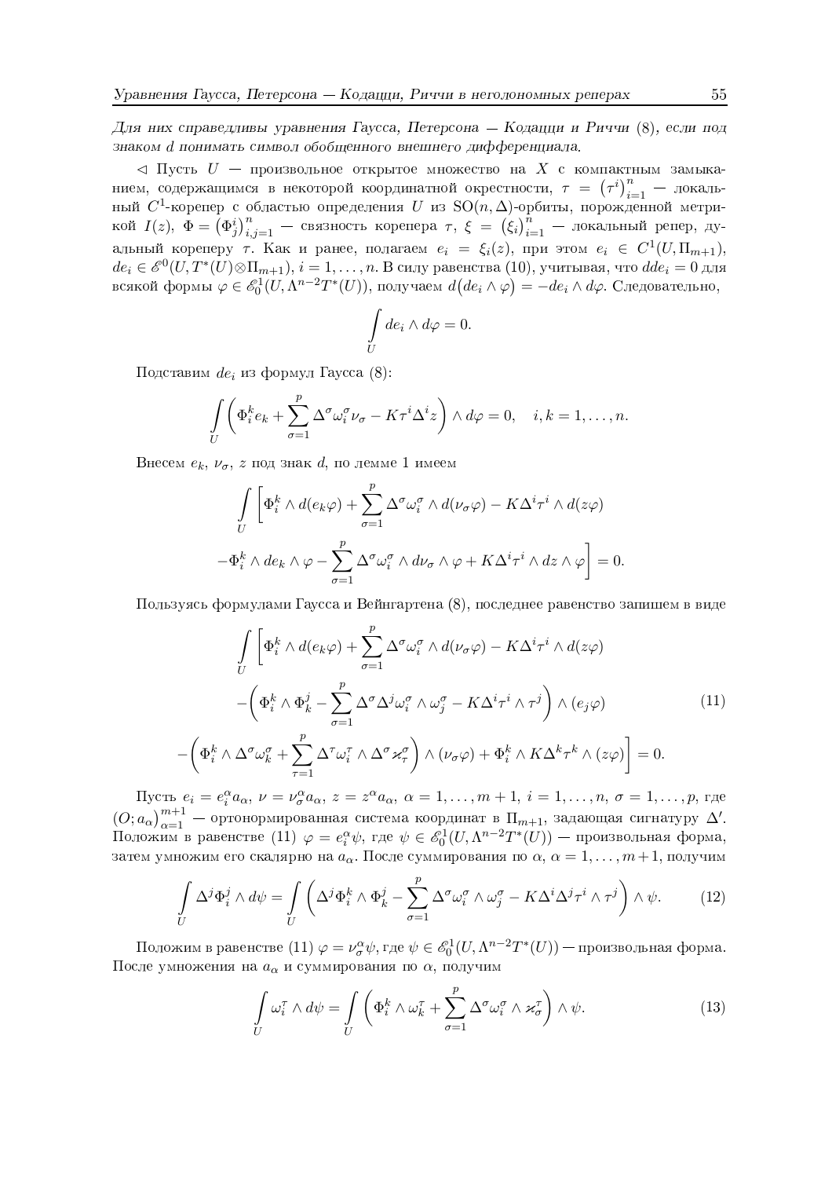*Для них справедливы уравнения Гаусса, Петерсона — Кодацци и Риччи (8), если под знаком $d$ понимать символ обобщенного внешнего дифференциала.*

$\triangleleft$ Пусть $U$ — произвольное открытое множество на $X$ с компактным замыканием, содержащимся в некоторой координатной окрестности, $\tau = \left(\tau^i\right)_{i=1}^n$ — локальный $C^1$-корепер с областью определения $U$ из $\mathrm{SO}(n,\Delta)$-орбиты, порожденной метрикой $I(z)$, $\Phi = \left(\Phi^i_j\right)_{i,j=1}^n$ — связность корепера $\tau$, $\xi = \left(\xi_i\right)_{i=1}^n$ — локальный репер, дуальный кореперу $\tau$. Как и ранее, полагаем $e_i = \xi_i(z)$, при этом $e_i \in C^1(U,\Pi_{m+1})$, $de_i \in \mathscr{E}^0(U, T^*(U)\otimes\Pi_{m+1})$, $i = 1,\ldots,n$. В силу равенства (10), учитывая, что $dde_i = 0$ для всякой формы $\varphi \in \mathscr{E}^1_0(U,\Lambda^{n-2}T^*(U))$, получаем $d\big(de_i \wedge \varphi\big) = -de_i \wedge d\varphi$. Следовательно,

$$\int\limits_U de_i \wedge d\varphi = 0.$$

Подставим $de_i$ из формул Гаусса (8):

$$\int\limits_U \left(\Phi^k_i e_k + \sum_{\sigma=1}^p \Delta^\sigma \omega^\sigma_i \nu_\sigma - K\tau^i \Delta^i z\right) \wedge d\varphi = 0, \quad i,k = 1,\ldots,n.$$

Внесем $e_k$, $\nu_\sigma$, $z$ под знак $d$, по лемме 1 имеем

$$\int\limits_U \Bigg[\Phi^k_i \wedge d(e_k\varphi) + \sum_{\sigma=1}^p \Delta^\sigma \omega^\sigma_i \wedge d(\nu_\sigma\varphi) - K\Delta^i\tau^i \wedge d(z\varphi)$$
$$-\Phi^k_i \wedge de_k \wedge \varphi - \sum_{\sigma=1}^p \Delta^\sigma\omega^\sigma_i \wedge d\nu_\sigma \wedge \varphi + K\Delta^i\tau^i \wedge dz \wedge \varphi\Bigg] = 0.$$

Пользуясь формулами Гаусса и Вейнгартена (8), последнее равенство запишем в виде

$$\int\limits_U \Bigg[\Phi^k_i \wedge d(e_k\varphi) + \sum_{\sigma=1}^p \Delta^\sigma \omega^\sigma_i \wedge d(\nu_\sigma\varphi) - K\Delta^i\tau^i \wedge d(z\varphi)$$
$$-\left(\Phi^k_i \wedge \Phi^j_k - \sum_{\sigma=1}^p \Delta^\sigma\Delta^j\omega^\sigma_i \wedge \omega^\sigma_j - K\Delta^i\tau^i \wedge \tau^j\right) \wedge (e_j\varphi) \tag{11}$$
$$-\left(\Phi^k_i \wedge \Delta^\sigma\omega^\sigma_k + \sum_{\tau=1}^p \Delta^\tau\omega^\tau_i \wedge \Delta^\sigma \varkappa^\sigma_\tau\right) \wedge (\nu_\sigma\varphi) + \Phi^k_i \wedge K\Delta^k\tau^k \wedge (z\varphi)\Bigg] = 0.$$

Пусть $e_i = e^\alpha_i a_\alpha$, $\nu = \nu^\alpha_\sigma a_\alpha$, $z = z^\alpha a_\alpha$, $\alpha = 1,\ldots,m+1$, $i = 1,\ldots,n$, $\sigma = 1,\ldots,p$, где $\left(O; a_\alpha\right)_{\alpha=1}^{m+1}$ — ортонормированная система координат в $\Pi_{m+1}$, задающая сигнатуру $\Delta'$. Положим в равенстве (11) $\varphi = e^\alpha_i\psi$, где $\psi \in \mathscr{E}^1_0(U,\Lambda^{n-2}T^*(U))$ — произвольная форма, затем умножим его скалярно на $a_\alpha$. После суммирования по $\alpha$, $\alpha = 1,\ldots,m+1$, получим

$$\int\limits_U \Delta^j\Phi^j_i \wedge d\psi = \int\limits_U \left(\Delta^j\Phi^k_i \wedge \Phi^j_k - \sum_{\sigma=1}^p \Delta^\sigma\omega^\sigma_i \wedge \omega^\sigma_j - K\Delta^i\Delta^j\tau^i \wedge \tau^j\right) \wedge \psi. \tag{12}$$

Положим в равенстве (11) $\varphi = \nu^\alpha_\sigma\psi$, где $\psi \in \mathscr{E}^1_0(U,\Lambda^{n-2}T^*(U))$ — произвольная форма. После умножения на $a_\alpha$ и суммирования по $\alpha$, получим

$$\int\limits_U \omega^\tau_i \wedge d\psi = \int\limits_U \left(\Phi^k_i \wedge \omega^\tau_k + \sum_{\sigma=1}^p \Delta^\sigma\omega^\sigma_i \wedge \varkappa^\tau_\sigma\right) \wedge \psi. \tag{13}$$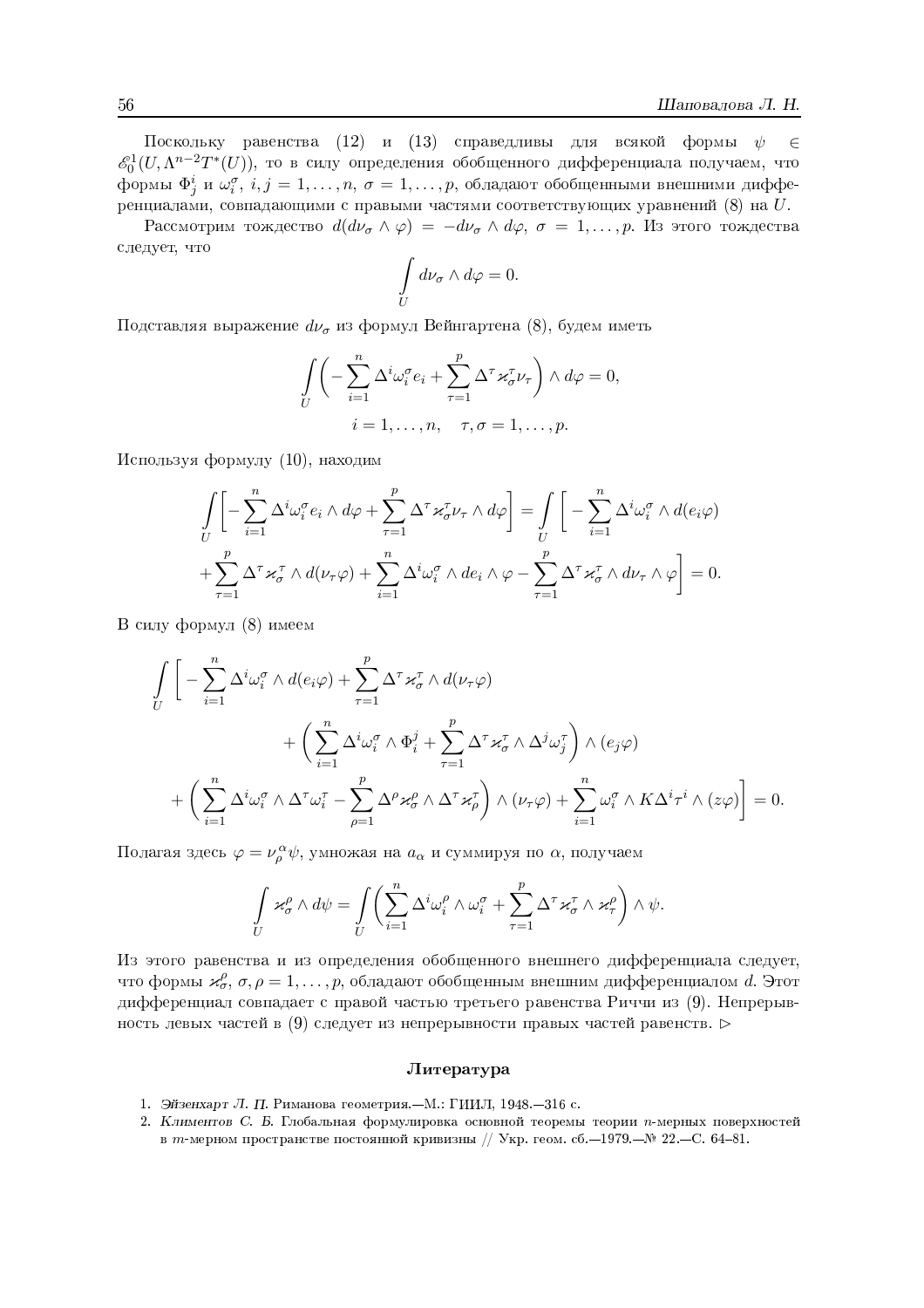Поскольку равенства (12) и (13) справедливы для всякой формы $\psi \in \mathscr{E}_0^1(U, \Lambda^{n-2}T^*(U))$, то в силу определения обобщенного дифференциала получаем, что формы $\Phi_j^i$ и $\omega_i^\sigma$, $i, j = 1, \ldots, n$, $\sigma = 1, \ldots, p$, обладают обобщенными внешними дифференциалами, совпадающими с правыми частями соответствующих уравнений (8) на $U$.

Рассмотрим тождество $d(d\nu_\sigma \wedge \varphi) = -d\nu_\sigma \wedge d\varphi$, $\sigma = 1, \ldots, p$. Из этого тождества следует, что

$$\int\limits_U d\nu_\sigma \wedge d\varphi = 0.$$

Подставляя выражение $d\nu_\sigma$ из формул Вейнгартена (8), будем иметь

$$\int\limits_U \left( -\sum_{i=1}^n \Delta^i \omega_i^\sigma e_i + \sum_{\tau=1}^p \Delta^\tau \varkappa_\sigma^\tau \nu_\tau \right) \wedge d\varphi = 0,$$
$$i = 1, \ldots, n, \quad \tau, \sigma = 1, \ldots, p.$$

Используя формулу (10), находим

$$\int\limits_U \left[ -\sum_{i=1}^n \Delta^i \omega_i^\sigma e_i \wedge d\varphi + \sum_{\tau=1}^p \Delta^\tau \varkappa_\sigma^\tau \nu_\tau \wedge d\varphi \right] = \int\limits_U \left[ -\sum_{i=1}^n \Delta^i \omega_i^\sigma \wedge d(e_i \varphi) \right.$$
$$\left. + \sum_{\tau=1}^p \Delta^\tau \varkappa_\sigma^\tau \wedge d(\nu_\tau \varphi) + \sum_{i=1}^n \Delta^i \omega_i^\sigma \wedge de_i \wedge \varphi - \sum_{\tau=1}^p \Delta^\tau \varkappa_\sigma^\tau \wedge d\nu_\tau \wedge \varphi \right] = 0.$$

В силу формул (8) имеем

$$\int\limits_U \left[ -\sum_{i=1}^n \Delta^i \omega_i^\sigma \wedge d(e_i \varphi) + \sum_{\tau=1}^p \Delta^\tau \varkappa_\sigma^\tau \wedge d(\nu_\tau \varphi) \right.$$
$$+ \left( \sum_{i=1}^n \Delta^i \omega_i^\sigma \wedge \Phi_i^j + \sum_{\tau=1}^p \Delta^\tau \varkappa_\sigma^\tau \wedge \Delta^j \omega_j^\tau \right) \wedge (e_j \varphi)$$
$$\left. + \left( \sum_{i=1}^n \Delta^i \omega_i^\sigma \wedge \Delta^\tau \omega_i^\tau - \sum_{\rho=1}^p \Delta^\rho \varkappa_\sigma^\rho \wedge \Delta^\tau \varkappa_\rho^\tau \right) \wedge (\nu_\tau \varphi) + \sum_{i=1}^n \omega_i^\sigma \wedge K \Delta^i \tau^i \wedge (z\varphi) \right] = 0.$$

Полагая здесь $\varphi = \nu_\rho^\alpha \psi$, умножая на $a_\alpha$ и суммируя по $\alpha$, получаем

$$\int\limits_U \varkappa_\sigma^\rho \wedge d\psi = \int\limits_U \left( \sum_{i=1}^n \Delta^i \omega_i^\rho \wedge \omega_i^\sigma + \sum_{\tau=1}^p \Delta^\tau \varkappa_\sigma^\tau \wedge \varkappa_\tau^\rho \right) \wedge \psi.$$

Из этого равенства и из определения обобщенного внешнего дифференциала следует, что формы $\varkappa_\sigma^\rho$, $\sigma, \rho = 1, \ldots, p$, обладают обобщенным внешним дифференциалом $d$. Этот дифференциал совпадает с правой частью третьего равенства Риччи из (9). Непрерывность левых частей в (9) следует из непрерывности правых частей равенств. $\triangleright$

## Литература

1. *Эйзенхарт Л. П.* Риманова геометрия.—М.: ГИИЛ, 1948.—316 с.
2. *Климентов С. Б.* Глобальная формулировка основной теоремы теории $n$-мерных поверхностей в $m$-мерном пространстве постоянной кривизны // Укр. геом. сб.—1979.—№ 22.—С. 64–81.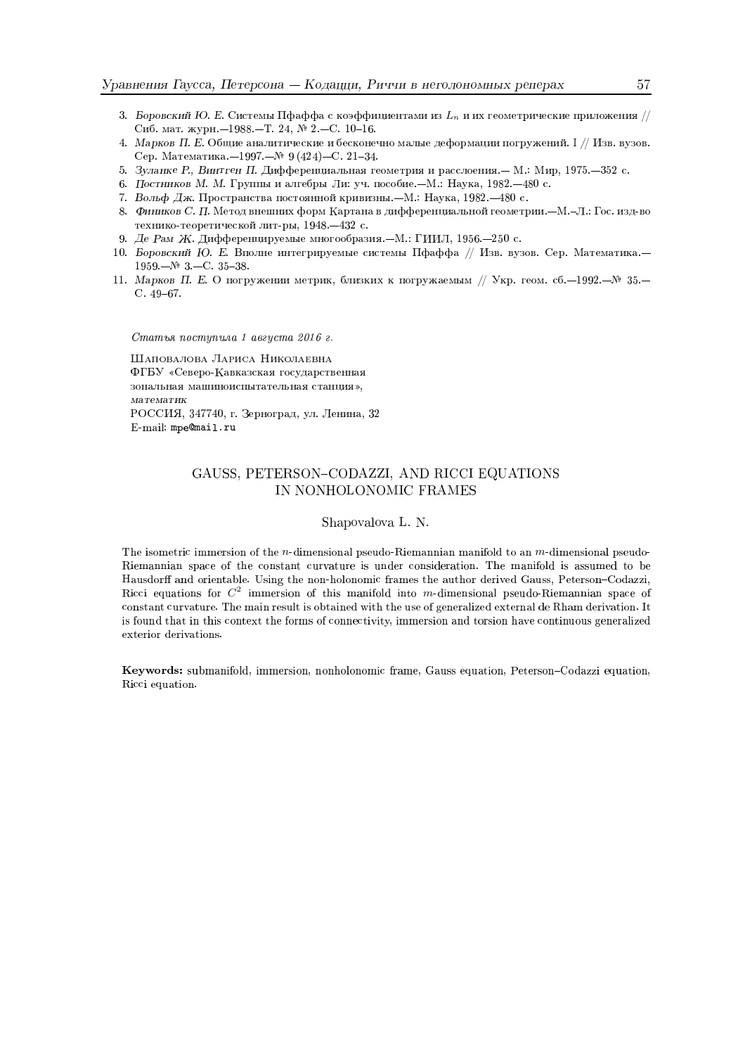3. *Боровский Ю. Е.* Системы Пфаффа с коэффициентами из $L_n$ и их геометрические приложения // Сиб. мат. журн.—1988.—Т. 24, № 2.—С. 10–16.
4. *Марков П. Е.* Общие аналитические и бесконечно малые деформации погружений. I // Изв. вузов. Сер. Математика.—1997.—№ 9 (424)—С. 21–34.
5. *Зуланке Р., Винтген П.* Дифференциальная геометрия и расслоения.— М.: Мир, 1975.—352 с.
6. *Постников М. М.* Группы и алгебры Ли: уч. пособие.—М.: Наука, 1982.—480 с.
7. *Вольф Дж.* Пространства постоянной кривизны.—М.: Наука, 1982.—480 с.
8. *Фиников С. П.* Метод внешних форм Картана в дифференциальной геометрии.—М.–Л.: Гос. изд-во технико-теоретической лит-ры, 1948.—432 с.
9. *Де Рам Ж.* Дифференцируемые многообразия.—М.: ГИИЛ, 1956.—250 с.
10. *Боровский Ю. Е.* Вполне интегрируемые системы Пфаффа // Изв. вузов. Сер. Математика.—1959.—№ 3.—С. 35–38.
11. *Марков П. Е.* О погружении метрик, близких к погружаемым // Укр. геом. сб.—1992.—№ 35.—С. 49–67.

*Статья поступила 1 августа 2016 г.*

Шаповалова Лариса Николаевна
ФГБУ «Северо-Кавказская государственная
зональная машиноиспытательная станция»,
*математик*
РОССИЯ, 347740, г. Зерноград, ул. Ленина, 32
E-mail: mpe@mail.ru

## GAUSS, PETERSON–CODAZZI, AND RICCI EQUATIONS IN NONHOLONOMIC FRAMES

Shapovalova L. N.

The isometric immersion of the $n$-dimensional pseudo-Riemannian manifold to an $m$-dimensional pseudo-Riemannian space of the constant curvature is under consideration. The manifold is assumed to be Hausdorff and orientable. Using the non-holonomic frames the author derived Gauss, Peterson–Codazzi, Ricci equations for $C^2$ immersion of this manifold into $m$-dimensional pseudo-Riemannian space of constant curvature. The main result is obtained with the use of generalized external de Rham derivation. It is found that in this context the forms of connectivity, immersion and torsion have continuous generalized exterior derivations.

**Keywords:** submanifold, immersion, nonholonomic frame, Gauss equation, Peterson–Codazzi equation, Ricci equation.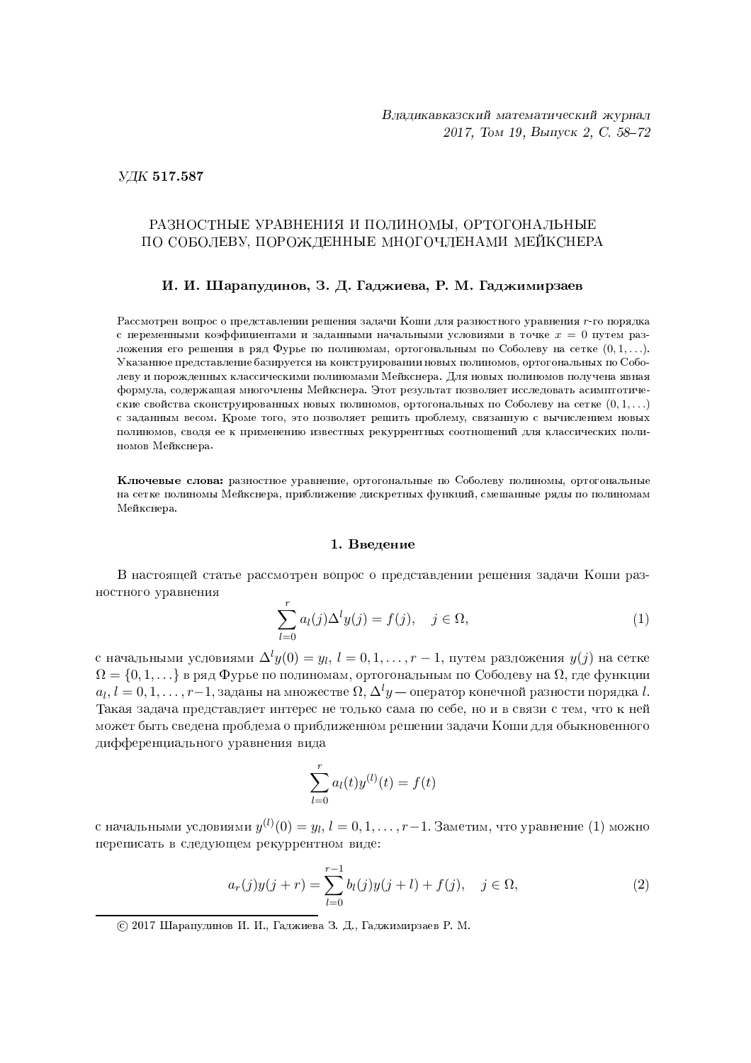УДК **517.587**

# РАЗНОСТНЫЕ УРАВНЕНИЯ И ПОЛИНОМЫ, ОРТОГОНАЛЬНЫЕ ПО СОБОЛЕВУ, ПОРОЖДЕННЫЕ МНОГОЧЛЕНАМИ МЕЙКСНЕРА

**И. И. Шарапудинов, З. Д. Гаджиева, Р. М. Гаджимирзаев**

Рассмотрен вопрос о представлении решения задачи Коши для разностного уравнения $r$-го порядка с переменными коэффициентами и заданными начальными условиями в точке $x = 0$ путем разложения его решения в ряд Фурье по полиномам, ортогональным по Соболеву на сетке $(0, 1, \ldots)$. Указанное представление базируется на конструировании новых полиномов, ортогональных по Соболеву и порожденных классическими полиномами Мейкснера. Для новых полиномов получена явная формула, содержащая многочлены Мейкснера. Этот результат позволяет исследовать асимптотические свойства сконструированных новых полиномов, ортогональных по Соболеву на сетке $(0, 1, \ldots)$ с заданным весом. Кроме того, это позволяет решить проблему, связанную с вычислением новых полиномов, сводя ее к применению известных рекуррентных соотношений для классических полиномов Мейкснера.

**Ключевые слова:** разностное уравнение, ортогональные по Соболеву полиномы, ортогональные на сетке полиномы Мейкснера, приближение дискретных функций, смешанные ряды по полиномам Мейкснера.

## 1. Введение

В настоящей статье рассмотрен вопрос о представлении решения задачи Коши разностного уравнения

$$\sum_{l=0}^{r} a_l(j)\Delta^l y(j) = f(j), \quad j \in \Omega, \tag{1}$$

с начальными условиями $\Delta^l y(0) = y_l$, $l = 0, 1, \ldots, r-1$, путем разложения $y(j)$ на сетке $\Omega = \{0, 1, \ldots\}$ в ряд Фурье по полиномам, ортогональным по Соболеву на $\Omega$, где функции $a_l$, $l = 0, 1, \ldots, r-1$, заданы на множестве $\Omega$, $\Delta^l y$ — оператор конечной разности порядка $l$. Такая задача представляет интерес не только сама по себе, но и в связи с тем, что к ней может быть сведена проблема о приближенном решении задачи Коши для обыкновенного дифференциального уравнения вида

$$\sum_{l=0}^{r} a_l(t)y^{(l)}(t) = f(t)$$

с начальными условиями $y^{(l)}(0) = y_l$, $l = 0, 1, \ldots, r-1$. Заметим, что уравнение (1) можно переписать в следующем рекуррентном виде:

$$a_r(j)y(j+r) = \sum_{l=0}^{r-1} b_l(j)y(j+l) + f(j), \quad j \in \Omega, \tag{2}$$

© 2017 Шарапудинов И. И., Гаджиева З. Д., Гаджимирзаев Р. М.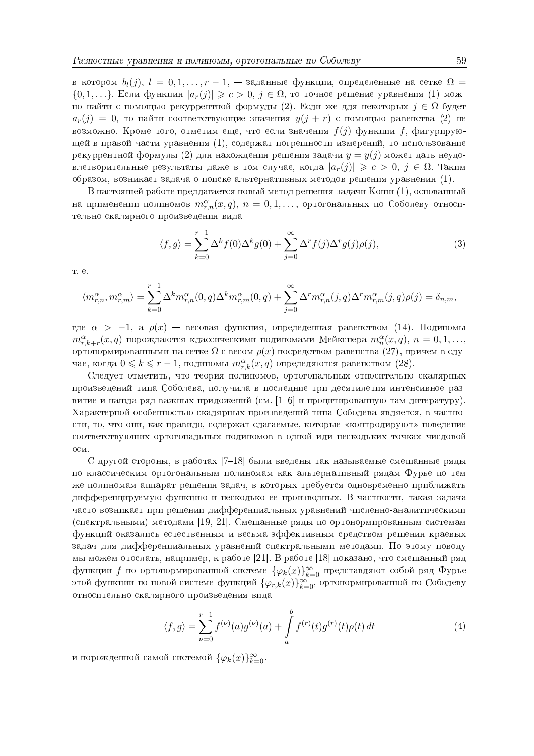в котором $b_l(j)$, $l = 0, 1, \ldots, r-1$, — заданные функции, определенные на сетке $\Omega = \{0, 1, \ldots\}$. Если функция $|a_r(j)| \geqslant c > 0$, $j \in \Omega$, то точное решение уравнения (1) можно найти с помощью рекуррентной формулы (2). Если же для некоторых $j \in \Omega$ будет $a_r(j) = 0$, то найти соответствующие значения $y(j+r)$ с помощью равенства (2) не возможно. Кроме того, отметим еще, что если значения $f(j)$ функции $f$, фигурирующей в правой части уравнения (1), содержат погрешности измерений, то использование рекуррентной формулы (2) для нахождения решения задачи $y = y(j)$ может дать неудовлетворительные результаты даже в том случае, когда $|a_r(j)| \geqslant c > 0$, $j \in \Omega$. Таким образом, возникает задача о поиске альтернативных методов решения уравнения (1).

В настоящей работе предлагается новый метод решения задачи Коши (1), основанный на применении полиномов $m_{r,n}^{\alpha}(x,q)$, $n = 0, 1, \ldots$, ортогональных по Соболеву относительно скалярного произведения вида

$$\langle f, g \rangle = \sum_{k=0}^{r-1} \Delta^k f(0) \Delta^k g(0) + \sum_{j=0}^{\infty} \Delta^r f(j) \Delta^r g(j) \rho(j), \tag{3}$$

т. е.

$$\langle m_{r,n}^{\alpha}, m_{r,m}^{\alpha} \rangle = \sum_{k=0}^{r-1} \Delta^k m_{r,n}^{\alpha}(0,q) \Delta^k m_{r,m}^{\alpha}(0,q) + \sum_{j=0}^{\infty} \Delta^r m_{r,n}^{\alpha}(j,q) \Delta^r m_{r,m}^{\alpha}(j,q) \rho(j) = \delta_{n,m},$$

где $\alpha > -1$, а $\rho(x)$ — весовая функция, определенная равенством (14). Полиномы $m_{r,k+r}^{\alpha}(x,q)$ порождаются классическими полиномами Мейкснера $m_n^{\alpha}(x,q)$, $n = 0, 1, \ldots$, ортонормированными на сетке $\Omega$ с весом $\rho(x)$ посредством равенства (27), причем в случае, когда $0 \leqslant k \leqslant r-1$, полиномы $m_{r,k}^{\alpha}(x,q)$ определяются равенством (28).

Следует отметить, что теория полиномов, ортогональных относительно скалярных произведений типа Соболева, получила в последние три десятилетия интенсивное развитие и нашла ряд важных приложений (см. [1–6] и процитированную там литературу). Характерной особенностью скалярных произведений типа Соболева является, в частности, то, что они, как правило, содержат слагаемые, которые «контролируют» поведение соответствующих ортогональных полиномов в одной или нескольких точках числовой оси.

С другой стороны, в работах [7–18] были введены так называемые смешанные ряды по классическим ортогональным полиномам как альтернативный рядам Фурье по тем же полиномам аппарат решения задач, в которых требуется одновременно приближать дифференцируемую функцию и несколько ее производных. В частности, такая задача часто возникает при решении дифференциальных уравнений численно-аналитическими (спектральными) методами [19, 21]. Смешанные ряды по ортонормированным системам функций оказались естественным и весьма эффективным средством решения краевых задач для дифференциальных уравнений спектральными методами. По этому поводу мы можем отослать, например, к работе [21]. В работе [18] показано, что смешанный ряд функции $f$ по ортонормированной системе $\{\varphi_k(x)\}_{k=0}^{\infty}$ представляют собой ряд Фурье этой функции по новой системе функций $\{\varphi_{r,k}(x)\}_{k=0}^{\infty}$, ортонормированной по Соболеву относительно скалярного произведения вида

$$\langle f, g \rangle = \sum_{\nu=0}^{r-1} f^{(\nu)}(a) g^{(\nu)}(a) + \int_a^b f^{(r)}(t) g^{(r)}(t) \rho(t)\, dt \tag{4}$$

и порожденной самой системой $\{\varphi_k(x)\}_{k=0}^{\infty}$.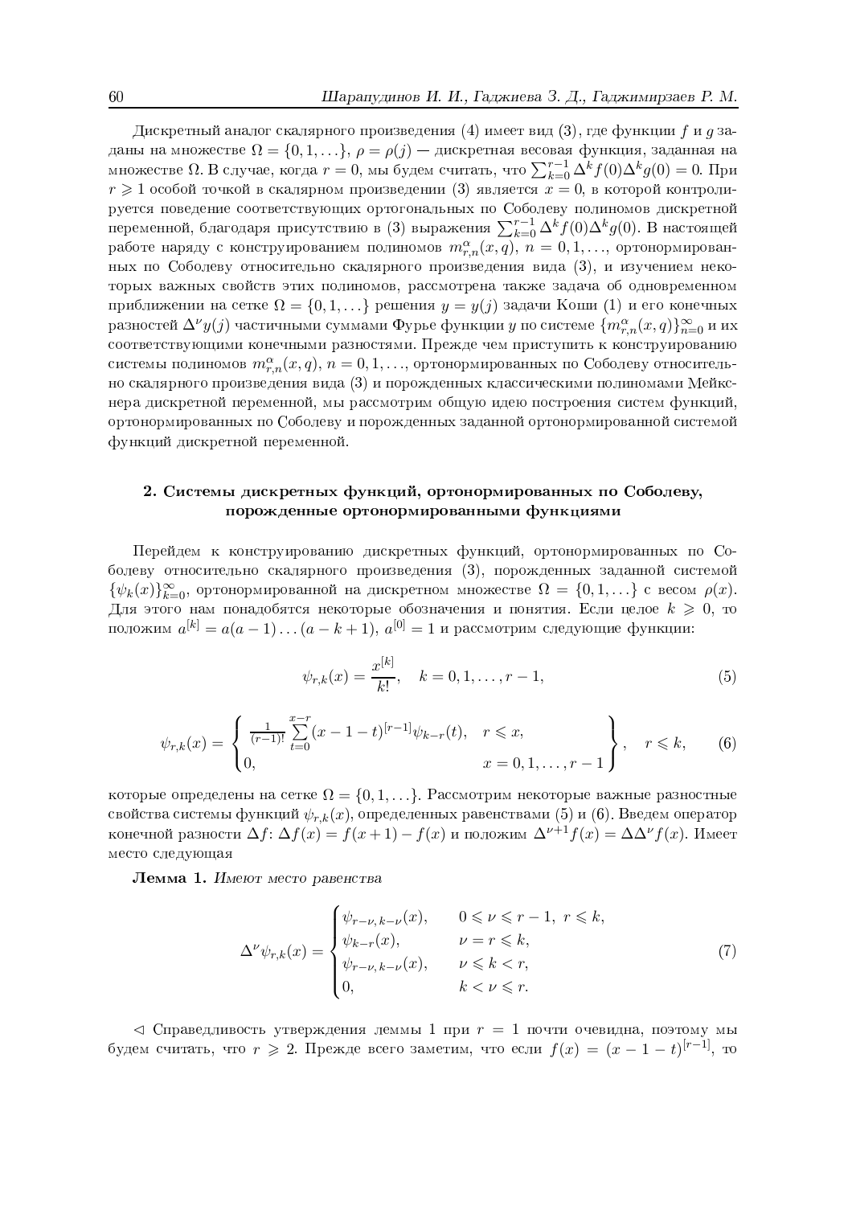Дискретный аналог скалярного произведения (4) имеет вид (3), где функции $f$ и $g$ заданы на множестве $\Omega = \{0, 1, \ldots\}$, $\rho = \rho(j)$ — дискретная весовая функция, заданная на множестве $\Omega$. В случае, когда $r = 0$, мы будем считать, что $\sum_{k=0}^{r-1} \Delta^k f(0)\Delta^k g(0) = 0$. При $r \geqslant 1$ особой точкой в скалярном произведении (3) является $x = 0$, в которой контролируется поведение соответствующих ортогональных по Соболеву полиномов дискретной переменной, благодаря присутствию в (3) выражения $\sum_{k=0}^{r-1} \Delta^k f(0)\Delta^k g(0)$. В настоящей работе наряду с конструированием полиномов $m_{r,n}^{\alpha}(x, q)$, $n = 0, 1, \ldots$, ортонормированных по Соболеву относительно скалярного произведения вида (3), и изучением некоторых важных свойств этих полиномов, рассмотрена также задача об одновременном приближении на сетке $\Omega = \{0, 1, \ldots\}$ решения $y = y(j)$ задачи Коши (1) и его конечных разностей $\Delta^{\nu} y(j)$ частичными суммами Фурье функции $y$ по системе $\{m_{r,n}^{\alpha}(x, q)\}_{n=0}^{\infty}$ и их соответствующими конечными разностями. Прежде чем приступить к конструированию системы полиномов $m_{r,n}^{\alpha}(x, q)$, $n = 0, 1, \ldots$, ортонормированных по Соболеву относительно скалярного произведения вида (3) и порожденных классическими полиномами Мейкснера дискретной переменной, мы рассмотрим общую идею построения систем функций, ортонормированных по Соболеву и порожденных заданной ортонормированной системой функций дискретной переменной.

## 2. Системы дискретных функций, ортонормированных по Соболеву, порожденные ортонормированными функциями

Перейдем к конструированию дискретных функций, ортонормированных по Соболеву относительно скалярного произведения (3), порожденных заданной системой $\{\psi_k(x)\}_{k=0}^{\infty}$, ортонормированной на дискретном множестве $\Omega = \{0, 1, \ldots\}$ с весом $\rho(x)$. Для этого нам понадобятся некоторые обозначения и понятия. Если целое $k \geqslant 0$, то положим $a^{[k]} = a(a-1)\ldots(a-k+1)$, $a^{[0]} = 1$ и рассмотрим следующие функции:

$$\psi_{r,k}(x) = \frac{x^{[k]}}{k!}, \quad k = 0, 1, \ldots, r-1, \tag{5}$$

$$\psi_{r,k}(x) = \left\{ \begin{array}{ll} \frac{1}{(r-1)!} \sum\limits_{t=0}^{x-r} (x-1-t)^{[r-1]} \psi_{k-r}(t), & r \leqslant x, \\ 0, & x = 0, 1, \ldots, r-1 \end{array} \right\}, \quad r \leqslant k, \tag{6}$$

которые определены на сетке $\Omega = \{0, 1, \ldots\}$. Рассмотрим некоторые важные разностные свойства системы функций $\psi_{r,k}(x)$, определенных равенствами (5) и (6). Введем оператор конечной разности $\Delta f$: $\Delta f(x) = f(x+1) - f(x)$ и положим $\Delta^{\nu+1} f(x) = \Delta\Delta^{\nu} f(x)$. Имеет место следующая

**Лемма 1.** *Имеют место равенства*

$$\Delta^{\nu}\psi_{r,k}(x) = \begin{cases} \psi_{r-\nu,\, k-\nu}(x), & 0 \leqslant \nu \leqslant r-1,\ r \leqslant k, \\ \psi_{k-r}(x), & \nu = r \leqslant k, \\ \psi_{r-\nu,\, k-\nu}(x), & \nu \leqslant k < r, \\ 0, & k < \nu \leqslant r. \end{cases} \tag{7}$$

$\lhd$ Справедливость утверждения леммы 1 при $r = 1$ почти очевидна, поэтому мы будем считать, что $r \geqslant 2$. Прежде всего заметим, что если $f(x) = (x-1-t)^{[r-1]}$, то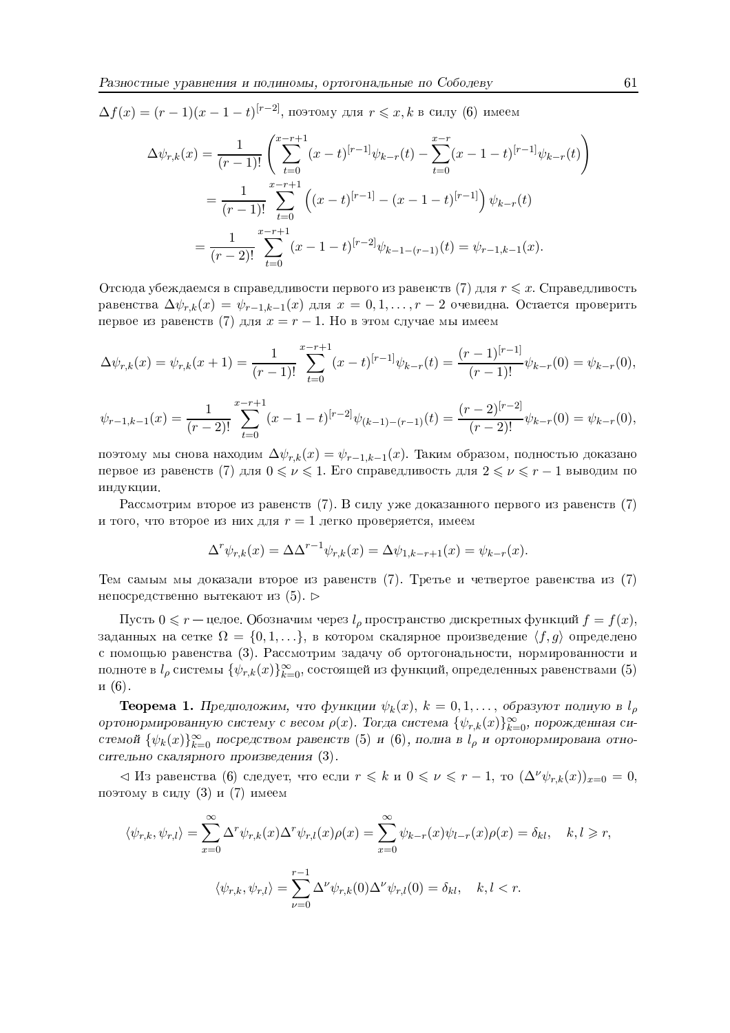$\Delta f(x) = (r-1)(x-1-t)^{[r-2]}$, поэтому для $r \leqslant x, k$ в силу (6) имеем

$$\Delta\psi_{r,k}(x) = \frac{1}{(r-1)!}\left(\sum_{t=0}^{x-r+1}(x-t)^{[r-1]}\psi_{k-r}(t) - \sum_{t=0}^{x-r}(x-1-t)^{[r-1]}\psi_{k-r}(t)\right)$$
$$= \frac{1}{(r-1)!}\sum_{t=0}^{x-r+1}\left((x-t)^{[r-1]} - (x-1-t)^{[r-1]}\right)\psi_{k-r}(t)$$
$$= \frac{1}{(r-2)!}\sum_{t=0}^{x-r+1}(x-1-t)^{[r-2]}\psi_{k-1-(r-1)}(t) = \psi_{r-1,k-1}(x).$$

Отсюда убеждаемся в справедливости первого из равенств (7) для $r \leqslant x$. Справедливость равенства $\Delta\psi_{r,k}(x) = \psi_{r-1,k-1}(x)$ для $x = 0, 1, \ldots, r-2$ очевидна. Остается проверить первое из равенств (7) для $x = r-1$. Но в этом случае мы имеем

$$\Delta\psi_{r,k}(x) = \psi_{r,k}(x+1) = \frac{1}{(r-1)!}\sum_{t=0}^{x-r+1}(x-t)^{[r-1]}\psi_{k-r}(t) = \frac{(r-1)^{[r-1]}}{(r-1)!}\psi_{k-r}(0) = \psi_{k-r}(0),$$

$$\psi_{r-1,k-1}(x) = \frac{1}{(r-2)!}\sum_{t=0}^{x-r+1}(x-1-t)^{[r-2]}\psi_{(k-1)-(r-1)}(t) = \frac{(r-2)^{[r-2]}}{(r-2)!}\psi_{k-r}(0) = \psi_{k-r}(0),$$

поэтому мы снова находим $\Delta\psi_{r,k}(x) = \psi_{r-1,k-1}(x)$. Таким образом, полностью доказано первое из равенств (7) для $0 \leqslant \nu \leqslant 1$. Его справедливость для $2 \leqslant \nu \leqslant r-1$ выводим по индукции.

Рассмотрим второе из равенств (7). В силу уже доказанного первого из равенств (7) и того, что второе из них для $r = 1$ легко проверяется, имеем

$$\Delta^r\psi_{r,k}(x) = \Delta\Delta^{r-1}\psi_{r,k}(x) = \Delta\psi_{1,k-r+1}(x) = \psi_{k-r}(x).$$

Тем самым мы доказали второе из равенств (7). Третье и четвертое равенства из (7) непосредственно вытекают из (5). $\triangleright$

Пусть $0 \leqslant r$ — целое. Обозначим через $l_\rho$ пространство дискретных функций $f = f(x)$, заданных на сетке $\Omega = \{0, 1, \ldots\}$, в котором скалярное произведение $\langle f, g\rangle$ определено с помощью равенства (3). Рассмотрим задачу об ортогональности, нормированности и полноте в $l_\rho$ системы $\{\psi_{r,k}(x)\}_{k=0}^{\infty}$, состоящей из функций, определенных равенствами (5) и (6).

**Теорема 1.** *Предположим, что функции $\psi_k(x)$, $k = 0, 1, \ldots$, образуют полную в $l_\rho$ ортонормированную систему с весом $\rho(x)$. Тогда система $\{\psi_{r,k}(x)\}_{k=0}^{\infty}$, порожденная системой $\{\psi_k(x)\}_{k=0}^{\infty}$ посредством равенств (5) и (6), полна в $l_\rho$ и ортонормирована относительно скалярного произведения (3).*

$\triangleleft$ Из равенства (6) следует, что если $r \leqslant k$ и $0 \leqslant \nu \leqslant r-1$, то $(\Delta^\nu\psi_{r,k}(x))_{x=0} = 0$, поэтому в силу (3) и (7) имеем

$$\langle\psi_{r,k}, \psi_{r,l}\rangle = \sum_{x=0}^{\infty}\Delta^r\psi_{r,k}(x)\Delta^r\psi_{r,l}(x)\rho(x) = \sum_{x=0}^{\infty}\psi_{k-r}(x)\psi_{l-r}(x)\rho(x) = \delta_{kl}, \quad k, l \geqslant r,$$

$$\langle\psi_{r,k}, \psi_{r,l}\rangle = \sum_{\nu=0}^{r-1}\Delta^\nu\psi_{r,k}(0)\Delta^\nu\psi_{r,l}(0) = \delta_{kl}, \quad k, l < r.$$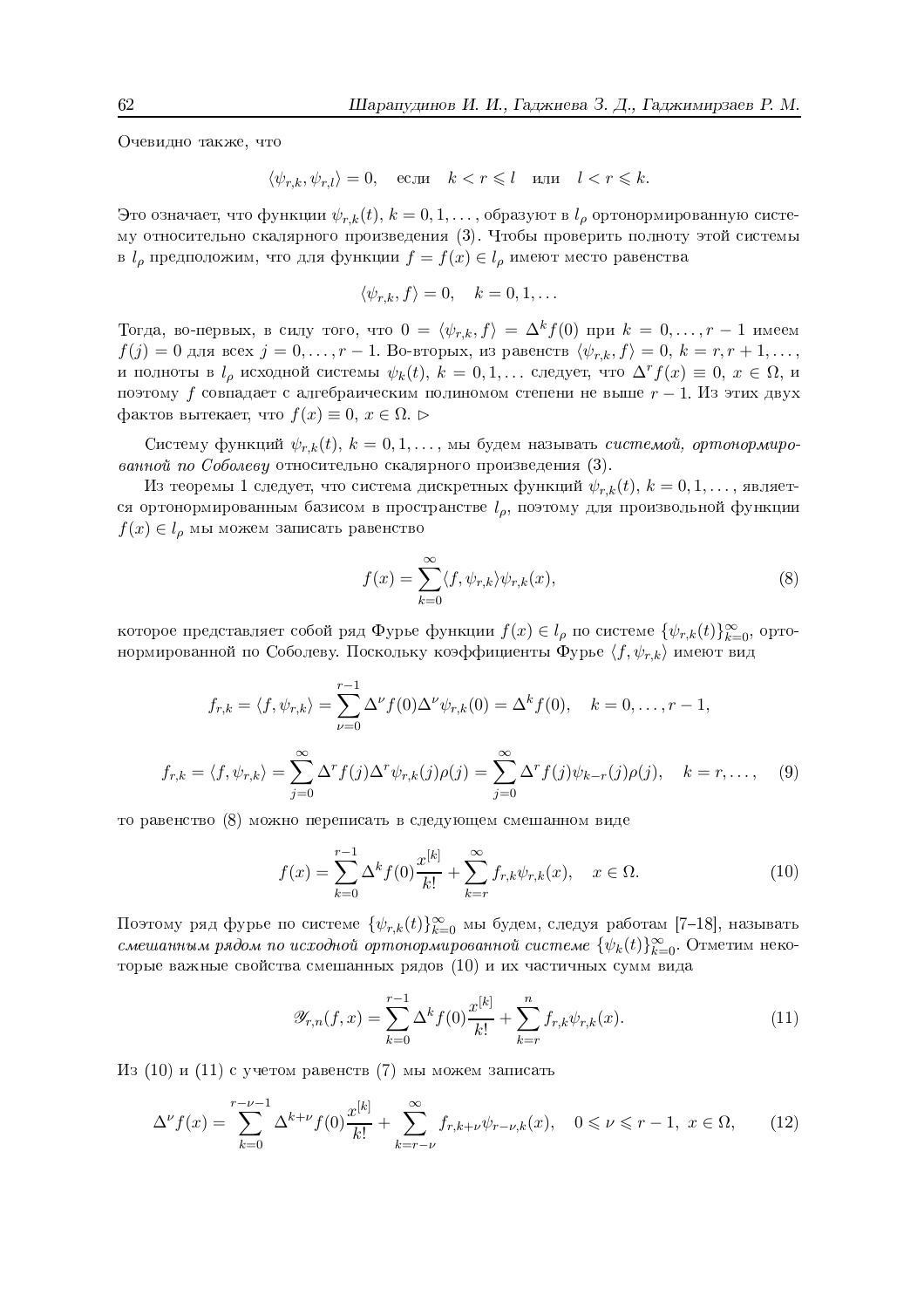Очевидно также, что

$$\langle \psi_{r,k}, \psi_{r,l} \rangle = 0, \quad \text{если} \quad k < r \leqslant l \quad \text{или} \quad l < r \leqslant k.$$

Это означает, что функции $\psi_{r,k}(t)$, $k = 0, 1, \ldots$, образуют в $l_\rho$ ортонормированную систему относительно скалярного произведения (3). Чтобы проверить полноту этой системы в $l_\rho$ предположим, что для функции $f = f(x) \in l_\rho$ имеют место равенства

$$\langle \psi_{r,k}, f \rangle = 0, \quad k = 0, 1, \ldots$$

Тогда, во-первых, в силу того, что $0 = \langle \psi_{r,k}, f \rangle = \Delta^k f(0)$ при $k = 0, \ldots, r-1$ имеем $f(j) = 0$ для всех $j = 0, \ldots, r-1$. Во-вторых, из равенств $\langle \psi_{r,k}, f \rangle = 0$, $k = r, r+1, \ldots$, и полноты в $l_\rho$ исходной системы $\psi_k(t)$, $k = 0, 1, \ldots$ следует, что $\Delta^r f(x) \equiv 0$, $x \in \Omega$, и поэтому $f$ совпадает с алгебраическим полиномом степени не выше $r-1$. Из этих двух фактов вытекает, что $f(x) \equiv 0$, $x \in \Omega$. ▷

Систему функций $\psi_{r,k}(t)$, $k = 0, 1, \ldots$, мы будем называть *системой, ортонормированной по Соболеву* относительно скалярного произведения (3).

Из теоремы 1 следует, что система дискретных функций $\psi_{r,k}(t)$, $k = 0, 1, \ldots$, является ортонормированным базисом в пространстве $l_\rho$, поэтому для произвольной функции $f(x) \in l_\rho$ мы можем записать равенство

$$f(x) = \sum_{k=0}^{\infty} \langle f, \psi_{r,k} \rangle \psi_{r,k}(x), \tag{8}$$

которое представляет собой ряд Фурье функции $f(x) \in l_\rho$ по системе $\{\psi_{r,k}(t)\}_{k=0}^{\infty}$, ортонормированной по Соболеву. Поскольку коэффициенты Фурье $\langle f, \psi_{r,k} \rangle$ имеют вид

$$f_{r,k} = \langle f, \psi_{r,k} \rangle = \sum_{\nu=0}^{r-1} \Delta^\nu f(0) \Delta^\nu \psi_{r,k}(0) = \Delta^k f(0), \quad k = 0, \ldots, r-1,$$

$$f_{r,k} = \langle f, \psi_{r,k} \rangle = \sum_{j=0}^{\infty} \Delta^r f(j) \Delta^r \psi_{r,k}(j) \rho(j) = \sum_{j=0}^{\infty} \Delta^r f(j) \psi_{k-r}(j) \rho(j), \quad k = r, \ldots, \tag{9}$$

то равенство (8) можно переписать в следующем смешанном виде

$$f(x) = \sum_{k=0}^{r-1} \Delta^k f(0) \frac{x^{[k]}}{k!} + \sum_{k=r}^{\infty} f_{r,k} \psi_{r,k}(x), \quad x \in \Omega. \tag{10}$$

Поэтому ряд фурье по системе $\{\psi_{r,k}(t)\}_{k=0}^{\infty}$ мы будем, следуя работам [7–18], называть *смешанным рядом по исходной ортонормированной системе* $\{\psi_k(t)\}_{k=0}^{\infty}$. Отметим некоторые важные свойства смешанных рядов (10) и их частичных сумм вида

$$\mathscr{Y}_{r,n}(f, x) = \sum_{k=0}^{r-1} \Delta^k f(0) \frac{x^{[k]}}{k!} + \sum_{k=r}^{n} f_{r,k} \psi_{r,k}(x). \tag{11}$$

Из (10) и (11) с учетом равенств (7) мы можем записать

$$\Delta^\nu f(x) = \sum_{k=0}^{r-\nu-1} \Delta^{k+\nu} f(0) \frac{x^{[k]}}{k!} + \sum_{k=r-\nu}^{\infty} f_{r,k+\nu} \psi_{r-\nu,k}(x), \quad 0 \leqslant \nu \leqslant r-1, \ x \in \Omega, \tag{12}$$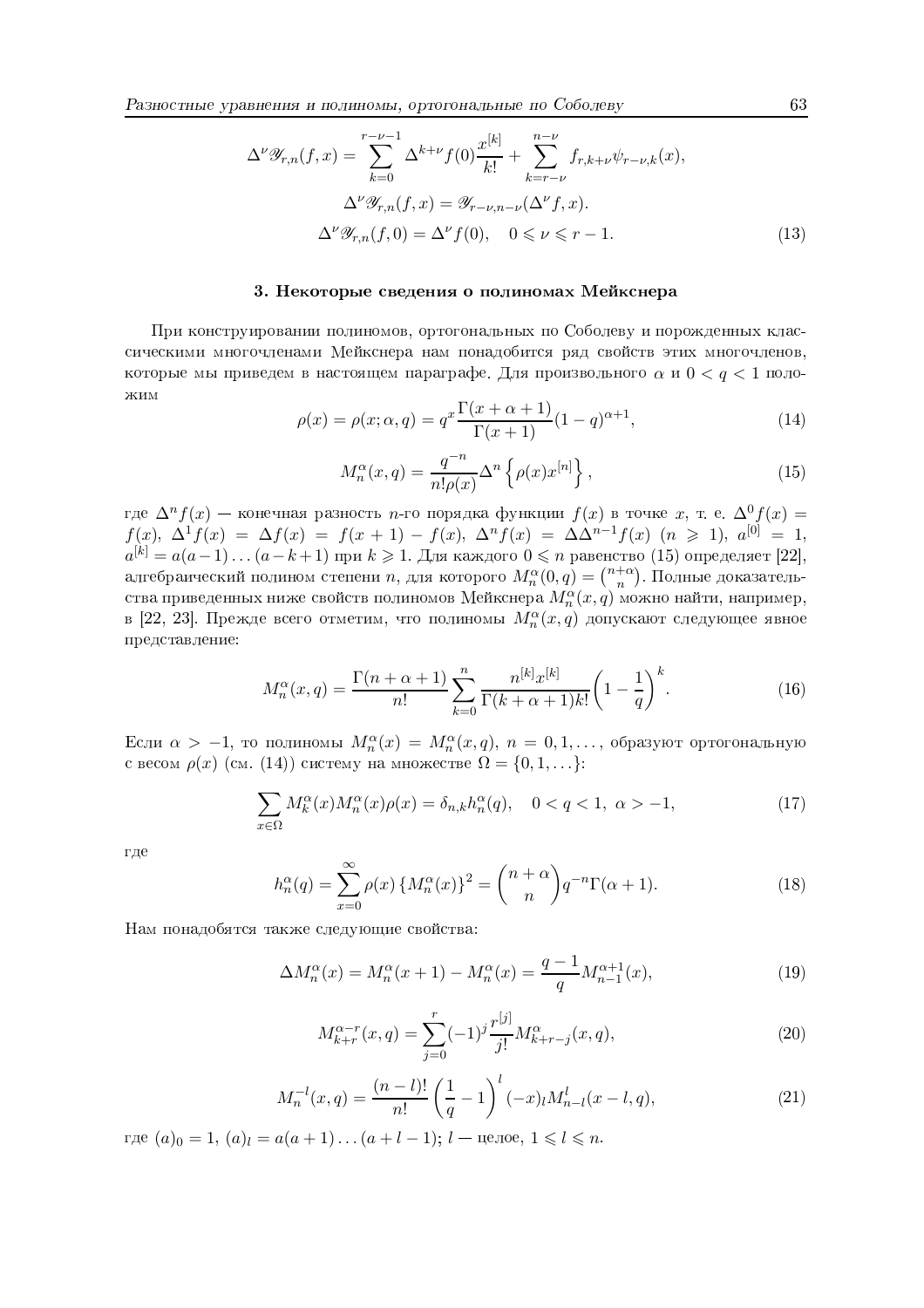$$\Delta^\nu \mathscr{Y}_{r,n}(f,x) = \sum_{k=0}^{r-\nu-1} \Delta^{k+\nu} f(0) \frac{x^{[k]}}{k!} + \sum_{k=r-\nu}^{n-\nu} f_{r,k+\nu} \psi_{r-\nu,k}(x),$$

$$\Delta^\nu \mathscr{Y}_{r,n}(f,x) = \mathscr{Y}_{r-\nu,n-\nu}(\Delta^\nu f, x).$$

$$\Delta^\nu \mathscr{Y}_{r,n}(f,0) = \Delta^\nu f(0), \quad 0 \leqslant \nu \leqslant r-1. \tag{13}$$

## 3. Некоторые сведения о полиномах Мейкснера

При конструировании полиномов, ортогональных по Соболеву и порожденных классическими многочленами Мейкснера нам понадобится ряд свойств этих многочленов, которые мы приведем в настоящем параграфе. Для произвольного $\alpha$ и $0<q<1$ положим

$$\rho(x) = \rho(x;\alpha,q) = q^x \frac{\Gamma(x+\alpha+1)}{\Gamma(x+1)}(1-q)^{\alpha+1}, \tag{14}$$

$$M_n^\alpha(x,q) = \frac{q^{-n}}{n!\rho(x)} \Delta^n \left\{\rho(x) x^{[n]}\right\}, \tag{15}$$

где $\Delta^n f(x)$ — конечная разность $n$-го порядка функции $f(x)$ в точке $x$, т. е. $\Delta^0 f(x) = f(x)$, $\Delta^1 f(x) = \Delta f(x) = f(x+1) - f(x)$, $\Delta^n f(x) = \Delta\Delta^{n-1} f(x)$ $(n \geqslant 1)$, $a^{[0]} = 1$, $a^{[k]} = a(a-1)\ldots(a-k+1)$ при $k \geqslant 1$. Для каждого $0 \leqslant n$ равенство (15) определяет [22], алгебраический полином степени $n$, для которого $M_n^\alpha(0,q) = \binom{n+\alpha}{n}$. Полные доказательства приведенных ниже свойств полиномов Мейкснера $M_n^\alpha(x,q)$ можно найти, например, в [22, 23]. Прежде всего отметим, что полиномы $M_n^\alpha(x,q)$ допускают следующее явное представление:

$$M_n^\alpha(x,q) = \frac{\Gamma(n+\alpha+1)}{n!} \sum_{k=0}^{n} \frac{n^{[k]} x^{[k]}}{\Gamma(k+\alpha+1)k!} \left(1 - \frac{1}{q}\right)^k. \tag{16}$$

Если $\alpha > -1$, то полиномы $M_n^\alpha(x) = M_n^\alpha(x,q)$, $n = 0,1,\ldots$, образуют ортогональную с весом $\rho(x)$ (см. (14)) систему на множестве $\Omega = \{0,1,\ldots\}$:

$$\sum_{x\in\Omega} M_k^\alpha(x) M_n^\alpha(x) \rho(x) = \delta_{n,k} h_n^\alpha(q), \quad 0<q<1, \ \alpha>-1, \tag{17}$$

где

$$h_n^\alpha(q) = \sum_{x=0}^{\infty} \rho(x) \left\{M_n^\alpha(x)\right\}^2 = \binom{n+\alpha}{n} q^{-n} \Gamma(\alpha+1). \tag{18}$$

Нам понадобятся также следующие свойства:

$$\Delta M_n^\alpha(x) = M_n^\alpha(x+1) - M_n^\alpha(x) = \frac{q-1}{q} M_{n-1}^{\alpha+1}(x), \tag{19}$$

$$M_{k+r}^{\alpha-r}(x,q) = \sum_{j=0}^{r} (-1)^j \frac{r^{[j]}}{j!} M_{k+r-j}^\alpha(x,q), \tag{20}$$

$$M_n^{-l}(x,q) = \frac{(n-l)!}{n!} \left(\frac{1}{q} - 1\right)^l (-x)_l M_{n-l}^l(x-l,q), \tag{21}$$

где $(a)_0 = 1$, $(a)_l = a(a+1)\ldots(a+l-1)$; $l$ — целое, $1 \leqslant l \leqslant n$.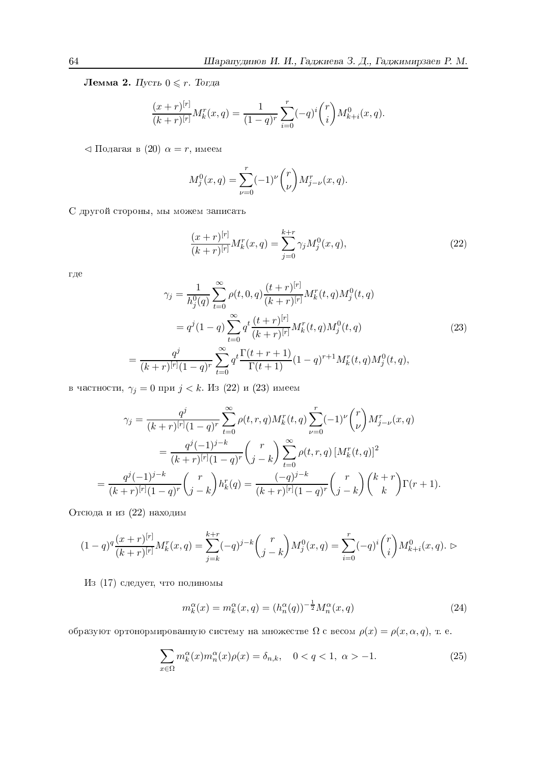**Лемма 2.** *Пусть* $0 \leqslant r$. *Тогда*

$$\frac{(x+r)^{[r]}}{(k+r)^{[r]}} M_k^r(x,q) = \frac{1}{(1-q)^r} \sum_{i=0}^{r} (-q)^i \binom{r}{i} M_{k+i}^0(x,q).$$

$\lhd$ Полагая в (20) $\alpha = r$, имеем

$$M_j^0(x,q) = \sum_{\nu=0}^{r} (-1)^\nu \binom{r}{\nu} M_{j-\nu}^r(x,q).$$

С другой стороны, мы можем записать

$$\frac{(x+r)^{[r]}}{(k+r)^{[r]}} M_k^r(x,q) = \sum_{j=0}^{k+r} \gamma_j M_j^0(x,q), \tag{22}$$

где

$$\begin{aligned}
\gamma_j &= \frac{1}{h_j^0(q)} \sum_{t=0}^{\infty} \rho(t,0,q) \frac{(t+r)^{[r]}}{(k+r)^{[r]}} M_k^r(t,q) M_j^0(t,q) \\
&= q^j (1-q) \sum_{t=0}^{\infty} q^t \frac{(t+r)^{[r]}}{(k+r)^{[r]}} M_k^r(t,q) M_j^0(t,q) \\
&= \frac{q^j}{(k+r)^{[r]} (1-q)^r} \sum_{t=0}^{\infty} q^t \frac{\Gamma(t+r+1)}{\Gamma(t+1)} (1-q)^{r+1} M_k^r(t,q) M_j^0(t,q),
\end{aligned} \tag{23}$$

в частности, $\gamma_j = 0$ при $j < k$. Из (22) и (23) имеем

$$\begin{aligned}
\gamma_j &= \frac{q^j}{(k+r)^{[r]}(1-q)^r} \sum_{t=0}^{\infty} \rho(t,r,q) M_k^r(t,q) \sum_{\nu=0}^{r} (-1)^\nu \binom{r}{\nu} M_{j-\nu}^r(x,q) \\
&= \frac{q^j (-1)^{j-k}}{(k+r)^{[r]}(1-q)^r} \binom{r}{j-k} \sum_{t=0}^{\infty} \rho(t,r,q) \left[M_k^r(t,q)\right]^2 \\
&= \frac{q^j (-1)^{j-k}}{(k+r)^{[r]}(1-q)^r} \binom{r}{j-k} h_k^r(q) = \frac{(-q)^{j-k}}{(k+r)^{[r]}(1-q)^r} \binom{r}{j-k} \binom{k+r}{k} \Gamma(r+1).
\end{aligned}$$

Отсюда и из (22) находим

$$(1-q)^q \frac{(x+r)^{[r]}}{(k+r)^{[r]}} M_k^r(x,q) = \sum_{j=k}^{k+r} (-q)^{j-k} \binom{r}{j-k} M_j^0(x,q) = \sum_{i=0}^{r} (-q)^i \binom{r}{i} M_{k+i}^0(x,q). \rhd$$

Из (17) следует, что полиномы

$$m_k^\alpha(x) = m_k^\alpha(x,q) = (h_n^\alpha(q))^{-\frac{1}{2}} M_n^\alpha(x,q) \tag{24}$$

образуют ортонормированную систему на множестве $\Omega$ с весом $\rho(x) = \rho(x,\alpha,q)$, т. е.

$$\sum_{x \in \Omega} m_k^\alpha(x) m_n^\alpha(x) \rho(x) = \delta_{n,k}, \quad 0 < q < 1, \ \alpha > -1. \tag{25}$$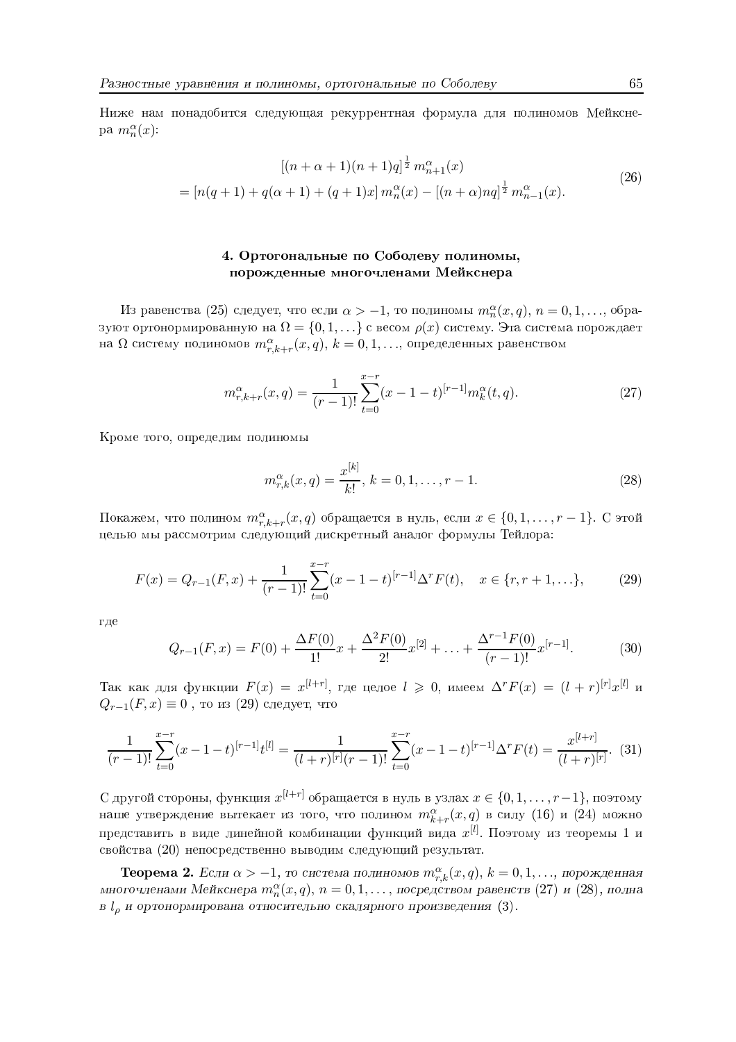Ниже нам понадобится следующая рекуррентная формула для полиномов Мейкснера $m_n^\alpha(x)$:

$$
\begin{gathered}
[(n+\alpha+1)(n+1)q]^{\frac{1}{2}}\, m_{n+1}^\alpha(x) \\
= [n(q+1)+q(\alpha+1)+(q+1)x]\, m_n^\alpha(x) - [(n+\alpha)nq]^{\frac{1}{2}}\, m_{n-1}^\alpha(x).
\end{gathered} \tag{26}
$$

## 4. Ортогональные по Соболеву полиномы, порожденные многочленами Мейкснера

Из равенства (25) следует, что если $\alpha > -1$, то полиномы $m_n^\alpha(x,q)$, $n = 0, 1, \ldots$, образуют ортонормированную на $\Omega = \{0, 1, \ldots\}$ с весом $\rho(x)$ систему. Эта система порождает на $\Omega$ систему полиномов $m_{r,k+r}^\alpha(x,q)$, $k = 0, 1, \ldots$, определенных равенством

$$
m_{r,k+r}^\alpha(x,q) = \frac{1}{(r-1)!}\sum_{t=0}^{x-r}(x-1-t)^{[r-1]} m_k^\alpha(t,q). \tag{27}
$$

Кроме того, определим полиномы

$$
m_{r,k}^\alpha(x,q) = \frac{x^{[k]}}{k!},\ k = 0, 1, \ldots, r-1. \tag{28}
$$

Покажем, что полином $m_{r,k+r}^\alpha(x,q)$ обращается в нуль, если $x \in \{0, 1, \ldots, r-1\}$. С этой целью мы рассмотрим следующий дискретный аналог формулы Тейлора:

$$
F(x) = Q_{r-1}(F,x) + \frac{1}{(r-1)!}\sum_{t=0}^{x-r}(x-1-t)^{[r-1]}\Delta^r F(t), \quad x \in \{r, r+1, \ldots\}, \tag{29}
$$

где

$$
Q_{r-1}(F,x) = F(0) + \frac{\Delta F(0)}{1!}x + \frac{\Delta^2 F(0)}{2!}x^{[2]} + \ldots + \frac{\Delta^{r-1}F(0)}{(r-1)!}x^{[r-1]}. \tag{30}
$$

Так как для функции $F(x) = x^{[l+r]}$, где целое $l \geqslant 0$, имеем $\Delta^r F(x) = (l+r)^{[r]}x^{[l]}$ и $Q_{r-1}(F,x) \equiv 0$ , то из (29) следует, что

$$
\frac{1}{(r-1)!}\sum_{t=0}^{x-r}(x-1-t)^{[r-1]}t^{[l]} = \frac{1}{(l+r)^{[r]}(r-1)!}\sum_{t=0}^{x-r}(x-1-t)^{[r-1]}\Delta^r F(t) = \frac{x^{[l+r]}}{(l+r)^{[r]}}. \tag{31}
$$

С другой стороны, функция $x^{[l+r]}$ обращается в нуль в узлах $x \in \{0, 1, \ldots, r-1\}$, поэтому наше утверждение вытекает из того, что полином $m_{k+r}^\alpha(x,q)$ в силу (16) и (24) можно представить в виде линейной комбинации функций вида $x^{[l]}$. Поэтому из теоремы 1 и свойства (20) непосредственно выводим следующий результат.

**Теорема 2.** *Если $\alpha > -1$, то система полиномов $m_{r,k}^\alpha(x,q)$, $k = 0, 1, \ldots$, порожденная многочленами Мейкснера $m_n^\alpha(x,q)$, $n = 0, 1, \ldots$, посредством равенств (27) и (28), полна в $l_\rho$ и ортонормирована относительно скалярного произведения (3).*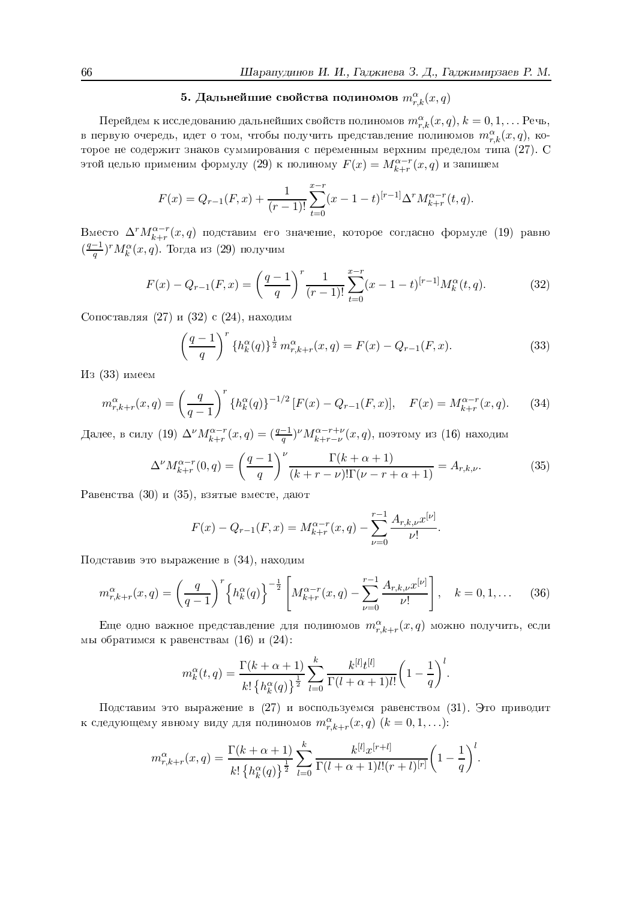## 5. Дальнейшие свойства полиномов $m_{r,k}^{\alpha}(x,q)$

Перейдем к исследованию дальнейших свойств полиномов $m_{r,k}^{\alpha}(x,q)$, $k=0,1,\ldots$ Речь, в первую очередь, идет о том, чтобы получить представление полиномов $m_{r,k}^{\alpha}(x,q)$, которое не содержит знаков суммирования с переменным верхним пределом типа (27). С этой целью применим формулу (29) к полиному $F(x)=M_{k+r}^{\alpha-r}(x,q)$ и запишем

$$F(x)=Q_{r-1}(F,x)+\frac{1}{(r-1)!}\sum_{t=0}^{x-r}(x-1-t)^{[r-1]}\Delta^{r}M_{k+r}^{\alpha-r}(t,q).$$

Вместо $\Delta^{r}M_{k+r}^{\alpha-r}(x,q)$ подставим его значение, которое согласно формуле (19) равно $(\frac{q-1}{q})^{r}M_{k}^{\alpha}(x,q)$. Тогда из (29) получим

$$F(x)-Q_{r-1}(F,x)=\left(\frac{q-1}{q}\right)^{r}\frac{1}{(r-1)!}\sum_{t=0}^{x-r}(x-1-t)^{[r-1]}M_{k}^{\alpha}(t,q). \tag{32}$$

Сопоставляя (27) и (32) с (24), находим

$$\left(\frac{q-1}{q}\right)^{r}\{h_{k}^{\alpha}(q)\}^{\frac{1}{2}}\,m_{r,k+r}^{\alpha}(x,q)=F(x)-Q_{r-1}(F,x). \tag{33}$$

Из (33) имеем

$$m_{r,k+r}^{\alpha}(x,q)=\left(\frac{q}{q-1}\right)^{r}\{h_{k}^{\alpha}(q)\}^{-1/2}\,[F(x)-Q_{r-1}(F,x)],\quad F(x)=M_{k+r}^{\alpha-r}(x,q). \tag{34}$$

Далее, в силу (19) $\Delta^{\nu}M_{k+r}^{\alpha-r}(x,q)=(\frac{q-1}{q})^{\nu}M_{k+r-\nu}^{\alpha-r+\nu}(x,q)$, поэтому из (16) находим

$$\Delta^{\nu}M_{k+r}^{\alpha-r}(0,q)=\left(\frac{q-1}{q}\right)^{\nu}\frac{\Gamma(k+\alpha+1)}{(k+r-\nu)!\Gamma(\nu-r+\alpha+1)}=A_{r,k,\nu}. \tag{35}$$

Равенства (30) и (35), взятые вместе, дают

$$F(x)-Q_{r-1}(F,x)=M_{k+r}^{\alpha-r}(x,q)-\sum_{\nu=0}^{r-1}\frac{A_{r,k,\nu}x^{[\nu]}}{\nu!}.$$

Подставив это выражение в (34), находим

$$m_{r,k+r}^{\alpha}(x,q)=\left(\frac{q}{q-1}\right)^{r}\left\{h_{k}^{\alpha}(q)\right\}^{-\frac{1}{2}}\left[M_{k+r}^{\alpha-r}(x,q)-\sum_{\nu=0}^{r-1}\frac{A_{r,k,\nu}x^{[\nu]}}{\nu!}\right],\quad k=0,1,\ldots \tag{36}$$

Еще одно важное представление для полиномов $m_{r,k+r}^{\alpha}(x,q)$ можно получить, если мы обратимся к равенствам (16) и (24):

$$m_{k}^{\alpha}(t,q)=\frac{\Gamma(k+\alpha+1)}{k!\left\{h_{k}^{\alpha}(q)\right\}^{\frac{1}{2}}}\sum_{l=0}^{k}\frac{k^{[l]}t^{[l]}}{\Gamma(l+\alpha+1)l!}\left(1-\frac{1}{q}\right)^{l}.$$

Подставим это выражение в (27) и воспользуемся равенством (31). Это приводит к следующему явному виду для полиномов $m_{r,k+r}^{\alpha}(x,q)$ $(k=0,1,\ldots)$:

$$m_{r,k+r}^{\alpha}(x,q)=\frac{\Gamma(k+\alpha+1)}{k!\left\{h_{k}^{\alpha}(q)\right\}^{\frac{1}{2}}}\sum_{l=0}^{k}\frac{k^{[l]}x^{[r+l]}}{\Gamma(l+\alpha+1)l!(r+l)^{[r]}}\left(1-\frac{1}{q}\right)^{l}.$$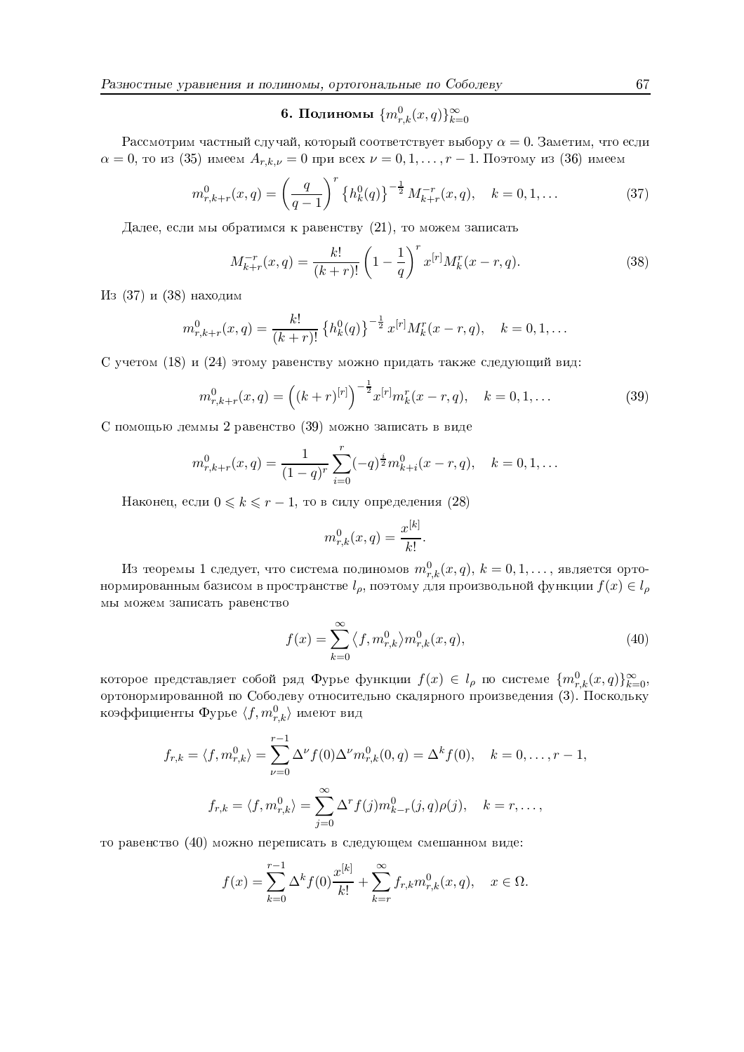## 6. Полиномы $\{m^0_{r,k}(x,q)\}_{k=0}^{\infty}$

Рассмотрим частный случай, который соответствует выбору $\alpha = 0$. Заметим, что если $\alpha = 0$, то из (35) имеем $A_{r,k,\nu} = 0$ при всех $\nu = 0, 1, \ldots, r-1$. Поэтому из (36) имеем

$$m^0_{r,k+r}(x,q) = \left(\frac{q}{q-1}\right)^r \left\{h^0_k(q)\right\}^{-\frac{1}{2}} M^{-r}_{k+r}(x,q), \quad k = 0, 1, \ldots \tag{37}$$

Далее, если мы обратимся к равенству (21), то можем записать

$$M^{-r}_{k+r}(x,q) = \frac{k!}{(k+r)!}\left(1 - \frac{1}{q}\right)^r x^{[r]} M^r_k(x-r,q). \tag{38}$$

Из (37) и (38) находим

$$m^0_{r,k+r}(x,q) = \frac{k!}{(k+r)!}\left\{h^0_k(q)\right\}^{-\frac{1}{2}} x^{[r]} M^r_k(x-r,q), \quad k = 0, 1, \ldots$$

С учетом (18) и (24) этому равенству можно придать также следующий вид:

$$m^0_{r,k+r}(x,q) = \left((k+r)^{[r]}\right)^{-\frac{1}{2}} x^{[r]} m^r_k(x-r,q), \quad k = 0, 1, \ldots \tag{39}$$

С помощью леммы 2 равенство (39) можно записать в виде

$$m^0_{r,k+r}(x,q) = \frac{1}{(1-q)^r}\sum_{i=0}^{r}(-q)^{\frac{i}{2}} m^0_{k+i}(x-r,q), \quad k = 0, 1, \ldots$$

Наконец, если $0 \leqslant k \leqslant r-1$, то в силу определения (28)

$$m^0_{r,k}(x,q) = \frac{x^{[k]}}{k!}.$$

Из теоремы 1 следует, что система полиномов $m^0_{r,k}(x,q)$, $k = 0, 1, \ldots$, является ортонормированным базисом в пространстве $l_\rho$, поэтому для произвольной функции $f(x) \in l_\rho$ мы можем записать равенство

$$f(x) = \sum_{k=0}^{\infty}\langle f, m^0_{r,k}\rangle m^0_{r,k}(x,q), \tag{40}$$

которое представляет собой ряд Фурье функции $f(x) \in l_\rho$ по системе $\{m^0_{r,k}(x,q)\}_{k=0}^{\infty}$, ортонормированной по Соболеву относительно скалярного произведения (3). Поскольку коэффициенты Фурье $\langle f, m^0_{r,k}\rangle$ имеют вид

$$f_{r,k} = \langle f, m^0_{r,k}\rangle = \sum_{\nu=0}^{r-1}\Delta^\nu f(0)\Delta^\nu m^0_{r,k}(0,q) = \Delta^k f(0), \quad k = 0, \ldots, r-1,$$

$$f_{r,k} = \langle f, m^0_{r,k}\rangle = \sum_{j=0}^{\infty}\Delta^r f(j) m^0_{k-r}(j,q)\rho(j), \quad k = r, \ldots,$$

то равенство (40) можно переписать в следующем смешанном виде:

$$f(x) = \sum_{k=0}^{r-1}\Delta^k f(0)\frac{x^{[k]}}{k!} + \sum_{k=r}^{\infty} f_{r,k} m^0_{r,k}(x,q), \quad x \in \Omega.$$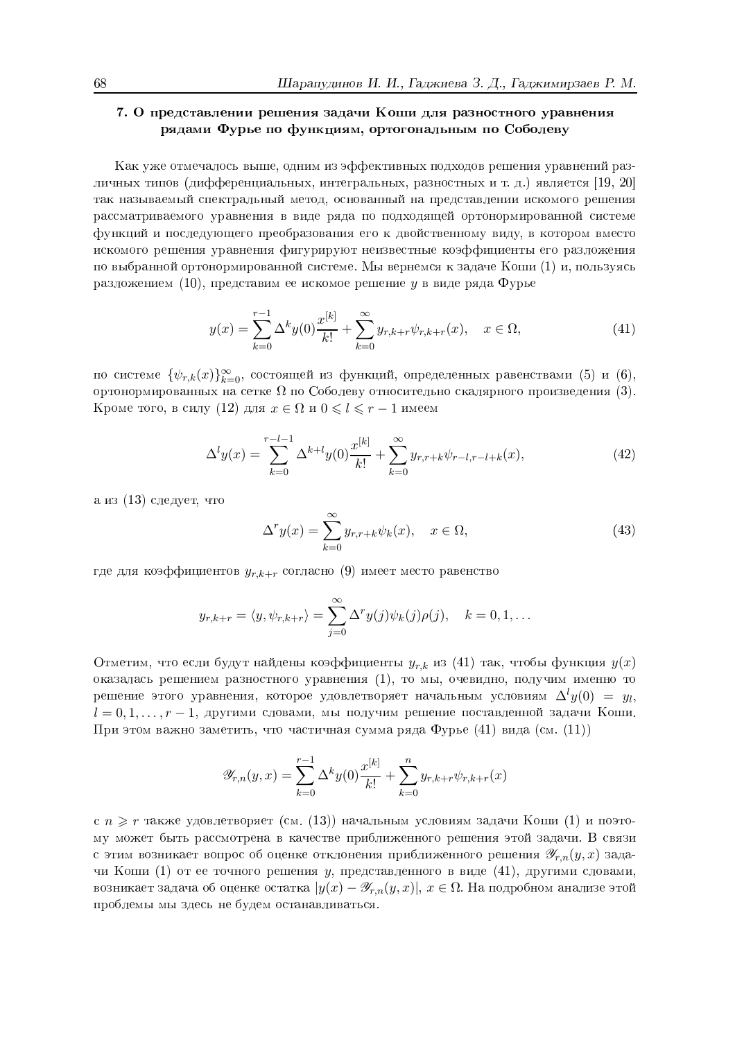## 7. О представлении решения задачи Коши для разностного уравнения рядами Фурье по функциям, ортогональным по Соболеву

Как уже отмечалось выше, одним из эффективных подходов решения уравнений различных типов (дифференциальных, интегральных, разностных и т. д.) является [19, 20] так называемый спектральный метод, основанный на представлении искомого решения рассматриваемого уравнения в виде ряда по подходящей ортонормированной системе функций и последующего преобразования его к двойственному виду, в котором вместо искомого решения уравнения фигурируют неизвестные коэффициенты его разложения по выбранной ортонормированной системе. Мы вернемся к задаче Коши (1) и, пользуясь разложением (10), представим ее искомое решение $y$ в виде ряда Фурье

$$y(x) = \sum_{k=0}^{r-1} \Delta^k y(0) \frac{x^{[k]}}{k!} + \sum_{k=0}^{\infty} y_{r,k+r} \psi_{r,k+r}(x), \quad x \in \Omega, \tag{41}$$

по системе $\{\psi_{r,k}(x)\}_{k=0}^{\infty}$, состоящей из функций, определенных равенствами (5) и (6), ортонормированных на сетке $\Omega$ по Соболеву относительно скалярного произведения (3). Кроме того, в силу (12) для $x \in \Omega$ и $0 \leqslant l \leqslant r-1$ имеем

$$\Delta^l y(x) = \sum_{k=0}^{r-l-1} \Delta^{k+l} y(0) \frac{x^{[k]}}{k!} + \sum_{k=0}^{\infty} y_{r,r+k} \psi_{r-l,r-l+k}(x), \tag{42}$$

а из (13) следует, что

$$\Delta^r y(x) = \sum_{k=0}^{\infty} y_{r,r+k} \psi_k(x), \quad x \in \Omega, \tag{43}$$

где для коэффициентов $y_{r,k+r}$ согласно (9) имеет место равенство

$$y_{r,k+r} = \langle y, \psi_{r,k+r} \rangle = \sum_{j=0}^{\infty} \Delta^r y(j) \psi_k(j) \rho(j), \quad k = 0, 1, \ldots$$

Отметим, что если будут найдены коэффициенты $y_{r,k}$ из (41) так, чтобы функция $y(x)$ оказалась решением разностного уравнения (1), то мы, очевидно, получим именно то решение этого уравнения, которое удовлетворяет начальным условиям $\Delta^l y(0) = y_l$, $l = 0, 1, \ldots, r-1$, другими словами, мы получим решение поставленной задачи Коши. При этом важно заметить, что частичная сумма ряда Фурье (41) вида (см. (11))

$$\mathscr{Y}_{r,n}(y, x) = \sum_{k=0}^{r-1} \Delta^k y(0) \frac{x^{[k]}}{k!} + \sum_{k=0}^{n} y_{r,k+r} \psi_{r,k+r}(x)$$

с $n \geqslant r$ также удовлетворяет (см. (13)) начальным условиям задачи Коши (1) и поэтому может быть рассмотрена в качестве приближенного решения этой задачи. В связи с этим возникает вопрос об оценке отклонения приближенного решения $\mathscr{Y}_{r,n}(y, x)$ задачи Коши (1) от ее точного решения $y$, представленного в виде (41), другими словами, возникает задача об оценке остатка $|y(x) - \mathscr{Y}_{r,n}(y, x)|$, $x \in \Omega$. На подробном анализе этой проблемы мы здесь не будем останавливаться.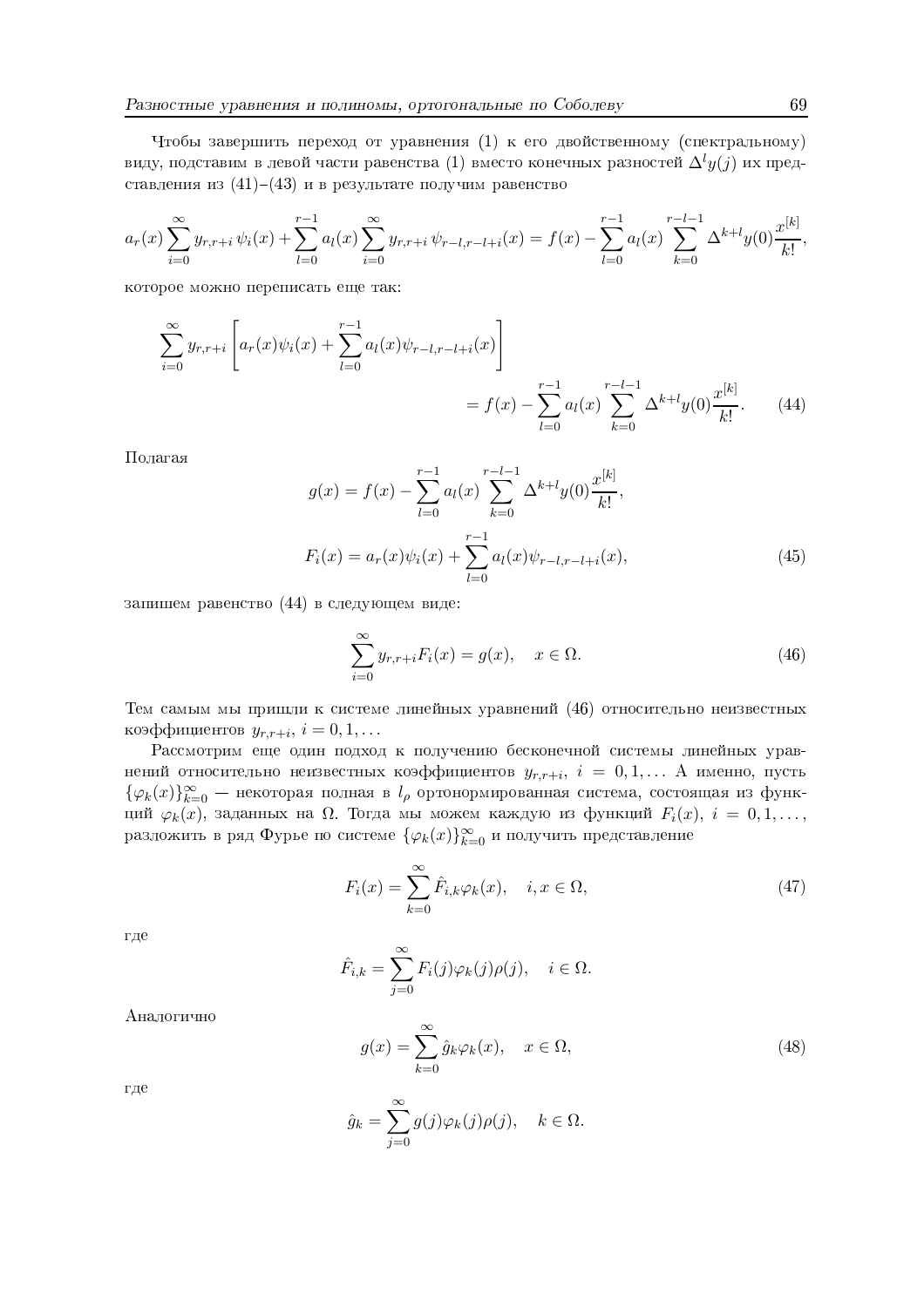Чтобы завершить переход от уравнения (1) к его двойственному (спектральному) виду, подставим в левой части равенства (1) вместо конечных разностей $\Delta^l y(j)$ их представления из (41)–(43) и в результате получим равенство

$$a_r(x)\sum_{i=0}^{\infty} y_{r,r+i}\,\psi_i(x) + \sum_{l=0}^{r-1} a_l(x)\sum_{i=0}^{\infty} y_{r,r+i}\,\psi_{r-l,r-l+i}(x) = f(x) - \sum_{l=0}^{r-1} a_l(x)\sum_{k=0}^{r-l-1} \Delta^{k+l}y(0)\frac{x^{[k]}}{k!},$$

которое можно переписать еще так:

$$\sum_{i=0}^{\infty} y_{r,r+i}\left[a_r(x)\psi_i(x) + \sum_{l=0}^{r-1} a_l(x)\psi_{r-l,r-l+i}(x)\right] = f(x) - \sum_{l=0}^{r-1} a_l(x)\sum_{k=0}^{r-l-1} \Delta^{k+l}y(0)\frac{x^{[k]}}{k!}. \tag{44}$$

Полагая

$$g(x) = f(x) - \sum_{l=0}^{r-1} a_l(x)\sum_{k=0}^{r-l-1} \Delta^{k+l}y(0)\frac{x^{[k]}}{k!},$$

$$F_i(x) = a_r(x)\psi_i(x) + \sum_{l=0}^{r-1} a_l(x)\psi_{r-l,r-l+i}(x), \tag{45}$$

запишем равенство (44) в следующем виде:

$$\sum_{i=0}^{\infty} y_{r,r+i}F_i(x) = g(x), \quad x \in \Omega. \tag{46}$$

Тем самым мы пришли к системе линейных уравнений (46) относительно неизвестных коэффициентов $y_{r,r+i}$, $i = 0, 1, \ldots$

Рассмотрим еще один подход к получению бесконечной системы линейных уравнений относительно неизвестных коэффициентов $y_{r,r+i}$, $i = 0, 1, \ldots$ А именно, пусть $\{\varphi_k(x)\}_{k=0}^{\infty}$ — некоторая полная в $l_\rho$ ортонормированная система, состоящая из функций $\varphi_k(x)$, заданных на $\Omega$. Тогда мы можем каждую из функций $F_i(x)$, $i = 0, 1, \ldots$, разложить в ряд Фурье по системе $\{\varphi_k(x)\}_{k=0}^{\infty}$ и получить представление

$$F_i(x) = \sum_{k=0}^{\infty} \hat{F}_{i,k}\varphi_k(x), \quad i, x \in \Omega, \tag{47}$$

где

$$\hat{F}_{i,k} = \sum_{j=0}^{\infty} F_i(j)\varphi_k(j)\rho(j), \quad i \in \Omega.$$

Аналогично

$$g(x) = \sum_{k=0}^{\infty} \hat{g}_k\varphi_k(x), \quad x \in \Omega, \tag{48}$$

где

$$\hat{g}_k = \sum_{j=0}^{\infty} g(j)\varphi_k(j)\rho(j), \quad k \in \Omega.$$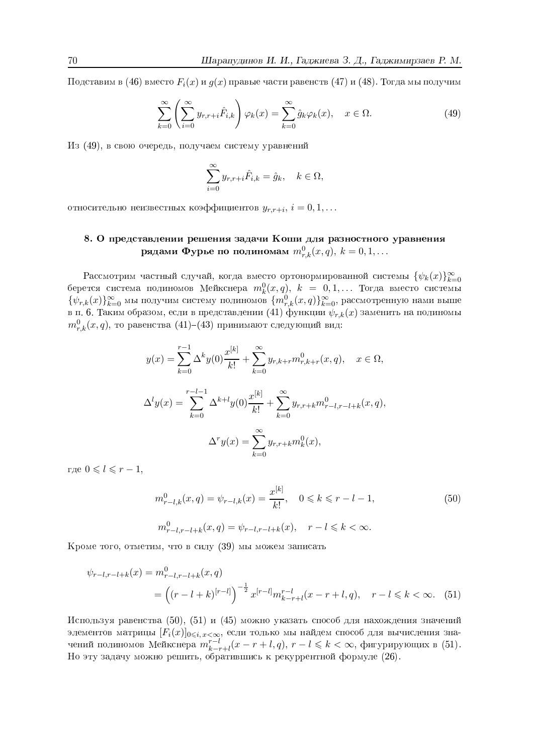Подставим в (46) вместо $F_i(x)$ и $g(x)$ правые части равенств (47) и (48). Тогда мы получим

$$\sum_{k=0}^{\infty}\left(\sum_{i=0}^{\infty} y_{r,r+i}\hat{F}_{i,k}\right)\varphi_k(x) = \sum_{k=0}^{\infty}\hat{g}_k\varphi_k(x), \quad x\in\Omega. \tag{49}$$

Из (49), в свою очередь, получаем систему уравнений

$$\sum_{i=0}^{\infty} y_{r,r+i}\hat{F}_{i,k} = \hat{g}_k, \quad k\in\Omega,$$

относительно неизвестных коэффициентов $y_{r,r+i}$, $i=0,1,\ldots$

## 8. О представлении решения задачи Коши для разностного уравнения рядами Фурье по полиномам $m_{r,k}^0(x,q)$, $k=0,1,\ldots$

Рассмотрим частный случай, когда вместо ортонормированной системы $\{\psi_k(x)\}_{k=0}^{\infty}$ берется система полиномов Мейкснера $m_k^0(x,q)$, $k=0,1,\ldots$ Тогда вместо системы $\{\psi_{r,k}(x)\}_{k=0}^{\infty}$ мы получим систему полиномов $\{m_{r,k}^0(x,q)\}_{k=0}^{\infty}$, рассмотренную нами выше в п. 6. Таким образом, если в представлении (41) функции $\psi_{r,k}(x)$ заменить на полиномы $m_{r,k}^0(x,q)$, то равенства (41)–(43) принимают следующий вид:

$$y(x) = \sum_{k=0}^{r-1}\Delta^k y(0)\frac{x^{[k]}}{k!} + \sum_{k=0}^{\infty} y_{r,k+r} m_{r,k+r}^0(x,q), \quad x\in\Omega,$$

$$\Delta^l y(x) = \sum_{k=0}^{r-l-1}\Delta^{k+l} y(0)\frac{x^{[k]}}{k!} + \sum_{k=0}^{\infty} y_{r,r+k} m_{r-l,r-l+k}^0(x,q),$$

$$\Delta^r y(x) = \sum_{k=0}^{\infty} y_{r,r+k} m_k^0(x),$$

где $0\leqslant l\leqslant r-1$,

$$m_{r-l,k}^0(x,q) = \psi_{r-l,k}(x) = \frac{x^{[k]}}{k!}, \quad 0\leqslant k\leqslant r-l-1, \tag{50}$$

$$m_{r-l,r-l+k}^0(x,q) = \psi_{r-l,r-l+k}(x), \quad r-l\leqslant k<\infty.$$

Кроме того, отметим, что в силу (39) мы можем записать

$$\begin{aligned}\psi_{r-l,r-l+k}(x) &= m_{r-l,r-l+k}^0(x,q)\\ &= \left((r-l+k)^{[r-l]}\right)^{-\frac{1}{2}} x^{[r-l]} m_{k-r+l}^{r-l}(x-r+l,q), \quad r-l\leqslant k<\infty. \end{aligned} \tag{51}$$

Используя равенства (50), (51) и (45) можно указать способ для нахождения значений элементов матрицы $[F_i(x)]_{0\leqslant i,\,x<\infty}$, если только мы найдем способ для вычисления значений полиномов Мейкснера $m_{k-r+l}^{r-l}(x-r+l,q)$, $r-l\leqslant k<\infty$, фигурирующих в (51). Но эту задачу можно решить, обратившись к рекуррентной формуле (26).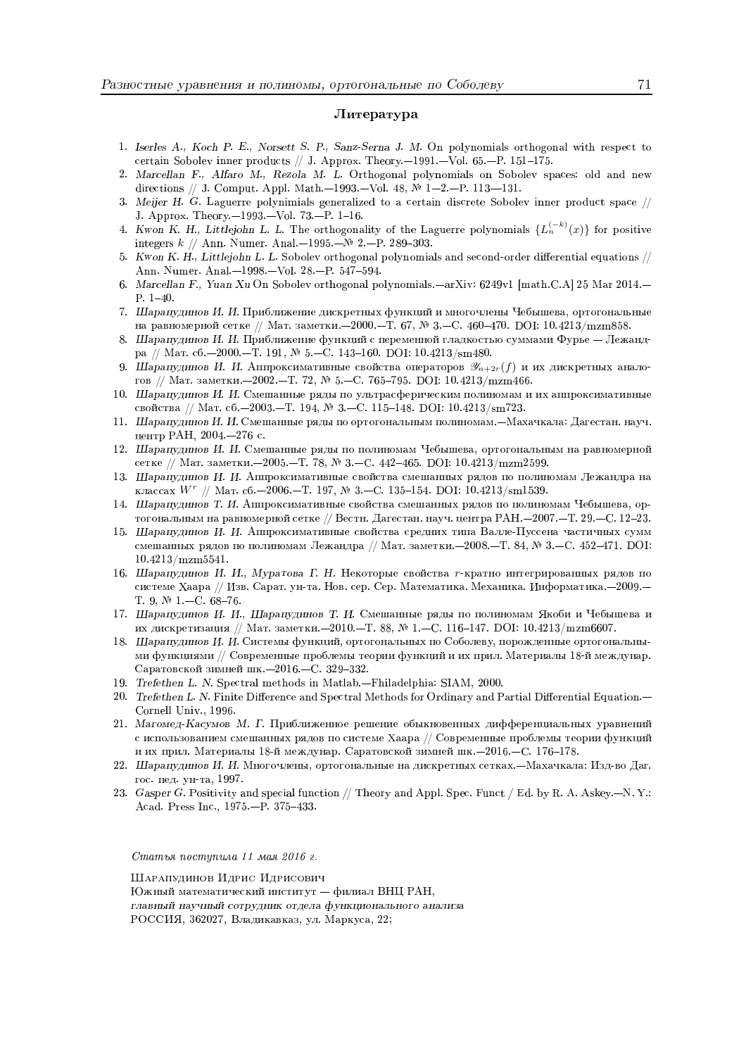## Литература

1. *Iserles A., Koch P. E., Norsett S. P., Sanz-Serna J. M.* On polynomials orthogonal with respect to certain Sobolev inner products // J. Approx. Theory.—1991.—Vol. 65.—P. 151–175.
2. *Marcellan F., Alfaro M., Rezola M. L.* Orthogonal polynomials on Sobolev spaces: old and new directions // J. Comput. Appl. Math.—1993.—Vol. 48, № 1–2.—P. 113—131.
3. *Meijer H. G.* Laguerre polynimials generalized to a certain discrete Sobolev inner product space // J. Approx. Theory.—1993.—Vol. 73.—P. 1–16.
4. *Kwon K. H., Littlejohn L. L.* The orthogonality of the Laguerre polynomials $\{L_n^{(-k)}(x)\}$ for positive integers $k$ // Ann. Numer. Anal.—1995.—№ 2.—P. 289–303.
5. *Kwon K. H., Littlejohn L. L.* Sobolev orthogonal polynomials and second-order differential equations // Ann. Numer. Anal.—1998.—Vol. 28.—P. 547–594.
6. *Marcellan F., Yuan Xu* On Sobolev orthogonal polynomials.—arXiv: 6249v1 [math.C.A] 25 Mar 2014.—P. 1–40.
7. *Шарапудинов И. И.* Приближение дискретных функций и многочлены Чебышева, ортогональные на равномерной сетке // Мат. заметки.—2000.—Т. 67, № 3.—С. 460–470. DOI: 10.4213/mzm858.
8. *Шарапудинов И. И.* Приближение функций с переменной гладкостью суммами Фурье — Лежандра // Мат. сб.—2000.—Т. 191, № 5.—С. 143–160. DOI: 10.4213/sm480.
9. *Шарапудинов И. И.* Аппроксимативные свойства операторов $\mathscr{Y}_{n+2r}(f)$ и их дискретных аналогов // Мат. заметки.—2002.—Т. 72, № 5.—С. 765–795. DOI: 10.4213/mzm466.
10. *Шарапудинов И. И.* Смешанные ряды по ультрасферическим полиномам и их аппроксимативные свойства // Мат. сб.—2003.—Т. 194, № 3.—С. 115–148. DOI: 10.4213/sm723.
11. *Шарапудинов И. И.* Смешанные ряды по ортогональным полиномам.—Махачкала: Дагестан. науч. центр РАН, 2004.—276 с.
12. *Шарапудинов И. И.* Смешанные ряды по полиномам Чебышева, ортогональным на равномерной сетке // Мат. заметки.—2005.—Т. 78, № 3.—С. 442–465. DOI: 10.4213/mzm2599.
13. *Шарапудинов И. И.* Аппроксимативные свойства смешанных рядов по полиномам Лежандра на классах $W^r$ // Мат. сб.—2006.—Т. 197, № 3.—С. 135–154. DOI: 10.4213/sm1539.
14. *Шарапудинов Т. И.* Аппроксимативные свойства смешанных рядов по полиномам Чебышева, ортогональным на равномерной сетке // Вестн. Дагестан. науч. центра РАН.—2007.—Т. 29.—С. 12–23.
15. *Шарапудинов И. И.* Аппроксимативные свойства средних типа Валле-Пуссена частичных сумм смешанных рядов по полиномам Лежандра // Мат. заметки.—2008.—Т. 84, № 3.—С. 452–471. DOI: 10.4213/mzm5541.
16. *Шарапудинов И. И., Муратова Г. Н.* Некоторые свойства $r$-кратно интегрированных рядов по системе Хаара // Изв. Сарат. ун-та. Нов. сер. Сер. Математика. Механика. Информатика.—2009.—Т. 9, № 1.—С. 68–76.
17. *Шарапудинов И. И., Шарапудинов Т. И.* Смешанные ряды по полиномам Якоби и Чебышева и их дискретизация // Мат. заметки.—2010.—Т. 88, № 1.—С. 116–147. DOI: 10.4213/mzm6607.
18. *Шарапудинов И. И.* Системы функций, ортогональных по Соболеву, порожденные ортогональными функциями // Современные проблемы теории функций и их прил. Материалы 18-й междунар. Саратовской зимней шк.—2016.—С. 329–332.
19. *Trefethen L. N.* Spectral methods in Matlab.—Philadelphia: SIAM, 2000.
20. *Trefethen L. N.* Finite Difference and Spectral Methods for Ordinary and Partial Differential Equation.—Cornell Univ., 1996.
21. *Магомед-Касумов М. Г.* Приближенное решение обыкновенных дифференциальных уравнений с использованием смешанных рядов по системе Хаара // Современные проблемы теории функций и их прил. Материалы 18-й междунар. Саратовской зимней шк.—2016.—С. 176–178.
22. *Шарапудинов И. И.* Многочлены, ортогональные на дискретных сетках.—Махачкала: Изд-во Даг. гос. пед. ун-та, 1997.
23. *Gasper G.* Positivity and special function // Theory and Appl. Spec. Funct / Ed. by R. A. Askey.—N. Y.: Acad. Press Inc., 1975.—P. 375–433.

*Статья поступила 11 мая 2016 г.*

Шарапудинов Идрис Идрисович
Южный математический институт — филиал ВНЦ РАН,
*главный научный сотрудник отдела функционального анализа*
РОССИЯ, 362027, Владикавказ, ул. Маркуса, 22;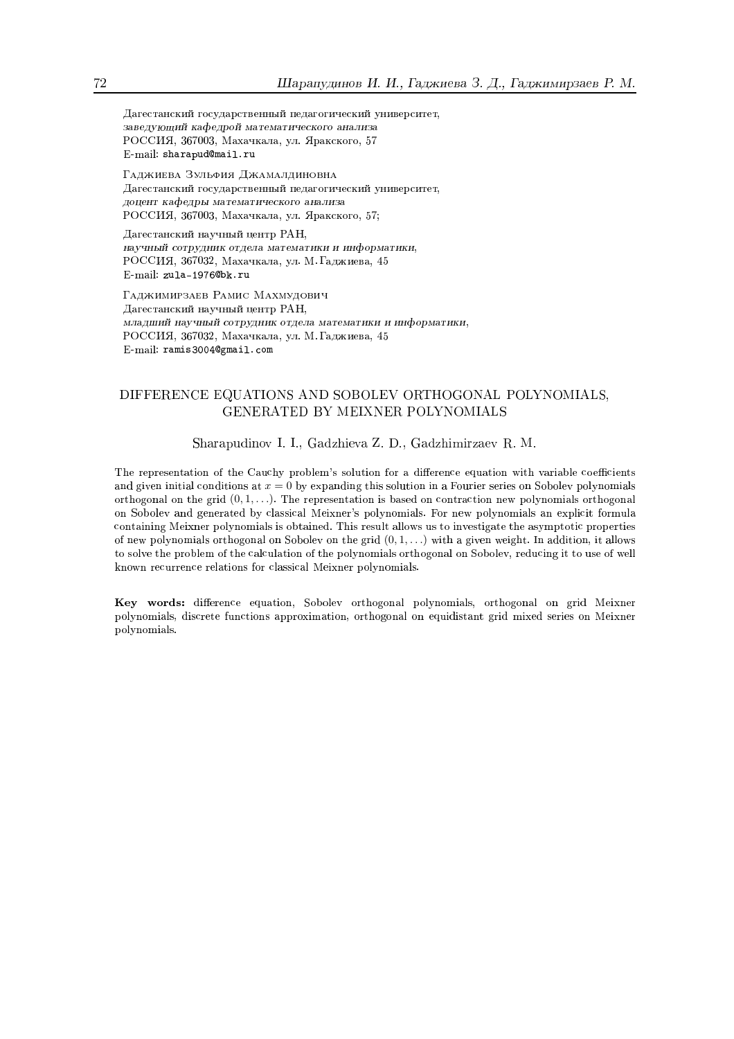Дагестанский государственный педагогический университет,
*заведующий кафедрой математического анализа*
РОССИЯ, 367003, Махачкала, ул. Яракского, 57
E-mail: sharapud@mail.ru

Гаджиева Зульфия Джамалдиновна
Дагестанский государственный педагогический университет,
*доцент кафедры математического анализа*
РОССИЯ, 367003, Махачкала, ул. Яракского, 57;

Дагестанский научный центр РАН,
*научный сотрудник отдела математики и информатики*,
РОССИЯ, 367032, Махачкала, ул. М.Гаджиева, 45
E-mail: zula-1976@bk.ru

Гаджимирзаев Рамис Махмудович
Дагестанский научный центр РАН,
*младший научный сотрудник отдела математики и информатики*,
РОССИЯ, 367032, Махачкала, ул. М.Гаджиева, 45
E-mail: ramis3004@gmail.com

## DIFFERENCE EQUATIONS AND SOBOLEV ORTHOGONAL POLYNOMIALS, GENERATED BY MEIXNER POLYNOMIALS

Sharapudinov I. I., Gadzhieva Z. D., Gadzhimirzaev R. M.

The representation of the Cauchy problem's solution for a difference equation with variable coefficients and given initial conditions at $x = 0$ by expanding this solution in a Fourier series on Sobolev polynomials orthogonal on the grid $(0, 1, \ldots)$. The representation is based on contraction new polynomials orthogonal on Sobolev and generated by classical Meixner's polynomials. For new polynomials an explicit formula containing Meixner polynomials is obtained. This result allows us to investigate the asymptotic properties of new polynomials orthogonal on Sobolev on the grid $(0, 1, \ldots)$ with a given weight. In addition, it allows to solve the problem of the calculation of the polynomials orthogonal on Sobolev, reducing it to use of well known recurrence relations for classical Meixner polynomials.

**Key words:** difference equation, Sobolev orthogonal polynomials, orthogonal on grid Meixner polynomials, discrete functions approximation, orthogonal on equidistant grid mixed series on Meixner polynomials.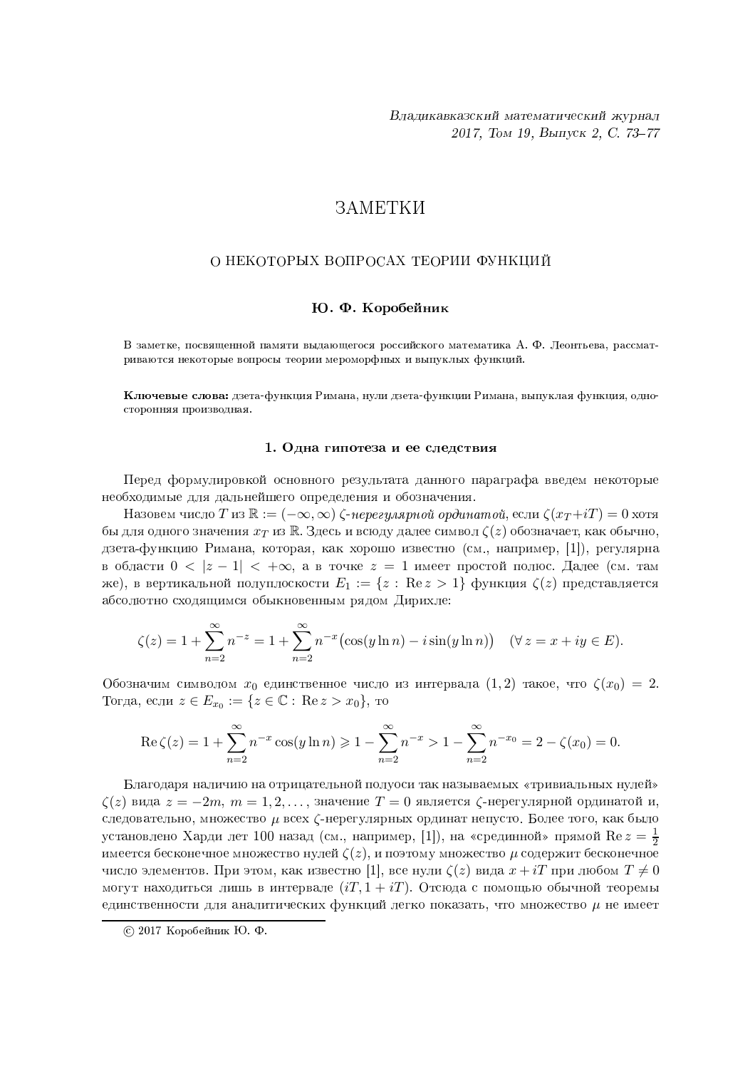# ЗАМЕТКИ

## О НЕКОТОРЫХ ВОПРОСАХ ТЕОРИИ ФУНКЦИЙ

**Ю. Ф. Коробейник**

В заметке, посвященной памяти выдающегося российского математика А. Ф. Леонтьева, рассматриваются некоторые вопросы теории мероморфных и выпуклых функций.

**Ключевые слова:** дзета-функция Римана, нули дзета-функции Римана, выпуклая функция, односторонняя производная.

### 1. Одна гипотеза и ее следствия

Перед формулировкой основного результата данного параграфа введем некоторые необходимые для дальнейшего определения и обозначения.

Назовем число $T$ из $\mathbb{R} := (-\infty, \infty)$ *$\zeta$-нерегулярной ординатой*, если $\zeta(x_T + iT) = 0$ хотя бы для одного значения $x_T$ из $\mathbb{R}$. Здесь и всюду далее символ $\zeta(z)$ обозначает, как обычно, дзета-функцию Римана, которая, как хорошо известно (см., например, [1]), регулярна в области $0 < |z-1| < +\infty$, а в точке $z = 1$ имеет простой полюс. Далее (см. там же), в вертикальной полуплоскости $E_1 := \{z : \operatorname{Re} z > 1\}$ функция $\zeta(z)$ представляется абсолютно сходящимся обыкновенным рядом Дирихле:

$$\zeta(z) = 1 + \sum_{n=2}^{\infty} n^{-z} = 1 + \sum_{n=2}^{\infty} n^{-x}\big(\cos(y \ln n) - i \sin(y \ln n)\big) \quad (\forall\, z = x + iy \in E).$$

Обозначим символом $x_0$ единственное число из интервала $(1, 2)$ такое, что $\zeta(x_0) = 2$. Тогда, если $z \in E_{x_0} := \{z \in \mathbb{C} : \operatorname{Re} z > x_0\}$, то

$$\operatorname{Re} \zeta(z) = 1 + \sum_{n=2}^{\infty} n^{-x} \cos(y \ln n) \geqslant 1 - \sum_{n=2}^{\infty} n^{-x} > 1 - \sum_{n=2}^{\infty} n^{-x_0} = 2 - \zeta(x_0) = 0.$$

Благодаря наличию на отрицательной полуоси так называемых «тривиальных нулей» $\zeta(z)$ вида $z = -2m$, $m = 1, 2, \ldots$, значение $T = 0$ является $\zeta$-нерегулярной ординатой и, следовательно, множество $\mu$ всех $\zeta$-нерегулярных ординат непусто. Более того, как было установлено Харди лет 100 назад (см., например, [1]), на «срединной» прямой $\operatorname{Re} z = \frac{1}{2}$ имеется бесконечное множество нулей $\zeta(z)$, и поэтому множество $\mu$ содержит бесконечное число элементов. При этом, как известно [1], все нули $\zeta(z)$ вида $x + iT$ при любом $T \neq 0$ могут находиться лишь в интервале $(iT, 1 + iT)$. Отсюда с помощью обычной теоремы единственности для аналитических функций легко показать, что множество $\mu$ не имеет

© 2017 Коробейник Ю. Ф.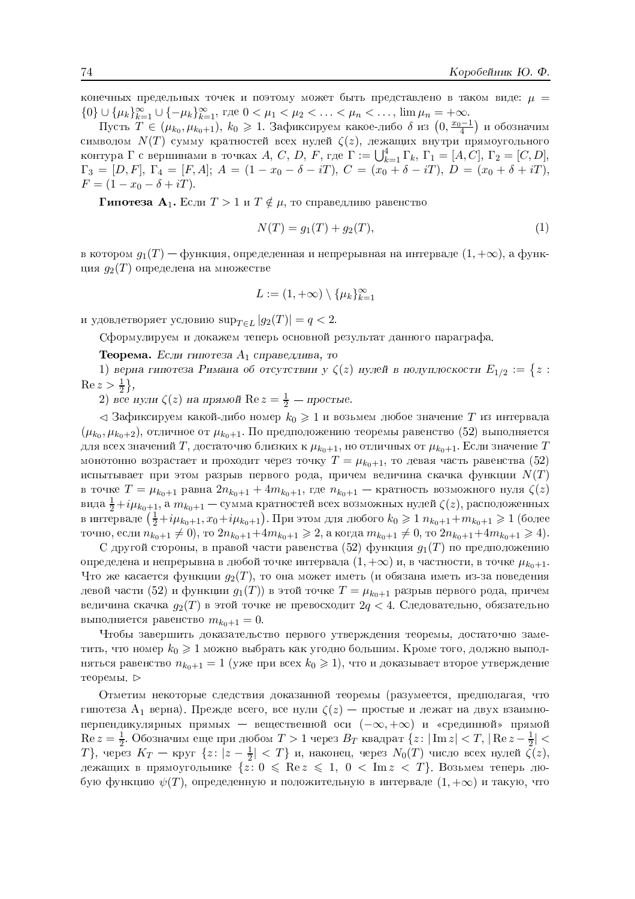конечных предельных точек и поэтому может быть представлено в таком виде: $\mu = \{0\} \cup \{\mu_k\}_{k=1}^{\infty} \cup \{-\mu_k\}_{k=1}^{\infty}$, где $0 < \mu_1 < \mu_2 < \ldots < \mu_n < \ldots$, $\lim \mu_n = +\infty$.

Пусть $T \in (\mu_{k_0}, \mu_{k_0+1})$, $k_0 \geqslant 1$. Зафиксируем какое-либо $\delta$ из $\left(0, \frac{x_0-1}{4}\right)$ и обозначим символом $N(T)$ сумму кратностей всех нулей $\zeta(z)$, лежащих внутри прямоугольного контура $\Gamma$ с вершинами в точках $A$, $C$, $D$, $F$, где $\Gamma := \bigcup_{k=1}^{4} \Gamma_k$, $\Gamma_1 = [A, C]$, $\Gamma_2 = [C, D]$, $\Gamma_3 = [D, F]$, $\Gamma_4 = [F, A]$; $A = (1 - x_0 - \delta - iT)$, $C = (x_0 + \delta - iT)$, $D = (x_0 + \delta + iT)$, $F = (1 - x_0 - \delta + iT)$.

**Гипотеза A$_1$.** Если $T > 1$ и $T \notin \mu$, то справедливо равенство

$$N(T) = g_1(T) + g_2(T), \tag{1}$$

в котором $g_1(T)$ — функция, определенная и непрерывная на интервале $(1, +\infty)$, а функция $g_2(T)$ определена на множестве

$$L := (1, +\infty) \setminus \{\mu_k\}_{k=1}^{\infty}$$

и удовлетворяет условию $\sup_{T \in L} |g_2(T)| = q < 2$.

Сформулируем и докажем теперь основной результат данного параграфа.

**Теорема.** *Если гипотеза $A_1$ справедлива, то*

1) *верна гипотеза Римана об отсутствии у $\zeta(z)$ нулей в полуплоскости $E_{1/2} := \left\{z : \operatorname{Re} z > \frac{1}{2}\right\}$,*

2) *все нули $\zeta(z)$ на прямой $\operatorname{Re} z = \frac{1}{2}$ — простые.*

$\lhd$ Зафиксируем какой-либо номер $k_0 \geqslant 1$ и возьмем любое значение $T$ из интервала $(\mu_{k_0}, \mu_{k_0+2})$, отличное от $\mu_{k_0+1}$. По предположению теоремы равенство (52) выполняется для всех значений $T$, достаточно близких к $\mu_{k_0+1}$, но отличных от $\mu_{k_0+1}$. Если значение $T$ монотонно возрастает и проходит через точку $T = \mu_{k_0+1}$, то левая часть равенства (52) испытывает при этом разрыв первого рода, причем величина скачка функции $N(T)$ в точке $T = \mu_{k_0+1}$ равна $2n_{k_0+1} + 4m_{k_0+1}$, где $n_{k_0+1}$ — кратность возможного нуля $\zeta(z)$ вида $\frac{1}{2} + i\mu_{k_0+1}$, а $m_{k_0+1}$ — сумма кратностей всех возможных нулей $\zeta(z)$, расположенных в интервале $\left(\frac{1}{2} + i\mu_{k_0+1}, x_0 + i\mu_{k_0+1}\right)$. При этом для любого $k_0 \geqslant 1$ $n_{k_0+1} + m_{k_0+1} \geqslant 1$ (более точно, если $n_{k_0+1} \neq 0$), то $2n_{k_0+1} + 4m_{k_0+1} \geqslant 2$, а когда $m_{k_0+1} \neq 0$, то $2n_{k_0+1} + 4m_{k_0+1} \geqslant 4$).

С другой стороны, в правой части равенства (52) функция $g_1(T)$ по предположению определена и непрерывна в любой точке интервала $(1, +\infty)$ и, в частности, в точке $\mu_{k_0+1}$. Что же касается функции $g_2(T)$, то она может иметь (и обязана иметь из-за поведения левой части (52) и функции $g_1(T)$) в этой точке $T = \mu_{k_0+1}$ разрыв первого рода, причем величина скачка $g_2(T)$ в этой точке не превосходит $2q < 4$. Следовательно, обязательно выполняется равенство $m_{k_0+1} = 0$.

Чтобы завершить доказательство первого утверждения теоремы, достаточно заметить, что номер $k_0 \geqslant 1$ можно выбрать как угодно большим. Кроме того, должно выполняться равенство $n_{k_0+1} = 1$ (уже при всех $k_0 \geqslant 1$), что и доказывает второе утверждение теоремы. $\rhd$

Отметим некоторые следствия доказанной теоремы (разумеется, предполагая, что гипотеза A$_1$ верна). Прежде всего, все нули $\zeta(z)$ — простые и лежат на двух взаимно-перпендикулярных прямых — вещественной оси $(-\infty, +\infty)$ и «срединной» прямой $\operatorname{Re} z = \frac{1}{2}$. Обозначим еще при любом $T > 1$ через $B_T$ квадрат $\{z \colon |\operatorname{Im} z| < T, |\operatorname{Re} z - \frac{1}{2}| < T\}$, через $K_T$ — круг $\{z \colon |z - \frac{1}{2}| < T\}$ и, наконец, через $N_0(T)$ число всех нулей $\zeta(z)$, лежащих в прямоугольнике $\{z \colon 0 \leqslant \operatorname{Re} z \leqslant 1,\ 0 < \operatorname{Im} z < T\}$. Возьмем теперь любую функцию $\psi(T)$, определенную и положительную в интервале $(1, +\infty)$ и такую, что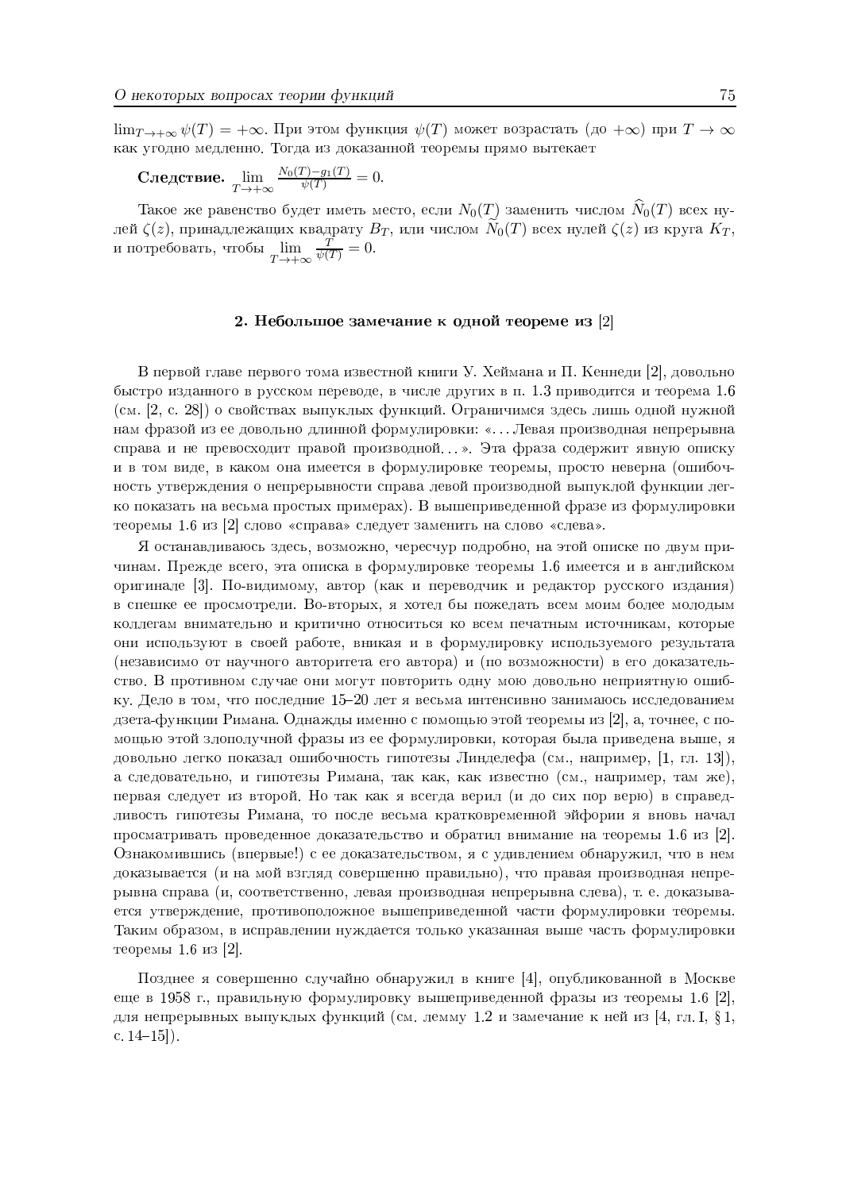$\lim_{T\to+\infty}\psi(T)=+\infty$. При этом функция $\psi(T)$ может возрастать (до $+\infty$) при $T\to\infty$ как угодно медленно. Тогда из доказанной теоремы прямо вытекает

**Следствие.** $\lim\limits_{T\to+\infty}\frac{N_0(T)-g_1(T)}{\psi(T)}=0.$

Такое же равенство будет иметь место, если $N_0(T)$ заменить числом $\widehat{N}_0(T)$ всех нулей $\zeta(z)$, принадлежащих квадрату $B_T$, или числом $\widetilde{N}_0(T)$ всех нулей $\zeta(z)$ из круга $K_T$, и потребовать, чтобы $\lim\limits_{T\to+\infty}\frac{T}{\psi(T)}=0$.

## 2. Небольшое замечание к одной теореме из [2]

В первой главе первого тома известной книги У. Хеймана и П. Кеннеди [2], довольно быстро изданного в русском переводе, в числе других в п. 1.3 приводится и теорема 1.6 (см. [2, с. 28]) о свойствах выпуклых функций. Ограничимся здесь лишь одной нужной нам фразой из ее довольно длинной формулировки: «...Левая производная непрерывна справа и не превосходит правой производной...». Эта фраза содержит явную описку и в том виде, в каком она имеется в формулировке теоремы, просто неверна (ошибочность утверждения о непрерывности справа левой производной выпуклой функции легко показать на весьма простых примерах). В вышеприведенной фразе из формулировки теоремы 1.6 из [2] слово «справа» следует заменить на слово «слева».

Я останавливаюсь здесь, возможно, чересчур подробно, на этой описке по двум причинам. Прежде всего, эта описка в формулировке теоремы 1.6 имеется и в английском оригинале [3]. По-видимому, автор (как и переводчик и редактор русского издания) в спешке ее просмотрели. Во-вторых, я хотел бы пожелать всем моим более молодым коллегам внимательно и критично относиться ко всем печатным источникам, которые они используют в своей работе, вникая и в формулировку используемого результата (независимо от научного авторитета его автора) и (по возможности) в его доказательство. В противном случае они могут повторить одну мою довольно неприятную ошибку. Дело в том, что последние 15–20 лет я весьма интенсивно занимаюсь исследованием дзета-функции Римана. Однажды именно с помощью этой теоремы из [2], а, точнее, с помощью этой злополучной фразы из ее формулировки, которая была приведена выше, я довольно легко показал ошибочность гипотезы Линделефа (см., например, [1, гл. 13]), а следовательно, и гипотезы Римана, так как, как известно (см., например, там же), первая следует из второй. Но так как я всегда верил (и до сих пор верю) в справедливость гипотезы Римана, то после весьма кратковременной эйфории я вновь начал просматривать проведенное доказательство и обратил внимание на теоремы 1.6 из [2]. Ознакомившись (впервые!) с ее доказательством, я с удивлением обнаружил, что в нем доказывается (и на мой взгляд совершенно правильно), что правая производная непрерывна справа (и, соответственно, левая производная непрерывна слева), т. е. доказывается утверждение, противоположное вышеприведенной части формулировки теоремы. Таким образом, в исправлении нуждается только указанная выше часть формулировки теоремы 1.6 из [2].

Позднее я совершенно случайно обнаружил в книге [4], опубликованной в Москве еще в 1958 г., правильную формулировку вышеприведенной фразы из теоремы 1.6 [2], для непрерывных выпуклых функций (см. лемму 1.2 и замечание к ней из [4, гл. I, § 1, с. 14–15]).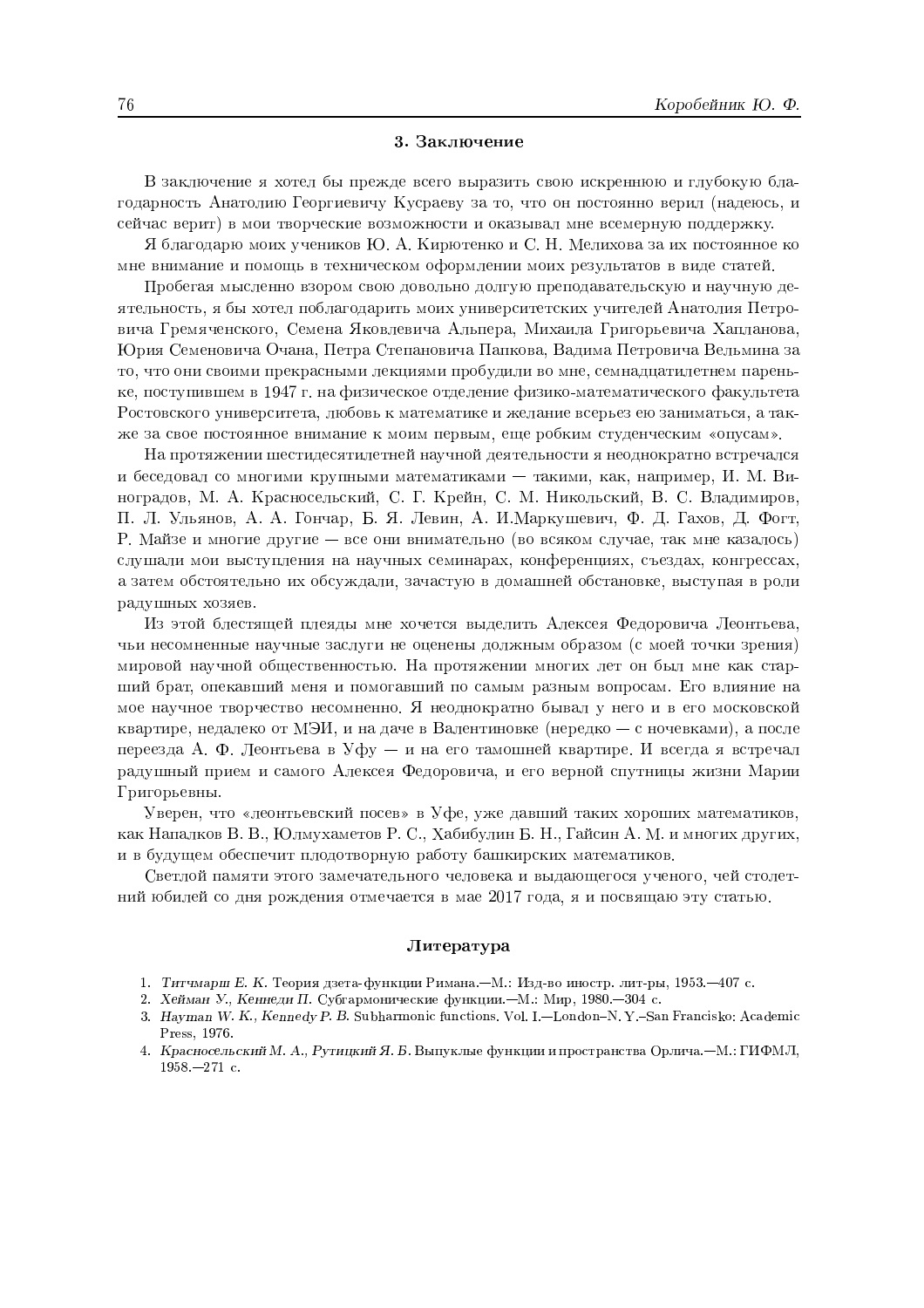### 3. Заключение

В заключение я хотел бы прежде всего выразить свою искреннюю и глубокую благодарность Анатолию Георгиевичу Кусраеву за то, что он постоянно верил (надеюсь, и сейчас верит) в мои творческие возможности и оказывал мне всемерную поддержку.

Я благодарю моих учеников Ю. А. Кирютенко и С. Н. Мелихова за их постоянное ко мне внимание и помощь в техническом оформлении моих результатов в виде статей.

Пробегая мысленно взором свою довольно долгую преподавательскую и научную деятельность, я бы хотел поблагодарить моих университетских учителей Анатолия Петровича Гремяченского, Семена Яковлевича Альпера, Михаила Григорьевича Хапланова, Юрия Семеновича Очана, Петра Степановича Папкова, Вадима Петровича Вельмина за то, что они своими прекрасными лекциями пробудили во мне, семнадцатилетнем пареньке, поступившем в 1947 г. на физическое отделение физико-математического факультета Ростовского университета, любовь к математике и желание всерьез ею заниматься, а также за свое постоянное внимание к моим первым, еще робким студенческим «опусам».

На протяжении шестидесятилетней научной деятельности я неоднократно встречался и беседовал со многими крупными математиками — такими, как, например, И. М. Виноградов, М. А. Красносельский, С. Г. Крейн, С. М. Никольский, В. С. Владимиров, П. Л. Ульянов, А. А. Гончар, Б. Я. Левин, А. И.Маркушевич, Ф. Д. Гахов, Д. Фогт, Р. Майзе и многие другие — все они внимательно (во всяком случае, так мне казалось) слушали мои выступления на научных семинарах, конференциях, съездах, конгрессах, а затем обстоятельно их обсуждали, зачастую в домашней обстановке, выступая в роли радушных хозяев.

Из этой блестящей плеяды мне хочется выделить Алексея Федоровича Леонтьева, чьи несомненные научные заслуги не оценены должным образом (с моей точки зрения) мировой научной общественностью. На протяжении многих лет он был мне как старший брат, опекавший меня и помогавший по самым разным вопросам. Его влияние на мое научное творчество несомненно. Я неоднократно бывал у него и в его московской квартире, недалеко от МЭИ, и на даче в Валентиновке (нередко — с ночевками), а после переезда А. Ф. Леонтьева в Уфу — и на его тамошней квартире. И всегда я встречал радушный прием и самого Алексея Федоровича, и его верной спутницы жизни Марии Григорьевны.

Уверен, что «леонтьевский посев» в Уфе, уже давший таких хороших математиков, как Напалков В. В., Юлмухаметов Р. С., Хабибулин Б. Н., Гайсин А. М. и многих других, и в будущем обеспечит плодотворную работу башкирских математиков.

Светлой памяти этого замечательного человека и выдающегося ученого, чей столетний юбилей со дня рождения отмечается в мае 2017 года, я и посвящаю эту статью.

### Литература

1. *Титчмарш Е. К.* Теория дзета-функции Римана.—М.: Изд-во иностр. лит-ры, 1953.—407 с.
2. *Хейман У., Кеннеди П.* Субгармонические функции.—М.: Мир, 1980.—304 с.
3. *Hayman W. K., Kennedy P. B.* Subharmonic functions. Vol. I.—London–N. Y.–San Francisko: Academic Press, 1976.
4. *Красносельский М. А., Рутицкий Я. Б.* Выпуклые функции и пространства Орлича.—М.: ГИФМЛ, 1958.—271 с.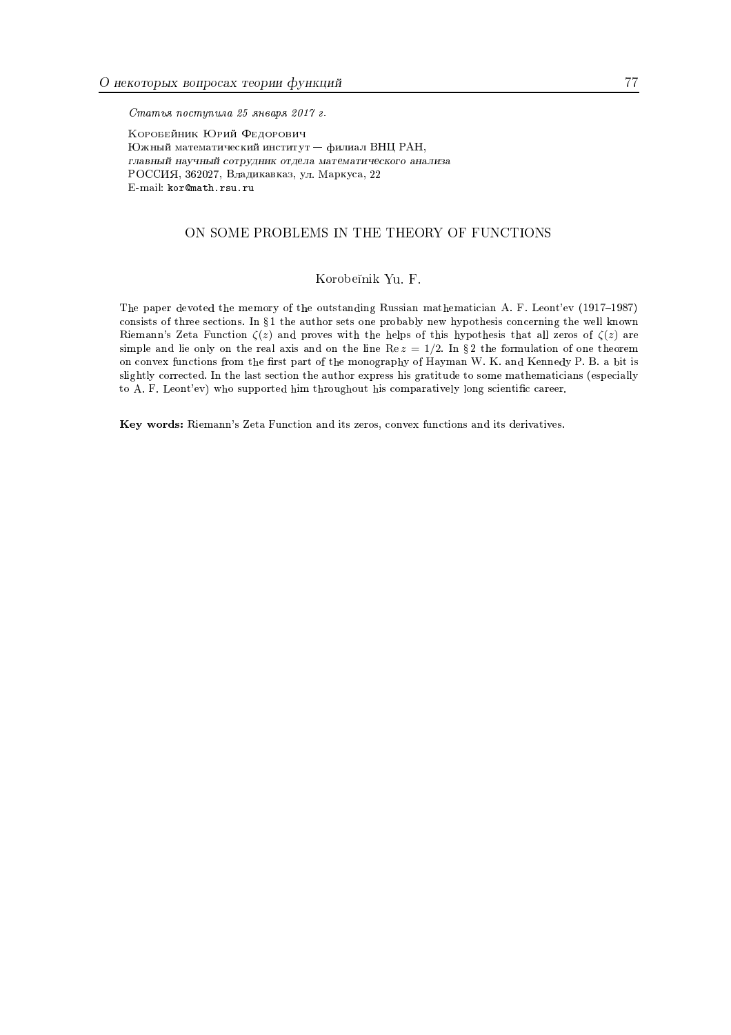*Статья поступила 25 января 2017 г.*

Коробейник Юрий Федорович
Южный математический институт — филиал ВНЦ РАН,
*главный научный сотрудник отдела математического анализа*
РОССИЯ, 362027, Владикавказ, ул. Маркуса, 22
E-mail: kor@math.rsu.ru

## ON SOME PROBLEMS IN THE THEORY OF FUNCTIONS

Korobeĭnik Yu. F.

The paper devoted the memory of the outstanding Russian mathematician A. F. Leont'ev (1917–1987) consists of three sections. In §1 the author sets one probably new hypothesis concerning the well known Riemann's Zeta Function $\zeta(z)$ and proves with the helps of this hypothesis that all zeros of $\zeta(z)$ are simple and lie only on the real axis and on the line $\mathrm{Re}\, z = 1/2$. In §2 the formulation of one theorem on convex functions from the first part of the monography of Hayman W. K. and Kennedy P. B. a bit is slightly corrected. In the last section the author express his gratitude to some mathematicians (especially to A. F. Leont'ev) who supported him throughout his comparatively long scientific career.

**Key words:** Riemann's Zeta Function and its zeros, convex functions and its derivatives.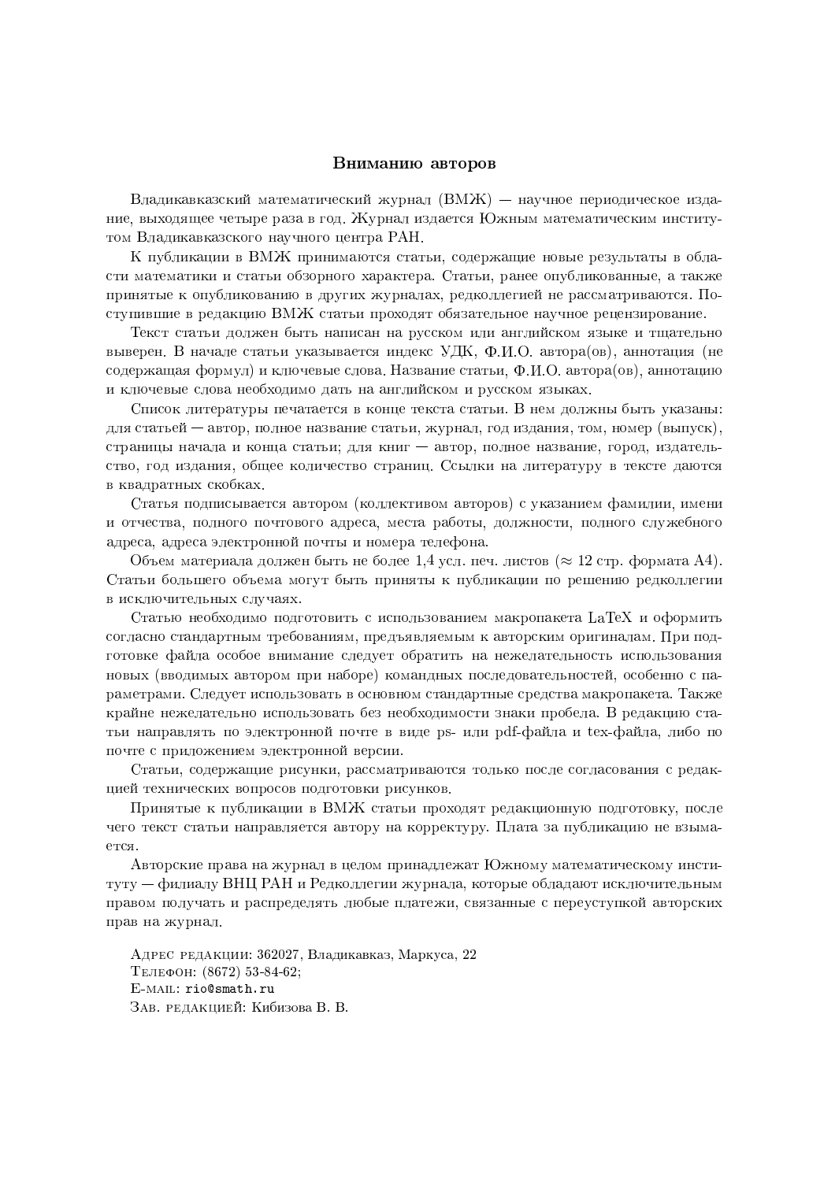## Вниманию авторов

Владикавказский математический журнал (ВМЖ) — научное периодическое издание, выходящее четыре раза в год. Журнал издается Южным математическим институтом Владикавказского научного центра РАН.

К публикации в ВМЖ принимаются статьи, содержащие новые результаты в области математики и статьи обзорного характера. Статьи, ранее опубликованные, а также принятые к опубликованию в других журналах, редколлегией не рассматриваются. Поступившие в редакцию ВМЖ статьи проходят обязательное научное рецензирование.

Текст статьи должен быть написан на русском или английском языке и тщательно выверен. В начале статьи указывается индекс УДК, Ф.И.О. автора(ов), аннотация (не содержащая формул) и ключевые слова. Название статьи, Ф.И.О. автора(ов), аннотацию и ключевые слова необходимо дать на английском и русском языках.

Список литературы печатается в конце текста статьи. В нем должны быть указаны: для статьей — автор, полное название статьи, журнал, год издания, том, номер (выпуск), страницы начала и конца статьи; для книг — автор, полное название, город, издательство, год издания, общее количество страниц. Ссылки на литературу в тексте даются в квадратных скобках.

Статья подписывается автором (коллективом авторов) с указанием фамилии, имени и отчества, полного почтового адреса, места работы, должности, полного служебного адреса, адреса электронной почты и номера телефона.

Объем материала должен быть не более 1,4 усл. печ. листов ($\approx 12$ стр. формата A4). Статьи большего объема могут быть приняты к публикации по решению редколлегии в исключительных случаях.

Статью необходимо подготовить с использованием макропакета LaTeX и оформить согласно стандартным требованиям, предъявляемым к авторским оригиналам. При подготовке файла особое внимание следует обратить на нежелательность использования новых (вводимых автором при наборе) командных последовательностей, особенно с параметрами. Следует использовать в основном стандартные средства макропакета. Также крайне нежелательно использовать без необходимости знаки пробела. В редакцию статьи направлять по электронной почте в виде ps- или pdf-файла и tex-файла, либо по почте с приложением электронной версии.

Статьи, содержащие рисунки, рассматриваются только после согласования с редакцией технических вопросов подготовки рисунков.

Принятые к публикации в ВМЖ статьи проходят редакционную подготовку, после чего текст статьи направляется автору на корректуру. Плата за публикацию не взымается.

Авторские права на журнал в целом принадлежат Южному математическому институту — филиалу ВНЦ РАН и Редколлегии журнала, которые обладают исключительным правом получать и распределять любые платежи, связанные с переуступкой авторских прав на журнал.

Адрес редакции: 362027, Владикавказ, Маркуса, 22
Телефон: (8672) 53-84-62;
E-mail: rio@smath.ru
Зав. редакцией: Кибизова В. В.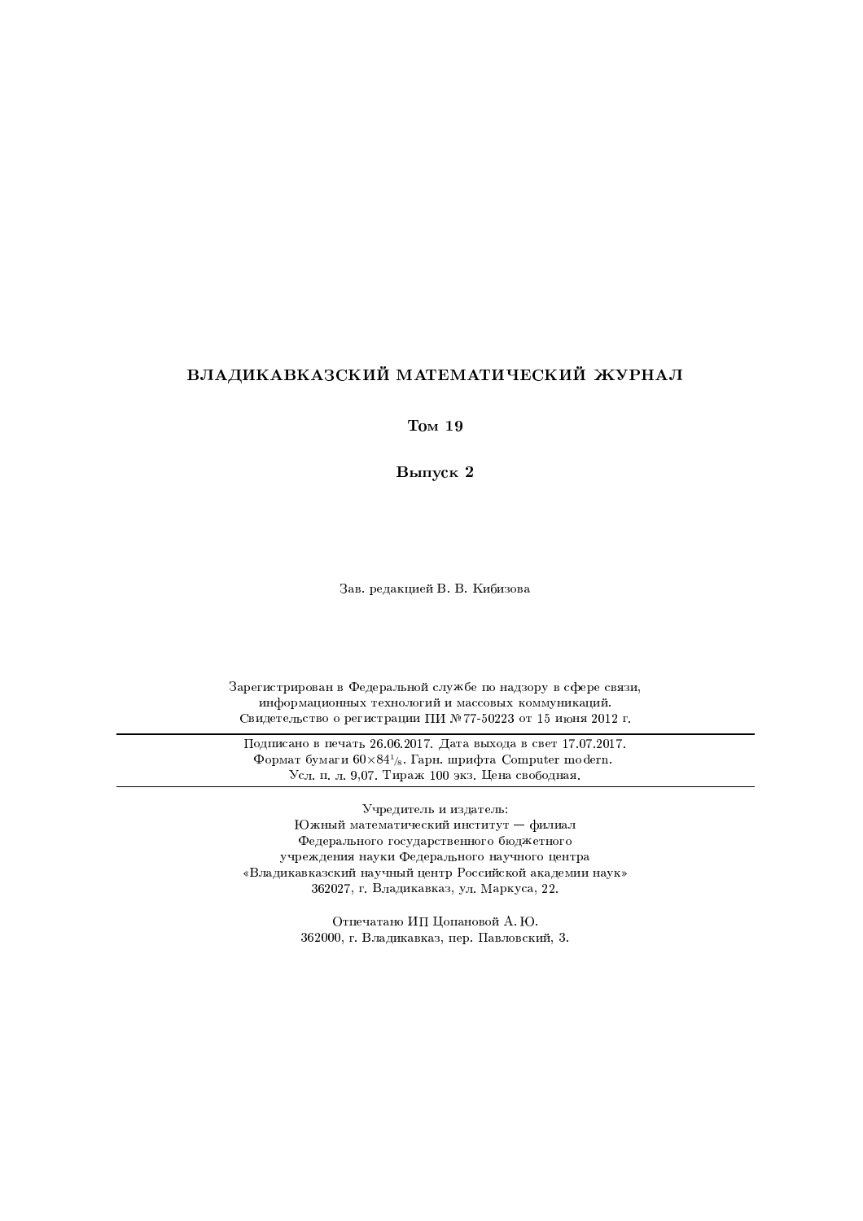ВЛАДИКАВКАЗСКИЙ МАТЕМАТИЧЕСКИЙ ЖУРНАЛ

**Том 19**

**Выпуск 2**

Зав. редакцией В. В. Кибизова

Зарегистрирован в Федеральной службе по надзору в сфере связи,
информационных технологий и массовых коммуникаций.
Свидетельство о регистрации ПИ №77-50223 от 15 июня 2012 г.

---

Подписано в печать 26.06.2017. Дата выхода в свет 17.07.2017.
Формат бумаги $60\times84^1/_8$. Гарн. шрифта Computer modern.
Усл. п. л. 9,07. Тираж 100 экз. Цена свободная.

---

Учредитель и издатель:
Южный математический институт — филиал
Федерального государственного бюджетного
учреждения науки Федерального научного центра
«Владикавказский научный центр Российской академии наук»
362027, г. Владикавказ, ул. Маркуса, 22.

Отпечатано ИП Цопановой А. Ю.
362000, г. Владикавказ, пер. Павловский, 3.